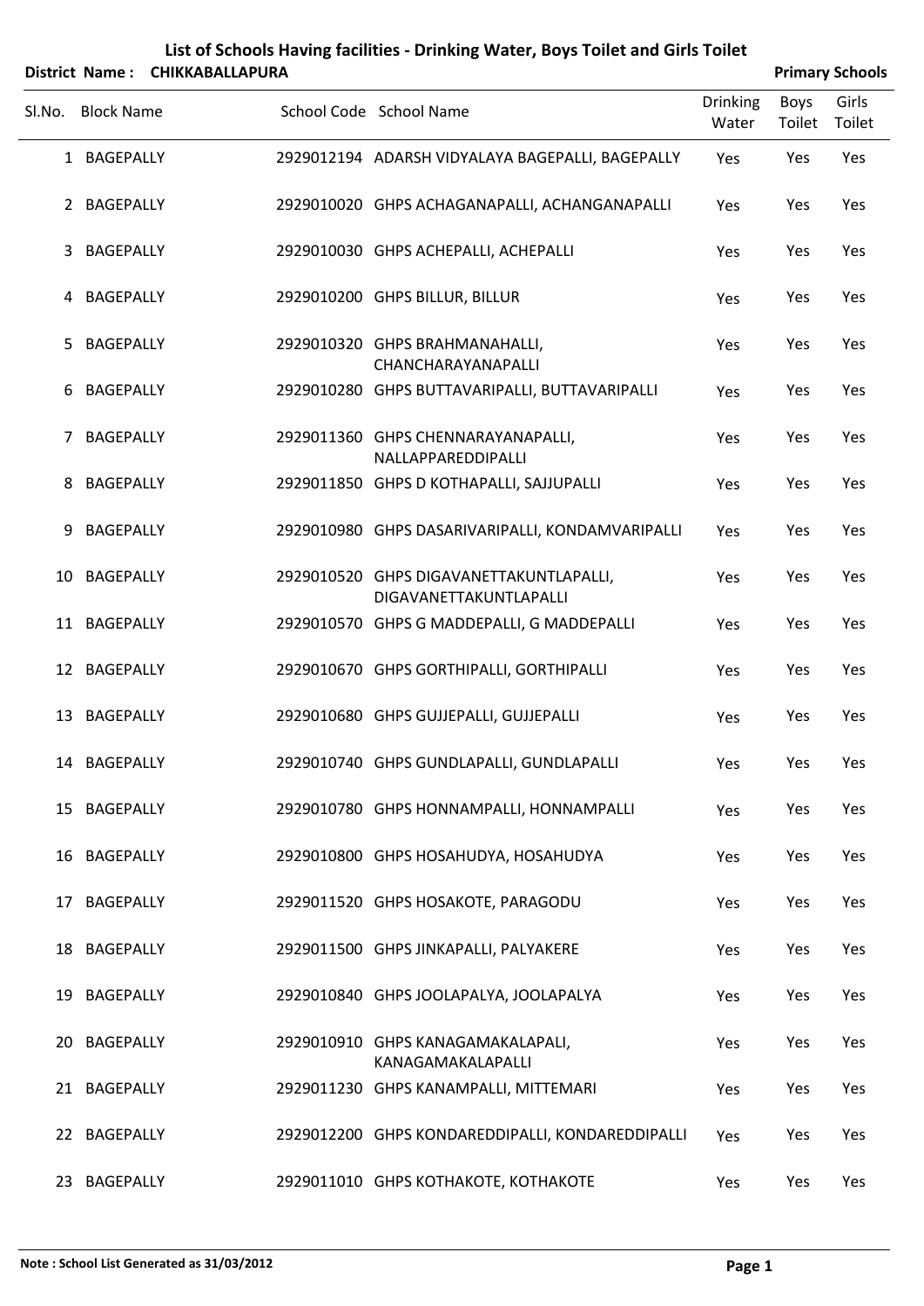# List of Schools Having facilities - Drinking Water, Boys Toilet and Girls Toilet

**District Name : CHIKKABALLAPURA** | **Primary Schools**

| Sl.No. | Block Name | School Code | School Name | Drinking Water | Boys Toilet | Girls Toilet |
|---|---|---|---|---|---|---|
| 1 | BAGEPALLY | 2929012194 | ADARSH VIDYALAYA BAGEPALLI, BAGEPALLY | Yes | Yes | Yes |
| 2 | BAGEPALLY | 2929010020 | GHPS ACHAGANAPALLI, ACHANGANAPALLI | Yes | Yes | Yes |
| 3 | BAGEPALLY | 2929010030 | GHPS ACHEPALLI, ACHEPALLI | Yes | Yes | Yes |
| 4 | BAGEPALLY | 2929010200 | GHPS BILLUR, BILLUR | Yes | Yes | Yes |
| 5 | BAGEPALLY | 2929010320 | GHPS BRAHMANAHALLI, CHANCHARAYANAPALLI | Yes | Yes | Yes |
| 6 | BAGEPALLY | 2929010280 | GHPS BUTTAVARIPALLI, BUTTAVARIPALLI | Yes | Yes | Yes |
| 7 | BAGEPALLY | 2929011360 | GHPS CHENNARAYANAPALLI, NALLAPPAREDDIPALLI | Yes | Yes | Yes |
| 8 | BAGEPALLY | 2929011850 | GHPS D KOTHAPALLI, SAJJUPALLI | Yes | Yes | Yes |
| 9 | BAGEPALLY | 2929010980 | GHPS DASARIVARIPALLI, KONDAMVARIPALLI | Yes | Yes | Yes |
| 10 | BAGEPALLY | 2929010520 | GHPS DIGAVANETTAKUNTLAPALLI, DIGAVANETTAKUNTLAPALLI | Yes | Yes | Yes |
| 11 | BAGEPALLY | 2929010570 | GHPS G MADDEPALLI, G MADDEPALLI | Yes | Yes | Yes |
| 12 | BAGEPALLY | 2929010670 | GHPS GORTHIPALLI, GORTHIPALLI | Yes | Yes | Yes |
| 13 | BAGEPALLY | 2929010680 | GHPS GUJJEPALLI, GUJJEPALLI | Yes | Yes | Yes |
| 14 | BAGEPALLY | 2929010740 | GHPS GUNDLAPALLI, GUNDLAPALLI | Yes | Yes | Yes |
| 15 | BAGEPALLY | 2929010780 | GHPS HONNAMPALLI, HONNAMPALLI | Yes | Yes | Yes |
| 16 | BAGEPALLY | 2929010800 | GHPS HOSAHUDYA, HOSAHUDYA | Yes | Yes | Yes |
| 17 | BAGEPALLY | 2929011520 | GHPS HOSAKOTE, PARAGODU | Yes | Yes | Yes |
| 18 | BAGEPALLY | 2929011500 | GHPS JINKAPALLI, PALYAKERE | Yes | Yes | Yes |
| 19 | BAGEPALLY | 2929010840 | GHPS JOOLAPALYA, JOOLAPALYA | Yes | Yes | Yes |
| 20 | BAGEPALLY | 2929010910 | GHPS KANAGAMAKALAPALI, KANAGAMAKALAPALLI | Yes | Yes | Yes |
| 21 | BAGEPALLY | 2929011230 | GHPS KANAMPALLI, MITTEMARI | Yes | Yes | Yes |
| 22 | BAGEPALLY | 2929012200 | GHPS KONDAREDDIPALLI, KONDAREDDIPALLI | Yes | Yes | Yes |
| 23 | BAGEPALLY | 2929011010 | GHPS KOTHAKOTE, KOTHAKOTE | Yes | Yes | Yes |

**Note : School List Generated as 31/03/2012**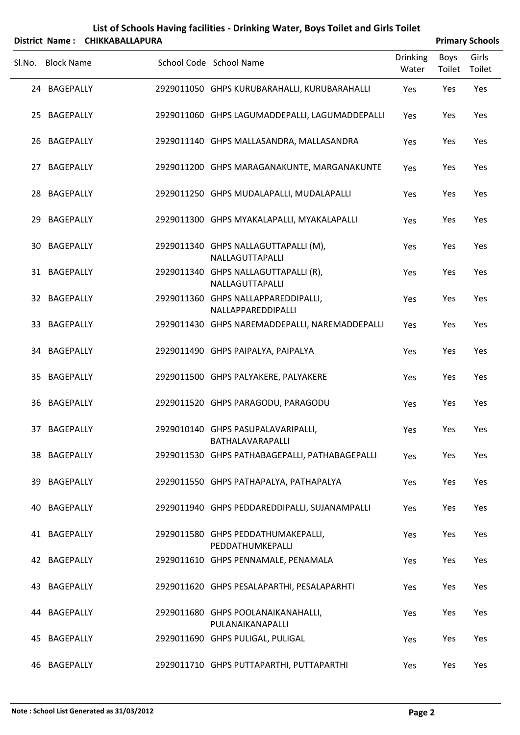# List of Schools Having facilities - Drinking Water, Boys Toilet and Girls Toilet

**District Name : CHIKKABALLAPURA** **Primary Schools**

| Sl.No. | Block Name | School Code | School Name | Drinking Water | Boys Toilet | Girls Toilet |
|---|---|---|---|---|---|---|
| 24 | BAGEPALLY | 2929011050 | GHPS KURUBARAHALLI, KURUBARAHALLI | Yes | Yes | Yes |
| 25 | BAGEPALLY | 2929011060 | GHPS LAGUMADDEPALLI, LAGUMADDEPALLI | Yes | Yes | Yes |
| 26 | BAGEPALLY | 2929011140 | GHPS MALLASANDRA, MALLASANDRA | Yes | Yes | Yes |
| 27 | BAGEPALLY | 2929011200 | GHPS MARAGANAKUNTE, MARGANAKUNTE | Yes | Yes | Yes |
| 28 | BAGEPALLY | 2929011250 | GHPS MUDALAPALLI, MUDALAPALLI | Yes | Yes | Yes |
| 29 | BAGEPALLY | 2929011300 | GHPS MYAKALAPALLI, MYAKALAPALLI | Yes | Yes | Yes |
| 30 | BAGEPALLY | 2929011340 | GHPS NALLAGUTTAPALLI (M), NALLAGUTTAPALLI | Yes | Yes | Yes |
| 31 | BAGEPALLY | 2929011340 | GHPS NALLAGUTTAPALLI (R), NALLAGUTTAPALLI | Yes | Yes | Yes |
| 32 | BAGEPALLY | 2929011360 | GHPS NALLAPPAREDDIPALLI, NALLAPPAREDDIPALLI | Yes | Yes | Yes |
| 33 | BAGEPALLY | 2929011430 | GHPS NAREMADDEPALLI, NAREMADDEPALLI | Yes | Yes | Yes |
| 34 | BAGEPALLY | 2929011490 | GHPS PAIPALYA, PAIPALYA | Yes | Yes | Yes |
| 35 | BAGEPALLY | 2929011500 | GHPS PALYAKERE, PALYAKERE | Yes | Yes | Yes |
| 36 | BAGEPALLY | 2929011520 | GHPS PARAGODU, PARAGODU | Yes | Yes | Yes |
| 37 | BAGEPALLY | 2929010140 | GHPS PASUPALAVARIPALLI, BATHALAVARAPALLI | Yes | Yes | Yes |
| 38 | BAGEPALLY | 2929011530 | GHPS PATHABAGEPALLI, PATHABAGEPALLI | Yes | Yes | Yes |
| 39 | BAGEPALLY | 2929011550 | GHPS PATHAPALYA, PATHAPALYA | Yes | Yes | Yes |
| 40 | BAGEPALLY | 2929011940 | GHPS PEDDAREDDIPALLI, SUJANAMPALLI | Yes | Yes | Yes |
| 41 | BAGEPALLY | 2929011580 | GHPS PEDDATHUMAKEPALLI, PEDDATHUMKEPALLI | Yes | Yes | Yes |
| 42 | BAGEPALLY | 2929011610 | GHPS PENNAMALE, PENAMALA | Yes | Yes | Yes |
| 43 | BAGEPALLY | 2929011620 | GHPS PESALAPARTHI, PESALAPARHTI | Yes | Yes | Yes |
| 44 | BAGEPALLY | 2929011680 | GHPS POOLANAIKANAHALLI, PULANAIKANAPALLI | Yes | Yes | Yes |
| 45 | BAGEPALLY | 2929011690 | GHPS PULIGAL, PULIGAL | Yes | Yes | Yes |
| 46 | BAGEPALLY | 2929011710 | GHPS PUTTAPARTHI, PUTTAPARTHI | Yes | Yes | Yes |

**Note : School List Generated as 31/03/2012**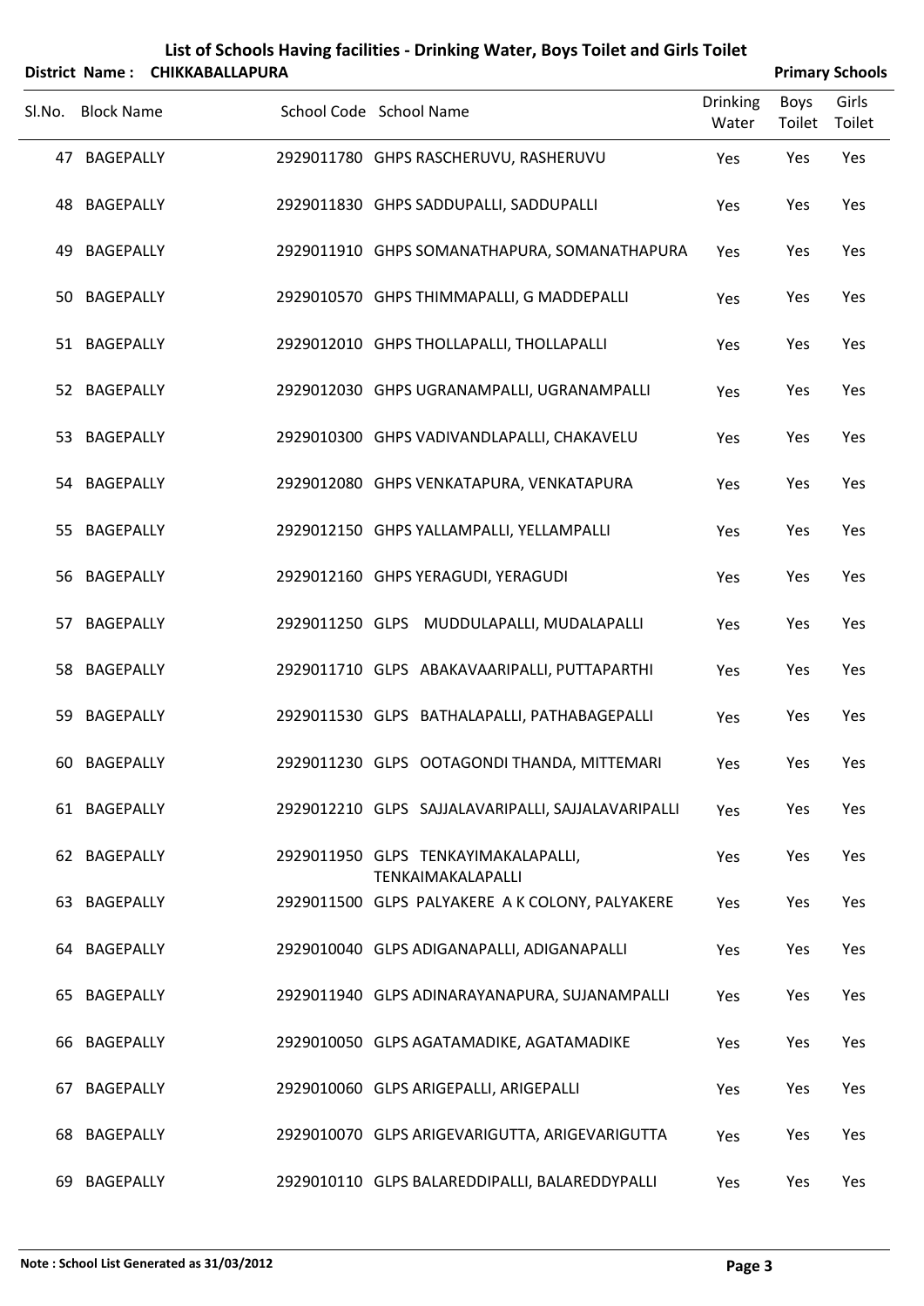# List of Schools Having facilities - Drinking Water, Boys Toilet and Girls Toilet

**District Name : CHIKKABALLAPURA** **Primary Schools**

| Sl.No. | Block Name | School Code | School Name | Drinking Water | Boys Toilet | Girls Toilet |
|---|---|---|---|---|---|---|
| 47 | BAGEPALLY | 2929011780 | GHPS RASCHERUVU, RASHERUVU | Yes | Yes | Yes |
| 48 | BAGEPALLY | 2929011830 | GHPS SADDUPALLI, SADDUPALLI | Yes | Yes | Yes |
| 49 | BAGEPALLY | 2929011910 | GHPS SOMANATHAPURA, SOMANATHAPURA | Yes | Yes | Yes |
| 50 | BAGEPALLY | 2929010570 | GHPS THIMMAPALLI, G MADDEPALLI | Yes | Yes | Yes |
| 51 | BAGEPALLY | 2929012010 | GHPS THOLLAPALLI, THOLLAPALLI | Yes | Yes | Yes |
| 52 | BAGEPALLY | 2929012030 | GHPS UGRANAMPALLI, UGRANAMPALLI | Yes | Yes | Yes |
| 53 | BAGEPALLY | 2929010300 | GHPS VADIVANDLAPALLI, CHAKAVELU | Yes | Yes | Yes |
| 54 | BAGEPALLY | 2929012080 | GHPS VENKATAPURA, VENKATAPURA | Yes | Yes | Yes |
| 55 | BAGEPALLY | 2929012150 | GHPS YALLAMPALLI, YELLAMPALLI | Yes | Yes | Yes |
| 56 | BAGEPALLY | 2929012160 | GHPS YERAGUDI, YERAGUDI | Yes | Yes | Yes |
| 57 | BAGEPALLY | 2929011250 | GLPS MUDDULAPALLI, MUDALAPALLI | Yes | Yes | Yes |
| 58 | BAGEPALLY | 2929011710 | GLPS ABAKAVAARIPALLI, PUTTAPARTHI | Yes | Yes | Yes |
| 59 | BAGEPALLY | 2929011530 | GLPS BATHALAPALLI, PATHABAGEPALLI | Yes | Yes | Yes |
| 60 | BAGEPALLY | 2929011230 | GLPS OOTAGONDI THANDA, MITTEMARI | Yes | Yes | Yes |
| 61 | BAGEPALLY | 2929012210 | GLPS SAJJALAVARIPALLI, SAJJALAVARIPALLI | Yes | Yes | Yes |
| 62 | BAGEPALLY | 2929011950 | GLPS TENKAYIMAKALAPALLI, TENKAIMAKALAPALLI | Yes | Yes | Yes |
| 63 | BAGEPALLY | 2929011500 | GLPS PALYAKERE A K COLONY, PALYAKERE | Yes | Yes | Yes |
| 64 | BAGEPALLY | 2929010040 | GLPS ADIGANAPALLI, ADIGANAPALLI | Yes | Yes | Yes |
| 65 | BAGEPALLY | 2929011940 | GLPS ADINARAYANAPURA, SUJANAMPALLI | Yes | Yes | Yes |
| 66 | BAGEPALLY | 2929010050 | GLPS AGATAMADIKE, AGATAMADIKE | Yes | Yes | Yes |
| 67 | BAGEPALLY | 2929010060 | GLPS ARIGEPALLI, ARIGEPALLI | Yes | Yes | Yes |
| 68 | BAGEPALLY | 2929010070 | GLPS ARIGEVARIGUTTA, ARIGEVARIGUTTA | Yes | Yes | Yes |
| 69 | BAGEPALLY | 2929010110 | GLPS BALAREDDIPALLI, BALAREDDYPALLI | Yes | Yes | Yes |

**Note : School List Generated as 31/03/2012**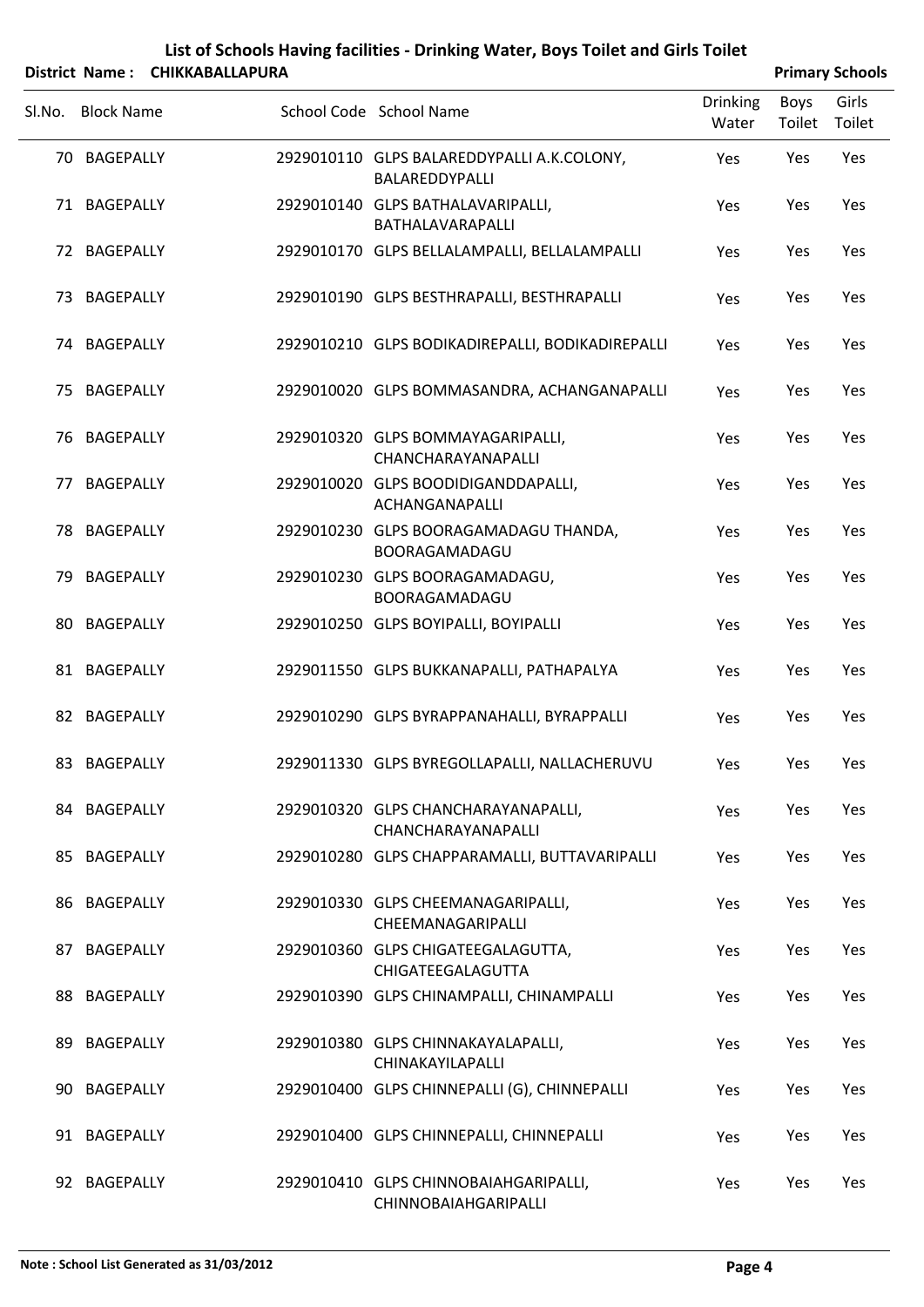# List of Schools Having facilities - Drinking Water, Boys Toilet and Girls Toilet

**District Name : CHIKKABALLAPURA** **Primary Schools**

| Sl.No. | Block Name | School Code | School Name | Drinking Water | Boys Toilet | Girls Toilet |
|---|---|---|---|---|---|---|
| 70 | BAGEPALLY | 2929010110 | GLPS BALAREDDYPALLI A.K.COLONY, BALAREDDYPALLI | Yes | Yes | Yes |
| 71 | BAGEPALLY | 2929010140 | GLPS BATHALAVARIPALLI, BATHALAVARAPALLI | Yes | Yes | Yes |
| 72 | BAGEPALLY | 2929010170 | GLPS BELLALAMPALLI, BELLALAMPALLI | Yes | Yes | Yes |
| 73 | BAGEPALLY | 2929010190 | GLPS BESTHRAPALLI, BESTHRAPALLI | Yes | Yes | Yes |
| 74 | BAGEPALLY | 2929010210 | GLPS BODIKADIREPALLI, BODIKADIREPALLI | Yes | Yes | Yes |
| 75 | BAGEPALLY | 2929010020 | GLPS BOMMASANDRA, ACHANGANAPALLI | Yes | Yes | Yes |
| 76 | BAGEPALLY | 2929010320 | GLPS BOMMAYAGARIPALLI, CHANCHARAYANAPALLI | Yes | Yes | Yes |
| 77 | BAGEPALLY | 2929010020 | GLPS BOODIDIGANDDAPALLI, ACHANGANAPALLI | Yes | Yes | Yes |
| 78 | BAGEPALLY | 2929010230 | GLPS BOORAGAMADAGU THANDA, BOORAGAMADAGU | Yes | Yes | Yes |
| 79 | BAGEPALLY | 2929010230 | GLPS BOORAGAMADAGU, BOORAGAMADAGU | Yes | Yes | Yes |
| 80 | BAGEPALLY | 2929010250 | GLPS BOYIPALLI, BOYIPALLI | Yes | Yes | Yes |
| 81 | BAGEPALLY | 2929011550 | GLPS BUKKANAPALLI, PATHAPALYA | Yes | Yes | Yes |
| 82 | BAGEPALLY | 2929010290 | GLPS BYRAPPANAHALLI, BYRAPPALLI | Yes | Yes | Yes |
| 83 | BAGEPALLY | 2929011330 | GLPS BYREGOLLAPALLI, NALLACHERUVU | Yes | Yes | Yes |
| 84 | BAGEPALLY | 2929010320 | GLPS CHANCHARAYANAPALLI, CHANCHARAYANAPALLI | Yes | Yes | Yes |
| 85 | BAGEPALLY | 2929010280 | GLPS CHAPPARAMALLI, BUTTAVARIPALLI | Yes | Yes | Yes |
| 86 | BAGEPALLY | 2929010330 | GLPS CHEEMANAGARIPALLI, CHEEMANAGARIPALLI | Yes | Yes | Yes |
| 87 | BAGEPALLY | 2929010360 | GLPS CHIGATEEGALAGUTTA, CHIGATEEGALAGUTTA | Yes | Yes | Yes |
| 88 | BAGEPALLY | 2929010390 | GLPS CHINAMPALLI, CHINAMPALLI | Yes | Yes | Yes |
| 89 | BAGEPALLY | 2929010380 | GLPS CHINNAKAYALAPALLI, CHINAKAYILAPALLI | Yes | Yes | Yes |
| 90 | BAGEPALLY | 2929010400 | GLPS CHINNEPALLI (G), CHINNEPALLI | Yes | Yes | Yes |
| 91 | BAGEPALLY | 2929010400 | GLPS CHINNEPALLI, CHINNEPALLI | Yes | Yes | Yes |
| 92 | BAGEPALLY | 2929010410 | GLPS CHINNOBAIAHGARIPALLI, CHINNOBAIAHGARIPALLI | Yes | Yes | Yes |

**Note : School List Generated as 31/03/2012**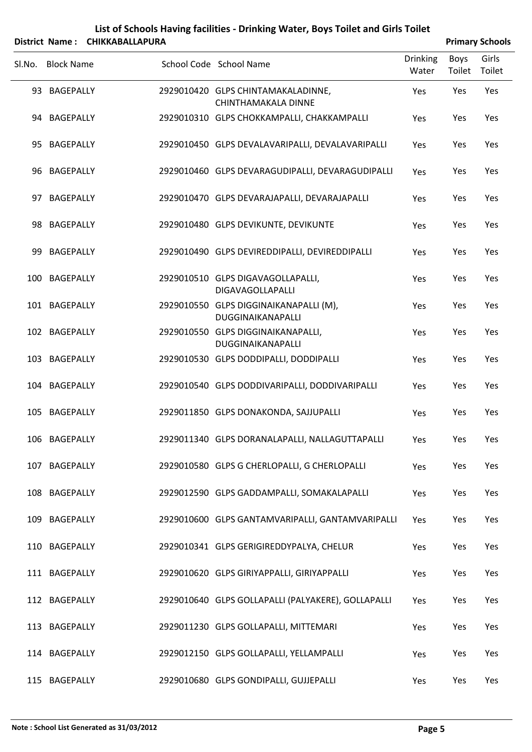# List of Schools Having facilities - Drinking Water, Boys Toilet and Girls Toilet

**District Name : CHIKKABALLAPURA** **Primary Schools**

| Sl.No. | Block Name | School Code | School Name | Drinking Water | Boys Toilet | Girls Toilet |
|---|---|---|---|---|---|---|
| 93 | BAGEPALLY | 2929010420 | GLPS CHINTAMAKALADINNE, CHINTHAMAKALA DINNE | Yes | Yes | Yes |
| 94 | BAGEPALLY | 2929010310 | GLPS CHOKKAMPALLI, CHAKKAMPALLI | Yes | Yes | Yes |
| 95 | BAGEPALLY | 2929010450 | GLPS DEVALAVARIPALLI, DEVALAVARIPALLI | Yes | Yes | Yes |
| 96 | BAGEPALLY | 2929010460 | GLPS DEVARAGUDIPALLI, DEVARAGUDIPALLI | Yes | Yes | Yes |
| 97 | BAGEPALLY | 2929010470 | GLPS DEVARAJAPALLI, DEVARAJAPALLI | Yes | Yes | Yes |
| 98 | BAGEPALLY | 2929010480 | GLPS DEVIKUNTE, DEVIKUNTE | Yes | Yes | Yes |
| 99 | BAGEPALLY | 2929010490 | GLPS DEVIREDDIPALLI, DEVIREDDIPALLI | Yes | Yes | Yes |
| 100 | BAGEPALLY | 2929010510 | GLPS DIGAVAGOLLAPALLI, DIGAVAGOLLAPALLI | Yes | Yes | Yes |
| 101 | BAGEPALLY | 2929010550 | GLPS DIGGINAIKANAPALLI (M), DUGGINAIKANAPALLI | Yes | Yes | Yes |
| 102 | BAGEPALLY | 2929010550 | GLPS DIGGINAIKANAPALLI, DUGGINAIKANAPALLI | Yes | Yes | Yes |
| 103 | BAGEPALLY | 2929010530 | GLPS DODDIPALLI, DODDIPALLI | Yes | Yes | Yes |
| 104 | BAGEPALLY | 2929010540 | GLPS DODDIVARIPALLI, DODDIVARIPALLI | Yes | Yes | Yes |
| 105 | BAGEPALLY | 2929011850 | GLPS DONAKONDA, SAJJUPALLI | Yes | Yes | Yes |
| 106 | BAGEPALLY | 2929011340 | GLPS DORANALAPALLI, NALLAGUTTAPALLI | Yes | Yes | Yes |
| 107 | BAGEPALLY | 2929010580 | GLPS G CHERLOPALLI, G CHERLOPALLI | Yes | Yes | Yes |
| 108 | BAGEPALLY | 2929012590 | GLPS GADDAMPALLI, SOMAKALAPALLI | Yes | Yes | Yes |
| 109 | BAGEPALLY | 2929010600 | GLPS GANTAMVARIPALLI, GANTAMVARIPALLI | Yes | Yes | Yes |
| 110 | BAGEPALLY | 2929010341 | GLPS GERIGIREDDYPALYA, CHELUR | Yes | Yes | Yes |
| 111 | BAGEPALLY | 2929010620 | GLPS GIRIYAPPALLI, GIRIYAPPALLI | Yes | Yes | Yes |
| 112 | BAGEPALLY | 2929010640 | GLPS GOLLAPALLI (PALYAKERE), GOLLAPALLI | Yes | Yes | Yes |
| 113 | BAGEPALLY | 2929011230 | GLPS GOLLAPALLI, MITTEMARI | Yes | Yes | Yes |
| 114 | BAGEPALLY | 2929012150 | GLPS GOLLAPALLI, YELLAMPALLI | Yes | Yes | Yes |
| 115 | BAGEPALLY | 2929010680 | GLPS GONDIPALLI, GUJJEPALLI | Yes | Yes | Yes |

**Note : School List Generated as 31/03/2012**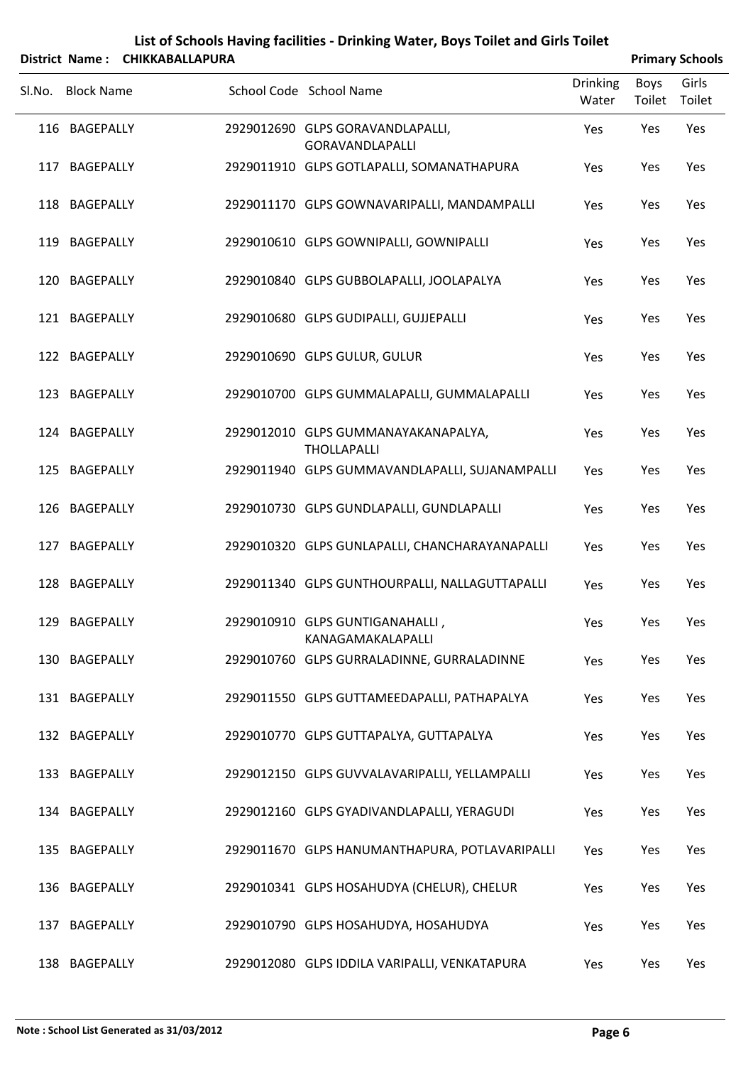# List of Schools Having facilities - Drinking Water, Boys Toilet and Girls Toilet

**District Name : CHIKKABALLAPURA** **Primary Schools**

| Sl.No. | Block Name | School Code | School Name | Drinking Water | Boys Toilet | Girls Toilet |
|---|---|---|---|---|---|---|
| 116 | BAGEPALLY | 2929012690 | GLPS GORAVANDLAPALLI, GORAVANDLAPALLI | Yes | Yes | Yes |
| 117 | BAGEPALLY | 2929011910 | GLPS GOTLAPALLI, SOMANATHAPURA | Yes | Yes | Yes |
| 118 | BAGEPALLY | 2929011170 | GLPS GOWNAVARIPALLI, MANDAMPALLI | Yes | Yes | Yes |
| 119 | BAGEPALLY | 2929010610 | GLPS GOWNIPALLI, GOWNIPALLI | Yes | Yes | Yes |
| 120 | BAGEPALLY | 2929010840 | GLPS GUBBOLAPALLI, JOOLAPALYA | Yes | Yes | Yes |
| 121 | BAGEPALLY | 2929010680 | GLPS GUDIPALLI, GUJJEPALLI | Yes | Yes | Yes |
| 122 | BAGEPALLY | 2929010690 | GLPS GULUR, GULUR | Yes | Yes | Yes |
| 123 | BAGEPALLY | 2929010700 | GLPS GUMMALAPALLI, GUMMALAPALLI | Yes | Yes | Yes |
| 124 | BAGEPALLY | 2929012010 | GLPS GUMMANAYAKANAPALYA, THOLLAPALLI | Yes | Yes | Yes |
| 125 | BAGEPALLY | 2929011940 | GLPS GUMMAVANDLAPALLI, SUJANAMPALLI | Yes | Yes | Yes |
| 126 | BAGEPALLY | 2929010730 | GLPS GUNDLAPALLI, GUNDLAPALLI | Yes | Yes | Yes |
| 127 | BAGEPALLY | 2929010320 | GLPS GUNLAPALLI, CHANCHARAYANAPALLI | Yes | Yes | Yes |
| 128 | BAGEPALLY | 2929011340 | GLPS GUNTHOURPALLI, NALLAGUTTAPALLI | Yes | Yes | Yes |
| 129 | BAGEPALLY | 2929010910 | GLPS GUNTIGANAHALLI , KANAGAMAKALAPALLI | Yes | Yes | Yes |
| 130 | BAGEPALLY | 2929010760 | GLPS GURRALADINNE, GURRALADINNE | Yes | Yes | Yes |
| 131 | BAGEPALLY | 2929011550 | GLPS GUTTAMEEDAPALLI, PATHAPALYA | Yes | Yes | Yes |
| 132 | BAGEPALLY | 2929010770 | GLPS GUTTAPALYA, GUTTAPALYA | Yes | Yes | Yes |
| 133 | BAGEPALLY | 2929012150 | GLPS GUVVALAVARIPALLI, YELLAMPALLI | Yes | Yes | Yes |
| 134 | BAGEPALLY | 2929012160 | GLPS GYADIVANDLAPALLI, YERAGUDI | Yes | Yes | Yes |
| 135 | BAGEPALLY | 2929011670 | GLPS HANUMANTHAPURA, POTLAVARIPALLI | Yes | Yes | Yes |
| 136 | BAGEPALLY | 2929010341 | GLPS HOSAHUDYA (CHELUR), CHELUR | Yes | Yes | Yes |
| 137 | BAGEPALLY | 2929010790 | GLPS HOSAHUDYA, HOSAHUDYA | Yes | Yes | Yes |
| 138 | BAGEPALLY | 2929012080 | GLPS IDDILA VARIPALLI, VENKATAPURA | Yes | Yes | Yes |

**Note : School List Generated as 31/03/2012**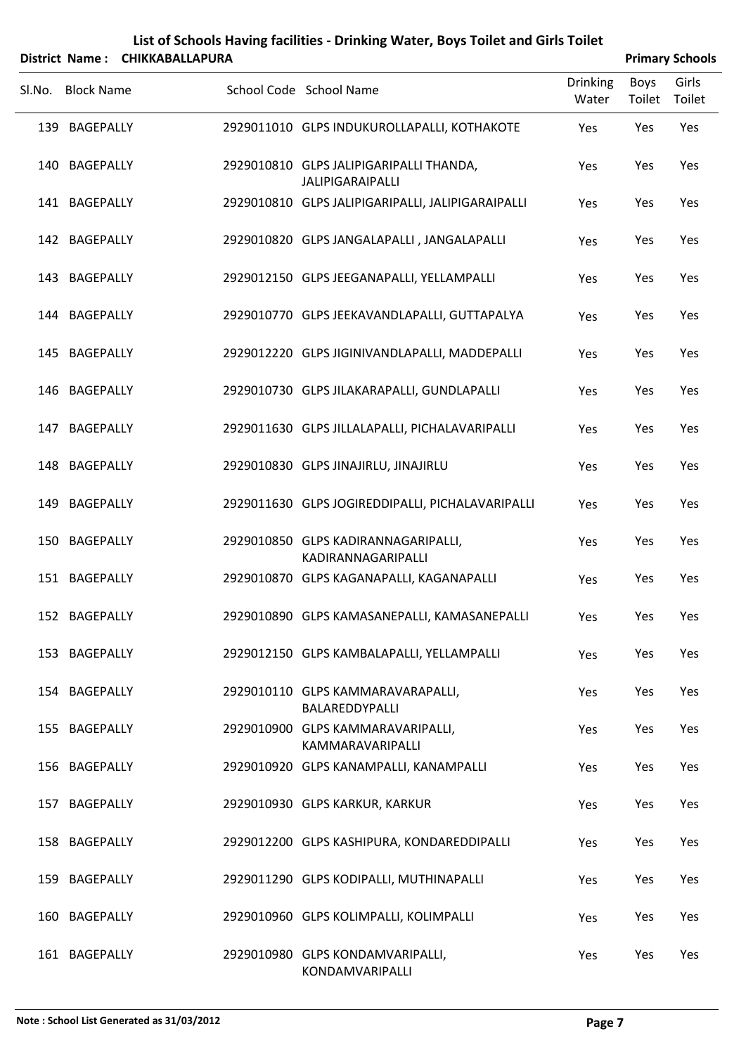# List of Schools Having facilities - Drinking Water, Boys Toilet and Girls Toilet

**District Name : CHIKKABALLAPURA** **Primary Schools**

| Sl.No. | Block Name | School Code | School Name | Drinking Water | Boys Toilet | Girls Toilet |
|---|---|---|---|---|---|---|
| 139 | BAGEPALLY | 2929011010 | GLPS INDUKUROLLAPALLI, KOTHAKOTE | Yes | Yes | Yes |
| 140 | BAGEPALLY | 2929010810 | GLPS JALIPIGARIPALLI THANDA, JALIPIGARAIPALLI | Yes | Yes | Yes |
| 141 | BAGEPALLY | 2929010810 | GLPS JALIPIGARIPALLI, JALIPIGARAIPALLI | Yes | Yes | Yes |
| 142 | BAGEPALLY | 2929010820 | GLPS JANGALAPALLI , JANGALAPALLI | Yes | Yes | Yes |
| 143 | BAGEPALLY | 2929012150 | GLPS JEEGANAPALLI, YELLAMPALLI | Yes | Yes | Yes |
| 144 | BAGEPALLY | 2929010770 | GLPS JEEKAVANDLAPALLI, GUTTAPALYA | Yes | Yes | Yes |
| 145 | BAGEPALLY | 2929012220 | GLPS JIGINIVANDLAPALLI, MADDEPALLI | Yes | Yes | Yes |
| 146 | BAGEPALLY | 2929010730 | GLPS JILAKARAPALLI, GUNDLAPALLI | Yes | Yes | Yes |
| 147 | BAGEPALLY | 2929011630 | GLPS JILLALAPALLI, PICHALAVARIPALLI | Yes | Yes | Yes |
| 148 | BAGEPALLY | 2929010830 | GLPS JINAJIRLU, JINAJIRLU | Yes | Yes | Yes |
| 149 | BAGEPALLY | 2929011630 | GLPS JOGIREDDIPALLI, PICHALAVARIPALLI | Yes | Yes | Yes |
| 150 | BAGEPALLY | 2929010850 | GLPS KADIRANNAGARIPALLI, KADIRANNAGARIPALLI | Yes | Yes | Yes |
| 151 | BAGEPALLY | 2929010870 | GLPS KAGANAPALLI, KAGANAPALLI | Yes | Yes | Yes |
| 152 | BAGEPALLY | 2929010890 | GLPS KAMASANEPALLI, KAMASANEPALLI | Yes | Yes | Yes |
| 153 | BAGEPALLY | 2929012150 | GLPS KAMBALAPALLI, YELLAMPALLI | Yes | Yes | Yes |
| 154 | BAGEPALLY | 2929010110 | GLPS KAMMARAVARAPALLI, BALAREDDYPALLI | Yes | Yes | Yes |
| 155 | BAGEPALLY | 2929010900 | GLPS KAMMARAVARIPALLI, KAMMARAVARIPALLI | Yes | Yes | Yes |
| 156 | BAGEPALLY | 2929010920 | GLPS KANAMPALLI, KANAMPALLI | Yes | Yes | Yes |
| 157 | BAGEPALLY | 2929010930 | GLPS KARKUR, KARKUR | Yes | Yes | Yes |
| 158 | BAGEPALLY | 2929012200 | GLPS KASHIPURA, KONDAREDDIPALLI | Yes | Yes | Yes |
| 159 | BAGEPALLY | 2929011290 | GLPS KODIPALLI, MUTHINAPALLI | Yes | Yes | Yes |
| 160 | BAGEPALLY | 2929010960 | GLPS KOLIMPALLI, KOLIMPALLI | Yes | Yes | Yes |
| 161 | BAGEPALLY | 2929010980 | GLPS KONDAMVARIPALLI, KONDAMVARIPALLI | Yes | Yes | Yes |

**Note : School List Generated as 31/03/2012**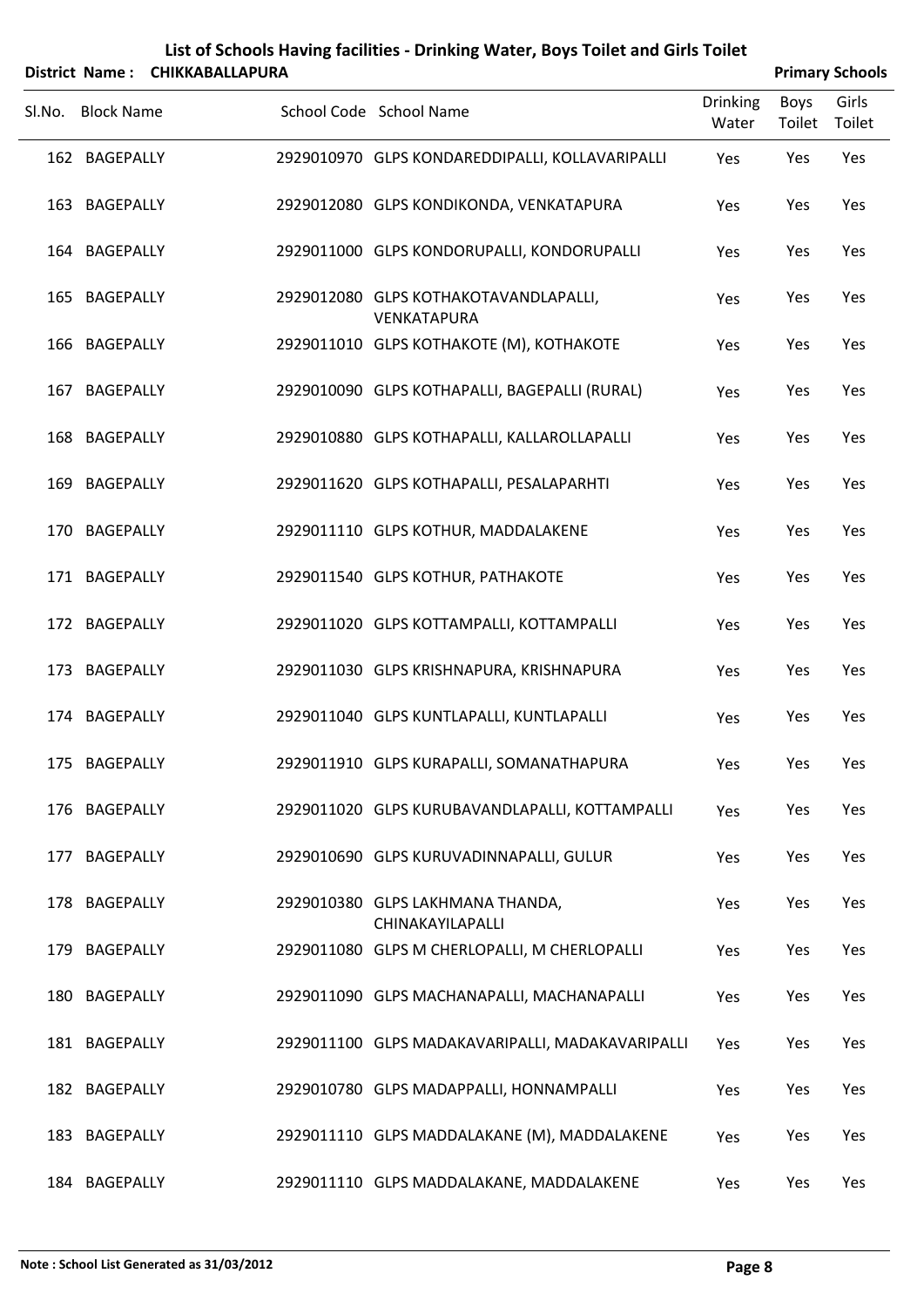# List of Schools Having facilities - Drinking Water, Boys Toilet and Girls Toilet

**District Name : CHIKKABALLAPURA** **Primary Schools**

| Sl.No. | Block Name | School Code | School Name | Drinking Water | Boys Toilet | Girls Toilet |
|---|---|---|---|---|---|---|
| 162 | BAGEPALLY | 2929010970 | GLPS KONDAREDDIPALLI, KOLLAVARIPALLI | Yes | Yes | Yes |
| 163 | BAGEPALLY | 2929012080 | GLPS KONDIKONDA, VENKATAPURA | Yes | Yes | Yes |
| 164 | BAGEPALLY | 2929011000 | GLPS KONDORUPALLI, KONDORUPALLI | Yes | Yes | Yes |
| 165 | BAGEPALLY | 2929012080 | GLPS KOTHAKOTAVANDLAPALLI, VENKATAPURA | Yes | Yes | Yes |
| 166 | BAGEPALLY | 2929011010 | GLPS KOTHAKOTE (M), KOTHAKOTE | Yes | Yes | Yes |
| 167 | BAGEPALLY | 2929010090 | GLPS KOTHAPALLI, BAGEPALLI (RURAL) | Yes | Yes | Yes |
| 168 | BAGEPALLY | 2929010880 | GLPS KOTHAPALLI, KALLAROLLAPALLI | Yes | Yes | Yes |
| 169 | BAGEPALLY | 2929011620 | GLPS KOTHAPALLI, PESALAPARHTI | Yes | Yes | Yes |
| 170 | BAGEPALLY | 2929011110 | GLPS KOTHUR, MADDALAKENE | Yes | Yes | Yes |
| 171 | BAGEPALLY | 2929011540 | GLPS KOTHUR, PATHAKOTE | Yes | Yes | Yes |
| 172 | BAGEPALLY | 2929011020 | GLPS KOTTAMPALLI, KOTTAMPALLI | Yes | Yes | Yes |
| 173 | BAGEPALLY | 2929011030 | GLPS KRISHNAPURA, KRISHNAPURA | Yes | Yes | Yes |
| 174 | BAGEPALLY | 2929011040 | GLPS KUNTLAPALLI, KUNTLAPALLI | Yes | Yes | Yes |
| 175 | BAGEPALLY | 2929011910 | GLPS KURAPALLI, SOMANATHAPURA | Yes | Yes | Yes |
| 176 | BAGEPALLY | 2929011020 | GLPS KURUBAVANDLAPALLI, KOTTAMPALLI | Yes | Yes | Yes |
| 177 | BAGEPALLY | 2929010690 | GLPS KURUVADINNAPALLI, GULUR | Yes | Yes | Yes |
| 178 | BAGEPALLY | 2929010380 | GLPS LAKHMANA THANDA, CHINAKAYILAPALLI | Yes | Yes | Yes |
| 179 | BAGEPALLY | 2929011080 | GLPS M CHERLOPALLI, M CHERLOPALLI | Yes | Yes | Yes |
| 180 | BAGEPALLY | 2929011090 | GLPS MACHANAPALLI, MACHANAPALLI | Yes | Yes | Yes |
| 181 | BAGEPALLY | 2929011100 | GLPS MADAKAVARIPALLI, MADAKAVARIPALLI | Yes | Yes | Yes |
| 182 | BAGEPALLY | 2929010780 | GLPS MADAPPALLI, HONNAMPALLI | Yes | Yes | Yes |
| 183 | BAGEPALLY | 2929011110 | GLPS MADDALAKANE (M), MADDALAKENE | Yes | Yes | Yes |
| 184 | BAGEPALLY | 2929011110 | GLPS MADDALAKANE, MADDALAKENE | Yes | Yes | Yes |

**Note : School List Generated as 31/03/2012**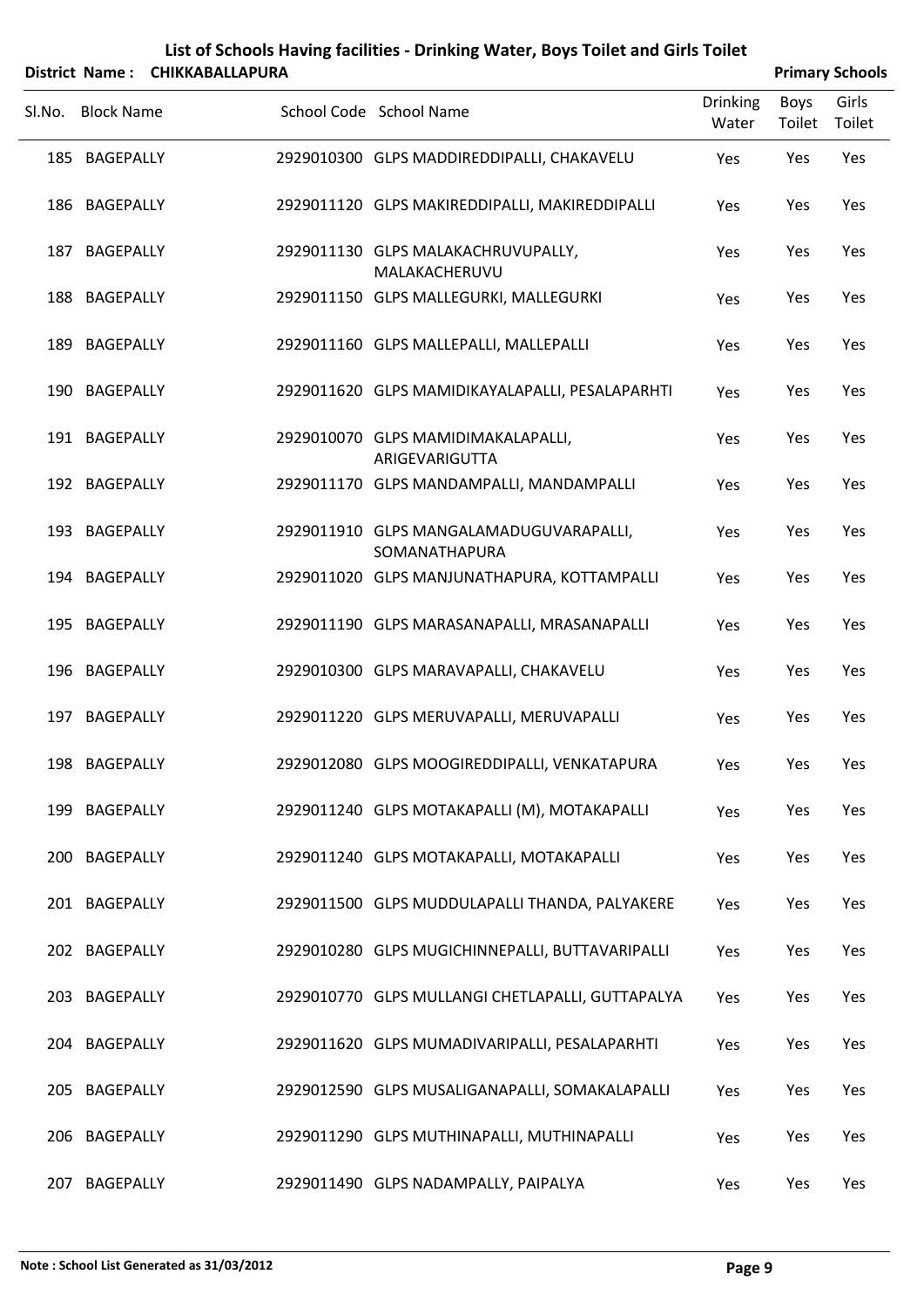# List of Schools Having facilities - Drinking Water, Boys Toilet and Girls Toilet

**District Name : CHIKKABALLAPURA** **Primary Schools**

| Sl.No. | Block Name | School Code | School Name | Drinking Water | Boys Toilet | Girls Toilet |
|---|---|---|---|---|---|---|
| 185 | BAGEPALLY | 2929010300 | GLPS MADDIREDDIPALLI, CHAKAVELU | Yes | Yes | Yes |
| 186 | BAGEPALLY | 2929011120 | GLPS MAKIREDDIPALLI, MAKIREDDIPALLI | Yes | Yes | Yes |
| 187 | BAGEPALLY | 2929011130 | GLPS MALAKACHRUVUPALLY, MALAKACHERUVU | Yes | Yes | Yes |
| 188 | BAGEPALLY | 2929011150 | GLPS MALLEGURKI, MALLEGURKI | Yes | Yes | Yes |
| 189 | BAGEPALLY | 2929011160 | GLPS MALLEPALLI, MALLEPALLI | Yes | Yes | Yes |
| 190 | BAGEPALLY | 2929011620 | GLPS MAMIDIKAYALAPALLI, PESALAPARHTI | Yes | Yes | Yes |
| 191 | BAGEPALLY | 2929010070 | GLPS MAMIDIMAKALAPALLI, ARIGEVARIGUTTA | Yes | Yes | Yes |
| 192 | BAGEPALLY | 2929011170 | GLPS MANDAMPALLI, MANDAMPALLI | Yes | Yes | Yes |
| 193 | BAGEPALLY | 2929011910 | GLPS MANGALAMADUGUVARAPALLI, SOMANATHAPURA | Yes | Yes | Yes |
| 194 | BAGEPALLY | 2929011020 | GLPS MANJUNATHAPURA, KOTTAMPALLI | Yes | Yes | Yes |
| 195 | BAGEPALLY | 2929011190 | GLPS MARASANAPALLI, MRASANAPALLI | Yes | Yes | Yes |
| 196 | BAGEPALLY | 2929010300 | GLPS MARAVAPALLI, CHAKAVELU | Yes | Yes | Yes |
| 197 | BAGEPALLY | 2929011220 | GLPS MERUVAPALLI, MERUVAPALLI | Yes | Yes | Yes |
| 198 | BAGEPALLY | 2929012080 | GLPS MOOGIREDDIPALLI, VENKATAPURA | Yes | Yes | Yes |
| 199 | BAGEPALLY | 2929011240 | GLPS MOTAKAPALLI (M), MOTAKAPALLI | Yes | Yes | Yes |
| 200 | BAGEPALLY | 2929011240 | GLPS MOTAKAPALLI, MOTAKAPALLI | Yes | Yes | Yes |
| 201 | BAGEPALLY | 2929011500 | GLPS MUDDULAPALLI THANDA, PALYAKERE | Yes | Yes | Yes |
| 202 | BAGEPALLY | 2929010280 | GLPS MUGICHINNEPALLI, BUTTAVARIPALLI | Yes | Yes | Yes |
| 203 | BAGEPALLY | 2929010770 | GLPS MULLANGI CHETLAPALLI, GUTTAPALYA | Yes | Yes | Yes |
| 204 | BAGEPALLY | 2929011620 | GLPS MUMADIVARIPALLI, PESALAPARHTI | Yes | Yes | Yes |
| 205 | BAGEPALLY | 2929012590 | GLPS MUSALIGANAPALLI, SOMAKALAPALLI | Yes | Yes | Yes |
| 206 | BAGEPALLY | 2929011290 | GLPS MUTHINAPALLI, MUTHINAPALLI | Yes | Yes | Yes |
| 207 | BAGEPALLY | 2929011490 | GLPS NADAMPALLY, PAIPALYA | Yes | Yes | Yes |

**Note : School List Generated as 31/03/2012**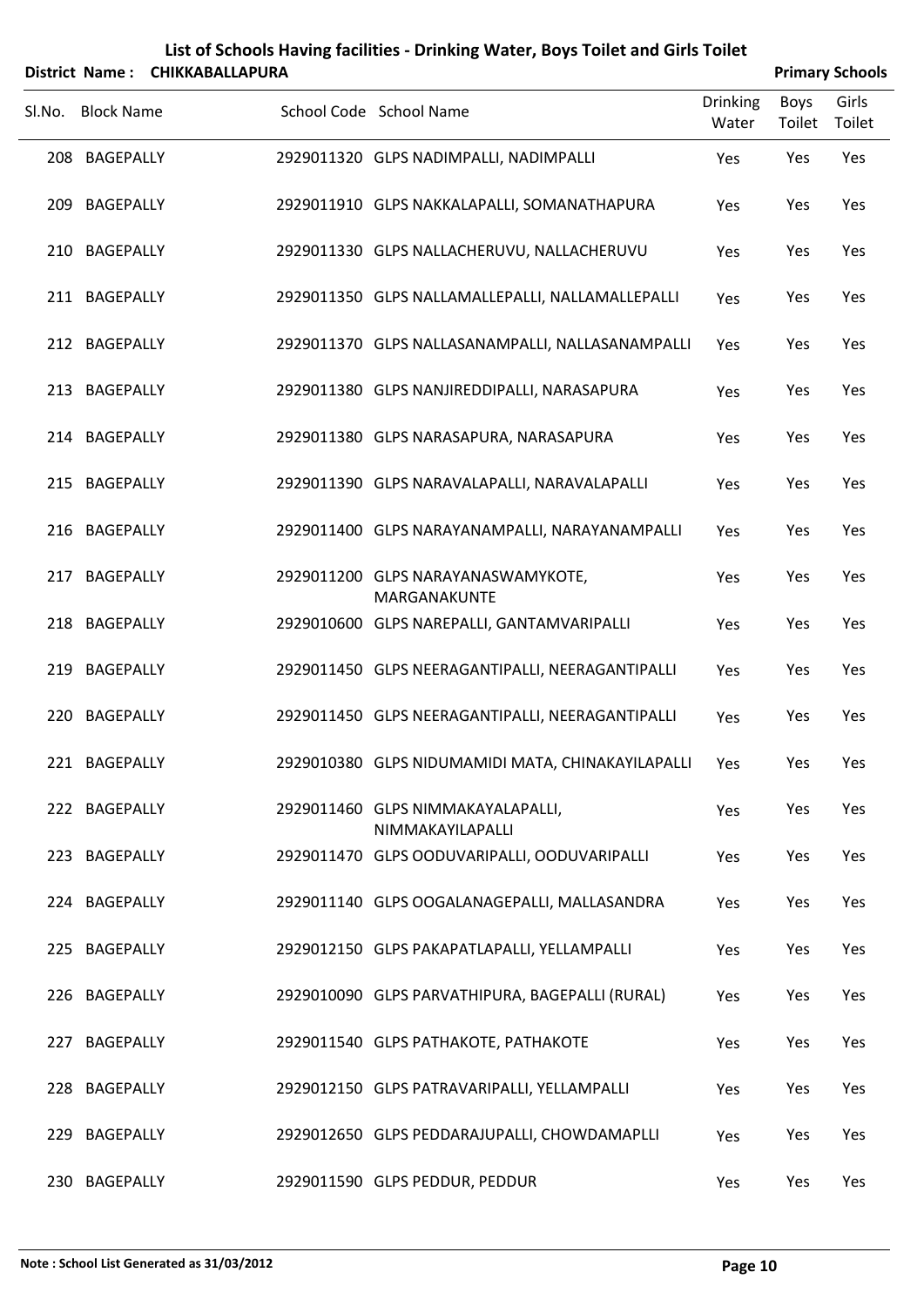# List of Schools Having facilities - Drinking Water, Boys Toilet and Girls Toilet

**District Name : CHIKKABALLAPURA** **Primary Schools**

| Sl.No. | Block Name | School Code | School Name | Drinking Water | Boys Toilet | Girls Toilet |
|---|---|---|---|---|---|---|
| 208 | BAGEPALLY | 2929011320 | GLPS NADIMPALLI, NADIMPALLI | Yes | Yes | Yes |
| 209 | BAGEPALLY | 2929011910 | GLPS NAKKALAPALLI, SOMANATHAPURA | Yes | Yes | Yes |
| 210 | BAGEPALLY | 2929011330 | GLPS NALLACHERUVU, NALLACHERUVU | Yes | Yes | Yes |
| 211 | BAGEPALLY | 2929011350 | GLPS NALLAMALLEPALLI, NALLAMALLEPALLI | Yes | Yes | Yes |
| 212 | BAGEPALLY | 2929011370 | GLPS NALLASANAMPALLI, NALLASANAMPALLI | Yes | Yes | Yes |
| 213 | BAGEPALLY | 2929011380 | GLPS NANJIREDDIPALLI, NARASAPURA | Yes | Yes | Yes |
| 214 | BAGEPALLY | 2929011380 | GLPS NARASAPURA, NARASAPURA | Yes | Yes | Yes |
| 215 | BAGEPALLY | 2929011390 | GLPS NARAVALAPALLI, NARAVALAPALLI | Yes | Yes | Yes |
| 216 | BAGEPALLY | 2929011400 | GLPS NARAYANAMPALLI, NARAYANAMPALLI | Yes | Yes | Yes |
| 217 | BAGEPALLY | 2929011200 | GLPS NARAYANASWAMYKOTE, MARGANAKUNTE | Yes | Yes | Yes |
| 218 | BAGEPALLY | 2929010600 | GLPS NAREPALLI, GANTAMVARIPALLI | Yes | Yes | Yes |
| 219 | BAGEPALLY | 2929011450 | GLPS NEERAGANTIPALLI, NEERAGANTIPALLI | Yes | Yes | Yes |
| 220 | BAGEPALLY | 2929011450 | GLPS NEERAGANTIPALLI, NEERAGANTIPALLI | Yes | Yes | Yes |
| 221 | BAGEPALLY | 2929010380 | GLPS NIDUMAMIDI MATA, CHINAKAYILAPALLI | Yes | Yes | Yes |
| 222 | BAGEPALLY | 2929011460 | GLPS NIMMAKAYALAPALLI, NIMMAKAYILAPALLI | Yes | Yes | Yes |
| 223 | BAGEPALLY | 2929011470 | GLPS OODUVARIPALLI, OODUVARIPALLI | Yes | Yes | Yes |
| 224 | BAGEPALLY | 2929011140 | GLPS OOGALANAGEPALLI, MALLASANDRA | Yes | Yes | Yes |
| 225 | BAGEPALLY | 2929012150 | GLPS PAKAPATLAPALLI, YELLAMPALLI | Yes | Yes | Yes |
| 226 | BAGEPALLY | 2929010090 | GLPS PARVATHIPURA, BAGEPALLI (RURAL) | Yes | Yes | Yes |
| 227 | BAGEPALLY | 2929011540 | GLPS PATHAKOTE, PATHAKOTE | Yes | Yes | Yes |
| 228 | BAGEPALLY | 2929012150 | GLPS PATRAVARIPALLI, YELLAMPALLI | Yes | Yes | Yes |
| 229 | BAGEPALLY | 2929012650 | GLPS PEDDARAJUPALLI, CHOWDAMAPLLI | Yes | Yes | Yes |
| 230 | BAGEPALLY | 2929011590 | GLPS PEDDUR, PEDDUR | Yes | Yes | Yes |

**Note : School List Generated as 31/03/2012**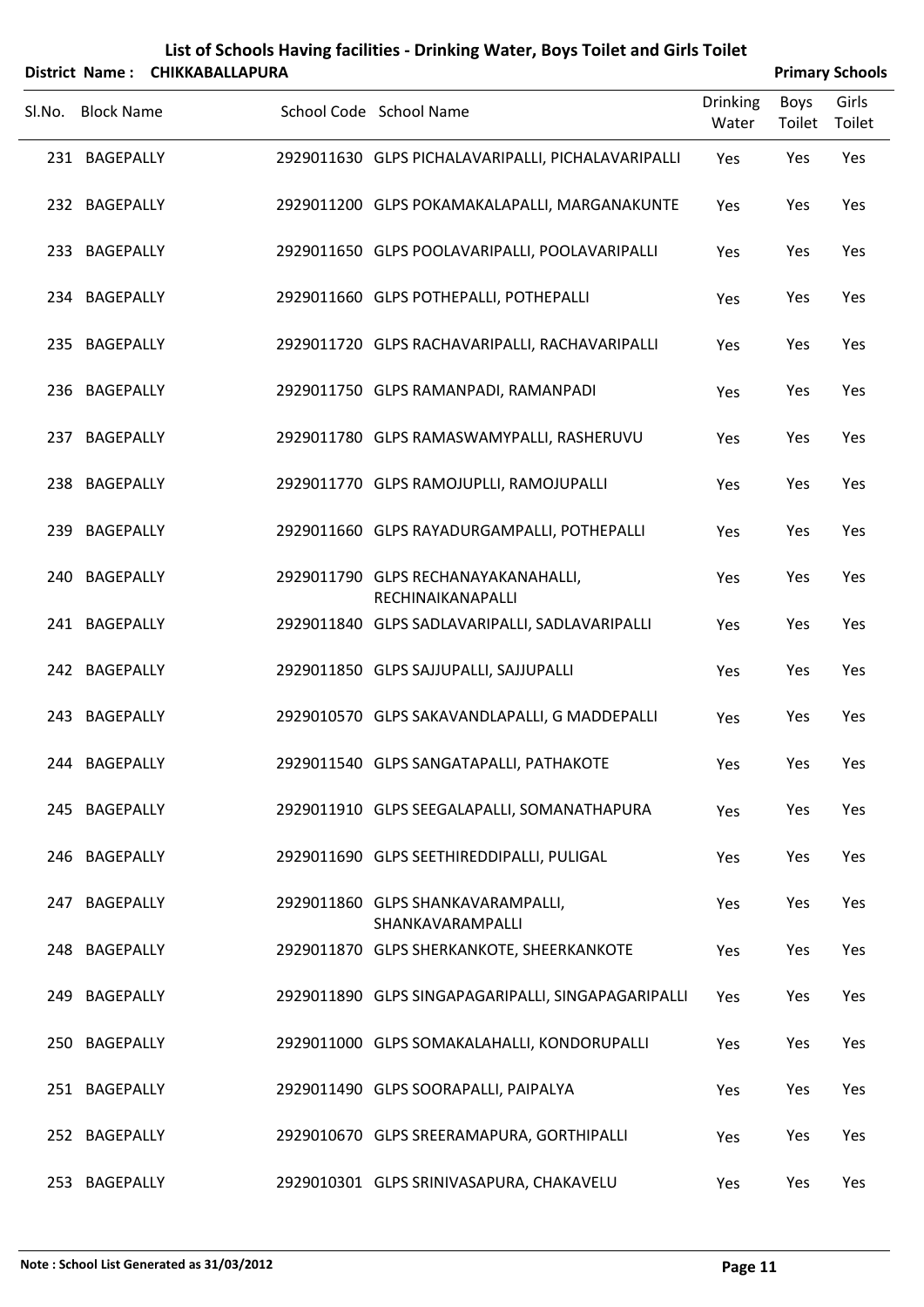# List of Schools Having facilities - Drinking Water, Boys Toilet and Girls Toilet

**District Name : CHIKKABALLAPURA** | **Primary Schools**

| Sl.No. | Block Name | School Code | School Name | Drinking Water | Boys Toilet | Girls Toilet |
|---|---|---|---|---|---|---|
| 231 | BAGEPALLY | 2929011630 | GLPS PICHALAVARIPALLI, PICHALAVARIPALLI | Yes | Yes | Yes |
| 232 | BAGEPALLY | 2929011200 | GLPS POKAMAKALAPALLI, MARGANAKUNTE | Yes | Yes | Yes |
| 233 | BAGEPALLY | 2929011650 | GLPS POOLAVARIPALLI, POOLAVARIPALLI | Yes | Yes | Yes |
| 234 | BAGEPALLY | 2929011660 | GLPS POTHEPALLI, POTHEPALLI | Yes | Yes | Yes |
| 235 | BAGEPALLY | 2929011720 | GLPS RACHAVARIPALLI, RACHAVARIPALLI | Yes | Yes | Yes |
| 236 | BAGEPALLY | 2929011750 | GLPS RAMANPADI, RAMANPADI | Yes | Yes | Yes |
| 237 | BAGEPALLY | 2929011780 | GLPS RAMASWAMYPALLI, RASHERUVU | Yes | Yes | Yes |
| 238 | BAGEPALLY | 2929011770 | GLPS RAMOJUPLLI, RAMOJUPALLI | Yes | Yes | Yes |
| 239 | BAGEPALLY | 2929011660 | GLPS RAYADURGAMPALLI, POTHEPALLI | Yes | Yes | Yes |
| 240 | BAGEPALLY | 2929011790 | GLPS RECHANAYAKANAHALLI, RECHINAIKANAPALLI | Yes | Yes | Yes |
| 241 | BAGEPALLY | 2929011840 | GLPS SADLAVARIPALLI, SADLAVARIPALLI | Yes | Yes | Yes |
| 242 | BAGEPALLY | 2929011850 | GLPS SAJJUPALLI, SAJJUPALLI | Yes | Yes | Yes |
| 243 | BAGEPALLY | 2929010570 | GLPS SAKAVANDLAPALLI, G MADDEPALLI | Yes | Yes | Yes |
| 244 | BAGEPALLY | 2929011540 | GLPS SANGATAPALLI, PATHAKOTE | Yes | Yes | Yes |
| 245 | BAGEPALLY | 2929011910 | GLPS SEEGALAPALLI, SOMANATHAPURA | Yes | Yes | Yes |
| 246 | BAGEPALLY | 2929011690 | GLPS SEETHIREDDIPALLI, PULIGAL | Yes | Yes | Yes |
| 247 | BAGEPALLY | 2929011860 | GLPS SHANKAVARAMPALLI, SHANKAVARAMPALLI | Yes | Yes | Yes |
| 248 | BAGEPALLY | 2929011870 | GLPS SHERKANKOTE, SHEERKANKOTE | Yes | Yes | Yes |
| 249 | BAGEPALLY | 2929011890 | GLPS SINGAPAGARIPALLI, SINGAPAGARIPALLI | Yes | Yes | Yes |
| 250 | BAGEPALLY | 2929011000 | GLPS SOMAKALAHALLI, KONDORUPALLI | Yes | Yes | Yes |
| 251 | BAGEPALLY | 2929011490 | GLPS SOORAPALLI, PAIPALYA | Yes | Yes | Yes |
| 252 | BAGEPALLY | 2929010670 | GLPS SREERAMAPURA, GORTHIPALLI | Yes | Yes | Yes |
| 253 | BAGEPALLY | 2929010301 | GLPS SRINIVASAPURA, CHAKAVELU | Yes | Yes | Yes |

**Note : School List Generated as 31/03/2012**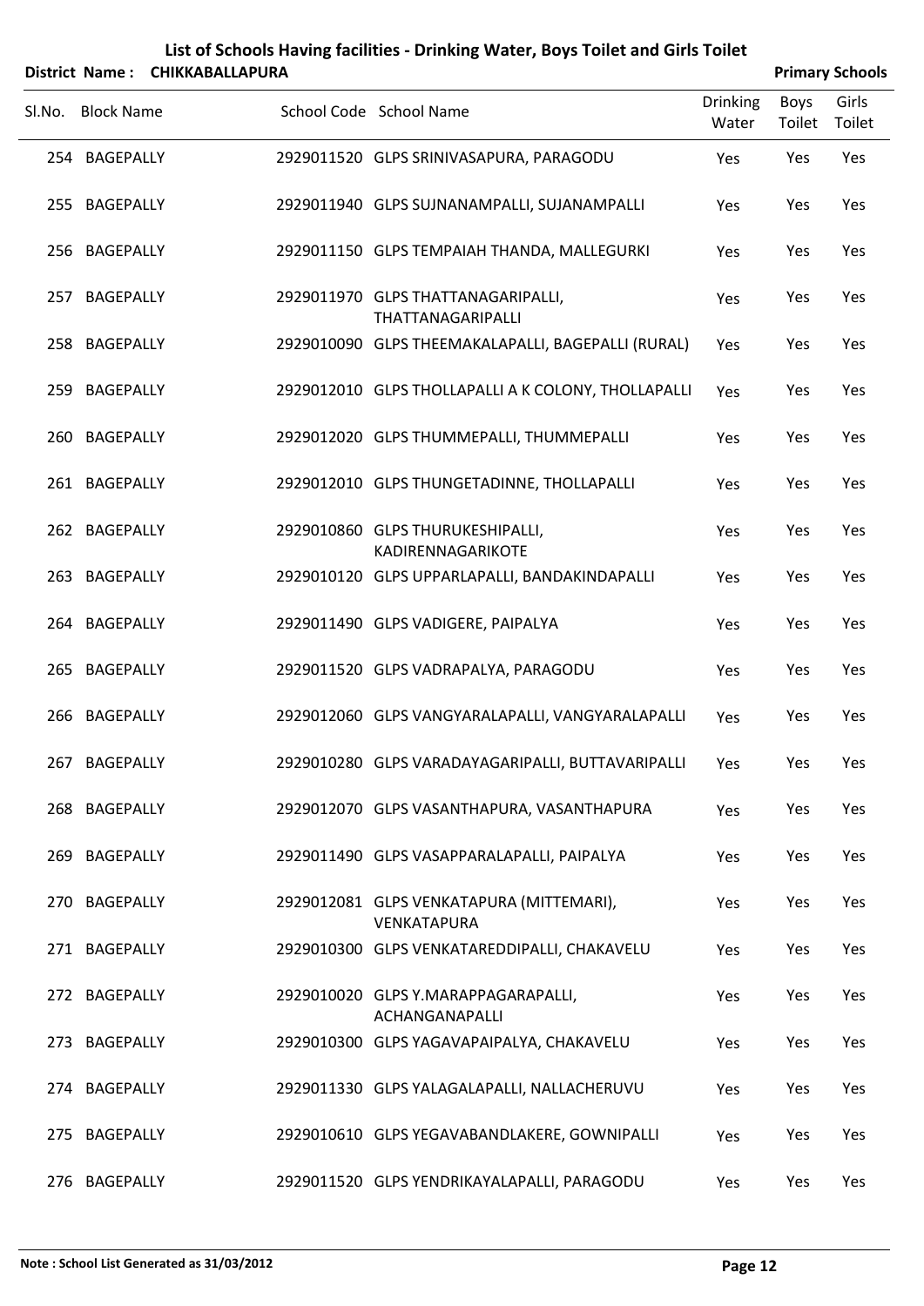# List of Schools Having facilities - Drinking Water, Boys Toilet and Girls Toilet

**District Name : CHIKKABALLAPURA** **Primary Schools**

| Sl.No. | Block Name | School Code | School Name | Drinking Water | Boys Toilet | Girls Toilet |
|---|---|---|---|---|---|---|
| 254 | BAGEPALLY | 2929011520 | GLPS SRINIVASAPURA, PARAGODU | Yes | Yes | Yes |
| 255 | BAGEPALLY | 2929011940 | GLPS SUJNANAMPALLI, SUJANAMPALLI | Yes | Yes | Yes |
| 256 | BAGEPALLY | 2929011150 | GLPS TEMPAIAH THANDA, MALLEGURKI | Yes | Yes | Yes |
| 257 | BAGEPALLY | 2929011970 | GLPS THATTANAGARIPALLI, THATTANAGARIPALLI | Yes | Yes | Yes |
| 258 | BAGEPALLY | 2929010090 | GLPS THEEMAKALAPALLI, BAGEPALLI (RURAL) | Yes | Yes | Yes |
| 259 | BAGEPALLY | 2929012010 | GLPS THOLLAPALLI A K COLONY, THOLLAPALLI | Yes | Yes | Yes |
| 260 | BAGEPALLY | 2929012020 | GLPS THUMMEPALLI, THUMMEPALLI | Yes | Yes | Yes |
| 261 | BAGEPALLY | 2929012010 | GLPS THUNGETADINNE, THOLLAPALLI | Yes | Yes | Yes |
| 262 | BAGEPALLY | 2929010860 | GLPS THURUKESHIPALLI, KADIRENNAGARIKOTE | Yes | Yes | Yes |
| 263 | BAGEPALLY | 2929010120 | GLPS UPPARLAPALLI, BANDAKINDAPALLI | Yes | Yes | Yes |
| 264 | BAGEPALLY | 2929011490 | GLPS VADIGERE, PAIPALYA | Yes | Yes | Yes |
| 265 | BAGEPALLY | 2929011520 | GLPS VADRAPALYA, PARAGODU | Yes | Yes | Yes |
| 266 | BAGEPALLY | 2929012060 | GLPS VANGYARALAPALLI, VANGYARALAPALLI | Yes | Yes | Yes |
| 267 | BAGEPALLY | 2929010280 | GLPS VARADAYAGARIPALLI, BUTTAVARIPALLI | Yes | Yes | Yes |
| 268 | BAGEPALLY | 2929012070 | GLPS VASANTHAPURA, VASANTHAPURA | Yes | Yes | Yes |
| 269 | BAGEPALLY | 2929011490 | GLPS VASAPPARALAPALLI, PAIPALYA | Yes | Yes | Yes |
| 270 | BAGEPALLY | 2929012081 | GLPS VENKATAPURA (MITTEMARI), VENKATAPURA | Yes | Yes | Yes |
| 271 | BAGEPALLY | 2929010300 | GLPS VENKATAREDDIPALLI, CHAKAVELU | Yes | Yes | Yes |
| 272 | BAGEPALLY | 2929010020 | GLPS Y.MARAPPAGARAPALLI, ACHANGANAPALLI | Yes | Yes | Yes |
| 273 | BAGEPALLY | 2929010300 | GLPS YAGAVAPAIPALYA, CHAKAVELU | Yes | Yes | Yes |
| 274 | BAGEPALLY | 2929011330 | GLPS YALAGALAPALLI, NALLACHERUVU | Yes | Yes | Yes |
| 275 | BAGEPALLY | 2929010610 | GLPS YEGAVABANDLAKERE, GOWNIPALLI | Yes | Yes | Yes |
| 276 | BAGEPALLY | 2929011520 | GLPS YENDRIKAYALAPALLI, PARAGODU | Yes | Yes | Yes |

**Note : School List Generated as 31/03/2012**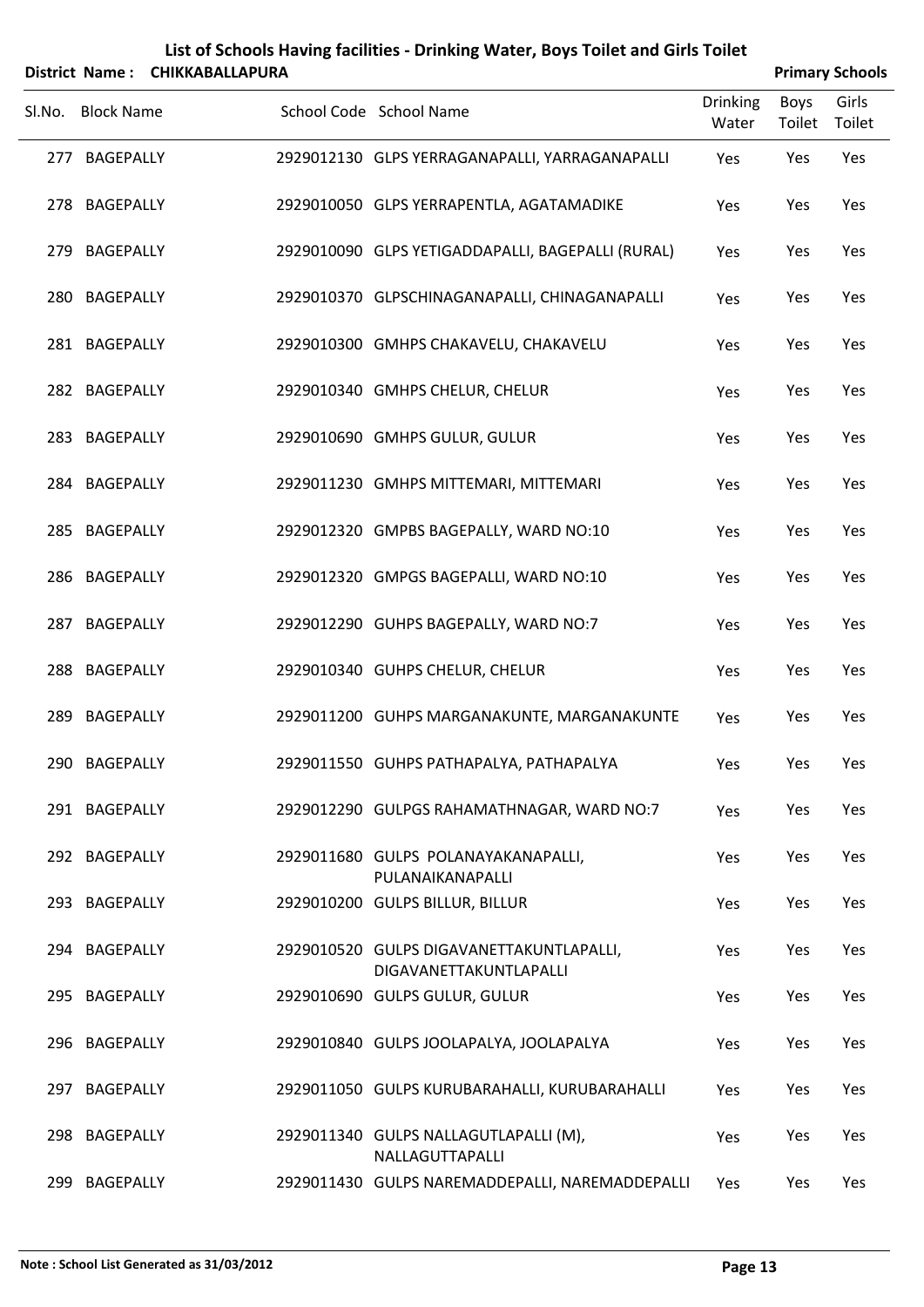# List of Schools Having facilities - Drinking Water, Boys Toilet and Girls Toilet

**District Name : CHIKKABALLAPURA** **Primary Schools**

| Sl.No. | Block Name | School Code | School Name | Drinking Water | Boys Toilet | Girls Toilet |
|---|---|---|---|---|---|---|
| 277 | BAGEPALLY | 2929012130 | GLPS YERRAGANAPALLI, YARRAGANAPALLI | Yes | Yes | Yes |
| 278 | BAGEPALLY | 2929010050 | GLPS YERRAPENTLA, AGATAMADIKE | Yes | Yes | Yes |
| 279 | BAGEPALLY | 2929010090 | GLPS YETIGADDAPALLI, BAGEPALLI (RURAL) | Yes | Yes | Yes |
| 280 | BAGEPALLY | 2929010370 | GLPSCHINAGANAPALLI, CHINAGANAPALLI | Yes | Yes | Yes |
| 281 | BAGEPALLY | 2929010300 | GMHPS CHAKAVELU, CHAKAVELU | Yes | Yes | Yes |
| 282 | BAGEPALLY | 2929010340 | GMHPS CHELUR, CHELUR | Yes | Yes | Yes |
| 283 | BAGEPALLY | 2929010690 | GMHPS GULUR, GULUR | Yes | Yes | Yes |
| 284 | BAGEPALLY | 2929011230 | GMHPS MITTEMARI, MITTEMARI | Yes | Yes | Yes |
| 285 | BAGEPALLY | 2929012320 | GMPBS BAGEPALLY, WARD NO:10 | Yes | Yes | Yes |
| 286 | BAGEPALLY | 2929012320 | GMPGS BAGEPALLI, WARD NO:10 | Yes | Yes | Yes |
| 287 | BAGEPALLY | 2929012290 | GUHPS BAGEPALLY, WARD NO:7 | Yes | Yes | Yes |
| 288 | BAGEPALLY | 2929010340 | GUHPS CHELUR, CHELUR | Yes | Yes | Yes |
| 289 | BAGEPALLY | 2929011200 | GUHPS MARGANAKUNTE, MARGANAKUNTE | Yes | Yes | Yes |
| 290 | BAGEPALLY | 2929011550 | GUHPS PATHAPALYA, PATHAPALYA | Yes | Yes | Yes |
| 291 | BAGEPALLY | 2929012290 | GULPGS RAHAMATHNAGAR, WARD NO:7 | Yes | Yes | Yes |
| 292 | BAGEPALLY | 2929011680 | GULPS POLANAYAKANAPALLI, PULANAIKANAPALLI | Yes | Yes | Yes |
| 293 | BAGEPALLY | 2929010200 | GULPS BILLUR, BILLUR | Yes | Yes | Yes |
| 294 | BAGEPALLY | 2929010520 | GULPS DIGAVANETTAKUNTLAPALLI, DIGAVANETTAKUNTLAPALLI | Yes | Yes | Yes |
| 295 | BAGEPALLY | 2929010690 | GULPS GULUR, GULUR | Yes | Yes | Yes |
| 296 | BAGEPALLY | 2929010840 | GULPS JOOLAPALYA, JOOLAPALYA | Yes | Yes | Yes |
| 297 | BAGEPALLY | 2929011050 | GULPS KURUBARAHALLI, KURUBARAHALLI | Yes | Yes | Yes |
| 298 | BAGEPALLY | 2929011340 | GULPS NALLAGUTLAPALLI (M), NALLAGUTTAPALLI | Yes | Yes | Yes |
| 299 | BAGEPALLY | 2929011430 | GULPS NAREMADDEPALLI, NAREMADDEPALLI | Yes | Yes | Yes |

**Note : School List Generated as 31/03/2012**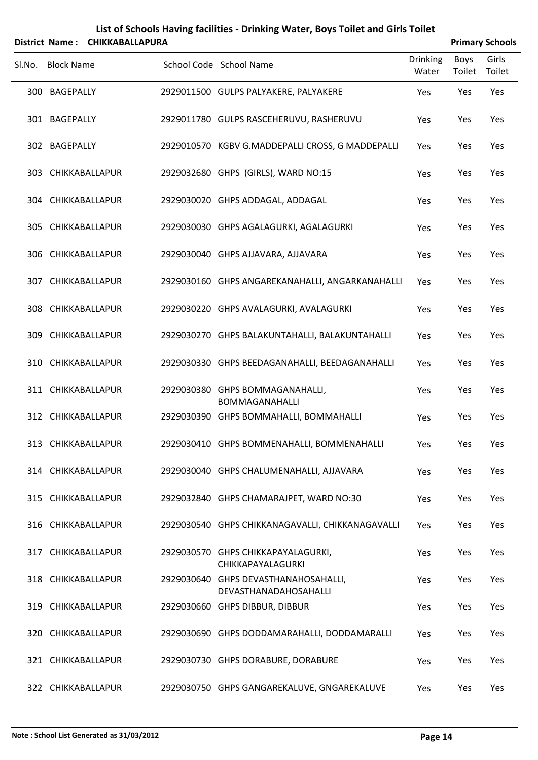# List of Schools Having facilities - Drinking Water, Boys Toilet and Girls Toilet

**District Name : CHIKKABALLAPURA** **Primary Schools**

| Sl.No. | Block Name | School Code | School Name | Drinking Water | Boys Toilet | Girls Toilet |
|---|---|---|---|---|---|---|
| 300 | BAGEPALLY | 2929011500 | GULPS PALYAKERE, PALYAKERE | Yes | Yes | Yes |
| 301 | BAGEPALLY | 2929011780 | GULPS RASCEHERUVU, RASHERUVU | Yes | Yes | Yes |
| 302 | BAGEPALLY | 2929010570 | KGBV G.MADDEPALLI CROSS, G MADDEPALLI | Yes | Yes | Yes |
| 303 | CHIKKABALLAPUR | 2929032680 | GHPS (GIRLS), WARD NO:15 | Yes | Yes | Yes |
| 304 | CHIKKABALLAPUR | 2929030020 | GHPS ADDAGAL, ADDAGAL | Yes | Yes | Yes |
| 305 | CHIKKABALLAPUR | 2929030030 | GHPS AGALAGURKI, AGALAGURKI | Yes | Yes | Yes |
| 306 | CHIKKABALLAPUR | 2929030040 | GHPS AJJAVARA, AJJAVARA | Yes | Yes | Yes |
| 307 | CHIKKABALLAPUR | 2929030160 | GHPS ANGAREKANAHALLI, ANGARKANAHALLI | Yes | Yes | Yes |
| 308 | CHIKKABALLAPUR | 2929030220 | GHPS AVALAGURKI, AVALAGURKI | Yes | Yes | Yes |
| 309 | CHIKKABALLAPUR | 2929030270 | GHPS BALAKUNTAHALLI, BALAKUNTAHALLI | Yes | Yes | Yes |
| 310 | CHIKKABALLAPUR | 2929030330 | GHPS BEEDAGANAHALLI, BEEDAGANAHALLI | Yes | Yes | Yes |
| 311 | CHIKKABALLAPUR | 2929030380 | GHPS BOMMAGANAHALLI, BOMMAGANAHALLI | Yes | Yes | Yes |
| 312 | CHIKKABALLAPUR | 2929030390 | GHPS BOMMAHALLI, BOMMAHALLI | Yes | Yes | Yes |
| 313 | CHIKKABALLAPUR | 2929030410 | GHPS BOMMENAHALLI, BOMMENAHALLI | Yes | Yes | Yes |
| 314 | CHIKKABALLAPUR | 2929030040 | GHPS CHALUMENAHALLI, AJJAVARA | Yes | Yes | Yes |
| 315 | CHIKKABALLAPUR | 2929032840 | GHPS CHAMARAJPET, WARD NO:30 | Yes | Yes | Yes |
| 316 | CHIKKABALLAPUR | 2929030540 | GHPS CHIKKANAGAVALLI, CHIKKANAGAVALLI | Yes | Yes | Yes |
| 317 | CHIKKABALLAPUR | 2929030570 | GHPS CHIKKAPAYALAGURKI, CHIKKAPAYALAGURKI | Yes | Yes | Yes |
| 318 | CHIKKABALLAPUR | 2929030640 | GHPS DEVASTHANAHOSAHALLI, DEVASTHANADAHOSAHALLI | Yes | Yes | Yes |
| 319 | CHIKKABALLAPUR | 2929030660 | GHPS DIBBUR, DIBBUR | Yes | Yes | Yes |
| 320 | CHIKKABALLAPUR | 2929030690 | GHPS DODDAMARAHALLI, DODDAMARALLI | Yes | Yes | Yes |
| 321 | CHIKKABALLAPUR | 2929030730 | GHPS DORABURE, DORABURE | Yes | Yes | Yes |
| 322 | CHIKKABALLAPUR | 2929030750 | GHPS GANGAREKALUVE, GNGAREKALUVE | Yes | Yes | Yes |

**Note : School List Generated as 31/03/2012**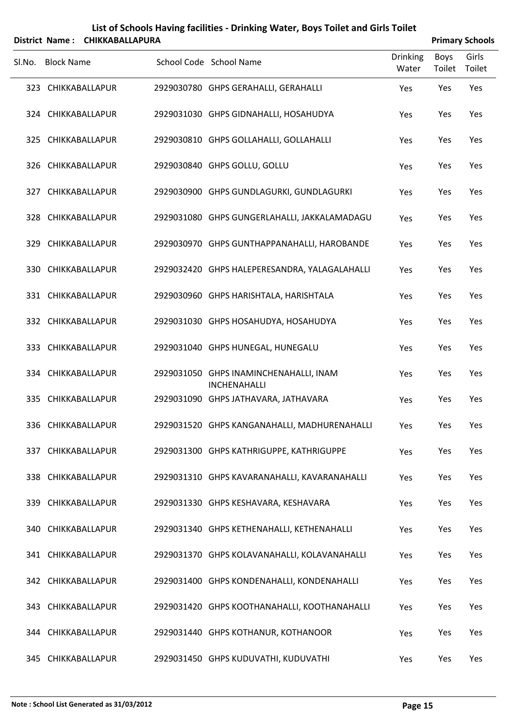# List of Schools Having facilities - Drinking Water, Boys Toilet and Girls Toilet

**District Name : CHIKKABALLAPURA** **Primary Schools**

| Sl.No. | Block Name | School Code | School Name | Drinking Water | Boys Toilet | Girls Toilet |
|---|---|---|---|---|---|---|
| 323 | CHIKKABALLAPUR | 2929030780 | GHPS GERAHALLI, GERAHALLI | Yes | Yes | Yes |
| 324 | CHIKKABALLAPUR | 2929031030 | GHPS GIDNAHALLI, HOSAHUDYA | Yes | Yes | Yes |
| 325 | CHIKKABALLAPUR | 2929030810 | GHPS GOLLAHALLI, GOLLAHALLI | Yes | Yes | Yes |
| 326 | CHIKKABALLAPUR | 2929030840 | GHPS GOLLU, GOLLU | Yes | Yes | Yes |
| 327 | CHIKKABALLAPUR | 2929030900 | GHPS GUNDLAGURKI, GUNDLAGURKI | Yes | Yes | Yes |
| 328 | CHIKKABALLAPUR | 2929031080 | GHPS GUNGERLAHALLI, JAKKALAMADAGU | Yes | Yes | Yes |
| 329 | CHIKKABALLAPUR | 2929030970 | GHPS GUNTHAPPANAHALLI, HAROBANDE | Yes | Yes | Yes |
| 330 | CHIKKABALLAPUR | 2929032420 | GHPS HALEPERESANDRA, YALAGALAHALLI | Yes | Yes | Yes |
| 331 | CHIKKABALLAPUR | 2929030960 | GHPS HARISHTALA, HARISHTALA | Yes | Yes | Yes |
| 332 | CHIKKABALLAPUR | 2929031030 | GHPS HOSAHUDYA, HOSAHUDYA | Yes | Yes | Yes |
| 333 | CHIKKABALLAPUR | 2929031040 | GHPS HUNEGAL, HUNEGALU | Yes | Yes | Yes |
| 334 | CHIKKABALLAPUR | 2929031050 | GHPS INAMINCHENAHALLI, INAM INCHENAHALLI | Yes | Yes | Yes |
| 335 | CHIKKABALLAPUR | 2929031090 | GHPS JATHAVARA, JATHAVARA | Yes | Yes | Yes |
| 336 | CHIKKABALLAPUR | 2929031520 | GHPS KANGANAHALLI, MADHURENAHALLI | Yes | Yes | Yes |
| 337 | CHIKKABALLAPUR | 2929031300 | GHPS KATHRIGUPPE, KATHRIGUPPE | Yes | Yes | Yes |
| 338 | CHIKKABALLAPUR | 2929031310 | GHPS KAVARANAHALLI, KAVARANAHALLI | Yes | Yes | Yes |
| 339 | CHIKKABALLAPUR | 2929031330 | GHPS KESHAVARA, KESHAVARA | Yes | Yes | Yes |
| 340 | CHIKKABALLAPUR | 2929031340 | GHPS KETHENAHALLI, KETHENAHALLI | Yes | Yes | Yes |
| 341 | CHIKKABALLAPUR | 2929031370 | GHPS KOLAVANAHALLI, KOLAVANAHALLI | Yes | Yes | Yes |
| 342 | CHIKKABALLAPUR | 2929031400 | GHPS KONDENAHALLI, KONDENAHALLI | Yes | Yes | Yes |
| 343 | CHIKKABALLAPUR | 2929031420 | GHPS KOOTHANAHALLI, KOOTHANAHALLI | Yes | Yes | Yes |
| 344 | CHIKKABALLAPUR | 2929031440 | GHPS KOTHANUR, KOTHANOOR | Yes | Yes | Yes |
| 345 | CHIKKABALLAPUR | 2929031450 | GHPS KUDUVATHI, KUDUVATHI | Yes | Yes | Yes |

**Note : School List Generated as 31/03/2012**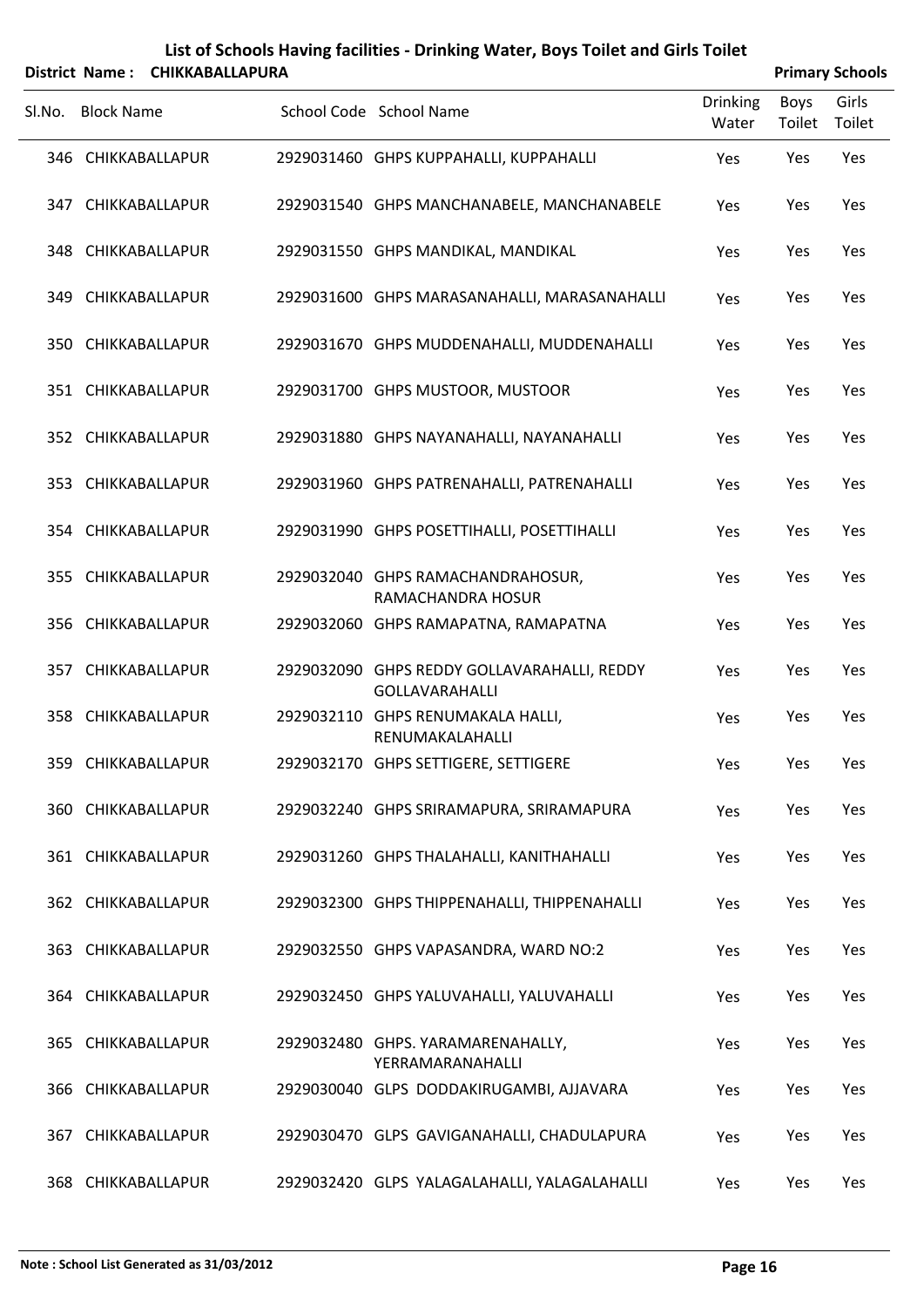## List of Schools Having facilities - Drinking Water, Boys Toilet and Girls Toilet

**District Name : CHIKKABALLAPURA** **Primary Schools**

| Sl.No. | Block Name | School Code | School Name | Drinking Water | Boys Toilet | Girls Toilet |
|---|---|---|---|---|---|---|
| 346 | CHIKKABALLAPUR | 2929031460 | GHPS KUPPAHALLI, KUPPAHALLI | Yes | Yes | Yes |
| 347 | CHIKKABALLAPUR | 2929031540 | GHPS MANCHANABELE, MANCHANABELE | Yes | Yes | Yes |
| 348 | CHIKKABALLAPUR | 2929031550 | GHPS MANDIKAL, MANDIKAL | Yes | Yes | Yes |
| 349 | CHIKKABALLAPUR | 2929031600 | GHPS MARASANAHALLI, MARASANAHALLI | Yes | Yes | Yes |
| 350 | CHIKKABALLAPUR | 2929031670 | GHPS MUDDENAHALLI, MUDDENAHALLI | Yes | Yes | Yes |
| 351 | CHIKKABALLAPUR | 2929031700 | GHPS MUSTOOR, MUSTOOR | Yes | Yes | Yes |
| 352 | CHIKKABALLAPUR | 2929031880 | GHPS NAYANAHALLI, NAYANAHALLI | Yes | Yes | Yes |
| 353 | CHIKKABALLAPUR | 2929031960 | GHPS PATRENAHALLI, PATRENAHALLI | Yes | Yes | Yes |
| 354 | CHIKKABALLAPUR | 2929031990 | GHPS POSETTIHALLI, POSETTIHALLI | Yes | Yes | Yes |
| 355 | CHIKKABALLAPUR | 2929032040 | GHPS RAMACHANDRAHOSUR, RAMACHANDRA HOSUR | Yes | Yes | Yes |
| 356 | CHIKKABALLAPUR | 2929032060 | GHPS RAMAPATNA, RAMAPATNA | Yes | Yes | Yes |
| 357 | CHIKKABALLAPUR | 2929032090 | GHPS REDDY GOLLAVARAHALLI, REDDY GOLLAVARAHALLI | Yes | Yes | Yes |
| 358 | CHIKKABALLAPUR | 2929032110 | GHPS RENUMAKALA HALLI, RENUMAKALAHALLI | Yes | Yes | Yes |
| 359 | CHIKKABALLAPUR | 2929032170 | GHPS SETTIGERE, SETTIGERE | Yes | Yes | Yes |
| 360 | CHIKKABALLAPUR | 2929032240 | GHPS SRIRAMAPURA, SRIRAMAPURA | Yes | Yes | Yes |
| 361 | CHIKKABALLAPUR | 2929031260 | GHPS THALAHALLI, KANITHAHALLI | Yes | Yes | Yes |
| 362 | CHIKKABALLAPUR | 2929032300 | GHPS THIPPENAHALLI, THIPPENAHALLI | Yes | Yes | Yes |
| 363 | CHIKKABALLAPUR | 2929032550 | GHPS VAPASANDRA, WARD NO:2 | Yes | Yes | Yes |
| 364 | CHIKKABALLAPUR | 2929032450 | GHPS YALUVAHALLI, YALUVAHALLI | Yes | Yes | Yes |
| 365 | CHIKKABALLAPUR | 2929032480 | GHPS. YARAMARENAHALLY, YERRAMARANAHALLI | Yes | Yes | Yes |
| 366 | CHIKKABALLAPUR | 2929030040 | GLPS DODDAKIRUGAMBI, AJJAVARA | Yes | Yes | Yes |
| 367 | CHIKKABALLAPUR | 2929030470 | GLPS GAVIGANAHALLI, CHADULAPURA | Yes | Yes | Yes |
| 368 | CHIKKABALLAPUR | 2929032420 | GLPS YALAGALAHALLI, YALAGALAHALLI | Yes | Yes | Yes |

**Note : School List Generated as 31/03/2012**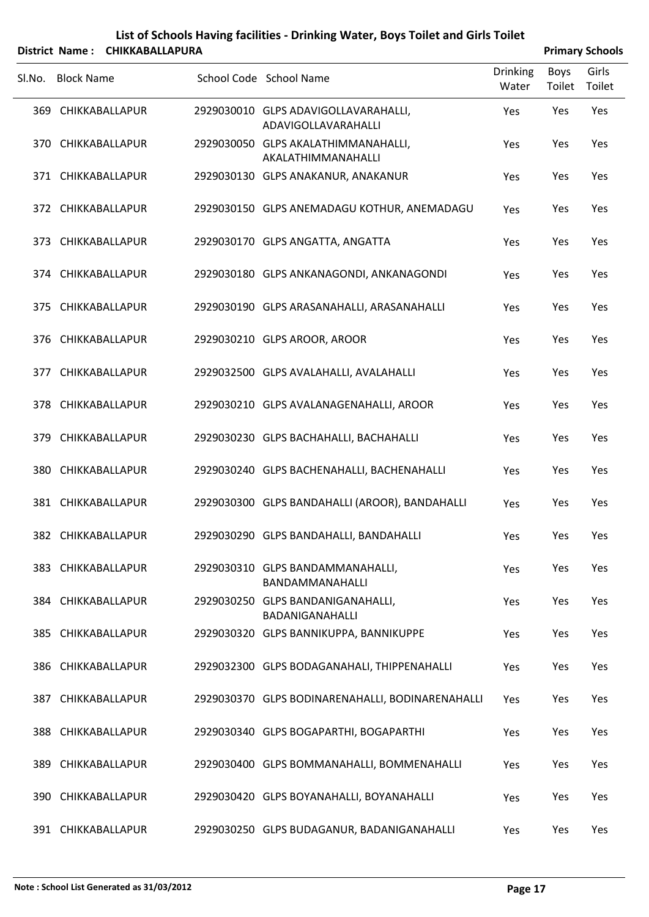# List of Schools Having facilities - Drinking Water, Boys Toilet and Girls Toilet

**District Name : CHIKKABALLAPURA** | **Primary Schools**

| Sl.No. | Block Name | School Code | School Name | Drinking Water | Boys Toilet | Girls Toilet |
|---|---|---|---|---|---|---|
| 369 | CHIKKABALLAPUR | 2929030010 | GLPS ADAVIGOLLAVARAHALLI, ADAVIGOLLAVARAHALLI | Yes | Yes | Yes |
| 370 | CHIKKABALLAPUR | 2929030050 | GLPS AKALATHIMMANAHALLI, AKALATHIMMANAHALLI | Yes | Yes | Yes |
| 371 | CHIKKABALLAPUR | 2929030130 | GLPS ANAKANUR, ANAKANUR | Yes | Yes | Yes |
| 372 | CHIKKABALLAPUR | 2929030150 | GLPS ANEMADAGU KOTHUR, ANEMADAGU | Yes | Yes | Yes |
| 373 | CHIKKABALLAPUR | 2929030170 | GLPS ANGATTA, ANGATTA | Yes | Yes | Yes |
| 374 | CHIKKABALLAPUR | 2929030180 | GLPS ANKANAGONDI, ANKANAGONDI | Yes | Yes | Yes |
| 375 | CHIKKABALLAPUR | 2929030190 | GLPS ARASANAHALLI, ARASANAHALLI | Yes | Yes | Yes |
| 376 | CHIKKABALLAPUR | 2929030210 | GLPS AROOR, AROOR | Yes | Yes | Yes |
| 377 | CHIKKABALLAPUR | 2929032500 | GLPS AVALAHALLI, AVALAHALLI | Yes | Yes | Yes |
| 378 | CHIKKABALLAPUR | 2929030210 | GLPS AVALANAGENAHALLI, AROOR | Yes | Yes | Yes |
| 379 | CHIKKABALLAPUR | 2929030230 | GLPS BACHAHALLI, BACHAHALLI | Yes | Yes | Yes |
| 380 | CHIKKABALLAPUR | 2929030240 | GLPS BACHENAHALLI, BACHENAHALLI | Yes | Yes | Yes |
| 381 | CHIKKABALLAPUR | 2929030300 | GLPS BANDAHALLI (AROOR), BANDAHALLI | Yes | Yes | Yes |
| 382 | CHIKKABALLAPUR | 2929030290 | GLPS BANDAHALLI, BANDAHALLI | Yes | Yes | Yes |
| 383 | CHIKKABALLAPUR | 2929030310 | GLPS BANDAMMANAHALLI, BANDAMMANAHALLI | Yes | Yes | Yes |
| 384 | CHIKKABALLAPUR | 2929030250 | GLPS BANDANIGANAHALLI, BADANIGANAHALLI | Yes | Yes | Yes |
| 385 | CHIKKABALLAPUR | 2929030320 | GLPS BANNIKUPPA, BANNIKUPPE | Yes | Yes | Yes |
| 386 | CHIKKABALLAPUR | 2929032300 | GLPS BODAGANAHALI, THIPPENAHALLI | Yes | Yes | Yes |
| 387 | CHIKKABALLAPUR | 2929030370 | GLPS BODINARENAHALLI, BODINARENAHALLI | Yes | Yes | Yes |
| 388 | CHIKKABALLAPUR | 2929030340 | GLPS BOGAPARTHI, BOGAPARTHI | Yes | Yes | Yes |
| 389 | CHIKKABALLAPUR | 2929030400 | GLPS BOMMANAHALLI, BOMMENAHALLI | Yes | Yes | Yes |
| 390 | CHIKKABALLAPUR | 2929030420 | GLPS BOYANAHALLI, BOYANAHALLI | Yes | Yes | Yes |
| 391 | CHIKKABALLAPUR | 2929030250 | GLPS BUDAGANUR, BADANIGANAHALLI | Yes | Yes | Yes |

**Note : School List Generated as 31/03/2012**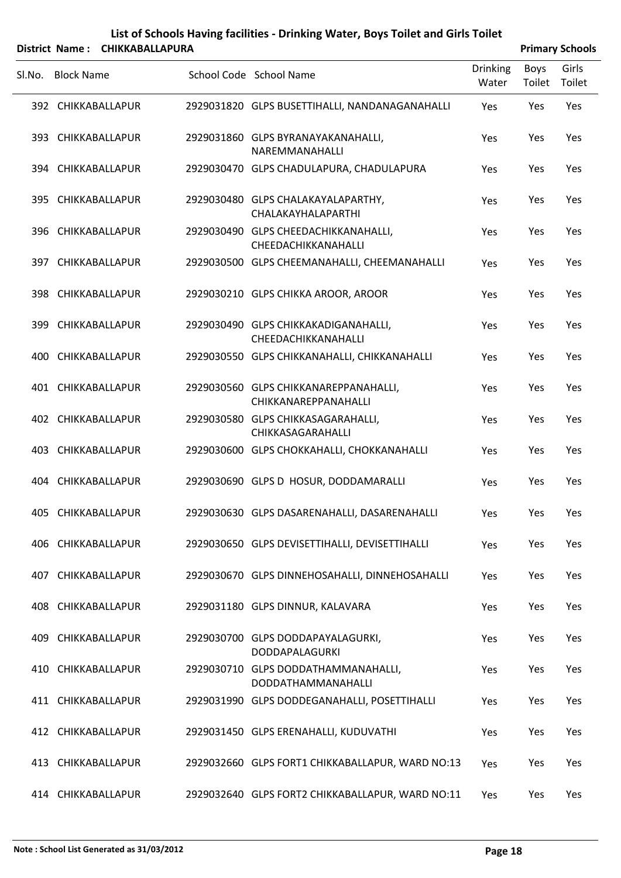# List of Schools Having facilities - Drinking Water, Boys Toilet and Girls Toilet

**District Name : CHIKKABALLAPURA** — **Primary Schools**

| Sl.No. | Block Name | School Code | School Name | Drinking Water | Boys Toilet | Girls Toilet |
|---|---|---|---|---|---|---|
| 392 | CHIKKABALLAPUR | 2929031820 | GLPS BUSETTIHALLI, NANDANAGANAHALLI | Yes | Yes | Yes |
| 393 | CHIKKABALLAPUR | 2929031860 | GLPS BYRANAYAKANAHALLI, NAREMMANAHALLI | Yes | Yes | Yes |
| 394 | CHIKKABALLAPUR | 2929030470 | GLPS CHADULAPURA, CHADULAPURA | Yes | Yes | Yes |
| 395 | CHIKKABALLAPUR | 2929030480 | GLPS CHALAKAYALAPARTHY, CHALAKAYHALAPARTHI | Yes | Yes | Yes |
| 396 | CHIKKABALLAPUR | 2929030490 | GLPS CHEEDACHIKKANAHALLI, CHEEDACHIKKANAHALLI | Yes | Yes | Yes |
| 397 | CHIKKABALLAPUR | 2929030500 | GLPS CHEEMANAHALLI, CHEEMANAHALLI | Yes | Yes | Yes |
| 398 | CHIKKABALLAPUR | 2929030210 | GLPS CHIKKA AROOR, AROOR | Yes | Yes | Yes |
| 399 | CHIKKABALLAPUR | 2929030490 | GLPS CHIKKAKADIGANAHALLI, CHEEDACHIKKANAHALLI | Yes | Yes | Yes |
| 400 | CHIKKABALLAPUR | 2929030550 | GLPS CHIKKANAHALLI, CHIKKANAHALLI | Yes | Yes | Yes |
| 401 | CHIKKABALLAPUR | 2929030560 | GLPS CHIKKANAREPPANAHALLI, CHIKKANAREPPANAHALLI | Yes | Yes | Yes |
| 402 | CHIKKABALLAPUR | 2929030580 | GLPS CHIKKASAGARAHALLI, CHIKKASAGARAHALLI | Yes | Yes | Yes |
| 403 | CHIKKABALLAPUR | 2929030600 | GLPS CHOKKAHALLI, CHOKKANAHALLI | Yes | Yes | Yes |
| 404 | CHIKKABALLAPUR | 2929030690 | GLPS D HOSUR, DODDAMARALLI | Yes | Yes | Yes |
| 405 | CHIKKABALLAPUR | 2929030630 | GLPS DASARENAHALLI, DASARENAHALLI | Yes | Yes | Yes |
| 406 | CHIKKABALLAPUR | 2929030650 | GLPS DEVISETTIHALLI, DEVISETTIHALLI | Yes | Yes | Yes |
| 407 | CHIKKABALLAPUR | 2929030670 | GLPS DINNEHOSAHALLI, DINNEHOSAHALLI | Yes | Yes | Yes |
| 408 | CHIKKABALLAPUR | 2929031180 | GLPS DINNUR, KALAVARA | Yes | Yes | Yes |
| 409 | CHIKKABALLAPUR | 2929030700 | GLPS DODDAPAYALAGURKI, DODDAPALAGURKI | Yes | Yes | Yes |
| 410 | CHIKKABALLAPUR | 2929030710 | GLPS DODDATHAMMANAHALLI, DODDATHAMMANAHALLI | Yes | Yes | Yes |
| 411 | CHIKKABALLAPUR | 2929031990 | GLPS DODDEGANAHALLI, POSETTIHALLI | Yes | Yes | Yes |
| 412 | CHIKKABALLAPUR | 2929031450 | GLPS ERENAHALLI, KUDUVATHI | Yes | Yes | Yes |
| 413 | CHIKKABALLAPUR | 2929032660 | GLPS FORT1 CHIKKABALLAPUR, WARD NO:13 | Yes | Yes | Yes |
| 414 | CHIKKABALLAPUR | 2929032640 | GLPS FORT2 CHIKKABALLAPUR, WARD NO:11 | Yes | Yes | Yes |

**Note : School List Generated as 31/03/2012**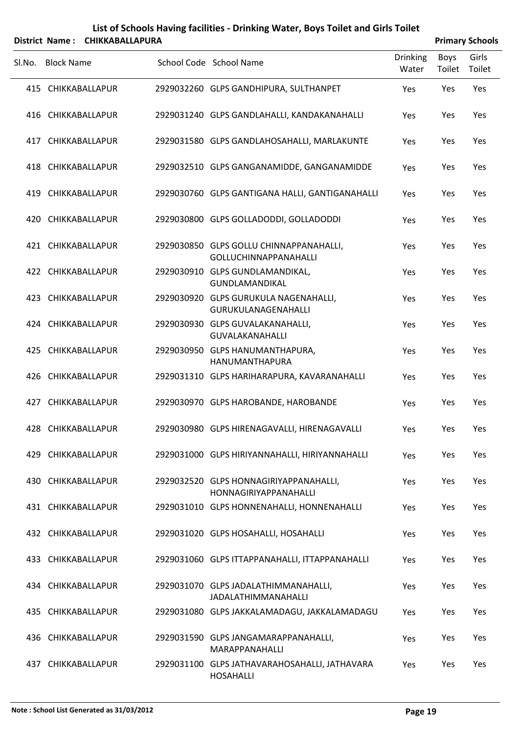# List of Schools Having facilities - Drinking Water, Boys Toilet and Girls Toilet

**District Name : CHIKKABALLAPURA** **Primary Schools**

| Sl.No. | Block Name | School Code | School Name | Drinking Water | Boys Toilet | Girls Toilet |
|---|---|---|---|---|---|---|
| 415 | CHIKKABALLAPUR | 2929032260 | GLPS GANDHIPURA, SULTHANPET | Yes | Yes | Yes |
| 416 | CHIKKABALLAPUR | 2929031240 | GLPS GANDLAHALLI, KANDAKANAHALLI | Yes | Yes | Yes |
| 417 | CHIKKABALLAPUR | 2929031580 | GLPS GANDLAHOSAHALLI, MARLAKUNTE | Yes | Yes | Yes |
| 418 | CHIKKABALLAPUR | 2929032510 | GLPS GANGANAMIDDE, GANGANAMIDDE | Yes | Yes | Yes |
| 419 | CHIKKABALLAPUR | 2929030760 | GLPS GANTIGANA HALLI, GANTIGANAHALLI | Yes | Yes | Yes |
| 420 | CHIKKABALLAPUR | 2929030800 | GLPS GOLLADODDI, GOLLADODDI | Yes | Yes | Yes |
| 421 | CHIKKABALLAPUR | 2929030850 | GLPS GOLLU CHINNAPPANAHALLI, GOLLUCHINNAPPANAHALLI | Yes | Yes | Yes |
| 422 | CHIKKABALLAPUR | 2929030910 | GLPS GUNDLAMANDIKAL, GUNDLAMANDIKAL | Yes | Yes | Yes |
| 423 | CHIKKABALLAPUR | 2929030920 | GLPS GURUKULA NAGENAHALLI, GURUKULANAGENAHALLI | Yes | Yes | Yes |
| 424 | CHIKKABALLAPUR | 2929030930 | GLPS GUVALAKANAHALLI, GUVALAKANAHALLI | Yes | Yes | Yes |
| 425 | CHIKKABALLAPUR | 2929030950 | GLPS HANUMANTHAPURA, HANUMANTHAPURA | Yes | Yes | Yes |
| 426 | CHIKKABALLAPUR | 2929031310 | GLPS HARIHARAPURA, KAVARANAHALLI | Yes | Yes | Yes |
| 427 | CHIKKABALLAPUR | 2929030970 | GLPS HAROBANDE, HAROBANDE | Yes | Yes | Yes |
| 428 | CHIKKABALLAPUR | 2929030980 | GLPS HIRENAGAVALLI, HIRENAGAVALLI | Yes | Yes | Yes |
| 429 | CHIKKABALLAPUR | 2929031000 | GLPS HIRIYANNAHALLI, HIRIYANNAHALLI | Yes | Yes | Yes |
| 430 | CHIKKABALLAPUR | 2929032520 | GLPS HONNAGIRIYAPPANAHALLI, HONNAGIRIYAPPANAHALLI | Yes | Yes | Yes |
| 431 | CHIKKABALLAPUR | 2929031010 | GLPS HONNENAHALLI, HONNENAHALLI | Yes | Yes | Yes |
| 432 | CHIKKABALLAPUR | 2929031020 | GLPS HOSAHALLI, HOSAHALLI | Yes | Yes | Yes |
| 433 | CHIKKABALLAPUR | 2929031060 | GLPS ITTAPPANAHALLI, ITTAPPANAHALLI | Yes | Yes | Yes |
| 434 | CHIKKABALLAPUR | 2929031070 | GLPS JADALATHIMMANAHALLI, JADALATHIMMANAHALLI | Yes | Yes | Yes |
| 435 | CHIKKABALLAPUR | 2929031080 | GLPS JAKKALAMADAGU, JAKKALAMADAGU | Yes | Yes | Yes |
| 436 | CHIKKABALLAPUR | 2929031590 | GLPS JANGAMARAPPANAHALLI, MARAPPANAHALLI | Yes | Yes | Yes |
| 437 | CHIKKABALLAPUR | 2929031100 | GLPS JATHAVARAHOSAHALLI, JATHAVARA HOSAHALLI | Yes | Yes | Yes |

**Note : School List Generated as 31/03/2012**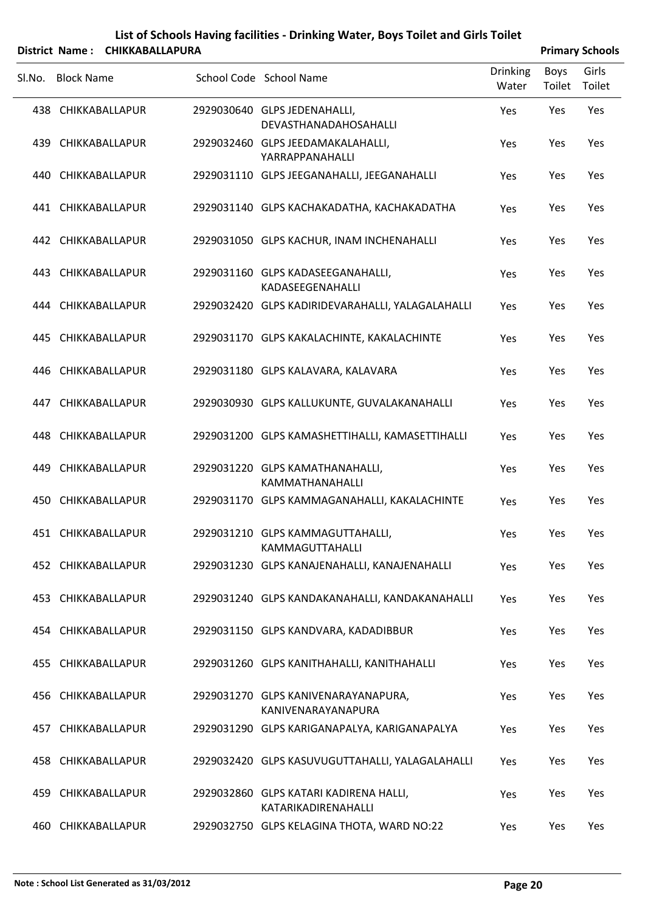# List of Schools Having facilities - Drinking Water, Boys Toilet and Girls Toilet

**District Name : CHIKKABALLAPURA** **Primary Schools**

| Sl.No. | Block Name | School Code | School Name | Drinking Water | Boys Toilet | Girls Toilet |
|---|---|---|---|---|---|---|
| 438 | CHIKKABALLAPUR | 2929030640 | GLPS JEDENAHALLI, DEVASTHANADAHOSAHALLI | Yes | Yes | Yes |
| 439 | CHIKKABALLAPUR | 2929032460 | GLPS JEEDAMAKALAHALLI, YARRAPPANAHALLI | Yes | Yes | Yes |
| 440 | CHIKKABALLAPUR | 2929031110 | GLPS JEEGANAHALLI, JEEGANAHALLI | Yes | Yes | Yes |
| 441 | CHIKKABALLAPUR | 2929031140 | GLPS KACHAKADATHA, KACHAKADATHA | Yes | Yes | Yes |
| 442 | CHIKKABALLAPUR | 2929031050 | GLPS KACHUR, INAM INCHENAHALLI | Yes | Yes | Yes |
| 443 | CHIKKABALLAPUR | 2929031160 | GLPS KADASEEGANAHALLI, KADASEEGENAHALLI | Yes | Yes | Yes |
| 444 | CHIKKABALLAPUR | 2929032420 | GLPS KADIRIDEVARAHALLI, YALAGALAHALLI | Yes | Yes | Yes |
| 445 | CHIKKABALLAPUR | 2929031170 | GLPS KAKALACHINTE, KAKALACHINTE | Yes | Yes | Yes |
| 446 | CHIKKABALLAPUR | 2929031180 | GLPS KALAVARA, KALAVARA | Yes | Yes | Yes |
| 447 | CHIKKABALLAPUR | 2929030930 | GLPS KALLUKUNTE, GUVALAKANAHALLI | Yes | Yes | Yes |
| 448 | CHIKKABALLAPUR | 2929031200 | GLPS KAMASHETTIHALLI, KAMASETTIHALLI | Yes | Yes | Yes |
| 449 | CHIKKABALLAPUR | 2929031220 | GLPS KAMATHANAHALLI, KAMMATHANAHALLI | Yes | Yes | Yes |
| 450 | CHIKKABALLAPUR | 2929031170 | GLPS KAMMAGANAHALLI, KAKALACHINTE | Yes | Yes | Yes |
| 451 | CHIKKABALLAPUR | 2929031210 | GLPS KAMMAGUTTAHALLI, KAMMAGUTTAHALLI | Yes | Yes | Yes |
| 452 | CHIKKABALLAPUR | 2929031230 | GLPS KANAJENAHALLI, KANAJENAHALLI | Yes | Yes | Yes |
| 453 | CHIKKABALLAPUR | 2929031240 | GLPS KANDAKANAHALLI, KANDAKANAHALLI | Yes | Yes | Yes |
| 454 | CHIKKABALLAPUR | 2929031150 | GLPS KANDVARA, KADADIBBUR | Yes | Yes | Yes |
| 455 | CHIKKABALLAPUR | 2929031260 | GLPS KANITHAHALLI, KANITHAHALLI | Yes | Yes | Yes |
| 456 | CHIKKABALLAPUR | 2929031270 | GLPS KANIVENARAYANAPURA, KANIVENARAYANAPURA | Yes | Yes | Yes |
| 457 | CHIKKABALLAPUR | 2929031290 | GLPS KARIGANAPALYA, KARIGANAPALYA | Yes | Yes | Yes |
| 458 | CHIKKABALLAPUR | 2929032420 | GLPS KASUVUGUTTAHALLI, YALAGALAHALLI | Yes | Yes | Yes |
| 459 | CHIKKABALLAPUR | 2929032860 | GLPS KATARI KADIRENA HALLI, KATARIKADIRENAHALLI | Yes | Yes | Yes |
| 460 | CHIKKABALLAPUR | 2929032750 | GLPS KELAGINA THOTA, WARD NO:22 | Yes | Yes | Yes |

**Note : School List Generated as 31/03/2012**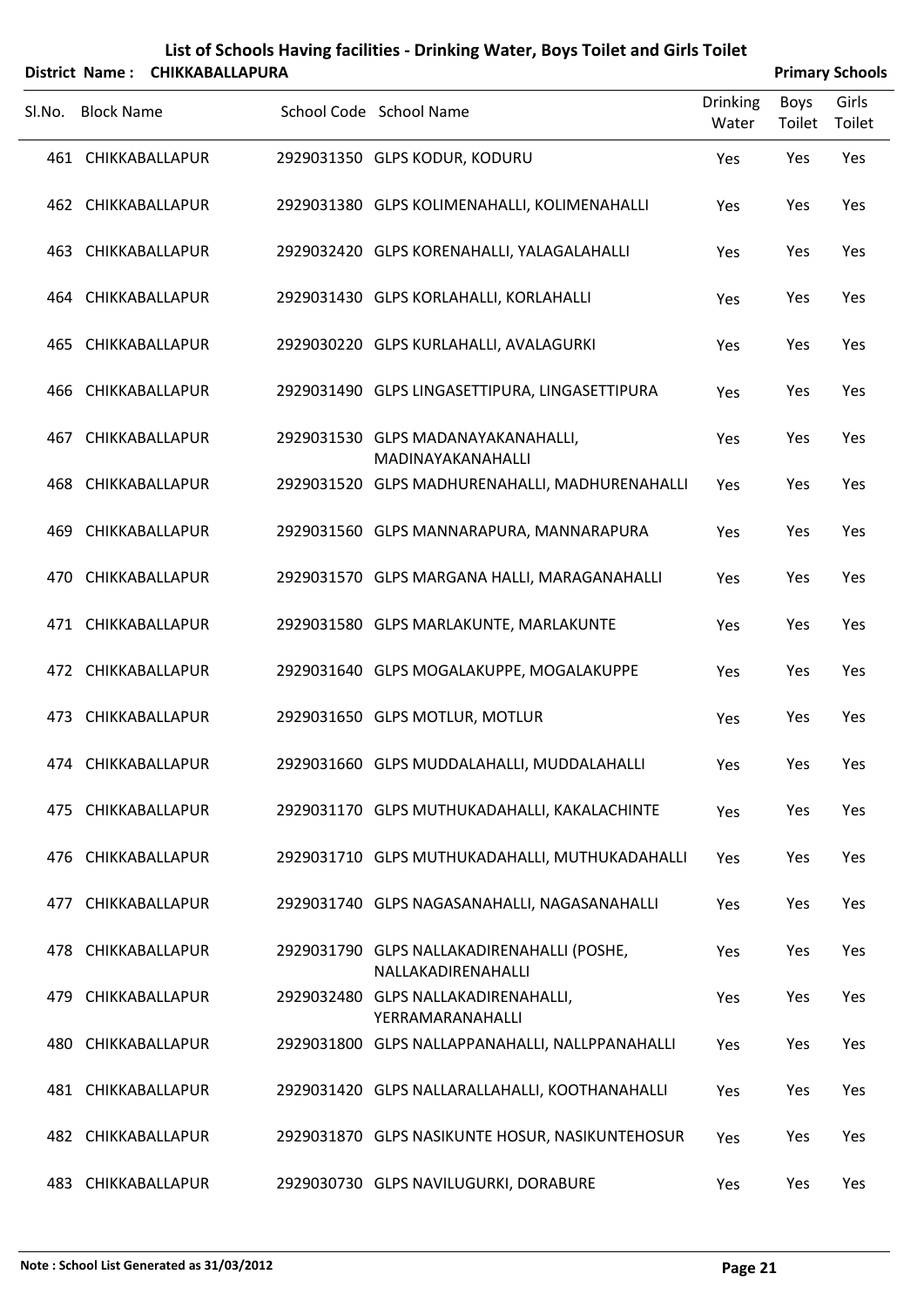# List of Schools Having facilities - Drinking Water, Boys Toilet and Girls Toilet

**District Name : CHIKKABALLAPURA** | **Primary Schools**

| Sl.No. | Block Name | School Code | School Name | Drinking Water | Boys Toilet | Girls Toilet |
|---|---|---|---|---|---|---|
| 461 | CHIKKABALLAPUR | 2929031350 | GLPS KODUR, KODURU | Yes | Yes | Yes |
| 462 | CHIKKABALLAPUR | 2929031380 | GLPS KOLIMENAHALLI, KOLIMENAHALLI | Yes | Yes | Yes |
| 463 | CHIKKABALLAPUR | 2929032420 | GLPS KORENAHALLI, YALAGALAHALLI | Yes | Yes | Yes |
| 464 | CHIKKABALLAPUR | 2929031430 | GLPS KORLAHALLI, KORLAHALLI | Yes | Yes | Yes |
| 465 | CHIKKABALLAPUR | 2929030220 | GLPS KURLAHALLI, AVALAGURKI | Yes | Yes | Yes |
| 466 | CHIKKABALLAPUR | 2929031490 | GLPS LINGASETTIPURA, LINGASETTIPURA | Yes | Yes | Yes |
| 467 | CHIKKABALLAPUR | 2929031530 | GLPS MADANAYAKANAHALLI, MADINAYAKANAHALLI | Yes | Yes | Yes |
| 468 | CHIKKABALLAPUR | 2929031520 | GLPS MADHURENAHALLI, MADHURENAHALLI | Yes | Yes | Yes |
| 469 | CHIKKABALLAPUR | 2929031560 | GLPS MANNARAPURA, MANNARAPURA | Yes | Yes | Yes |
| 470 | CHIKKABALLAPUR | 2929031570 | GLPS MARGANA HALLI, MARAGANAHALLI | Yes | Yes | Yes |
| 471 | CHIKKABALLAPUR | 2929031580 | GLPS MARLAKUNTE, MARLAKUNTE | Yes | Yes | Yes |
| 472 | CHIKKABALLAPUR | 2929031640 | GLPS MOGALAKUPPE, MOGALAKUPPE | Yes | Yes | Yes |
| 473 | CHIKKABALLAPUR | 2929031650 | GLPS MOTLUR, MOTLUR | Yes | Yes | Yes |
| 474 | CHIKKABALLAPUR | 2929031660 | GLPS MUDDALAHALLI, MUDDALAHALLI | Yes | Yes | Yes |
| 475 | CHIKKABALLAPUR | 2929031170 | GLPS MUTHUKADAHALLI, KAKALACHINTE | Yes | Yes | Yes |
| 476 | CHIKKABALLAPUR | 2929031710 | GLPS MUTHUKADAHALLI, MUTHUKADAHALLI | Yes | Yes | Yes |
| 477 | CHIKKABALLAPUR | 2929031740 | GLPS NAGASANAHALLI, NAGASANAHALLI | Yes | Yes | Yes |
| 478 | CHIKKABALLAPUR | 2929031790 | GLPS NALLAKADIRENAHALLI (POSHE, NALLAKADIRENAHALLI | Yes | Yes | Yes |
| 479 | CHIKKABALLAPUR | 2929032480 | GLPS NALLAKADIRENAHALLI, YERRAMARANAHALLI | Yes | Yes | Yes |
| 480 | CHIKKABALLAPUR | 2929031800 | GLPS NALLAPPANAHALLI, NALLPPANAHALLI | Yes | Yes | Yes |
| 481 | CHIKKABALLAPUR | 2929031420 | GLPS NALLARALLAHALLI, KOOTHANAHALLI | Yes | Yes | Yes |
| 482 | CHIKKABALLAPUR | 2929031870 | GLPS NASIKUNTE HOSUR, NASIKUNTEHOSUR | Yes | Yes | Yes |
| 483 | CHIKKABALLAPUR | 2929030730 | GLPS NAVILUGURKI, DORABURE | Yes | Yes | Yes |

**Note : School List Generated as 31/03/2012**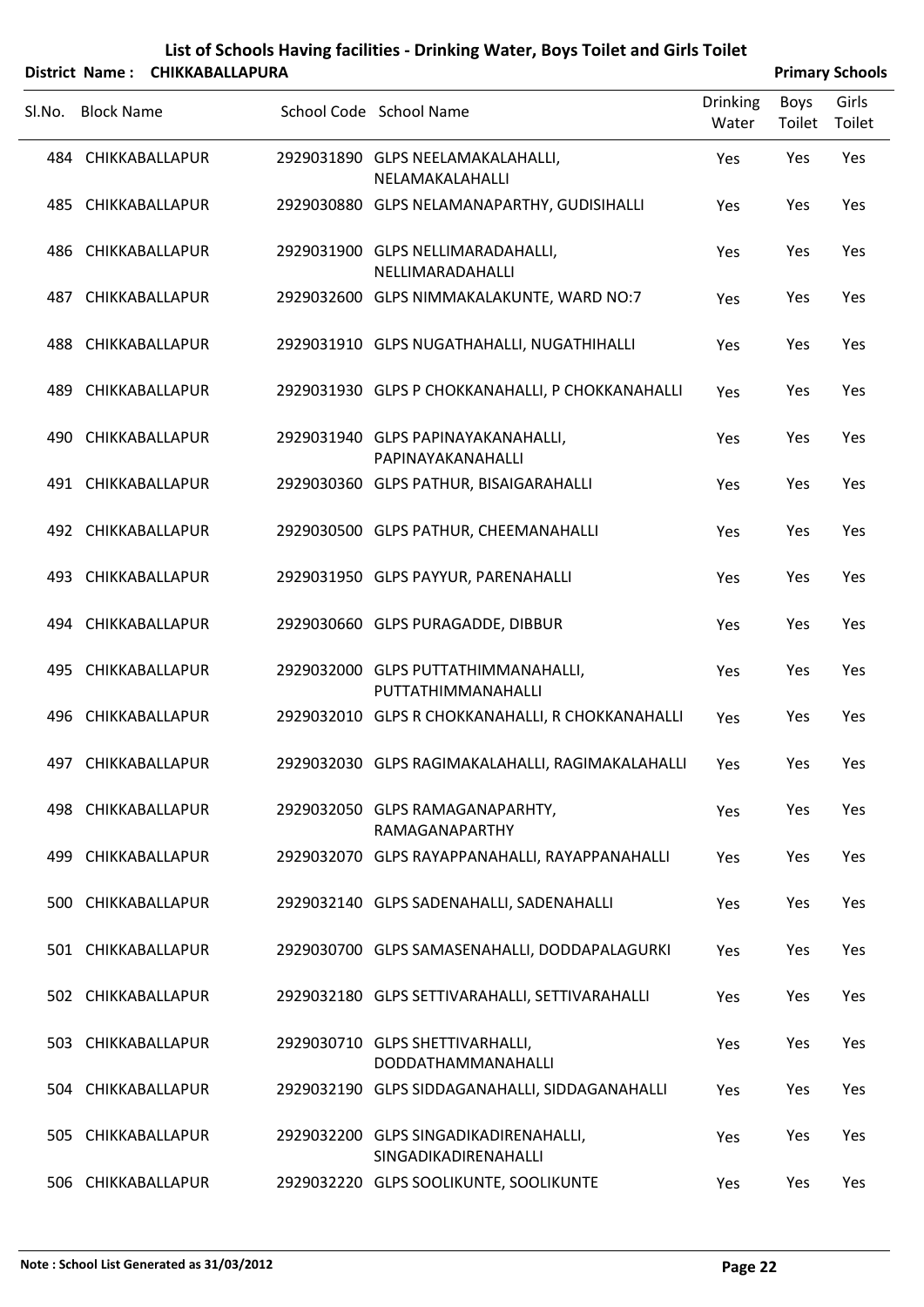# List of Schools Having facilities - Drinking Water, Boys Toilet and Girls Toilet

**District Name : CHIKKABALLAPURA** **Primary Schools**

| Sl.No. | Block Name | School Code | School Name | Drinking Water | Boys Toilet | Girls Toilet |
|---|---|---|---|---|---|---|
| 484 | CHIKKABALLAPUR | 2929031890 | GLPS NEELAMAKALAHALLI, NELAMAKALAHALLI | Yes | Yes | Yes |
| 485 | CHIKKABALLAPUR | 2929030880 | GLPS NELAMANAPARTHY, GUDISIHALLI | Yes | Yes | Yes |
| 486 | CHIKKABALLAPUR | 2929031900 | GLPS NELLIMARADAHALLI, NELLIMARADAHALLI | Yes | Yes | Yes |
| 487 | CHIKKABALLAPUR | 2929032600 | GLPS NIMMAKALAKUNTE, WARD NO:7 | Yes | Yes | Yes |
| 488 | CHIKKABALLAPUR | 2929031910 | GLPS NUGATHAHALLI, NUGATHIHALLI | Yes | Yes | Yes |
| 489 | CHIKKABALLAPUR | 2929031930 | GLPS P CHOKKANAHALLI, P CHOKKANAHALLI | Yes | Yes | Yes |
| 490 | CHIKKABALLAPUR | 2929031940 | GLPS PAPINAYAKANAHALLI, PAPINAYAKANAHALLI | Yes | Yes | Yes |
| 491 | CHIKKABALLAPUR | 2929030360 | GLPS PATHUR, BISAIGARAHALLI | Yes | Yes | Yes |
| 492 | CHIKKABALLAPUR | 2929030500 | GLPS PATHUR, CHEEMANAHALLI | Yes | Yes | Yes |
| 493 | CHIKKABALLAPUR | 2929031950 | GLPS PAYYUR, PARENAHALLI | Yes | Yes | Yes |
| 494 | CHIKKABALLAPUR | 2929030660 | GLPS PURAGADDE, DIBBUR | Yes | Yes | Yes |
| 495 | CHIKKABALLAPUR | 2929032000 | GLPS PUTTATHIMMANAHALLI, PUTTATHIMMANAHALLI | Yes | Yes | Yes |
| 496 | CHIKKABALLAPUR | 2929032010 | GLPS R CHOKKANAHALLI, R CHOKKANAHALLI | Yes | Yes | Yes |
| 497 | CHIKKABALLAPUR | 2929032030 | GLPS RAGIMAKALAHALLI, RAGIMAKALAHALLI | Yes | Yes | Yes |
| 498 | CHIKKABALLAPUR | 2929032050 | GLPS RAMAGANAPARHTY, RAMAGANAPARTHY | Yes | Yes | Yes |
| 499 | CHIKKABALLAPUR | 2929032070 | GLPS RAYAPPANAHALLI, RAYAPPANAHALLI | Yes | Yes | Yes |
| 500 | CHIKKABALLAPUR | 2929032140 | GLPS SADENAHALLI, SADENAHALLI | Yes | Yes | Yes |
| 501 | CHIKKABALLAPUR | 2929030700 | GLPS SAMASENAHALLI, DODDAPALAGURKI | Yes | Yes | Yes |
| 502 | CHIKKABALLAPUR | 2929032180 | GLPS SETTIVARAHALLI, SETTIVARAHALLI | Yes | Yes | Yes |
| 503 | CHIKKABALLAPUR | 2929030710 | GLPS SHETTIVARHALLI, DODDATHAMMANAHALLI | Yes | Yes | Yes |
| 504 | CHIKKABALLAPUR | 2929032190 | GLPS SIDDAGANAHALLI, SIDDAGANAHALLI | Yes | Yes | Yes |
| 505 | CHIKKABALLAPUR | 2929032200 | GLPS SINGADIKADIRENAHALLI, SINGADIKADIRENAHALLI | Yes | Yes | Yes |
| 506 | CHIKKABALLAPUR | 2929032220 | GLPS SOOLIKUNTE, SOOLIKUNTE | Yes | Yes | Yes |

**Note : School List Generated as 31/03/2012**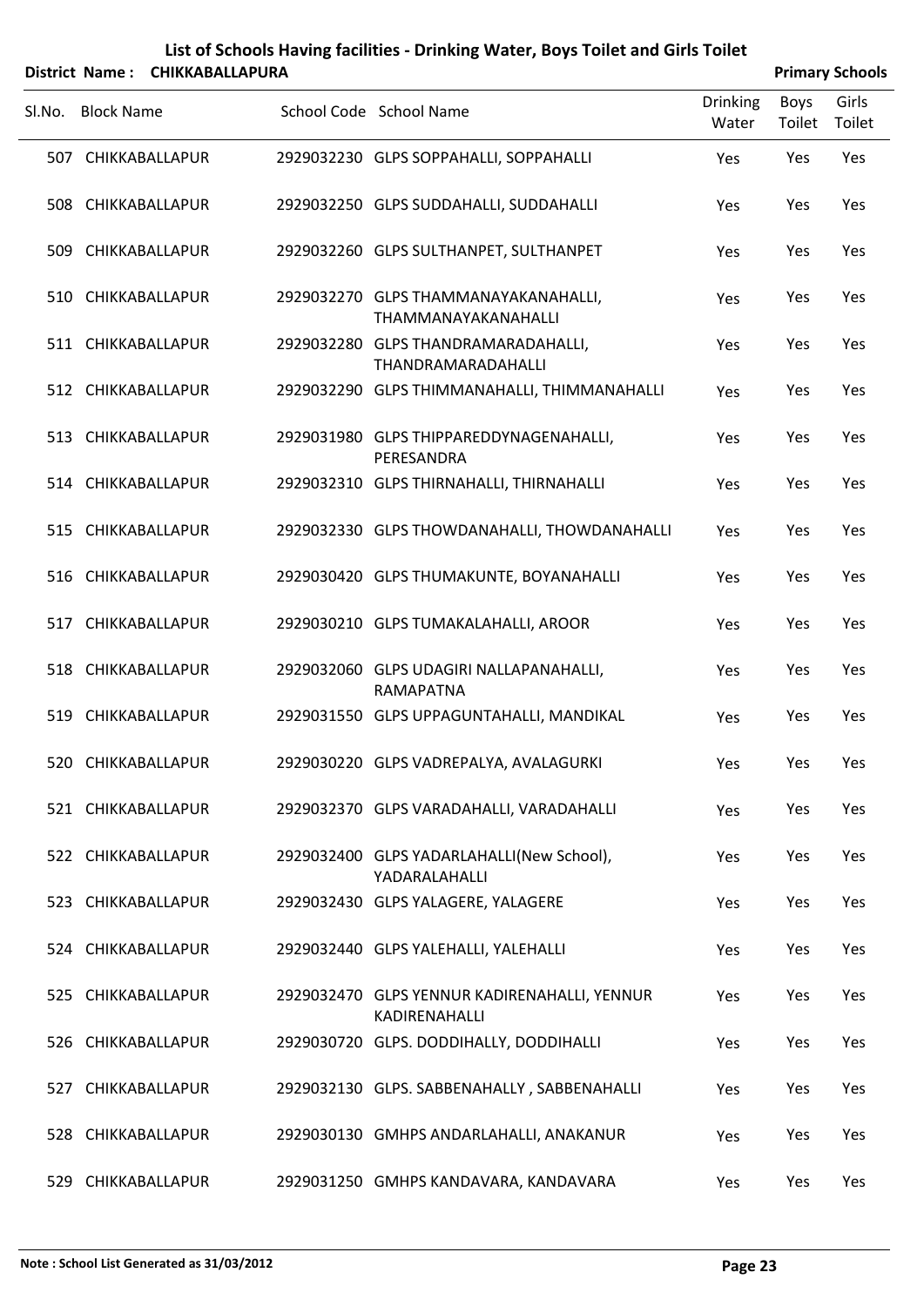## List of Schools Having facilities - Drinking Water, Boys Toilet and Girls Toilet

**District Name : CHIKKABALLAPURA** | **Primary Schools**

| Sl.No. | Block Name | School Code | School Name | Drinking Water | Boys Toilet | Girls Toilet |
|---|---|---|---|---|---|---|
| 507 | CHIKKABALLAPUR | 2929032230 | GLPS SOPPAHALLI, SOPPAHALLI | Yes | Yes | Yes |
| 508 | CHIKKABALLAPUR | 2929032250 | GLPS SUDDAHALLI, SUDDAHALLI | Yes | Yes | Yes |
| 509 | CHIKKABALLAPUR | 2929032260 | GLPS SULTHANPET, SULTHANPET | Yes | Yes | Yes |
| 510 | CHIKKABALLAPUR | 2929032270 | GLPS THAMMANAYAKANAHALLI, THAMMANAYAKANAHALLI | Yes | Yes | Yes |
| 511 | CHIKKABALLAPUR | 2929032280 | GLPS THANDRAMARADAHALLI, THANDRAMARADAHALLI | Yes | Yes | Yes |
| 512 | CHIKKABALLAPUR | 2929032290 | GLPS THIMMANAHALLI, THIMMANAHALLI | Yes | Yes | Yes |
| 513 | CHIKKABALLAPUR | 2929031980 | GLPS THIPPAREDDYNAGENAHALLI, PERESANDRA | Yes | Yes | Yes |
| 514 | CHIKKABALLAPUR | 2929032310 | GLPS THIRNAHALLI, THIRNAHALLI | Yes | Yes | Yes |
| 515 | CHIKKABALLAPUR | 2929032330 | GLPS THOWDANAHALLI, THOWDANAHALLI | Yes | Yes | Yes |
| 516 | CHIKKABALLAPUR | 2929030420 | GLPS THUMAKUNTE, BOYANAHALLI | Yes | Yes | Yes |
| 517 | CHIKKABALLAPUR | 2929030210 | GLPS TUMAKALAHALLI, AROOR | Yes | Yes | Yes |
| 518 | CHIKKABALLAPUR | 2929032060 | GLPS UDAGIRI NALLAPANAHALLI, RAMAPATNA | Yes | Yes | Yes |
| 519 | CHIKKABALLAPUR | 2929031550 | GLPS UPPAGUNTAHALLI, MANDIKAL | Yes | Yes | Yes |
| 520 | CHIKKABALLAPUR | 2929030220 | GLPS VADREPALYA, AVALAGURKI | Yes | Yes | Yes |
| 521 | CHIKKABALLAPUR | 2929032370 | GLPS VARADAHALLI, VARADAHALLI | Yes | Yes | Yes |
| 522 | CHIKKABALLAPUR | 2929032400 | GLPS YADARLAHALLI(New School), YADARALAHALLI | Yes | Yes | Yes |
| 523 | CHIKKABALLAPUR | 2929032430 | GLPS YALAGERE, YALAGERE | Yes | Yes | Yes |
| 524 | CHIKKABALLAPUR | 2929032440 | GLPS YALEHALLI, YALEHALLI | Yes | Yes | Yes |
| 525 | CHIKKABALLAPUR | 2929032470 | GLPS YENNUR KADIRENAHALLI, YENNUR KADIRENAHALLI | Yes | Yes | Yes |
| 526 | CHIKKABALLAPUR | 2929030720 | GLPS. DODDIHALLY, DODDIHALLI | Yes | Yes | Yes |
| 527 | CHIKKABALLAPUR | 2929032130 | GLPS. SABBENAHALLY , SABBENAHALLI | Yes | Yes | Yes |
| 528 | CHIKKABALLAPUR | 2929030130 | GMHPS ANDARLAHALLI, ANAKANUR | Yes | Yes | Yes |
| 529 | CHIKKABALLAPUR | 2929031250 | GMHPS KANDAVARA, KANDAVARA | Yes | Yes | Yes |

**Note : School List Generated as 31/03/2012**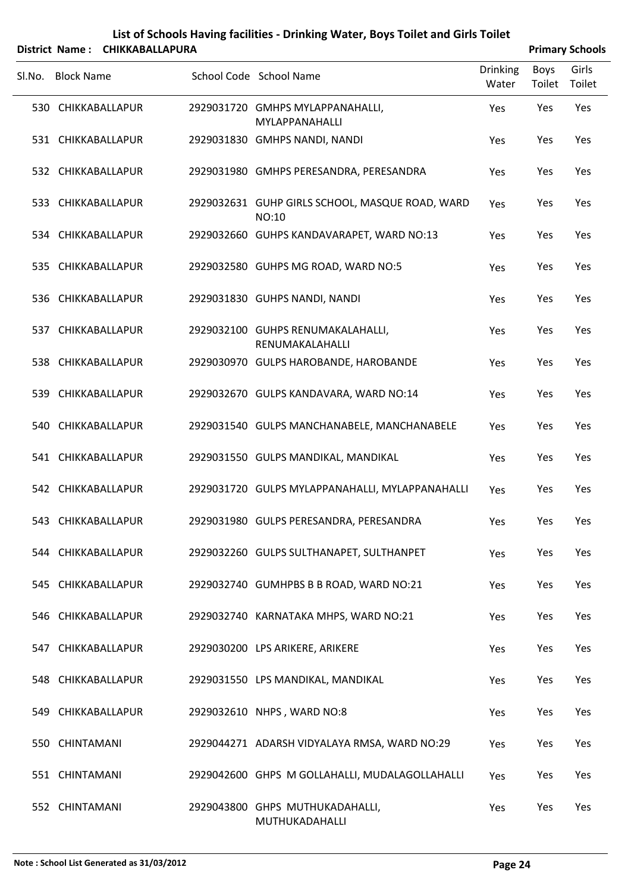## List of Schools Having facilities - Drinking Water, Boys Toilet and Girls Toilet

**District Name : CHIKKABALLAPURA** **Primary Schools**

| Sl.No. | Block Name | School Code | School Name | Drinking Water | Boys Toilet | Girls Toilet |
|---|---|---|---|---|---|---|
| 530 | CHIKKABALLAPUR | 2929031720 | GMHPS MYLAPPANAHALLI, MYLAPPANAHALLI | Yes | Yes | Yes |
| 531 | CHIKKABALLAPUR | 2929031830 | GMHPS NANDI, NANDI | Yes | Yes | Yes |
| 532 | CHIKKABALLAPUR | 2929031980 | GMHPS PERESANDRA, PERESANDRA | Yes | Yes | Yes |
| 533 | CHIKKABALLAPUR | 2929032631 | GUHP GIRLS SCHOOL, MASQUE ROAD, WARD NO:10 | Yes | Yes | Yes |
| 534 | CHIKKABALLAPUR | 2929032660 | GUHPS KANDAVARAPET, WARD NO:13 | Yes | Yes | Yes |
| 535 | CHIKKABALLAPUR | 2929032580 | GUHPS MG ROAD, WARD NO:5 | Yes | Yes | Yes |
| 536 | CHIKKABALLAPUR | 2929031830 | GUHPS NANDI, NANDI | Yes | Yes | Yes |
| 537 | CHIKKABALLAPUR | 2929032100 | GUHPS RENUMAKALAHALLI, RENUMAKALAHALLI | Yes | Yes | Yes |
| 538 | CHIKKABALLAPUR | 2929030970 | GULPS HAROBANDE, HAROBANDE | Yes | Yes | Yes |
| 539 | CHIKKABALLAPUR | 2929032670 | GULPS KANDAVARA, WARD NO:14 | Yes | Yes | Yes |
| 540 | CHIKKABALLAPUR | 2929031540 | GULPS MANCHANABELE, MANCHANABELE | Yes | Yes | Yes |
| 541 | CHIKKABALLAPUR | 2929031550 | GULPS MANDIKAL, MANDIKAL | Yes | Yes | Yes |
| 542 | CHIKKABALLAPUR | 2929031720 | GULPS MYLAPPANAHALLI, MYLAPPANAHALLI | Yes | Yes | Yes |
| 543 | CHIKKABALLAPUR | 2929031980 | GULPS PERESANDRA, PERESANDRA | Yes | Yes | Yes |
| 544 | CHIKKABALLAPUR | 2929032260 | GULPS SULTHANAPET, SULTHANPET | Yes | Yes | Yes |
| 545 | CHIKKABALLAPUR | 2929032740 | GUMHPBS B B ROAD, WARD NO:21 | Yes | Yes | Yes |
| 546 | CHIKKABALLAPUR | 2929032740 | KARNATAKA MHPS, WARD NO:21 | Yes | Yes | Yes |
| 547 | CHIKKABALLAPUR | 2929030200 | LPS ARIKERE, ARIKERE | Yes | Yes | Yes |
| 548 | CHIKKABALLAPUR | 2929031550 | LPS MANDIKAL, MANDIKAL | Yes | Yes | Yes |
| 549 | CHIKKABALLAPUR | 2929032610 | NHPS , WARD NO:8 | Yes | Yes | Yes |
| 550 | CHINTAMANI | 2929044271 | ADARSH VIDYALAYA RMSA, WARD NO:29 | Yes | Yes | Yes |
| 551 | CHINTAMANI | 2929042600 | GHPS M GOLLAHALLI, MUDALAGOLLAHALLI | Yes | Yes | Yes |
| 552 | CHINTAMANI | 2929043800 | GHPS MUTHUKADAHALLI, MUTHUKADAHALLI | Yes | Yes | Yes |

**Note : School List Generated as 31/03/2012**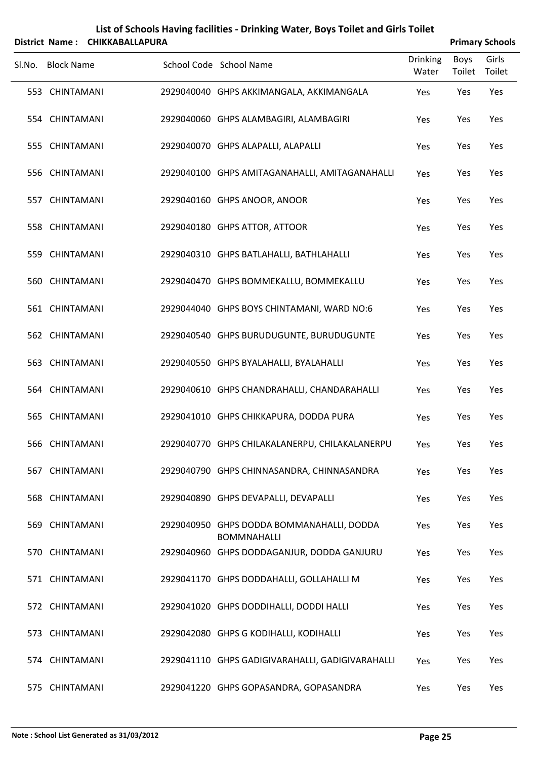# List of Schools Having facilities - Drinking Water, Boys Toilet and Girls Toilet

**District Name : CHIKKABALLAPURA** **Primary Schools**

| Sl.No. | Block Name | School Code | School Name | Drinking Water | Boys Toilet | Girls Toilet |
|---|---|---|---|---|---|---|
| 553 | CHINTAMANI | 2929040040 | GHPS AKKIMANGALA, AKKIMANGALA | Yes | Yes | Yes |
| 554 | CHINTAMANI | 2929040060 | GHPS ALAMBAGIRI, ALAMBAGIRI | Yes | Yes | Yes |
| 555 | CHINTAMANI | 2929040070 | GHPS ALAPALLI, ALAPALLI | Yes | Yes | Yes |
| 556 | CHINTAMANI | 2929040100 | GHPS AMITAGANAHALLI, AMITAGANAHALLI | Yes | Yes | Yes |
| 557 | CHINTAMANI | 2929040160 | GHPS ANOOR, ANOOR | Yes | Yes | Yes |
| 558 | CHINTAMANI | 2929040180 | GHPS ATTOR, ATTOOR | Yes | Yes | Yes |
| 559 | CHINTAMANI | 2929040310 | GHPS BATLAHALLI, BATHLAHALLI | Yes | Yes | Yes |
| 560 | CHINTAMANI | 2929040470 | GHPS BOMMEKALLU, BOMMEKALLU | Yes | Yes | Yes |
| 561 | CHINTAMANI | 2929044040 | GHPS BOYS CHINTAMANI, WARD NO:6 | Yes | Yes | Yes |
| 562 | CHINTAMANI | 2929040540 | GHPS BURUDUGUNTE, BURUDUGUNTE | Yes | Yes | Yes |
| 563 | CHINTAMANI | 2929040550 | GHPS BYALAHALLI, BYALAHALLI | Yes | Yes | Yes |
| 564 | CHINTAMANI | 2929040610 | GHPS CHANDRAHALLI, CHANDARAHALLI | Yes | Yes | Yes |
| 565 | CHINTAMANI | 2929041010 | GHPS CHIKKAPURA, DODDA PURA | Yes | Yes | Yes |
| 566 | CHINTAMANI | 2929040770 | GHPS CHILAKALANERPU, CHILAKALANERPU | Yes | Yes | Yes |
| 567 | CHINTAMANI | 2929040790 | GHPS CHINNASANDRA, CHINNASANDRA | Yes | Yes | Yes |
| 568 | CHINTAMANI | 2929040890 | GHPS DEVAPALLI, DEVAPALLI | Yes | Yes | Yes |
| 569 | CHINTAMANI | 2929040950 | GHPS DODDA BOMMANAHALLI, DODDA BOMMNAHALLI | Yes | Yes | Yes |
| 570 | CHINTAMANI | 2929040960 | GHPS DODDAGANJUR, DODDA GANJURU | Yes | Yes | Yes |
| 571 | CHINTAMANI | 2929041170 | GHPS DODDAHALLI, GOLLAHALLI M | Yes | Yes | Yes |
| 572 | CHINTAMANI | 2929041020 | GHPS DODDIHALLI, DODDI HALLI | Yes | Yes | Yes |
| 573 | CHINTAMANI | 2929042080 | GHPS G KODIHALLI, KODIHALLI | Yes | Yes | Yes |
| 574 | CHINTAMANI | 2929041110 | GHPS GADIGIVARAHALLI, GADIGIVARAHALLI | Yes | Yes | Yes |
| 575 | CHINTAMANI | 2929041220 | GHPS GOPASANDRA, GOPASANDRA | Yes | Yes | Yes |

**Note : School List Generated as 31/03/2012**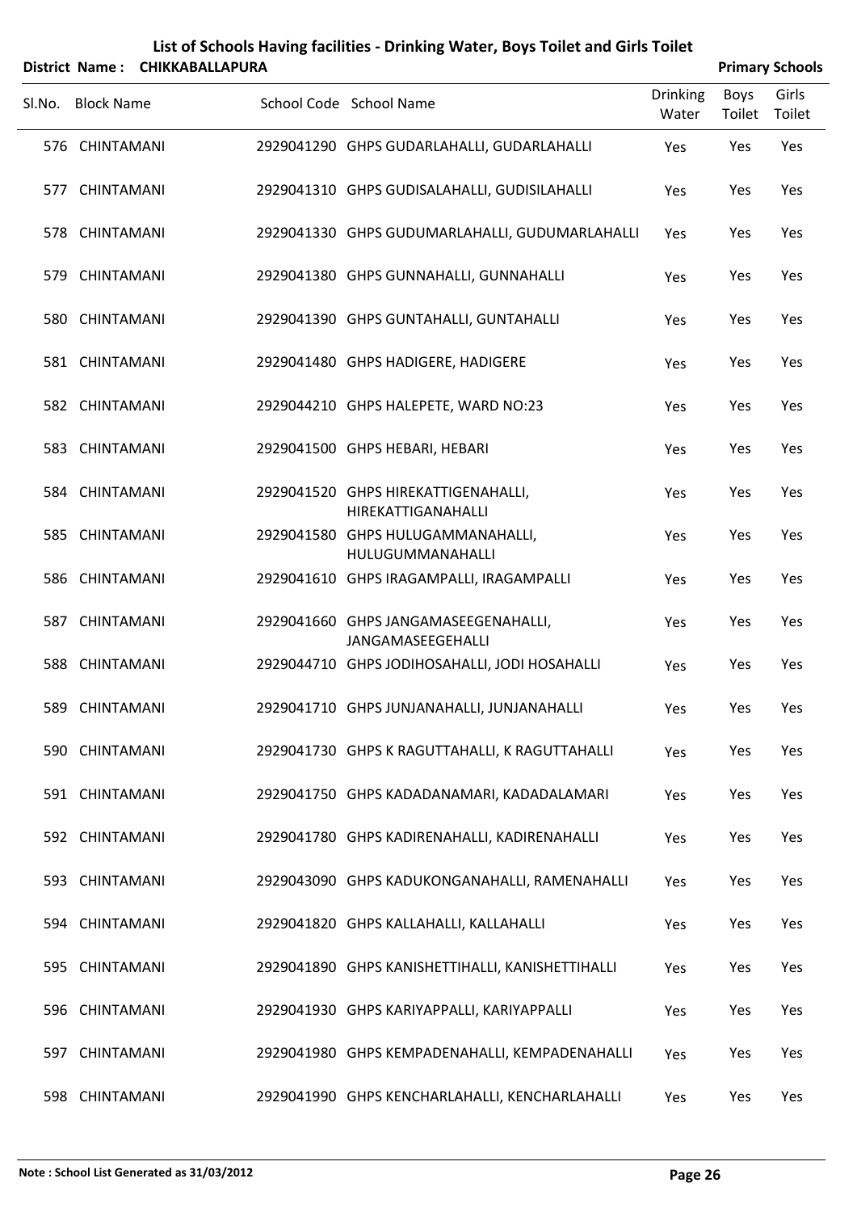# List of Schools Having facilities - Drinking Water, Boys Toilet and Girls Toilet

**District Name : CHIKKABALLAPURA** **Primary Schools**

| Sl.No. | Block Name | School Code | School Name | Drinking Water | Boys Toilet | Girls Toilet |
|---|---|---|---|---|---|---|
| 576 | CHINTAMANI | 2929041290 | GHPS GUDARLAHALLI, GUDARLAHALLI | Yes | Yes | Yes |
| 577 | CHINTAMANI | 2929041310 | GHPS GUDISALAHALLI, GUDISILAHALLI | Yes | Yes | Yes |
| 578 | CHINTAMANI | 2929041330 | GHPS GUDUMARLAHALLI, GUDUMARLAHALLI | Yes | Yes | Yes |
| 579 | CHINTAMANI | 2929041380 | GHPS GUNNAHALLI, GUNNAHALLI | Yes | Yes | Yes |
| 580 | CHINTAMANI | 2929041390 | GHPS GUNTAHALLI, GUNTAHALLI | Yes | Yes | Yes |
| 581 | CHINTAMANI | 2929041480 | GHPS HADIGERE, HADIGERE | Yes | Yes | Yes |
| 582 | CHINTAMANI | 2929044210 | GHPS HALEPETE, WARD NO:23 | Yes | Yes | Yes |
| 583 | CHINTAMANI | 2929041500 | GHPS HEBARI, HEBARI | Yes | Yes | Yes |
| 584 | CHINTAMANI | 2929041520 | GHPS HIREKATTIGENAHALLI, HIREKATTIGANAHALLI | Yes | Yes | Yes |
| 585 | CHINTAMANI | 2929041580 | GHPS HULUGAMMANAHALLI, HULUGUMMANAHALLI | Yes | Yes | Yes |
| 586 | CHINTAMANI | 2929041610 | GHPS IRAGAMPALLI, IRAGAMPALLI | Yes | Yes | Yes |
| 587 | CHINTAMANI | 2929041660 | GHPS JANGAMASEEGENAHALLI, JANGAMASEEGEHALLI | Yes | Yes | Yes |
| 588 | CHINTAMANI | 2929044710 | GHPS JODIHOSAHALLI, JODI HOSAHALLI | Yes | Yes | Yes |
| 589 | CHINTAMANI | 2929041710 | GHPS JUNJANAHALLI, JUNJANAHALLI | Yes | Yes | Yes |
| 590 | CHINTAMANI | 2929041730 | GHPS K RAGUTTAHALLI, K RAGUTTAHALLI | Yes | Yes | Yes |
| 591 | CHINTAMANI | 2929041750 | GHPS KADADANAMARI, KADADALAMARI | Yes | Yes | Yes |
| 592 | CHINTAMANI | 2929041780 | GHPS KADIRENAHALLI, KADIRENAHALLI | Yes | Yes | Yes |
| 593 | CHINTAMANI | 2929043090 | GHPS KADUKONGANAHALLI, RAMENAHALLI | Yes | Yes | Yes |
| 594 | CHINTAMANI | 2929041820 | GHPS KALLAHALLI, KALLAHALLI | Yes | Yes | Yes |
| 595 | CHINTAMANI | 2929041890 | GHPS KANISHETTIHALLI, KANISHETTIHALLI | Yes | Yes | Yes |
| 596 | CHINTAMANI | 2929041930 | GHPS KARIYAPPALLI, KARIYAPPALLI | Yes | Yes | Yes |
| 597 | CHINTAMANI | 2929041980 | GHPS KEMPADENAHALLI, KEMPADENAHALLI | Yes | Yes | Yes |
| 598 | CHINTAMANI | 2929041990 | GHPS KENCHARLAHALLI, KENCHARLAHALLI | Yes | Yes | Yes |

**Note : School List Generated as 31/03/2012**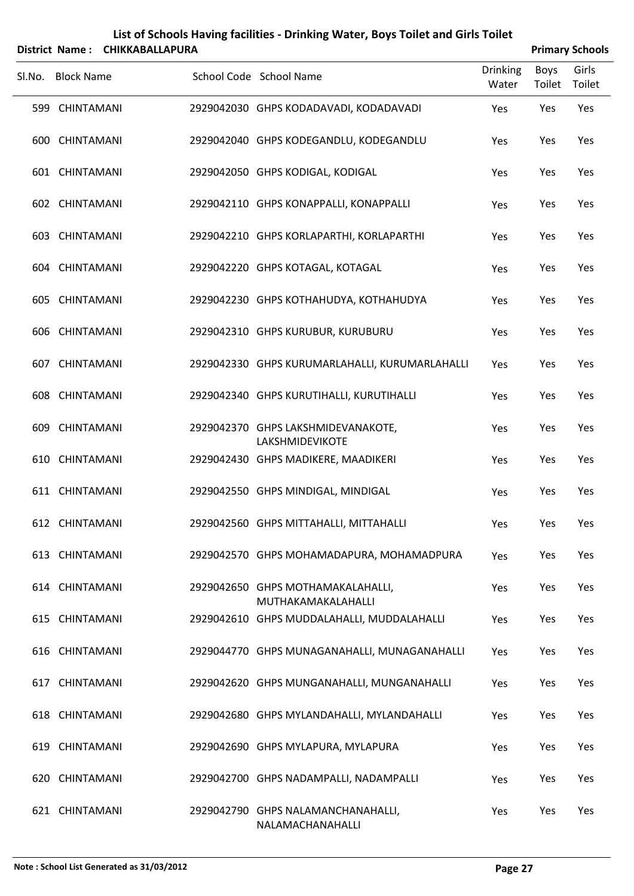# List of Schools Having facilities - Drinking Water, Boys Toilet and Girls Toilet

**District Name : CHIKKABALLAPURA** — **Primary Schools**

| Sl.No. | Block Name | School Code | School Name | Drinking Water | Boys Toilet | Girls Toilet |
|---|---|---|---|---|---|---|
| 599 | CHINTAMANI | 2929042030 | GHPS KODADAVADI, KODADAVADI | Yes | Yes | Yes |
| 600 | CHINTAMANI | 2929042040 | GHPS KODEGANDLU, KODEGANDLU | Yes | Yes | Yes |
| 601 | CHINTAMANI | 2929042050 | GHPS KODIGAL, KODIGAL | Yes | Yes | Yes |
| 602 | CHINTAMANI | 2929042110 | GHPS KONAPPALLI, KONAPPALLI | Yes | Yes | Yes |
| 603 | CHINTAMANI | 2929042210 | GHPS KORLAPARTHI, KORLAPARTHI | Yes | Yes | Yes |
| 604 | CHINTAMANI | 2929042220 | GHPS KOTAGAL, KOTAGAL | Yes | Yes | Yes |
| 605 | CHINTAMANI | 2929042230 | GHPS KOTHAHUDYA, KOTHAHUDYA | Yes | Yes | Yes |
| 606 | CHINTAMANI | 2929042310 | GHPS KURUBUR, KURUBURU | Yes | Yes | Yes |
| 607 | CHINTAMANI | 2929042330 | GHPS KURUMARLAHALLI, KURUMARLAHALLI | Yes | Yes | Yes |
| 608 | CHINTAMANI | 2929042340 | GHPS KURUTIHALLI, KURUTIHALLI | Yes | Yes | Yes |
| 609 | CHINTAMANI | 2929042370 | GHPS LAKSHMIDEVANAKOTE, LAKSHMIDEVIKOTE | Yes | Yes | Yes |
| 610 | CHINTAMANI | 2929042430 | GHPS MADIKERE, MAADIKERI | Yes | Yes | Yes |
| 611 | CHINTAMANI | 2929042550 | GHPS MINDIGAL, MINDIGAL | Yes | Yes | Yes |
| 612 | CHINTAMANI | 2929042560 | GHPS MITTAHALLI, MITTAHALLI | Yes | Yes | Yes |
| 613 | CHINTAMANI | 2929042570 | GHPS MOHAMADAPURA, MOHAMADPURA | Yes | Yes | Yes |
| 614 | CHINTAMANI | 2929042650 | GHPS MOTHAMAKALAHALLI, MUTHAKAMAKALAHALLI | Yes | Yes | Yes |
| 615 | CHINTAMANI | 2929042610 | GHPS MUDDALAHALLI, MUDDALAHALLI | Yes | Yes | Yes |
| 616 | CHINTAMANI | 2929044770 | GHPS MUNAGANAHALLI, MUNAGANAHALLI | Yes | Yes | Yes |
| 617 | CHINTAMANI | 2929042620 | GHPS MUNGANAHALLI, MUNGANAHALLI | Yes | Yes | Yes |
| 618 | CHINTAMANI | 2929042680 | GHPS MYLANDAHALLI, MYLANDAHALLI | Yes | Yes | Yes |
| 619 | CHINTAMANI | 2929042690 | GHPS MYLAPURA, MYLAPURA | Yes | Yes | Yes |
| 620 | CHINTAMANI | 2929042700 | GHPS NADAMPALLI, NADAMPALLI | Yes | Yes | Yes |
| 621 | CHINTAMANI | 2929042790 | GHPS NALAMANCHANAHALLI, NALAMACHANAHALLI | Yes | Yes | Yes |

**Note : School List Generated as 31/03/2012**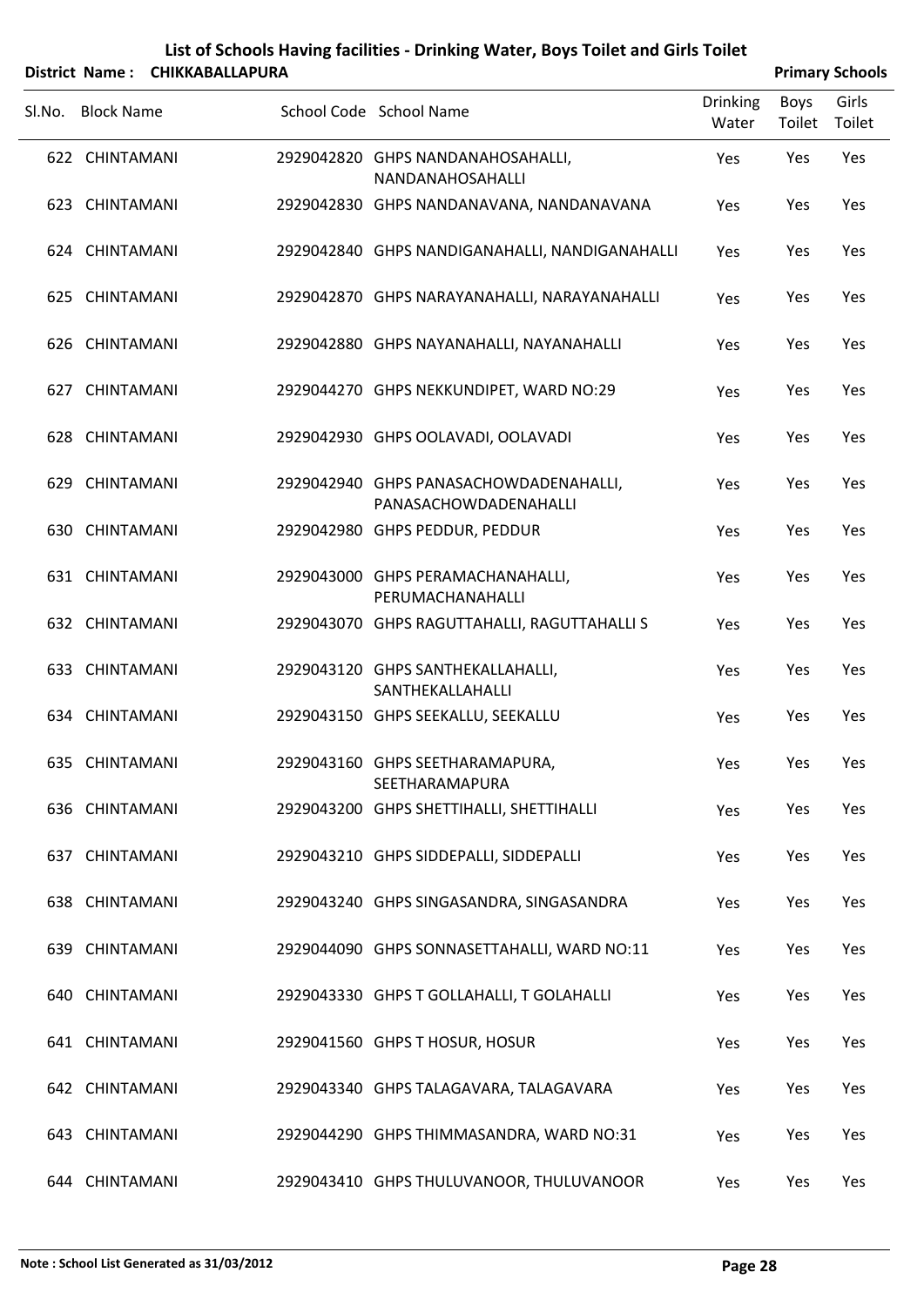# List of Schools Having facilities - Drinking Water, Boys Toilet and Girls Toilet

**District Name : CHIKKABALLAPURA** **Primary Schools**

| Sl.No. | Block Name | School Code | School Name | Drinking Water | Boys Toilet | Girls Toilet |
|---|---|---|---|---|---|---|
| 622 | CHINTAMANI | 2929042820 | GHPS NANDANAHOSAHALLI, NANDANAHOSAHALLI | Yes | Yes | Yes |
| 623 | CHINTAMANI | 2929042830 | GHPS NANDANAVANA, NANDANAVANA | Yes | Yes | Yes |
| 624 | CHINTAMANI | 2929042840 | GHPS NANDIGANAHALLI, NANDIGANAHALLI | Yes | Yes | Yes |
| 625 | CHINTAMANI | 2929042870 | GHPS NARAYANAHALLI, NARAYANAHALLI | Yes | Yes | Yes |
| 626 | CHINTAMANI | 2929042880 | GHPS NAYANAHALLI, NAYANAHALLI | Yes | Yes | Yes |
| 627 | CHINTAMANI | 2929044270 | GHPS NEKKUNDIPET, WARD NO:29 | Yes | Yes | Yes |
| 628 | CHINTAMANI | 2929042930 | GHPS OOLAVADI, OOLAVADI | Yes | Yes | Yes |
| 629 | CHINTAMANI | 2929042940 | GHPS PANASACHOWDADENAHALLI, PANASACHOWDADENAHALLI | Yes | Yes | Yes |
| 630 | CHINTAMANI | 2929042980 | GHPS PEDDUR, PEDDUR | Yes | Yes | Yes |
| 631 | CHINTAMANI | 2929043000 | GHPS PERAMACHANAHALLI, PERUMACHANAHALLI | Yes | Yes | Yes |
| 632 | CHINTAMANI | 2929043070 | GHPS RAGUTTAHALLI, RAGUTTAHALLI S | Yes | Yes | Yes |
| 633 | CHINTAMANI | 2929043120 | GHPS SANTHEKALLAHALLI, SANTHEKALLAHALLI | Yes | Yes | Yes |
| 634 | CHINTAMANI | 2929043150 | GHPS SEEKALLU, SEEKALLU | Yes | Yes | Yes |
| 635 | CHINTAMANI | 2929043160 | GHPS SEETHARAMAPURA, SEETHARAMAPURA | Yes | Yes | Yes |
| 636 | CHINTAMANI | 2929043200 | GHPS SHETTIHALLI, SHETTIHALLI | Yes | Yes | Yes |
| 637 | CHINTAMANI | 2929043210 | GHPS SIDDEPALLI, SIDDEPALLI | Yes | Yes | Yes |
| 638 | CHINTAMANI | 2929043240 | GHPS SINGASANDRA, SINGASANDRA | Yes | Yes | Yes |
| 639 | CHINTAMANI | 2929044090 | GHPS SONNASETTAHALLI, WARD NO:11 | Yes | Yes | Yes |
| 640 | CHINTAMANI | 2929043330 | GHPS T GOLLAHALLI, T GOLAHALLI | Yes | Yes | Yes |
| 641 | CHINTAMANI | 2929041560 | GHPS T HOSUR, HOSUR | Yes | Yes | Yes |
| 642 | CHINTAMANI | 2929043340 | GHPS TALAGAVARA, TALAGAVARA | Yes | Yes | Yes |
| 643 | CHINTAMANI | 2929044290 | GHPS THIMMASANDRA, WARD NO:31 | Yes | Yes | Yes |
| 644 | CHINTAMANI | 2929043410 | GHPS THULUVANOOR, THULUVANOOR | Yes | Yes | Yes |

**Note : School List Generated as 31/03/2012**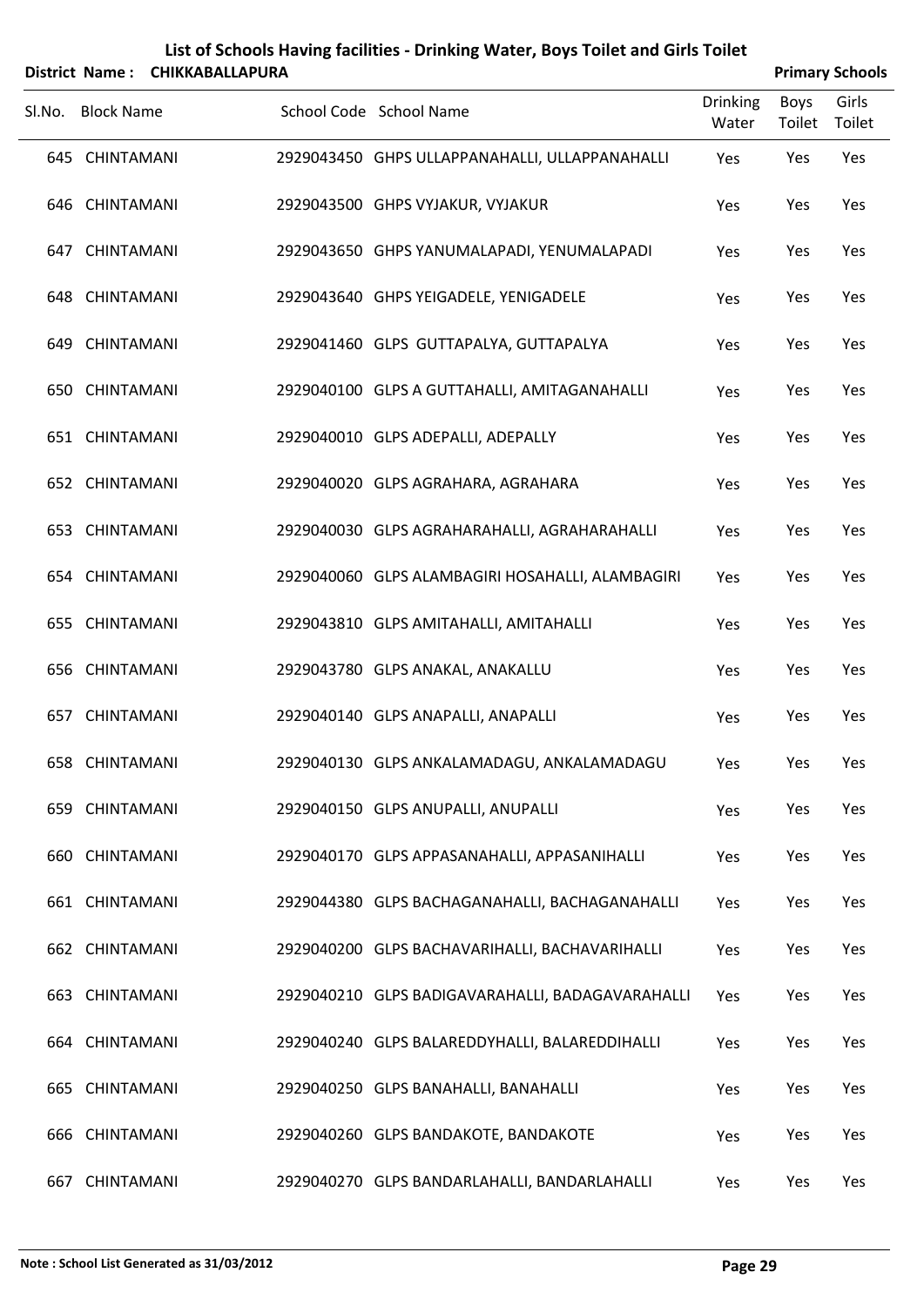# List of Schools Having facilities - Drinking Water, Boys Toilet and Girls Toilet

**District Name : CHIKKABALLAPURA** **Primary Schools**

| Sl.No. | Block Name | School Code | School Name | Drinking Water | Boys Toilet | Girls Toilet |
|---|---|---|---|---|---|---|
| 645 | CHINTAMANI | 2929043450 | GHPS ULLAPPANAHALLI, ULLAPPANAHALLI | Yes | Yes | Yes |
| 646 | CHINTAMANI | 2929043500 | GHPS VYJAKUR, VYJAKUR | Yes | Yes | Yes |
| 647 | CHINTAMANI | 2929043650 | GHPS YANUMALAPADI, YENUMALAPADI | Yes | Yes | Yes |
| 648 | CHINTAMANI | 2929043640 | GHPS YEIGADELE, YENIGADELE | Yes | Yes | Yes |
| 649 | CHINTAMANI | 2929041460 | GLPS GUTTAPALYA, GUTTAPALYA | Yes | Yes | Yes |
| 650 | CHINTAMANI | 2929040100 | GLPS A GUTTAHALLI, AMITAGANAHALLI | Yes | Yes | Yes |
| 651 | CHINTAMANI | 2929040010 | GLPS ADEPALLI, ADEPALLY | Yes | Yes | Yes |
| 652 | CHINTAMANI | 2929040020 | GLPS AGRAHARA, AGRAHARA | Yes | Yes | Yes |
| 653 | CHINTAMANI | 2929040030 | GLPS AGRAHARAHALLI, AGRAHARAHALLI | Yes | Yes | Yes |
| 654 | CHINTAMANI | 2929040060 | GLPS ALAMBAGIRI HOSAHALLI, ALAMBAGIRI | Yes | Yes | Yes |
| 655 | CHINTAMANI | 2929043810 | GLPS AMITAHALLI, AMITAHALLI | Yes | Yes | Yes |
| 656 | CHINTAMANI | 2929043780 | GLPS ANAKAL, ANAKALLU | Yes | Yes | Yes |
| 657 | CHINTAMANI | 2929040140 | GLPS ANAPALLI, ANAPALLI | Yes | Yes | Yes |
| 658 | CHINTAMANI | 2929040130 | GLPS ANKALAMADAGU, ANKALAMADAGU | Yes | Yes | Yes |
| 659 | CHINTAMANI | 2929040150 | GLPS ANUPALLI, ANUPALLI | Yes | Yes | Yes |
| 660 | CHINTAMANI | 2929040170 | GLPS APPASANAHALLI, APPASANIHALLI | Yes | Yes | Yes |
| 661 | CHINTAMANI | 2929044380 | GLPS BACHAGANAHALLI, BACHAGANAHALLI | Yes | Yes | Yes |
| 662 | CHINTAMANI | 2929040200 | GLPS BACHAVARIHALLI, BACHAVARIHALLI | Yes | Yes | Yes |
| 663 | CHINTAMANI | 2929040210 | GLPS BADIGAVARAHALLI, BADAGAVARAHALLI | Yes | Yes | Yes |
| 664 | CHINTAMANI | 2929040240 | GLPS BALAREDDYHALLI, BALAREDDIHALLI | Yes | Yes | Yes |
| 665 | CHINTAMANI | 2929040250 | GLPS BANAHALLI, BANAHALLI | Yes | Yes | Yes |
| 666 | CHINTAMANI | 2929040260 | GLPS BANDAKOTE, BANDAKOTE | Yes | Yes | Yes |
| 667 | CHINTAMANI | 2929040270 | GLPS BANDARLAHALLI, BANDARLAHALLI | Yes | Yes | Yes |

**Note : School List Generated as 31/03/2012**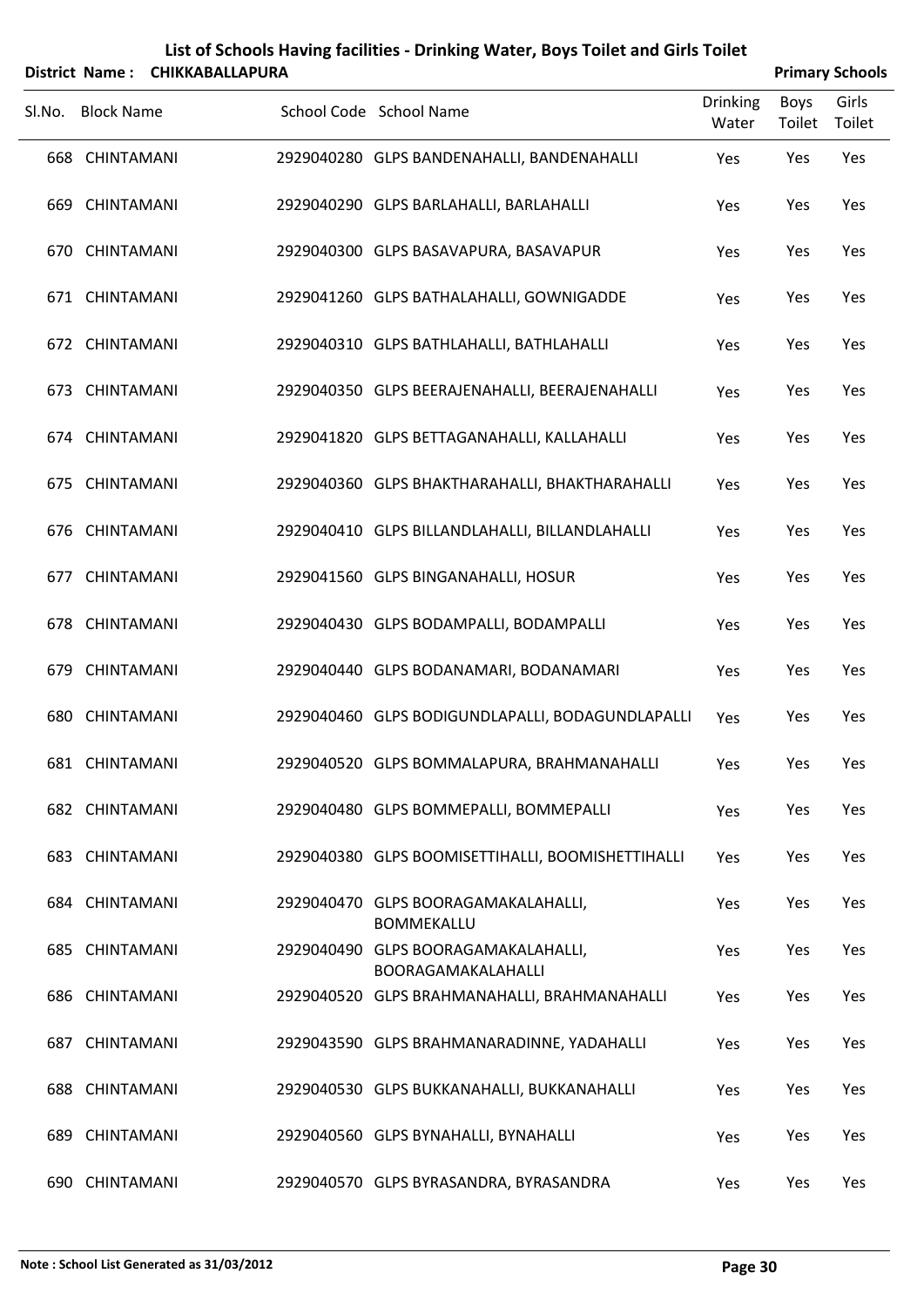# List of Schools Having facilities - Drinking Water, Boys Toilet and Girls Toilet

**District Name : CHIKKABALLAPURA** **Primary Schools**

| Sl.No. | Block Name | School Code | School Name | Drinking Water | Boys Toilet | Girls Toilet |
|---|---|---|---|---|---|---|
| 668 | CHINTAMANI | 2929040280 | GLPS BANDENAHALLI, BANDENAHALLI | Yes | Yes | Yes |
| 669 | CHINTAMANI | 2929040290 | GLPS BARLAHALLI, BARLAHALLI | Yes | Yes | Yes |
| 670 | CHINTAMANI | 2929040300 | GLPS BASAVAPURA, BASAVAPUR | Yes | Yes | Yes |
| 671 | CHINTAMANI | 2929041260 | GLPS BATHALAHALLI, GOWNIGADDE | Yes | Yes | Yes |
| 672 | CHINTAMANI | 2929040310 | GLPS BATHLAHALLI, BATHLAHALLI | Yes | Yes | Yes |
| 673 | CHINTAMANI | 2929040350 | GLPS BEERAJENAHALLI, BEERAJENAHALLI | Yes | Yes | Yes |
| 674 | CHINTAMANI | 2929041820 | GLPS BETTAGANAHALLI, KALLAHALLI | Yes | Yes | Yes |
| 675 | CHINTAMANI | 2929040360 | GLPS BHAKTHARAHALLI, BHAKTHARAHALLI | Yes | Yes | Yes |
| 676 | CHINTAMANI | 2929040410 | GLPS BILLANDLAHALLI, BILLANDLAHALLI | Yes | Yes | Yes |
| 677 | CHINTAMANI | 2929041560 | GLPS BINGANAHALLI, HOSUR | Yes | Yes | Yes |
| 678 | CHINTAMANI | 2929040430 | GLPS BODAMPALLI, BODAMPALLI | Yes | Yes | Yes |
| 679 | CHINTAMANI | 2929040440 | GLPS BODANAMARI, BODANAMARI | Yes | Yes | Yes |
| 680 | CHINTAMANI | 2929040460 | GLPS BODIGUNDLAPALLI, BODAGUNDLAPALLI | Yes | Yes | Yes |
| 681 | CHINTAMANI | 2929040520 | GLPS BOMMALAPURA, BRAHMANAHALLI | Yes | Yes | Yes |
| 682 | CHINTAMANI | 2929040480 | GLPS BOMMEPALLI, BOMMEPALLI | Yes | Yes | Yes |
| 683 | CHINTAMANI | 2929040380 | GLPS BOOMISETTIHALLI, BOOMISHETTIHALLI | Yes | Yes | Yes |
| 684 | CHINTAMANI | 2929040470 | GLPS BOORAGAMAKALAHALLI, BOMMEKALLU | Yes | Yes | Yes |
| 685 | CHINTAMANI | 2929040490 | GLPS BOORAGAMAKALAHALLI, BOORAGAMAKALAHALLI | Yes | Yes | Yes |
| 686 | CHINTAMANI | 2929040520 | GLPS BRAHMANAHALLI, BRAHMANAHALLI | Yes | Yes | Yes |
| 687 | CHINTAMANI | 2929043590 | GLPS BRAHMANARADINNE, YADAHALLI | Yes | Yes | Yes |
| 688 | CHINTAMANI | 2929040530 | GLPS BUKKANAHALLI, BUKKANAHALLI | Yes | Yes | Yes |
| 689 | CHINTAMANI | 2929040560 | GLPS BYNAHALLI, BYNAHALLI | Yes | Yes | Yes |
| 690 | CHINTAMANI | 2929040570 | GLPS BYRASANDRA, BYRASANDRA | Yes | Yes | Yes |

**Note : School List Generated as 31/03/2012**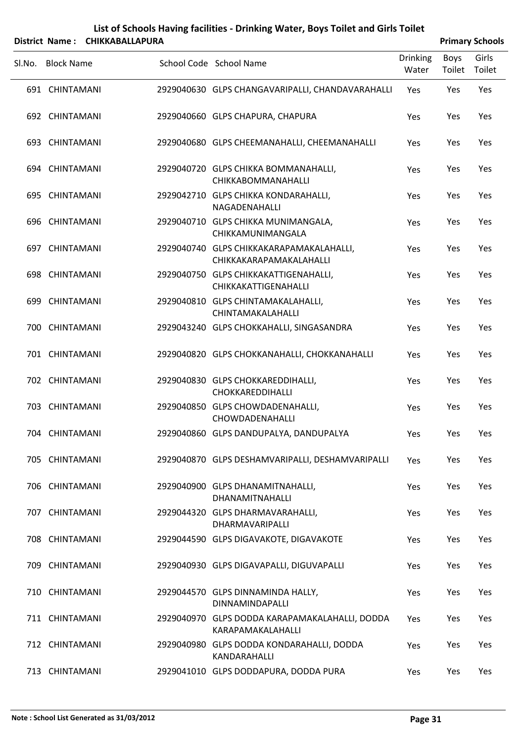# List of Schools Having facilities - Drinking Water, Boys Toilet and Girls Toilet

**District Name : CHIKKABALLAPURA** **Primary Schools**

| Sl.No. | Block Name | School Code | School Name | Drinking Water | Boys Toilet | Girls Toilet |
|---|---|---|---|---|---|---|
| 691 | CHINTAMANI | 2929040630 | GLPS CHANGAVARIPALLI, CHANDAVARAHALLI | Yes | Yes | Yes |
| 692 | CHINTAMANI | 2929040660 | GLPS CHAPURA, CHAPURA | Yes | Yes | Yes |
| 693 | CHINTAMANI | 2929040680 | GLPS CHEEMANAHALLI, CHEEMANAHALLI | Yes | Yes | Yes |
| 694 | CHINTAMANI | 2929040720 | GLPS CHIKKA BOMMANAHALLI, CHIKKABOMMANAHALLI | Yes | Yes | Yes |
| 695 | CHINTAMANI | 2929042710 | GLPS CHIKKA KONDARAHALLI, NAGADENAHALLI | Yes | Yes | Yes |
| 696 | CHINTAMANI | 2929040710 | GLPS CHIKKA MUNIMANGALA, CHIKKAMUNIMANGALA | Yes | Yes | Yes |
| 697 | CHINTAMANI | 2929040740 | GLPS CHIKKAKARAPAMAKALAHALLI, CHIKKAKARAPAMAKALAHALLI | Yes | Yes | Yes |
| 698 | CHINTAMANI | 2929040750 | GLPS CHIKKAKATTIGENAHALLI, CHIKKAKATTIGENAHALLI | Yes | Yes | Yes |
| 699 | CHINTAMANI | 2929040810 | GLPS CHINTAMAKALAHALLI, CHINTAMAKALAHALLI | Yes | Yes | Yes |
| 700 | CHINTAMANI | 2929043240 | GLPS CHOKKAHALLI, SINGASANDRA | Yes | Yes | Yes |
| 701 | CHINTAMANI | 2929040820 | GLPS CHOKKANAHALLI, CHOKKANAHALLI | Yes | Yes | Yes |
| 702 | CHINTAMANI | 2929040830 | GLPS CHOKKAREDDIHALLI, CHOKKAREDDIHALLI | Yes | Yes | Yes |
| 703 | CHINTAMANI | 2929040850 | GLPS CHOWDADENAHALLI, CHOWDADENAHALLI | Yes | Yes | Yes |
| 704 | CHINTAMANI | 2929040860 | GLPS DANDUPALYA, DANDUPALYA | Yes | Yes | Yes |
| 705 | CHINTAMANI | 2929040870 | GLPS DESHAMVARIPALLI, DESHAMVARIPALLI | Yes | Yes | Yes |
| 706 | CHINTAMANI | 2929040900 | GLPS DHANAMITNAHALLI, DHANAMITNAHALLI | Yes | Yes | Yes |
| 707 | CHINTAMANI | 2929044320 | GLPS DHARMAVARAHALLI, DHARMAVARIPALLI | Yes | Yes | Yes |
| 708 | CHINTAMANI | 2929044590 | GLPS DIGAVAKOTE, DIGAVAKOTE | Yes | Yes | Yes |
| 709 | CHINTAMANI | 2929040930 | GLPS DIGAVAPALLI, DIGUVAPALLI | Yes | Yes | Yes |
| 710 | CHINTAMANI | 2929044570 | GLPS DINNAMINDA HALLY, DINNAMINDAPALLI | Yes | Yes | Yes |
| 711 | CHINTAMANI | 2929040970 | GLPS DODDA KARAPAMAKALAHALLI, DODDA KARAPAMAKALAHALLI | Yes | Yes | Yes |
| 712 | CHINTAMANI | 2929040980 | GLPS DODDA KONDARAHALLI, DODDA KANDARAHALLI | Yes | Yes | Yes |
| 713 | CHINTAMANI | 2929041010 | GLPS DODDAPURA, DODDA PURA | Yes | Yes | Yes |

**Note : School List Generated as 31/03/2012**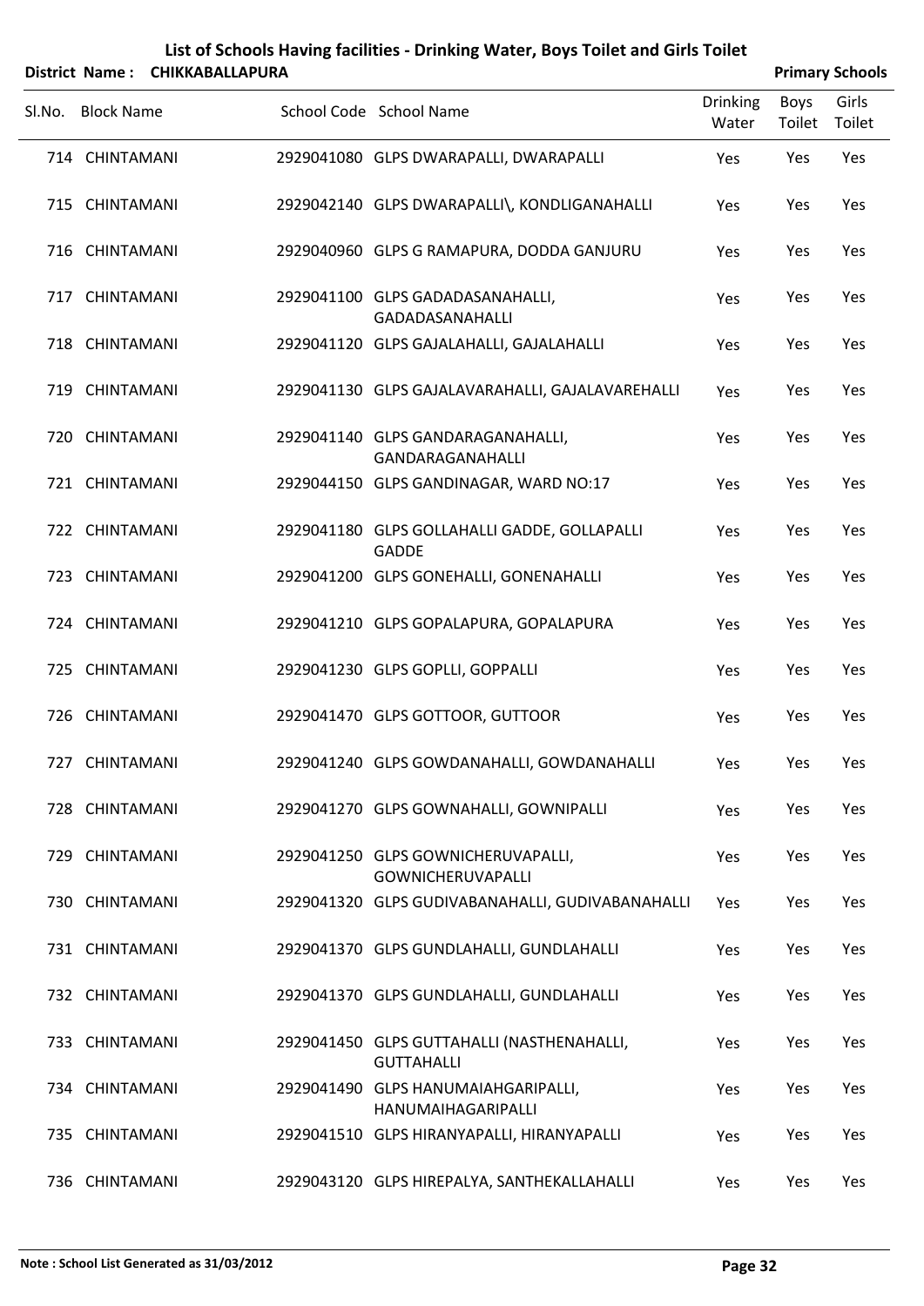# List of Schools Having facilities - Drinking Water, Boys Toilet and Girls Toilet

**District Name : CHIKKABALLAPURA** **Primary Schools**

| Sl.No. | Block Name | School Code | School Name | Drinking Water | Boys Toilet | Girls Toilet |
|---|---|---|---|---|---|---|
| 714 | CHINTAMANI | 2929041080 | GLPS DWARAPALLI, DWARAPALLI | Yes | Yes | Yes |
| 715 | CHINTAMANI | 2929042140 | GLPS DWARAPALLI\, KONDLIGANAHALLI | Yes | Yes | Yes |
| 716 | CHINTAMANI | 2929040960 | GLPS G RAMAPURA, DODDA GANJURU | Yes | Yes | Yes |
| 717 | CHINTAMANI | 2929041100 | GLPS GADADASANAHALLI, GADADASANAHALLI | Yes | Yes | Yes |
| 718 | CHINTAMANI | 2929041120 | GLPS GAJALAHALLI, GAJALAHALLI | Yes | Yes | Yes |
| 719 | CHINTAMANI | 2929041130 | GLPS GAJALAVARAHALLI, GAJALAVAREHALLI | Yes | Yes | Yes |
| 720 | CHINTAMANI | 2929041140 | GLPS GANDARAGANAHALLI, GANDARAGANAHALLI | Yes | Yes | Yes |
| 721 | CHINTAMANI | 2929044150 | GLPS GANDINAGAR, WARD NO:17 | Yes | Yes | Yes |
| 722 | CHINTAMANI | 2929041180 | GLPS GOLLAHALLI GADDE, GOLLAPALLI GADDE | Yes | Yes | Yes |
| 723 | CHINTAMANI | 2929041200 | GLPS GONEHALLI, GONENAHALLI | Yes | Yes | Yes |
| 724 | CHINTAMANI | 2929041210 | GLPS GOPALAPURA, GOPALAPURA | Yes | Yes | Yes |
| 725 | CHINTAMANI | 2929041230 | GLPS GOPLLI, GOPPALLI | Yes | Yes | Yes |
| 726 | CHINTAMANI | 2929041470 | GLPS GOTTOOR, GUTTOOR | Yes | Yes | Yes |
| 727 | CHINTAMANI | 2929041240 | GLPS GOWDANAHALLI, GOWDANAHALLI | Yes | Yes | Yes |
| 728 | CHINTAMANI | 2929041270 | GLPS GOWNAHALLI, GOWNIPALLI | Yes | Yes | Yes |
| 729 | CHINTAMANI | 2929041250 | GLPS GOWNICHERUVAPALLI, GOWNICHERUVAPALLI | Yes | Yes | Yes |
| 730 | CHINTAMANI | 2929041320 | GLPS GUDIVABANAHALLI, GUDIVABANAHALLI | Yes | Yes | Yes |
| 731 | CHINTAMANI | 2929041370 | GLPS GUNDLAHALLI, GUNDLAHALLI | Yes | Yes | Yes |
| 732 | CHINTAMANI | 2929041370 | GLPS GUNDLAHALLI, GUNDLAHALLI | Yes | Yes | Yes |
| 733 | CHINTAMANI | 2929041450 | GLPS GUTTAHALLI (NASTHENAHALLI, GUTTAHALLI | Yes | Yes | Yes |
| 734 | CHINTAMANI | 2929041490 | GLPS HANUMAIAHGARIPALLI, HANUMAIHAGARIPALLI | Yes | Yes | Yes |
| 735 | CHINTAMANI | 2929041510 | GLPS HIRANYAPALLI, HIRANYAPALLI | Yes | Yes | Yes |
| 736 | CHINTAMANI | 2929043120 | GLPS HIREPALYA, SANTHEKALLAHALLI | Yes | Yes | Yes |

**Note : School List Generated as 31/03/2012**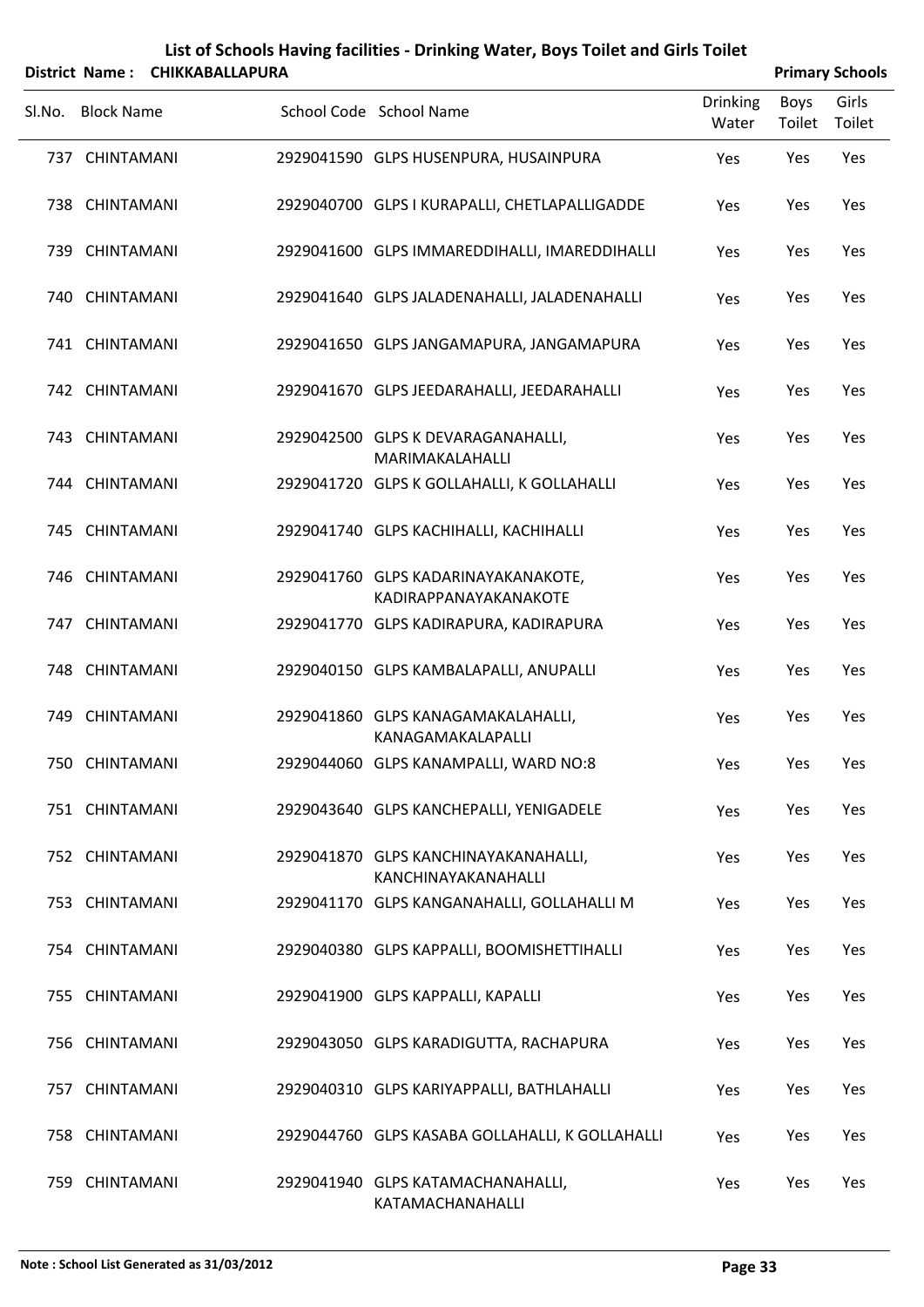# List of Schools Having facilities - Drinking Water, Boys Toilet and Girls Toilet

**District Name : CHIKKABALLAPURA** **Primary Schools**

| Sl.No. | Block Name | School Code | School Name | Drinking Water | Boys Toilet | Girls Toilet |
|---|---|---|---|---|---|---|
| 737 | CHINTAMANI | 2929041590 | GLPS HUSENPURA, HUSAINPURA | Yes | Yes | Yes |
| 738 | CHINTAMANI | 2929040700 | GLPS I KURAPALLI, CHETLAPALLIGADDE | Yes | Yes | Yes |
| 739 | CHINTAMANI | 2929041600 | GLPS IMMAREDDIHALLI, IMAREDDIHALLI | Yes | Yes | Yes |
| 740 | CHINTAMANI | 2929041640 | GLPS JALADENAHALLI, JALADENAHALLI | Yes | Yes | Yes |
| 741 | CHINTAMANI | 2929041650 | GLPS JANGAMAPURA, JANGAMAPURA | Yes | Yes | Yes |
| 742 | CHINTAMANI | 2929041670 | GLPS JEEDARAHALLI, JEEDARAHALLI | Yes | Yes | Yes |
| 743 | CHINTAMANI | 2929042500 | GLPS K DEVARAGANAHALLI, MARIMAKALAHALLI | Yes | Yes | Yes |
| 744 | CHINTAMANI | 2929041720 | GLPS K GOLLAHALLI, K GOLLAHALLI | Yes | Yes | Yes |
| 745 | CHINTAMANI | 2929041740 | GLPS KACHIHALLI, KACHIHALLI | Yes | Yes | Yes |
| 746 | CHINTAMANI | 2929041760 | GLPS KADARINAYAKANAKOTE, KADIRAPPANAYAKANAKOTE | Yes | Yes | Yes |
| 747 | CHINTAMANI | 2929041770 | GLPS KADIRAPURA, KADIRAPURA | Yes | Yes | Yes |
| 748 | CHINTAMANI | 2929040150 | GLPS KAMBALAPALLI, ANUPALLI | Yes | Yes | Yes |
| 749 | CHINTAMANI | 2929041860 | GLPS KANAGAMAKALAHALLI, KANAGAMAKALAPALLI | Yes | Yes | Yes |
| 750 | CHINTAMANI | 2929044060 | GLPS KANAMPALLI, WARD NO:8 | Yes | Yes | Yes |
| 751 | CHINTAMANI | 2929043640 | GLPS KANCHEPALLI, YENIGADELE | Yes | Yes | Yes |
| 752 | CHINTAMANI | 2929041870 | GLPS KANCHINAYAKANAHALLI, KANCHINAYAKANAHALLI | Yes | Yes | Yes |
| 753 | CHINTAMANI | 2929041170 | GLPS KANGANAHALLI, GOLLAHALLI M | Yes | Yes | Yes |
| 754 | CHINTAMANI | 2929040380 | GLPS KAPPALLI, BOOMISHETTIHALLI | Yes | Yes | Yes |
| 755 | CHINTAMANI | 2929041900 | GLPS KAPPALLI, KAPALLI | Yes | Yes | Yes |
| 756 | CHINTAMANI | 2929043050 | GLPS KARADIGUTTA, RACHAPURA | Yes | Yes | Yes |
| 757 | CHINTAMANI | 2929040310 | GLPS KARIYAPPALLI, BATHLAHALLI | Yes | Yes | Yes |
| 758 | CHINTAMANI | 2929044760 | GLPS KASABA GOLLAHALLI, K GOLLAHALLI | Yes | Yes | Yes |
| 759 | CHINTAMANI | 2929041940 | GLPS KATAMACHANAHALLI, KATAMACHANAHALLI | Yes | Yes | Yes |

**Note : School List Generated as 31/03/2012**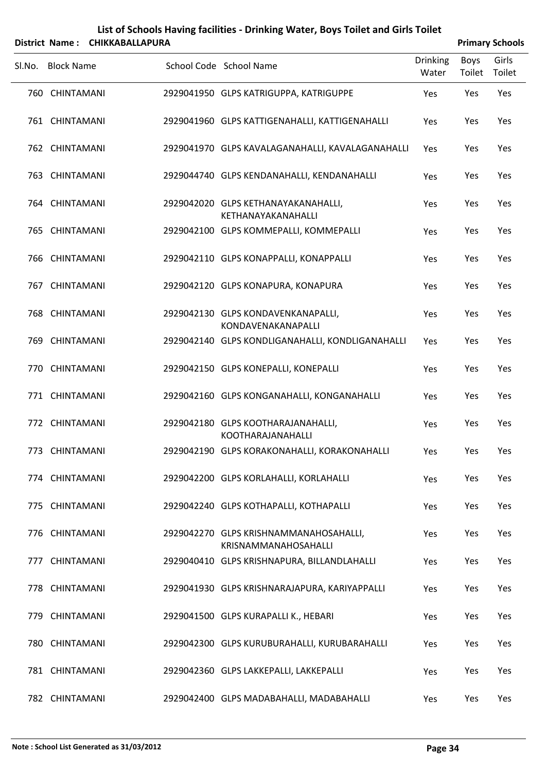# List of Schools Having facilities - Drinking Water, Boys Toilet and Girls Toilet

**District Name : CHIKKABALLAPURA** — **Primary Schools**

| Sl.No. | Block Name | School Code | School Name | Drinking Water | Boys Toilet | Girls Toilet |
|---|---|---|---|---|---|---|
| 760 | CHINTAMANI | 2929041950 | GLPS KATRIGUPPA, KATRIGUPPE | Yes | Yes | Yes |
| 761 | CHINTAMANI | 2929041960 | GLPS KATTIGENAHALLI, KATTIGENAHALLI | Yes | Yes | Yes |
| 762 | CHINTAMANI | 2929041970 | GLPS KAVALAGANAHALLI, KAVALAGANAHALLI | Yes | Yes | Yes |
| 763 | CHINTAMANI | 2929044740 | GLPS KENDANAHALLI, KENDANAHALLI | Yes | Yes | Yes |
| 764 | CHINTAMANI | 2929042020 | GLPS KETHANAYAKANAHALLI, KETHANAYAKANAHALLI | Yes | Yes | Yes |
| 765 | CHINTAMANI | 2929042100 | GLPS KOMMEPALLI, KOMMEPALLI | Yes | Yes | Yes |
| 766 | CHINTAMANI | 2929042110 | GLPS KONAPPALLI, KONAPPALLI | Yes | Yes | Yes |
| 767 | CHINTAMANI | 2929042120 | GLPS KONAPURA, KONAPURA | Yes | Yes | Yes |
| 768 | CHINTAMANI | 2929042130 | GLPS KONDAVENKANAPALLI, KONDAVENAKANAPALLI | Yes | Yes | Yes |
| 769 | CHINTAMANI | 2929042140 | GLPS KONDLIGANAHALLI, KONDLIGANAHALLI | Yes | Yes | Yes |
| 770 | CHINTAMANI | 2929042150 | GLPS KONEPALLI, KONEPALLI | Yes | Yes | Yes |
| 771 | CHINTAMANI | 2929042160 | GLPS KONGANAHALLI, KONGANAHALLI | Yes | Yes | Yes |
| 772 | CHINTAMANI | 2929042180 | GLPS KOOTHARAJANAHALLI, KOOTHARAJANAHALLI | Yes | Yes | Yes |
| 773 | CHINTAMANI | 2929042190 | GLPS KORAKONAHALLI, KORAKONAHALLI | Yes | Yes | Yes |
| 774 | CHINTAMANI | 2929042200 | GLPS KORLAHALLI, KORLAHALLI | Yes | Yes | Yes |
| 775 | CHINTAMANI | 2929042240 | GLPS KOTHAPALLI, KOTHAPALLI | Yes | Yes | Yes |
| 776 | CHINTAMANI | 2929042270 | GLPS KRISHNAMMANAHOSAHALLI, KRISNAMMANAHOSAHALLI | Yes | Yes | Yes |
| 777 | CHINTAMANI | 2929040410 | GLPS KRISHNAPURA, BILLANDLAHALLI | Yes | Yes | Yes |
| 778 | CHINTAMANI | 2929041930 | GLPS KRISHNARAJAPURA, KARIYAPPALLI | Yes | Yes | Yes |
| 779 | CHINTAMANI | 2929041500 | GLPS KURAPALLI K., HEBARI | Yes | Yes | Yes |
| 780 | CHINTAMANI | 2929042300 | GLPS KURUBURAHALLI, KURUBARAHALLI | Yes | Yes | Yes |
| 781 | CHINTAMANI | 2929042360 | GLPS LAKKEPALLI, LAKKEPALLI | Yes | Yes | Yes |
| 782 | CHINTAMANI | 2929042400 | GLPS MADABAHALLI, MADABAHALLI | Yes | Yes | Yes |

**Note : School List Generated as 31/03/2012**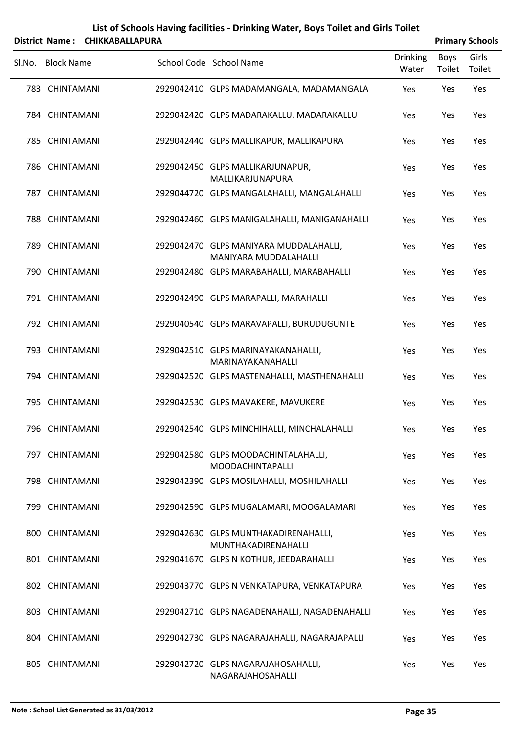# List of Schools Having facilities - Drinking Water, Boys Toilet and Girls Toilet

**District Name : CHIKKABALLAPURA** | **Primary Schools**

| Sl.No. | Block Name | School Code | School Name | Drinking Water | Boys Toilet | Girls Toilet |
|---|---|---|---|---|---|---|
| 783 | CHINTAMANI | 2929042410 | GLPS MADAMANGALA, MADAMANGALA | Yes | Yes | Yes |
| 784 | CHINTAMANI | 2929042420 | GLPS MADARAKALLU, MADARAKALLU | Yes | Yes | Yes |
| 785 | CHINTAMANI | 2929042440 | GLPS MALLIKAPUR, MALLIKAPURA | Yes | Yes | Yes |
| 786 | CHINTAMANI | 2929042450 | GLPS MALLIKARJUNAPUR, MALLIKARJUNAPURA | Yes | Yes | Yes |
| 787 | CHINTAMANI | 2929044720 | GLPS MANGALAHALLI, MANGALAHALLI | Yes | Yes | Yes |
| 788 | CHINTAMANI | 2929042460 | GLPS MANIGALAHALLI, MANIGANAHALLI | Yes | Yes | Yes |
| 789 | CHINTAMANI | 2929042470 | GLPS MANIYARA MUDDALAHALLI, MANIYARA MUDDALAHALLI | Yes | Yes | Yes |
| 790 | CHINTAMANI | 2929042480 | GLPS MARABAHALLI, MARABAHALLI | Yes | Yes | Yes |
| 791 | CHINTAMANI | 2929042490 | GLPS MARAPALLI, MARAHALLI | Yes | Yes | Yes |
| 792 | CHINTAMANI | 2929040540 | GLPS MARAVAPALLI, BURUDUGUNTE | Yes | Yes | Yes |
| 793 | CHINTAMANI | 2929042510 | GLPS MARINAYAKANAHALLI, MARINAYAKANAHALLI | Yes | Yes | Yes |
| 794 | CHINTAMANI | 2929042520 | GLPS MASTENAHALLI, MASTHENAHALLI | Yes | Yes | Yes |
| 795 | CHINTAMANI | 2929042530 | GLPS MAVAKERE, MAVUKERE | Yes | Yes | Yes |
| 796 | CHINTAMANI | 2929042540 | GLPS MINCHIHALLI, MINCHALAHALLI | Yes | Yes | Yes |
| 797 | CHINTAMANI | 2929042580 | GLPS MOODACHINTALAHALLI, MOODACHINTAPALLI | Yes | Yes | Yes |
| 798 | CHINTAMANI | 2929042390 | GLPS MOSILAHALLI, MOSHILAHALLI | Yes | Yes | Yes |
| 799 | CHINTAMANI | 2929042590 | GLPS MUGALAMARI, MOOGALAMARI | Yes | Yes | Yes |
| 800 | CHINTAMANI | 2929042630 | GLPS MUNTHAKADIRENAHALLI, MUNTHAKADIRENAHALLI | Yes | Yes | Yes |
| 801 | CHINTAMANI | 2929041670 | GLPS N KOTHUR, JEEDARAHALLI | Yes | Yes | Yes |
| 802 | CHINTAMANI | 2929043770 | GLPS N VENKATAPURA, VENKATAPURA | Yes | Yes | Yes |
| 803 | CHINTAMANI | 2929042710 | GLPS NAGADENAHALLI, NAGADENAHALLI | Yes | Yes | Yes |
| 804 | CHINTAMANI | 2929042730 | GLPS NAGARAJAHALLI, NAGARAJAPALLI | Yes | Yes | Yes |
| 805 | CHINTAMANI | 2929042720 | GLPS NAGARAJAHOSAHALLI, NAGARAJAHOSAHALLI | Yes | Yes | Yes |

**Note : School List Generated as 31/03/2012**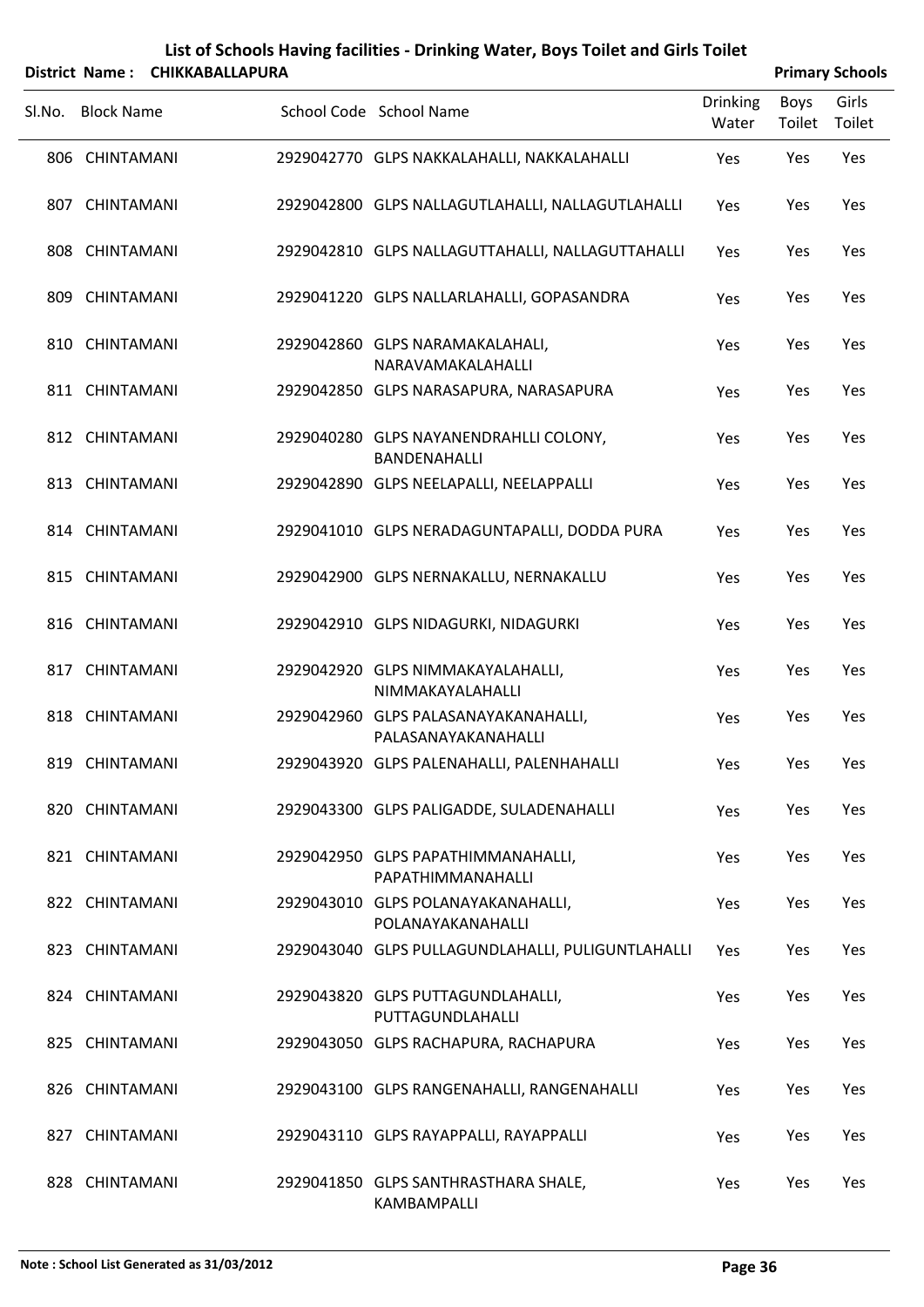# List of Schools Having facilities - Drinking Water, Boys Toilet and Girls Toilet

**District Name : CHIKKABALLAPURA** **Primary Schools**

| Sl.No. | Block Name | School Code | School Name | Drinking Water | Boys Toilet | Girls Toilet |
|---|---|---|---|---|---|---|
| 806 | CHINTAMANI | 2929042770 | GLPS NAKKALAHALLI, NAKKALAHALLI | Yes | Yes | Yes |
| 807 | CHINTAMANI | 2929042800 | GLPS NALLAGUTLAHALLI, NALLAGUTLAHALLI | Yes | Yes | Yes |
| 808 | CHINTAMANI | 2929042810 | GLPS NALLAGUTTAHALLI, NALLAGUTTAHALLI | Yes | Yes | Yes |
| 809 | CHINTAMANI | 2929041220 | GLPS NALLARLAHALLI, GOPASANDRA | Yes | Yes | Yes |
| 810 | CHINTAMANI | 2929042860 | GLPS NARAMAKALAHALI, NARAVAMAKALAHALLI | Yes | Yes | Yes |
| 811 | CHINTAMANI | 2929042850 | GLPS NARASAPURA, NARASAPURA | Yes | Yes | Yes |
| 812 | CHINTAMANI | 2929040280 | GLPS NAYANENDRAHLLI COLONY, BANDENAHALLI | Yes | Yes | Yes |
| 813 | CHINTAMANI | 2929042890 | GLPS NEELAPALLI, NEELAPPALLI | Yes | Yes | Yes |
| 814 | CHINTAMANI | 2929041010 | GLPS NERADAGUNTAPALLI, DODDA PURA | Yes | Yes | Yes |
| 815 | CHINTAMANI | 2929042900 | GLPS NERNAKALLU, NERNAKALLU | Yes | Yes | Yes |
| 816 | CHINTAMANI | 2929042910 | GLPS NIDAGURKI, NIDAGURKI | Yes | Yes | Yes |
| 817 | CHINTAMANI | 2929042920 | GLPS NIMMAKAYALAHALLI, NIMMAKAYALAHALLI | Yes | Yes | Yes |
| 818 | CHINTAMANI | 2929042960 | GLPS PALASANAYAKANAHALLI, PALASANAYAKANAHALLI | Yes | Yes | Yes |
| 819 | CHINTAMANI | 2929043920 | GLPS PALENAHALLI, PALENHAHALLI | Yes | Yes | Yes |
| 820 | CHINTAMANI | 2929043300 | GLPS PALIGADDE, SULADENAHALLI | Yes | Yes | Yes |
| 821 | CHINTAMANI | 2929042950 | GLPS PAPATHIMMANAHALLI, PAPATHIMMANAHALLI | Yes | Yes | Yes |
| 822 | CHINTAMANI | 2929043010 | GLPS POLANAYAKANAHALLI, POLANAYAKANAHALLI | Yes | Yes | Yes |
| 823 | CHINTAMANI | 2929043040 | GLPS PULLAGUNDLAHALLI, PULIGUNTLAHALLI | Yes | Yes | Yes |
| 824 | CHINTAMANI | 2929043820 | GLPS PUTTAGUNDLAHALLI, PUTTAGUNDLAHALLI | Yes | Yes | Yes |
| 825 | CHINTAMANI | 2929043050 | GLPS RACHAPURA, RACHAPURA | Yes | Yes | Yes |
| 826 | CHINTAMANI | 2929043100 | GLPS RANGENAHALLI, RANGENAHALLI | Yes | Yes | Yes |
| 827 | CHINTAMANI | 2929043110 | GLPS RAYAPPALLI, RAYAPPALLI | Yes | Yes | Yes |
| 828 | CHINTAMANI | 2929041850 | GLPS SANTHRASTHARA SHALE, KAMBAMPALLI | Yes | Yes | Yes |

**Note : School List Generated as 31/03/2012**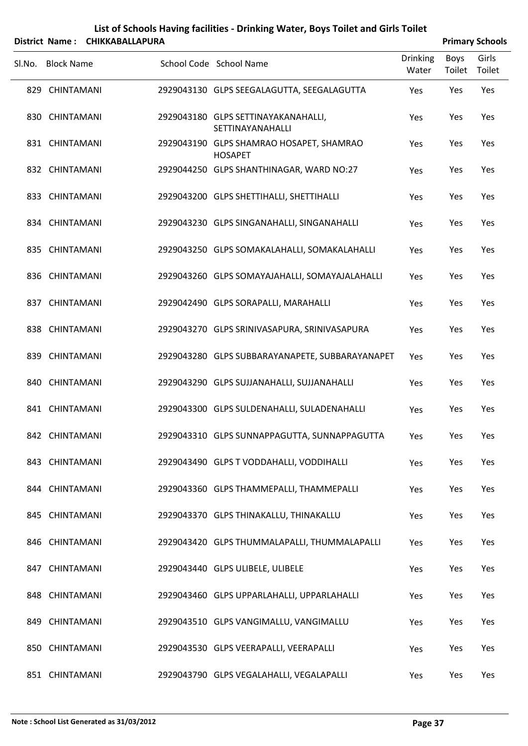# List of Schools Having facilities - Drinking Water, Boys Toilet and Girls Toilet

**District Name : CHIKKABALLAPURA** **Primary Schools**

| Sl.No. | Block Name | School Code | School Name | Drinking Water | Boys Toilet | Girls Toilet |
|---|---|---|---|---|---|---|
| 829 | CHINTAMANI | 2929043130 | GLPS SEEGALAGUTTA, SEEGALAGUTTA | Yes | Yes | Yes |
| 830 | CHINTAMANI | 2929043180 | GLPS SETTINAYAKANAHALLI, SETTINAYANAHALLI | Yes | Yes | Yes |
| 831 | CHINTAMANI | 2929043190 | GLPS SHAMRAO HOSAPET, SHAMRAO HOSAPET | Yes | Yes | Yes |
| 832 | CHINTAMANI | 2929044250 | GLPS SHANTHINAGAR, WARD NO:27 | Yes | Yes | Yes |
| 833 | CHINTAMANI | 2929043200 | GLPS SHETTIHALLI, SHETTIHALLI | Yes | Yes | Yes |
| 834 | CHINTAMANI | 2929043230 | GLPS SINGANAHALLI, SINGANAHALLI | Yes | Yes | Yes |
| 835 | CHINTAMANI | 2929043250 | GLPS SOMAKALAHALLI, SOMAKALAHALLI | Yes | Yes | Yes |
| 836 | CHINTAMANI | 2929043260 | GLPS SOMAYAJAHALLI, SOMAYAJALAHALLI | Yes | Yes | Yes |
| 837 | CHINTAMANI | 2929042490 | GLPS SORAPALLI, MARAHALLI | Yes | Yes | Yes |
| 838 | CHINTAMANI | 2929043270 | GLPS SRINIVASAPURA, SRINIVASAPURA | Yes | Yes | Yes |
| 839 | CHINTAMANI | 2929043280 | GLPS SUBBARAYANAPETE, SUBBARAYANAPET | Yes | Yes | Yes |
| 840 | CHINTAMANI | 2929043290 | GLPS SUJJANAHALLI, SUJJANAHALLI | Yes | Yes | Yes |
| 841 | CHINTAMANI | 2929043300 | GLPS SULDENAHALLI, SULADENAHALLI | Yes | Yes | Yes |
| 842 | CHINTAMANI | 2929043310 | GLPS SUNNAPPAGUTTA, SUNNAPPAGUTTA | Yes | Yes | Yes |
| 843 | CHINTAMANI | 2929043490 | GLPS T VODDAHALLI, VODDIHALLI | Yes | Yes | Yes |
| 844 | CHINTAMANI | 2929043360 | GLPS THAMMEPALLI, THAMMEPALLI | Yes | Yes | Yes |
| 845 | CHINTAMANI | 2929043370 | GLPS THINAKALLU, THINAKALLU | Yes | Yes | Yes |
| 846 | CHINTAMANI | 2929043420 | GLPS THUMMALAPALLI, THUMMALAPALLI | Yes | Yes | Yes |
| 847 | CHINTAMANI | 2929043440 | GLPS ULIBELE, ULIBELE | Yes | Yes | Yes |
| 848 | CHINTAMANI | 2929043460 | GLPS UPPARLAHALLI, UPPARLAHALLI | Yes | Yes | Yes |
| 849 | CHINTAMANI | 2929043510 | GLPS VANGIMALLU, VANGIMALLU | Yes | Yes | Yes |
| 850 | CHINTAMANI | 2929043530 | GLPS VEERAPALLI, VEERAPALLI | Yes | Yes | Yes |
| 851 | CHINTAMANI | 2929043790 | GLPS VEGALAHALLI, VEGALAPALLI | Yes | Yes | Yes |

**Note : School List Generated as 31/03/2012**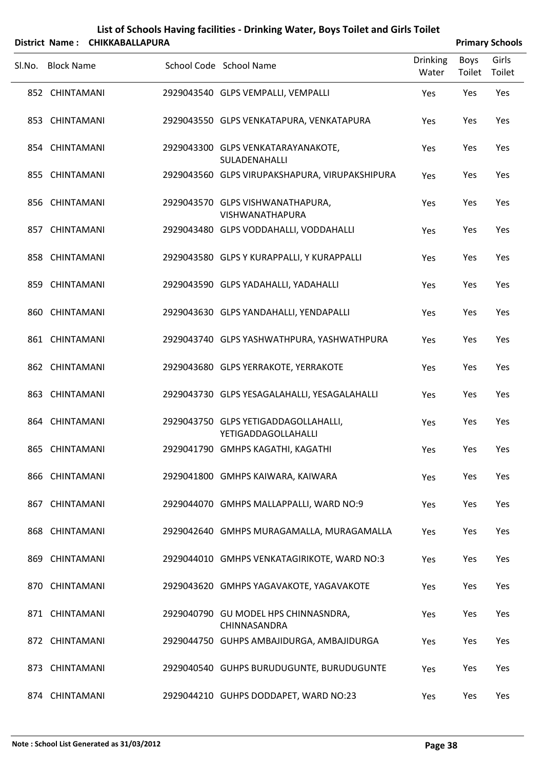# List of Schools Having facilities - Drinking Water, Boys Toilet and Girls Toilet

**District Name : CHIKKABALLAPURA** **Primary Schools**

| Sl.No. | Block Name | School Code | School Name | Drinking Water | Boys Toilet | Girls Toilet |
|---|---|---|---|---|---|---|
| 852 | CHINTAMANI | 2929043540 | GLPS VEMPALLI, VEMPALLI | Yes | Yes | Yes |
| 853 | CHINTAMANI | 2929043550 | GLPS VENKATAPURA, VENKATAPURA | Yes | Yes | Yes |
| 854 | CHINTAMANI | 2929043300 | GLPS VENKATARAYANAKOTE, SULADENAHALLI | Yes | Yes | Yes |
| 855 | CHINTAMANI | 2929043560 | GLPS VIRUPAKSHAPURA, VIRUPAKSHIPURA | Yes | Yes | Yes |
| 856 | CHINTAMANI | 2929043570 | GLPS VISHWANATHAPURA, VISHWANATHAPURA | Yes | Yes | Yes |
| 857 | CHINTAMANI | 2929043480 | GLPS VODDAHALLI, VODDAHALLI | Yes | Yes | Yes |
| 858 | CHINTAMANI | 2929043580 | GLPS Y KURAPPALLI, Y KURAPPALLI | Yes | Yes | Yes |
| 859 | CHINTAMANI | 2929043590 | GLPS YADAHALLI, YADAHALLI | Yes | Yes | Yes |
| 860 | CHINTAMANI | 2929043630 | GLPS YANDAHALLI, YENDAPALLI | Yes | Yes | Yes |
| 861 | CHINTAMANI | 2929043740 | GLPS YASHWATHPURA, YASHWATHPURA | Yes | Yes | Yes |
| 862 | CHINTAMANI | 2929043680 | GLPS YERRAKOTE, YERRAKOTE | Yes | Yes | Yes |
| 863 | CHINTAMANI | 2929043730 | GLPS YESAGALAHALLI, YESAGALAHALLI | Yes | Yes | Yes |
| 864 | CHINTAMANI | 2929043750 | GLPS YETIGADDAGOLLAHALLI, YETIGADDAGOLLAHALLI | Yes | Yes | Yes |
| 865 | CHINTAMANI | 2929041790 | GMHPS KAGATHI, KAGATHI | Yes | Yes | Yes |
| 866 | CHINTAMANI | 2929041800 | GMHPS KAIWARA, KAIWARA | Yes | Yes | Yes |
| 867 | CHINTAMANI | 2929044070 | GMHPS MALLAPPALLI, WARD NO:9 | Yes | Yes | Yes |
| 868 | CHINTAMANI | 2929042640 | GMHPS MURAGAMALLA, MURAGAMALLA | Yes | Yes | Yes |
| 869 | CHINTAMANI | 2929044010 | GMHPS VENKATAGIRIKOTE, WARD NO:3 | Yes | Yes | Yes |
| 870 | CHINTAMANI | 2929043620 | GMHPS YAGAVAKOTE, YAGAVAKOTE | Yes | Yes | Yes |
| 871 | CHINTAMANI | 2929040790 | GU MODEL HPS CHINNASNDRA, CHINNASANDRA | Yes | Yes | Yes |
| 872 | CHINTAMANI | 2929044750 | GUHPS AMBAJIDURGA, AMBAJIDURGA | Yes | Yes | Yes |
| 873 | CHINTAMANI | 2929040540 | GUHPS BURUDUGUNTE, BURUDUGUNTE | Yes | Yes | Yes |
| 874 | CHINTAMANI | 2929044210 | GUHPS DODDAPET, WARD NO:23 | Yes | Yes | Yes |

**Note : School List Generated as 31/03/2012**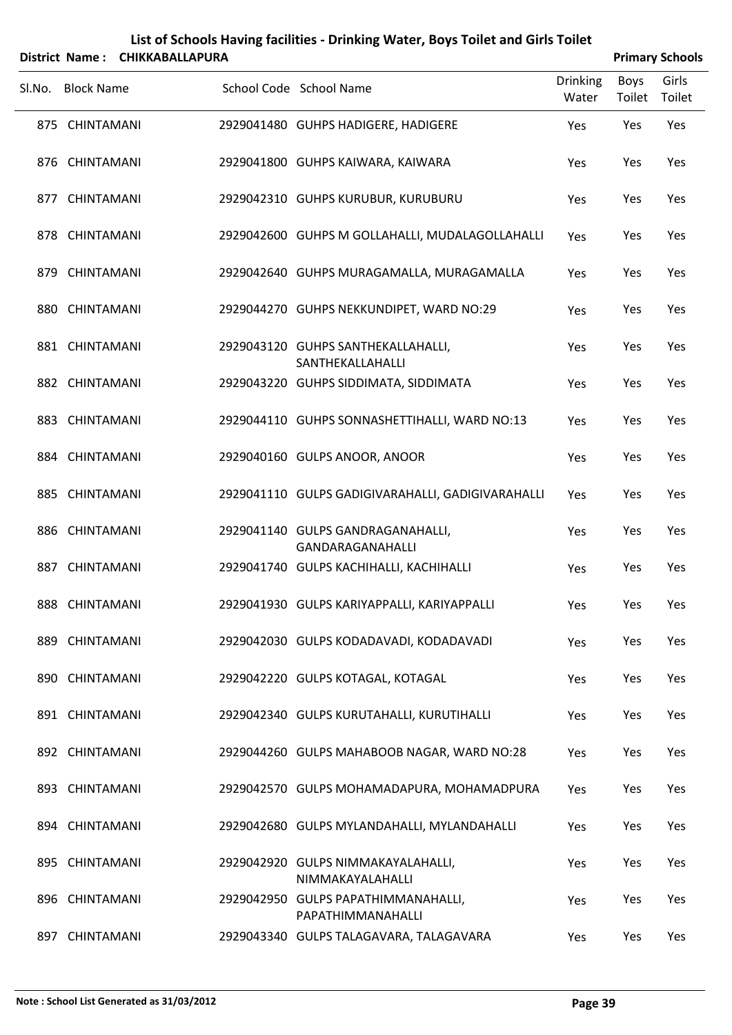# List of Schools Having facilities - Drinking Water, Boys Toilet and Girls Toilet

**District Name : CHIKKABALLAPURA** | **Primary Schools**

| Sl.No. | Block Name | School Code | School Name | Drinking Water | Boys Toilet | Girls Toilet |
|---|---|---|---|---|---|---|
| 875 | CHINTAMANI | 2929041480 | GUHPS HADIGERE, HADIGERE | Yes | Yes | Yes |
| 876 | CHINTAMANI | 2929041800 | GUHPS KAIWARA, KAIWARA | Yes | Yes | Yes |
| 877 | CHINTAMANI | 2929042310 | GUHPS KURUBUR, KURUBURU | Yes | Yes | Yes |
| 878 | CHINTAMANI | 2929042600 | GUHPS M GOLLAHALLI, MUDALAGOLLAHALLI | Yes | Yes | Yes |
| 879 | CHINTAMANI | 2929042640 | GUHPS MURAGAMALLA, MURAGAMALLA | Yes | Yes | Yes |
| 880 | CHINTAMANI | 2929044270 | GUHPS NEKKUNDIPET, WARD NO:29 | Yes | Yes | Yes |
| 881 | CHINTAMANI | 2929043120 | GUHPS SANTHEKALLAHALLI, SANTHEKALLAHALLI | Yes | Yes | Yes |
| 882 | CHINTAMANI | 2929043220 | GUHPS SIDDIMATA, SIDDIMATA | Yes | Yes | Yes |
| 883 | CHINTAMANI | 2929044110 | GUHPS SONNASHETTIHALLI, WARD NO:13 | Yes | Yes | Yes |
| 884 | CHINTAMANI | 2929040160 | GULPS ANOOR, ANOOR | Yes | Yes | Yes |
| 885 | CHINTAMANI | 2929041110 | GULPS GADIGIVARAHALLI, GADIGIVARAHALLI | Yes | Yes | Yes |
| 886 | CHINTAMANI | 2929041140 | GULPS GANDRAGANAHALLI, GANDARAGANAHALLI | Yes | Yes | Yes |
| 887 | CHINTAMANI | 2929041740 | GULPS KACHIHALLI, KACHIHALLI | Yes | Yes | Yes |
| 888 | CHINTAMANI | 2929041930 | GULPS KARIYAPPALLI, KARIYAPPALLI | Yes | Yes | Yes |
| 889 | CHINTAMANI | 2929042030 | GULPS KODADAVADI, KODADAVADI | Yes | Yes | Yes |
| 890 | CHINTAMANI | 2929042220 | GULPS KOTAGAL, KOTAGAL | Yes | Yes | Yes |
| 891 | CHINTAMANI | 2929042340 | GULPS KURUTAHALLI, KURUTIHALLI | Yes | Yes | Yes |
| 892 | CHINTAMANI | 2929044260 | GULPS MAHABOOB NAGAR, WARD NO:28 | Yes | Yes | Yes |
| 893 | CHINTAMANI | 2929042570 | GULPS MOHAMADAPURA, MOHAMADPURA | Yes | Yes | Yes |
| 894 | CHINTAMANI | 2929042680 | GULPS MYLANDAHALLI, MYLANDAHALLI | Yes | Yes | Yes |
| 895 | CHINTAMANI | 2929042920 | GULPS NIMMAKAYALAHALLI, NIMMAKAYALAHALLI | Yes | Yes | Yes |
| 896 | CHINTAMANI | 2929042950 | GULPS PAPATHIMMANAHALLI, PAPATHIMMANAHALLI | Yes | Yes | Yes |
| 897 | CHINTAMANI | 2929043340 | GULPS TALAGAVARA, TALAGAVARA | Yes | Yes | Yes |

**Note : School List Generated as 31/03/2012**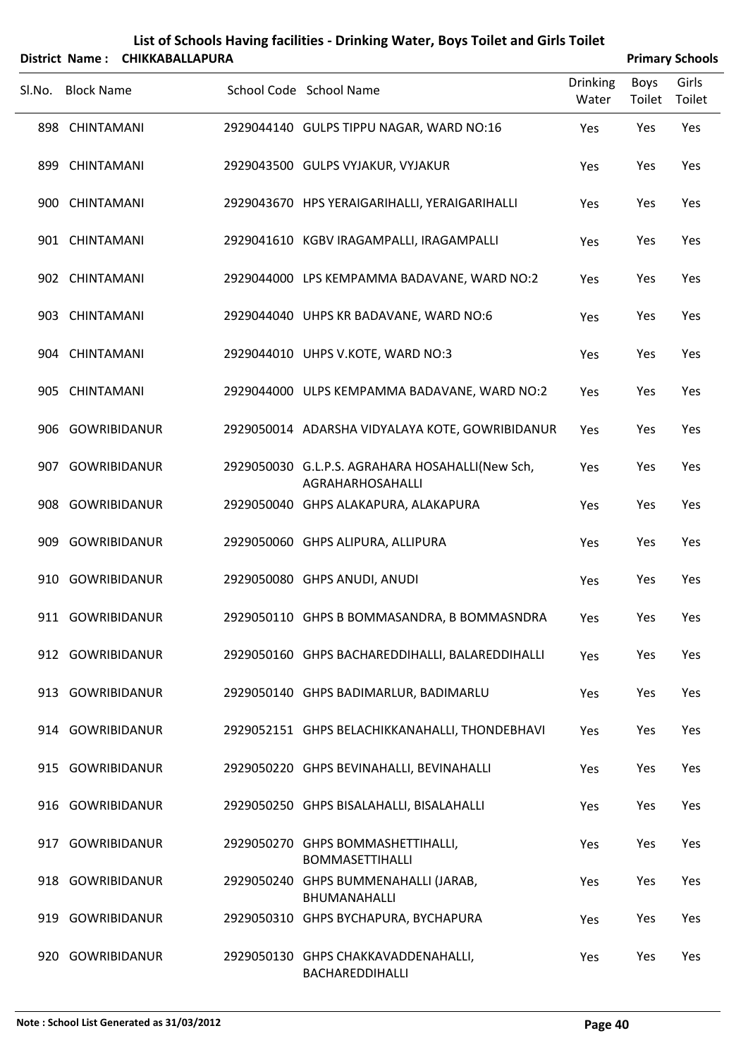# List of Schools Having facilities - Drinking Water, Boys Toilet and Girls Toilet

**District Name : CHIKKABALLAPURA** **Primary Schools**

| Sl.No. | Block Name | School Code | School Name | Drinking Water | Boys Toilet | Girls Toilet |
|---|---|---|---|---|---|---|
| 898 | CHINTAMANI | 2929044140 | GULPS TIPPU NAGAR, WARD NO:16 | Yes | Yes | Yes |
| 899 | CHINTAMANI | 2929043500 | GULPS VYJAKUR, VYJAKUR | Yes | Yes | Yes |
| 900 | CHINTAMANI | 2929043670 | HPS YERAIGARIHALLI, YERAIGARIHALLI | Yes | Yes | Yes |
| 901 | CHINTAMANI | 2929041610 | KGBV IRAGAMPALLI, IRAGAMPALLI | Yes | Yes | Yes |
| 902 | CHINTAMANI | 2929044000 | LPS KEMPAMMA BADAVANE, WARD NO:2 | Yes | Yes | Yes |
| 903 | CHINTAMANI | 2929044040 | UHPS KR BADAVANE, WARD NO:6 | Yes | Yes | Yes |
| 904 | CHINTAMANI | 2929044010 | UHPS V.KOTE, WARD NO:3 | Yes | Yes | Yes |
| 905 | CHINTAMANI | 2929044000 | ULPS KEMPAMMA BADAVANE, WARD NO:2 | Yes | Yes | Yes |
| 906 | GOWRIBIDANUR | 2929050014 | ADARSHA VIDYALAYA KOTE, GOWRIBIDANUR | Yes | Yes | Yes |
| 907 | GOWRIBIDANUR | 2929050030 | G.L.P.S. AGRAHARA HOSAHALLI(New Sch, AGRAHARHOSAHALLI | Yes | Yes | Yes |
| 908 | GOWRIBIDANUR | 2929050040 | GHPS ALAKAPURA, ALAKAPURA | Yes | Yes | Yes |
| 909 | GOWRIBIDANUR | 2929050060 | GHPS ALIPURA, ALLIPURA | Yes | Yes | Yes |
| 910 | GOWRIBIDANUR | 2929050080 | GHPS ANUDI, ANUDI | Yes | Yes | Yes |
| 911 | GOWRIBIDANUR | 2929050110 | GHPS B BOMMASANDRA, B BOMMASNDRA | Yes | Yes | Yes |
| 912 | GOWRIBIDANUR | 2929050160 | GHPS BACHAREDDIHALLI, BALAREDDIHALLI | Yes | Yes | Yes |
| 913 | GOWRIBIDANUR | 2929050140 | GHPS BADIMARLUR, BADIMARLU | Yes | Yes | Yes |
| 914 | GOWRIBIDANUR | 2929052151 | GHPS BELACHIKKANAHALLI, THONDEBHAVI | Yes | Yes | Yes |
| 915 | GOWRIBIDANUR | 2929050220 | GHPS BEVINAHALLI, BEVINAHALLI | Yes | Yes | Yes |
| 916 | GOWRIBIDANUR | 2929050250 | GHPS BISALAHALLI, BISALAHALLI | Yes | Yes | Yes |
| 917 | GOWRIBIDANUR | 2929050270 | GHPS BOMMASHETTIHALLI, BOMMASETTIHALLI | Yes | Yes | Yes |
| 918 | GOWRIBIDANUR | 2929050240 | GHPS BUMMENAHALLI (JARAB, BHUMANAHALLI | Yes | Yes | Yes |
| 919 | GOWRIBIDANUR | 2929050310 | GHPS BYCHAPURA, BYCHAPURA | Yes | Yes | Yes |
| 920 | GOWRIBIDANUR | 2929050130 | GHPS CHAKKAVADDENAHALLI, BACHAREDDIHALLI | Yes | Yes | Yes |

**Note : School List Generated as 31/03/2012**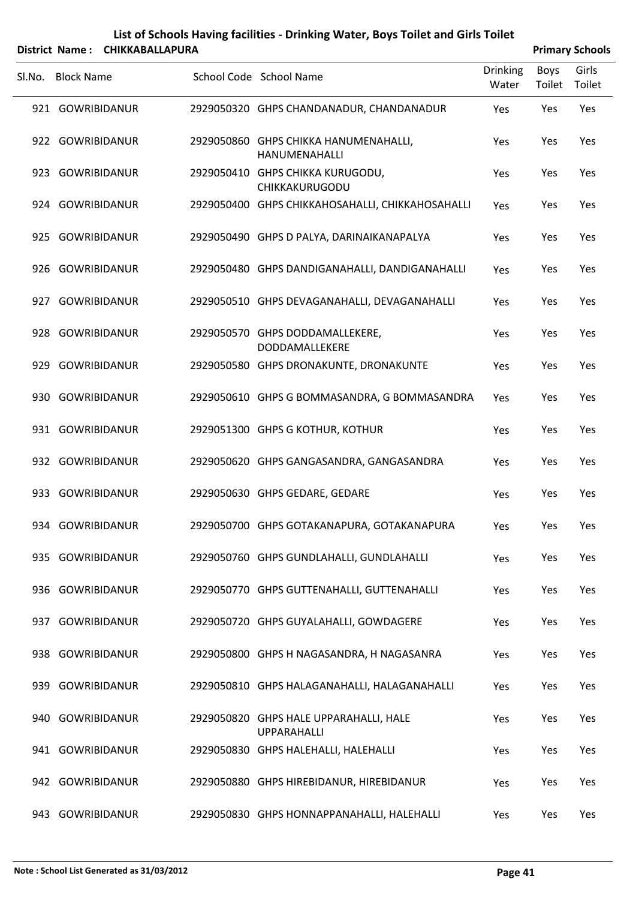# List of Schools Having facilities - Drinking Water, Boys Toilet and Girls Toilet

**District Name : CHIKKABALLAPURA** **Primary Schools**

| Sl.No. | Block Name | School Code | School Name | Drinking Water | Boys Toilet | Girls Toilet |
|---|---|---|---|---|---|---|
| 921 | GOWRIBIDANUR | 2929050320 | GHPS CHANDANADUR, CHANDANADUR | Yes | Yes | Yes |
| 922 | GOWRIBIDANUR | 2929050860 | GHPS CHIKKA HANUMENAHALLI, HANUMENAHALLI | Yes | Yes | Yes |
| 923 | GOWRIBIDANUR | 2929050410 | GHPS CHIKKA KURUGODU, CHIKKAKURUGODU | Yes | Yes | Yes |
| 924 | GOWRIBIDANUR | 2929050400 | GHPS CHIKKAHOSAHALLI, CHIKKAHOSAHALLI | Yes | Yes | Yes |
| 925 | GOWRIBIDANUR | 2929050490 | GHPS D PALYA, DARINAIKANAPALYA | Yes | Yes | Yes |
| 926 | GOWRIBIDANUR | 2929050480 | GHPS DANDIGANAHALLI, DANDIGANAHALLI | Yes | Yes | Yes |
| 927 | GOWRIBIDANUR | 2929050510 | GHPS DEVAGANAHALLI, DEVAGANAHALLI | Yes | Yes | Yes |
| 928 | GOWRIBIDANUR | 2929050570 | GHPS DODDAMALLEKERE, DODDAMALLEKERE | Yes | Yes | Yes |
| 929 | GOWRIBIDANUR | 2929050580 | GHPS DRONAKUNTE, DRONAKUNTE | Yes | Yes | Yes |
| 930 | GOWRIBIDANUR | 2929050610 | GHPS G BOMMASANDRA, G BOMMASANDRA | Yes | Yes | Yes |
| 931 | GOWRIBIDANUR | 2929051300 | GHPS G KOTHUR, KOTHUR | Yes | Yes | Yes |
| 932 | GOWRIBIDANUR | 2929050620 | GHPS GANGASANDRA, GANGASANDRA | Yes | Yes | Yes |
| 933 | GOWRIBIDANUR | 2929050630 | GHPS GEDARE, GEDARE | Yes | Yes | Yes |
| 934 | GOWRIBIDANUR | 2929050700 | GHPS GOTAKANAPURA, GOTAKANAPURA | Yes | Yes | Yes |
| 935 | GOWRIBIDANUR | 2929050760 | GHPS GUNDLAHALLI, GUNDLAHALLI | Yes | Yes | Yes |
| 936 | GOWRIBIDANUR | 2929050770 | GHPS GUTTENAHALLI, GUTTENAHALLI | Yes | Yes | Yes |
| 937 | GOWRIBIDANUR | 2929050720 | GHPS GUYALAHALLI, GOWDAGERE | Yes | Yes | Yes |
| 938 | GOWRIBIDANUR | 2929050800 | GHPS H NAGASANDRA, H NAGASANRA | Yes | Yes | Yes |
| 939 | GOWRIBIDANUR | 2929050810 | GHPS HALAGANAHALLI, HALAGANAHALLI | Yes | Yes | Yes |
| 940 | GOWRIBIDANUR | 2929050820 | GHPS HALE UPPARAHALLI, HALE UPPARAHALLI | Yes | Yes | Yes |
| 941 | GOWRIBIDANUR | 2929050830 | GHPS HALEHALLI, HALEHALLI | Yes | Yes | Yes |
| 942 | GOWRIBIDANUR | 2929050880 | GHPS HIREBIDANUR, HIREBIDANUR | Yes | Yes | Yes |
| 943 | GOWRIBIDANUR | 2929050830 | GHPS HONNAPPANAHALLI, HALEHALLI | Yes | Yes | Yes |

**Note : School List Generated as 31/03/2012**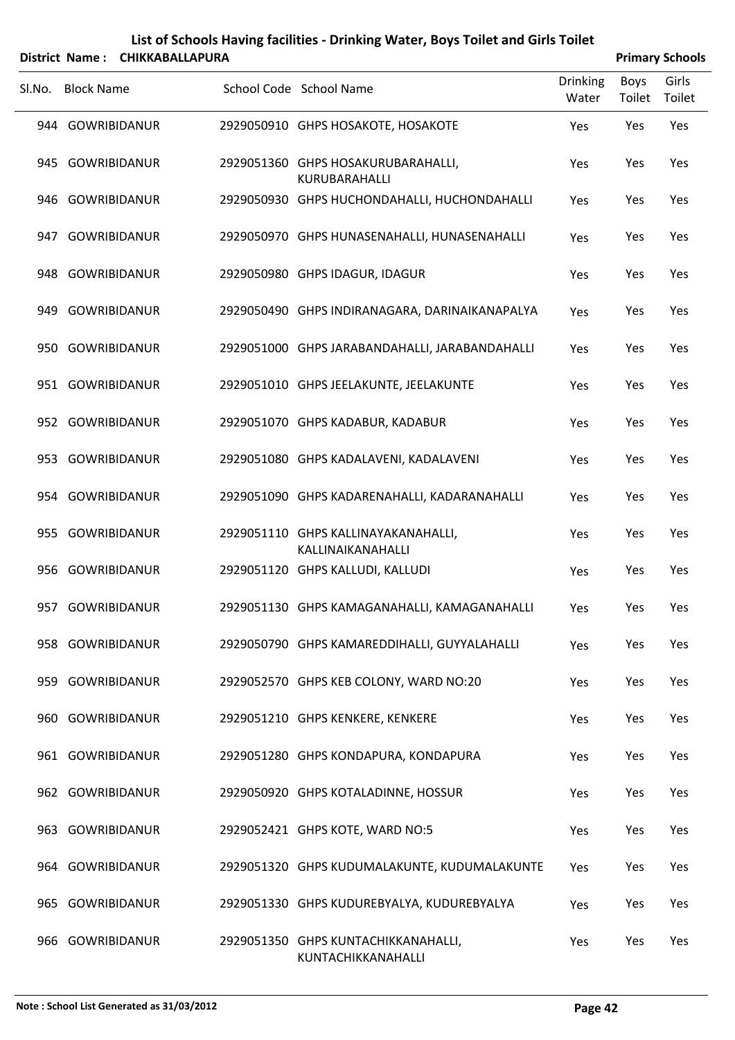# List of Schools Having facilities - Drinking Water, Boys Toilet and Girls Toilet

**District Name : CHIKKABALLAPURA** **Primary Schools**

| Sl.No. | Block Name | School Code | School Name | Drinking Water | Boys Toilet | Girls Toilet |
|---|---|---|---|---|---|---|
| 944 | GOWRIBIDANUR | 2929050910 | GHPS HOSAKOTE, HOSAKOTE | Yes | Yes | Yes |
| 945 | GOWRIBIDANUR | 2929051360 | GHPS HOSAKURUBARAHALLI, KURUBARAHALLI | Yes | Yes | Yes |
| 946 | GOWRIBIDANUR | 2929050930 | GHPS HUCHONDAHALLI, HUCHONDAHALLI | Yes | Yes | Yes |
| 947 | GOWRIBIDANUR | 2929050970 | GHPS HUNASENAHALLI, HUNASENAHALLI | Yes | Yes | Yes |
| 948 | GOWRIBIDANUR | 2929050980 | GHPS IDAGUR, IDAGUR | Yes | Yes | Yes |
| 949 | GOWRIBIDANUR | 2929050490 | GHPS INDIRANAGARA, DARINAIKANAPALYA | Yes | Yes | Yes |
| 950 | GOWRIBIDANUR | 2929051000 | GHPS JARABANDAHALLI, JARABANDAHALLI | Yes | Yes | Yes |
| 951 | GOWRIBIDANUR | 2929051010 | GHPS JEELAKUNTE, JEELAKUNTE | Yes | Yes | Yes |
| 952 | GOWRIBIDANUR | 2929051070 | GHPS KADABUR, KADABUR | Yes | Yes | Yes |
| 953 | GOWRIBIDANUR | 2929051080 | GHPS KADALAVENI, KADALAVENI | Yes | Yes | Yes |
| 954 | GOWRIBIDANUR | 2929051090 | GHPS KADARENAHALLI, KADARANAHALLI | Yes | Yes | Yes |
| 955 | GOWRIBIDANUR | 2929051110 | GHPS KALLINAYAKANAHALLI, KALLINAIKANAHALLI | Yes | Yes | Yes |
| 956 | GOWRIBIDANUR | 2929051120 | GHPS KALLUDI, KALLUDI | Yes | Yes | Yes |
| 957 | GOWRIBIDANUR | 2929051130 | GHPS KAMAGANAHALLI, KAMAGANAHALLI | Yes | Yes | Yes |
| 958 | GOWRIBIDANUR | 2929050790 | GHPS KAMAREDDIHALLI, GUYYALAHALLI | Yes | Yes | Yes |
| 959 | GOWRIBIDANUR | 2929052570 | GHPS KEB COLONY, WARD NO:20 | Yes | Yes | Yes |
| 960 | GOWRIBIDANUR | 2929051210 | GHPS KENKERE, KENKERE | Yes | Yes | Yes |
| 961 | GOWRIBIDANUR | 2929051280 | GHPS KONDAPURA, KONDAPURA | Yes | Yes | Yes |
| 962 | GOWRIBIDANUR | 2929050920 | GHPS KOTALADINNE, HOSSUR | Yes | Yes | Yes |
| 963 | GOWRIBIDANUR | 2929052421 | GHPS KOTE, WARD NO:5 | Yes | Yes | Yes |
| 964 | GOWRIBIDANUR | 2929051320 | GHPS KUDUMALAKUNTE, KUDUMALAKUNTE | Yes | Yes | Yes |
| 965 | GOWRIBIDANUR | 2929051330 | GHPS KUDUREBYALYA, KUDUREBYALYA | Yes | Yes | Yes |
| 966 | GOWRIBIDANUR | 2929051350 | GHPS KUNTACHIKKANAHALLI, KUNTACHIKKANAHALLI | Yes | Yes | Yes |

**Note : School List Generated as 31/03/2012**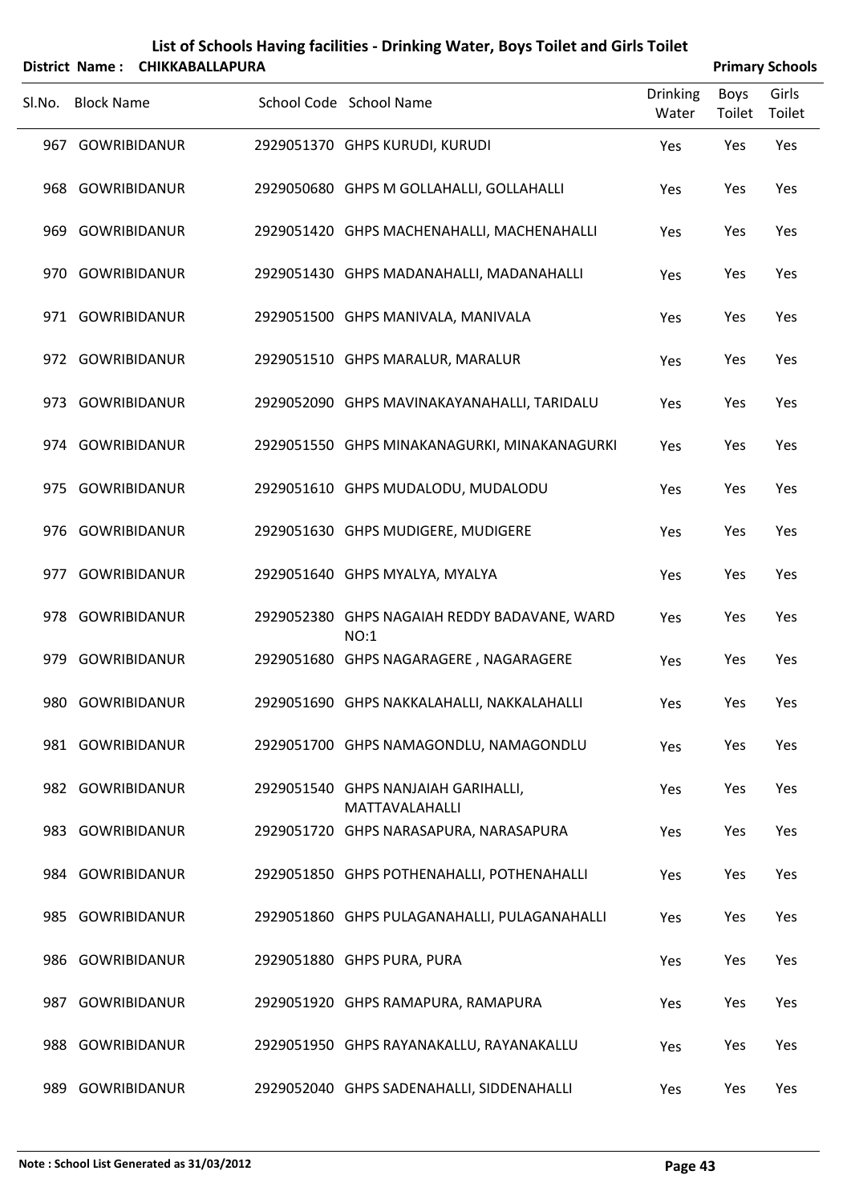# List of Schools Having facilities - Drinking Water, Boys Toilet and Girls Toilet

**District Name : CHIKKABALLAPURA** **Primary Schools**

| Sl.No. | Block Name | School Code | School Name | Drinking Water | Boys Toilet | Girls Toilet |
|---|---|---|---|---|---|---|
| 967 | GOWRIBIDANUR | 2929051370 | GHPS KURUDI, KURUDI | Yes | Yes | Yes |
| 968 | GOWRIBIDANUR | 2929050680 | GHPS M GOLLAHALLI, GOLLAHALLI | Yes | Yes | Yes |
| 969 | GOWRIBIDANUR | 2929051420 | GHPS MACHENAHALLI, MACHENAHALLI | Yes | Yes | Yes |
| 970 | GOWRIBIDANUR | 2929051430 | GHPS MADANAHALLI, MADANAHALLI | Yes | Yes | Yes |
| 971 | GOWRIBIDANUR | 2929051500 | GHPS MANIVALA, MANIVALA | Yes | Yes | Yes |
| 972 | GOWRIBIDANUR | 2929051510 | GHPS MARALUR, MARALUR | Yes | Yes | Yes |
| 973 | GOWRIBIDANUR | 2929052090 | GHPS MAVINAKAYANAHALLI, TARIDALU | Yes | Yes | Yes |
| 974 | GOWRIBIDANUR | 2929051550 | GHPS MINAKANAGURKI, MINAKANAGURKI | Yes | Yes | Yes |
| 975 | GOWRIBIDANUR | 2929051610 | GHPS MUDALODU, MUDALODU | Yes | Yes | Yes |
| 976 | GOWRIBIDANUR | 2929051630 | GHPS MUDIGERE, MUDIGERE | Yes | Yes | Yes |
| 977 | GOWRIBIDANUR | 2929051640 | GHPS MYALYA, MYALYA | Yes | Yes | Yes |
| 978 | GOWRIBIDANUR | 2929052380 | GHPS NAGAIAH REDDY BADAVANE, WARD NO:1 | Yes | Yes | Yes |
| 979 | GOWRIBIDANUR | 2929051680 | GHPS NAGARAGERE , NAGARAGERE | Yes | Yes | Yes |
| 980 | GOWRIBIDANUR | 2929051690 | GHPS NAKKALAHALLI, NAKKALAHALLI | Yes | Yes | Yes |
| 981 | GOWRIBIDANUR | 2929051700 | GHPS NAMAGONDLU, NAMAGONDLU | Yes | Yes | Yes |
| 982 | GOWRIBIDANUR | 2929051540 | GHPS NANJAIAH GARIHALLI, MATTAVALAHALLI | Yes | Yes | Yes |
| 983 | GOWRIBIDANUR | 2929051720 | GHPS NARASAPURA, NARASAPURA | Yes | Yes | Yes |
| 984 | GOWRIBIDANUR | 2929051850 | GHPS POTHENAHALLI, POTHENAHALLI | Yes | Yes | Yes |
| 985 | GOWRIBIDANUR | 2929051860 | GHPS PULAGANAHALLI, PULAGANAHALLI | Yes | Yes | Yes |
| 986 | GOWRIBIDANUR | 2929051880 | GHPS PURA, PURA | Yes | Yes | Yes |
| 987 | GOWRIBIDANUR | 2929051920 | GHPS RAMAPURA, RAMAPURA | Yes | Yes | Yes |
| 988 | GOWRIBIDANUR | 2929051950 | GHPS RAYANAKALLU, RAYANAKALLU | Yes | Yes | Yes |
| 989 | GOWRIBIDANUR | 2929052040 | GHPS SADENAHALLI, SIDDENAHALLI | Yes | Yes | Yes |

**Note : School List Generated as 31/03/2012**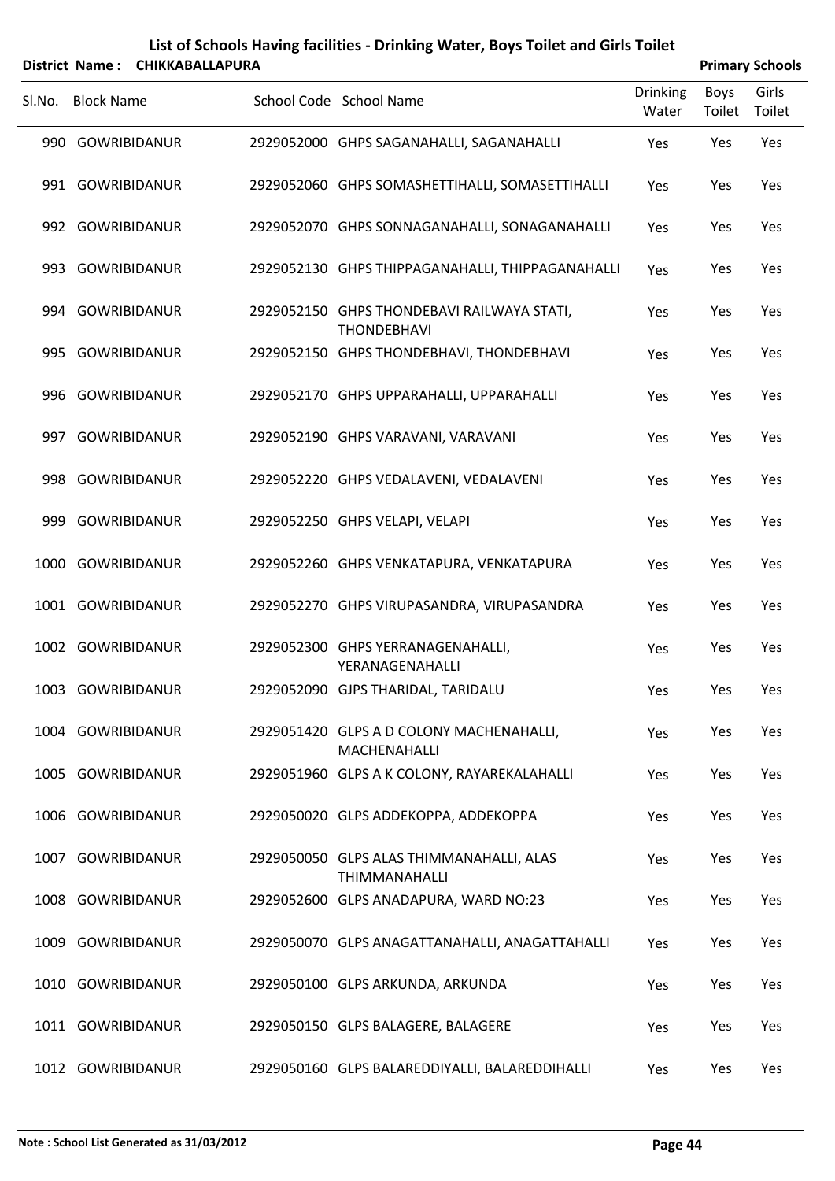# List of Schools Having facilities - Drinking Water, Boys Toilet and Girls Toilet

**District Name : CHIKKABALLAPURA** **Primary Schools**

| Sl.No. | Block Name | School Code | School Name | Drinking Water | Boys Toilet | Girls Toilet |
|---|---|---|---|---|---|---|
| 990 | GOWRIBIDANUR | 2929052000 | GHPS SAGANAHALLI, SAGANAHALLI | Yes | Yes | Yes |
| 991 | GOWRIBIDANUR | 2929052060 | GHPS SOMASHETTIHALLI, SOMASETTIHALLI | Yes | Yes | Yes |
| 992 | GOWRIBIDANUR | 2929052070 | GHPS SONNAGANAHALLI, SONAGANAHALLI | Yes | Yes | Yes |
| 993 | GOWRIBIDANUR | 2929052130 | GHPS THIPPAGANAHALLI, THIPPAGANAHALLI | Yes | Yes | Yes |
| 994 | GOWRIBIDANUR | 2929052150 | GHPS THONDEBAVI RAILWAYA STATI, THONDEBHAVI | Yes | Yes | Yes |
| 995 | GOWRIBIDANUR | 2929052150 | GHPS THONDEBHAVI, THONDEBHAVI | Yes | Yes | Yes |
| 996 | GOWRIBIDANUR | 2929052170 | GHPS UPPARAHALLI, UPPARAHALLI | Yes | Yes | Yes |
| 997 | GOWRIBIDANUR | 2929052190 | GHPS VARAVANI, VARAVANI | Yes | Yes | Yes |
| 998 | GOWRIBIDANUR | 2929052220 | GHPS VEDALAVENI, VEDALAVENI | Yes | Yes | Yes |
| 999 | GOWRIBIDANUR | 2929052250 | GHPS VELAPI, VELAPI | Yes | Yes | Yes |
| 1000 | GOWRIBIDANUR | 2929052260 | GHPS VENKATAPURA, VENKATAPURA | Yes | Yes | Yes |
| 1001 | GOWRIBIDANUR | 2929052270 | GHPS VIRUPASANDRA, VIRUPASANDRA | Yes | Yes | Yes |
| 1002 | GOWRIBIDANUR | 2929052300 | GHPS YERRANAGENAHALLI, YERANAGENAHALLI | Yes | Yes | Yes |
| 1003 | GOWRIBIDANUR | 2929052090 | GJPS THARIDAL, TARIDALU | Yes | Yes | Yes |
| 1004 | GOWRIBIDANUR | 2929051420 | GLPS A D COLONY MACHENAHALLI, MACHENAHALLI | Yes | Yes | Yes |
| 1005 | GOWRIBIDANUR | 2929051960 | GLPS A K COLONY, RAYAREKALAHALLI | Yes | Yes | Yes |
| 1006 | GOWRIBIDANUR | 2929050020 | GLPS ADDEKOPPA, ADDEKOPPA | Yes | Yes | Yes |
| 1007 | GOWRIBIDANUR | 2929050050 | GLPS ALAS THIMMANAHALLI, ALAS THIMMANAHALLI | Yes | Yes | Yes |
| 1008 | GOWRIBIDANUR | 2929052600 | GLPS ANADAPURA, WARD NO:23 | Yes | Yes | Yes |
| 1009 | GOWRIBIDANUR | 2929050070 | GLPS ANAGATTANAHALLI, ANAGATTAHALLI | Yes | Yes | Yes |
| 1010 | GOWRIBIDANUR | 2929050100 | GLPS ARKUNDA, ARKUNDA | Yes | Yes | Yes |
| 1011 | GOWRIBIDANUR | 2929050150 | GLPS BALAGERE, BALAGERE | Yes | Yes | Yes |
| 1012 | GOWRIBIDANUR | 2929050160 | GLPS BALAREDDIYALLI, BALAREDDIHALLI | Yes | Yes | Yes |

**Note : School List Generated as 31/03/2012**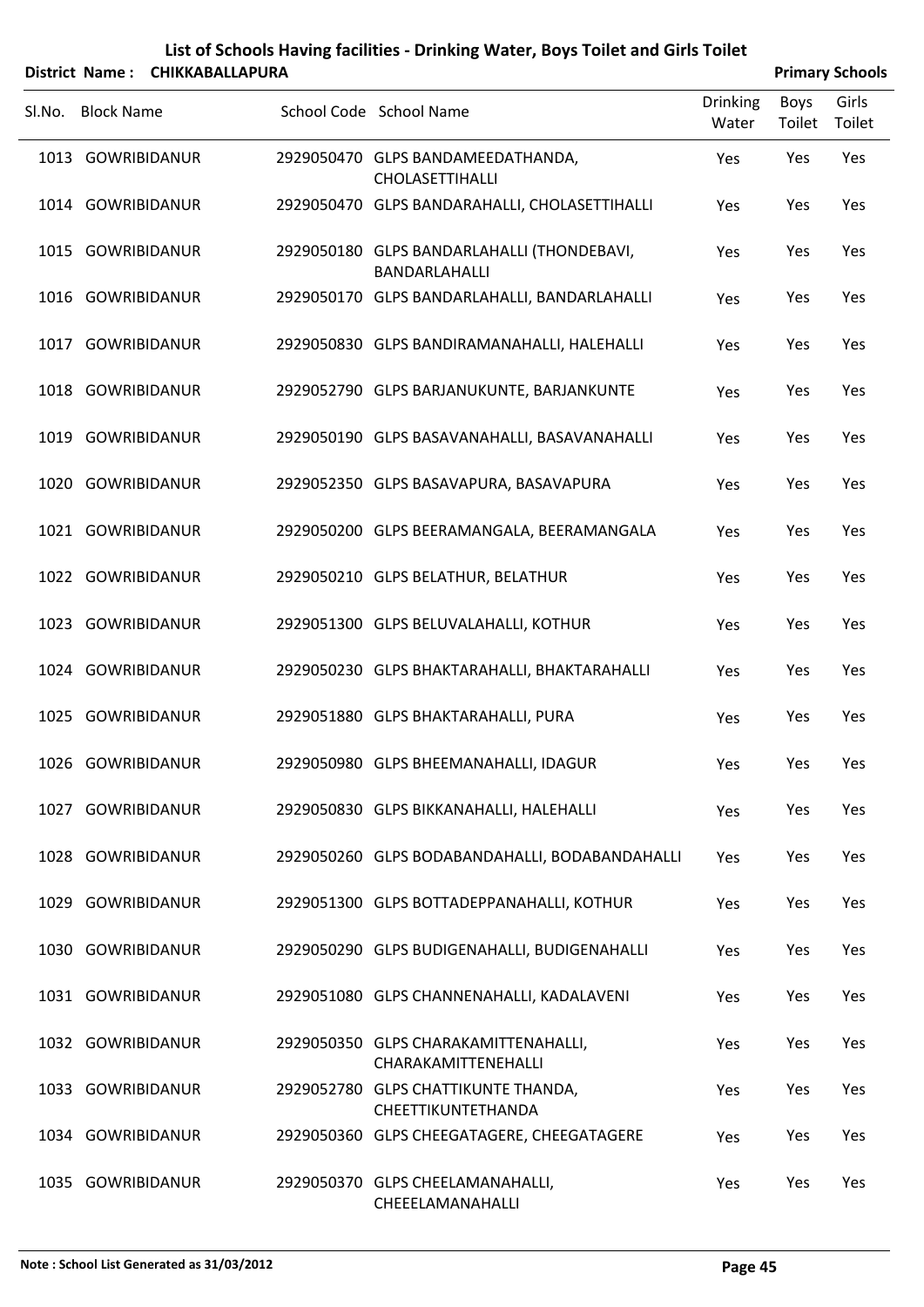# List of Schools Having facilities - Drinking Water, Boys Toilet and Girls Toilet

**District Name : CHIKKABALLAPURA** **Primary Schools**

| Sl.No. | Block Name | School Code | School Name | Drinking Water | Boys Toilet | Girls Toilet |
|---|---|---|---|---|---|---|
| 1013 | GOWRIBIDANUR | 2929050470 | GLPS BANDAMEEDATHANDA, CHOLASETTIHALLI | Yes | Yes | Yes |
| 1014 | GOWRIBIDANUR | 2929050470 | GLPS BANDARAHALLI, CHOLASETTIHALLI | Yes | Yes | Yes |
| 1015 | GOWRIBIDANUR | 2929050180 | GLPS BANDARLAHALLI (THONDEBAVI, BANDARLAHALLI | Yes | Yes | Yes |
| 1016 | GOWRIBIDANUR | 2929050170 | GLPS BANDARLAHALLI, BANDARLAHALLI | Yes | Yes | Yes |
| 1017 | GOWRIBIDANUR | 2929050830 | GLPS BANDIRAMANAHALLI, HALEHALLI | Yes | Yes | Yes |
| 1018 | GOWRIBIDANUR | 2929052790 | GLPS BARJANUKUNTE, BARJANKUNTE | Yes | Yes | Yes |
| 1019 | GOWRIBIDANUR | 2929050190 | GLPS BASAVANAHALLI, BASAVANAHALLI | Yes | Yes | Yes |
| 1020 | GOWRIBIDANUR | 2929052350 | GLPS BASAVAPURA, BASAVAPURA | Yes | Yes | Yes |
| 1021 | GOWRIBIDANUR | 2929050200 | GLPS BEERAMANGALA, BEERAMANGALA | Yes | Yes | Yes |
| 1022 | GOWRIBIDANUR | 2929050210 | GLPS BELATHUR, BELATHUR | Yes | Yes | Yes |
| 1023 | GOWRIBIDANUR | 2929051300 | GLPS BELUVALAHALLI, KOTHUR | Yes | Yes | Yes |
| 1024 | GOWRIBIDANUR | 2929050230 | GLPS BHAKTARAHALLI, BHAKTARAHALLI | Yes | Yes | Yes |
| 1025 | GOWRIBIDANUR | 2929051880 | GLPS BHAKTARAHALLI, PURA | Yes | Yes | Yes |
| 1026 | GOWRIBIDANUR | 2929050980 | GLPS BHEEMANAHALLI, IDAGUR | Yes | Yes | Yes |
| 1027 | GOWRIBIDANUR | 2929050830 | GLPS BIKKANAHALLI, HALEHALLI | Yes | Yes | Yes |
| 1028 | GOWRIBIDANUR | 2929050260 | GLPS BODABANDAHALLI, BODABANDAHALLI | Yes | Yes | Yes |
| 1029 | GOWRIBIDANUR | 2929051300 | GLPS BOTTADEPPANAHALLI, KOTHUR | Yes | Yes | Yes |
| 1030 | GOWRIBIDANUR | 2929050290 | GLPS BUDIGENAHALLI, BUDIGENAHALLI | Yes | Yes | Yes |
| 1031 | GOWRIBIDANUR | 2929051080 | GLPS CHANNENAHALLI, KADALAVENI | Yes | Yes | Yes |
| 1032 | GOWRIBIDANUR | 2929050350 | GLPS CHARAKAMITTENAHALLI, CHARAKAMITTENEHALLI | Yes | Yes | Yes |
| 1033 | GOWRIBIDANUR | 2929052780 | GLPS CHATTIKUNTE THANDA, CHEETTIKUNTETHANDA | Yes | Yes | Yes |
| 1034 | GOWRIBIDANUR | 2929050360 | GLPS CHEEGATAGERE, CHEEGATAGERE | Yes | Yes | Yes |
| 1035 | GOWRIBIDANUR | 2929050370 | GLPS CHEELAMANAHALLI, CHEEELAMANAHALLI | Yes | Yes | Yes |

**Note : School List Generated as 31/03/2012**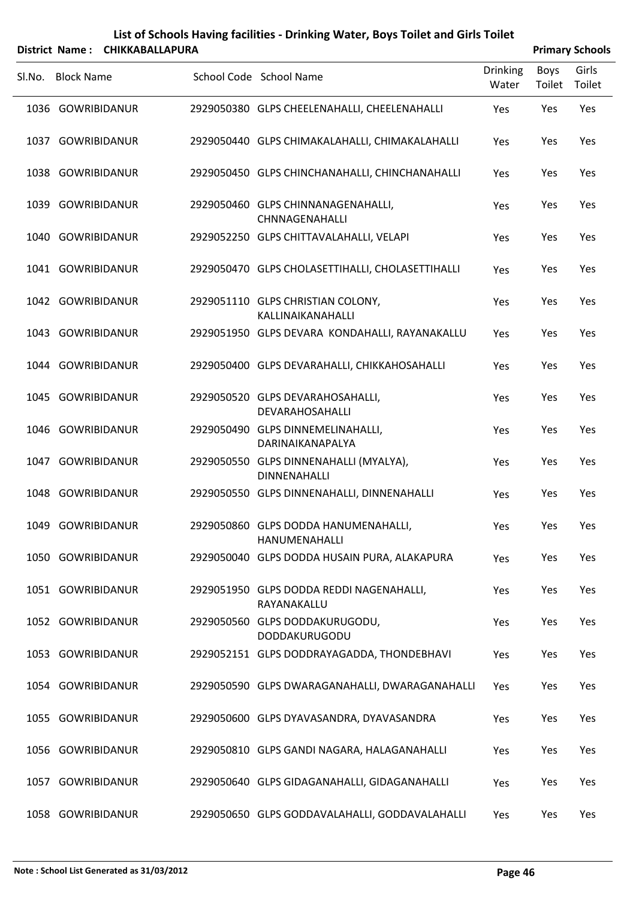# List of Schools Having facilities - Drinking Water, Boys Toilet and Girls Toilet

**District Name : CHIKKABALLAPURA** — **Primary Schools**

| Sl.No. | Block Name | School Code | School Name | Drinking Water | Boys Toilet | Girls Toilet |
|---|---|---|---|---|---|---|
| 1036 | GOWRIBIDANUR | 2929050380 | GLPS CHEELENAHALLI, CHEELENAHALLI | Yes | Yes | Yes |
| 1037 | GOWRIBIDANUR | 2929050440 | GLPS CHIMAKALAHALLI, CHIMAKALAHALLI | Yes | Yes | Yes |
| 1038 | GOWRIBIDANUR | 2929050450 | GLPS CHINCHANAHALLI, CHINCHANAHALLI | Yes | Yes | Yes |
| 1039 | GOWRIBIDANUR | 2929050460 | GLPS CHINNANAGENAHALLI, CHNNAGENAHALLI | Yes | Yes | Yes |
| 1040 | GOWRIBIDANUR | 2929052250 | GLPS CHITTAVALAHALLI, VELAPI | Yes | Yes | Yes |
| 1041 | GOWRIBIDANUR | 2929050470 | GLPS CHOLASETTIHALLI, CHOLASETTIHALLI | Yes | Yes | Yes |
| 1042 | GOWRIBIDANUR | 2929051110 | GLPS CHRISTIAN COLONY, KALLINAIKANAHALLI | Yes | Yes | Yes |
| 1043 | GOWRIBIDANUR | 2929051950 | GLPS DEVARA KONDAHALLI, RAYANAKALLU | Yes | Yes | Yes |
| 1044 | GOWRIBIDANUR | 2929050400 | GLPS DEVARAHALLI, CHIKKAHOSAHALLI | Yes | Yes | Yes |
| 1045 | GOWRIBIDANUR | 2929050520 | GLPS DEVARAHOSAHALLI, DEVARAHOSAHALLI | Yes | Yes | Yes |
| 1046 | GOWRIBIDANUR | 2929050490 | GLPS DINNEMELINAHALLI, DARINAIKANAPALYA | Yes | Yes | Yes |
| 1047 | GOWRIBIDANUR | 2929050550 | GLPS DINNENAHALLI (MYALYA), DINNENAHALLI | Yes | Yes | Yes |
| 1048 | GOWRIBIDANUR | 2929050550 | GLPS DINNENAHALLI, DINNENAHALLI | Yes | Yes | Yes |
| 1049 | GOWRIBIDANUR | 2929050860 | GLPS DODDA HANUMENAHALLI, HANUMENAHALLI | Yes | Yes | Yes |
| 1050 | GOWRIBIDANUR | 2929050040 | GLPS DODDA HUSAIN PURA, ALAKAPURA | Yes | Yes | Yes |
| 1051 | GOWRIBIDANUR | 2929051950 | GLPS DODDA REDDI NAGENAHALLI, RAYANAKALLU | Yes | Yes | Yes |
| 1052 | GOWRIBIDANUR | 2929050560 | GLPS DODDAKURUGODU, DODDAKURUGODU | Yes | Yes | Yes |
| 1053 | GOWRIBIDANUR | 2929052151 | GLPS DODDRAYAGADDA, THONDEBHAVI | Yes | Yes | Yes |
| 1054 | GOWRIBIDANUR | 2929050590 | GLPS DWARAGANAHALLI, DWARAGANAHALLI | Yes | Yes | Yes |
| 1055 | GOWRIBIDANUR | 2929050600 | GLPS DYAVASANDRA, DYAVASANDRA | Yes | Yes | Yes |
| 1056 | GOWRIBIDANUR | 2929050810 | GLPS GANDI NAGARA, HALAGANAHALLI | Yes | Yes | Yes |
| 1057 | GOWRIBIDANUR | 2929050640 | GLPS GIDAGANAHALLI, GIDAGANAHALLI | Yes | Yes | Yes |
| 1058 | GOWRIBIDANUR | 2929050650 | GLPS GODDAVALAHALLI, GODDAVALAHALLI | Yes | Yes | Yes |

Note : School List Generated as 31/03/2012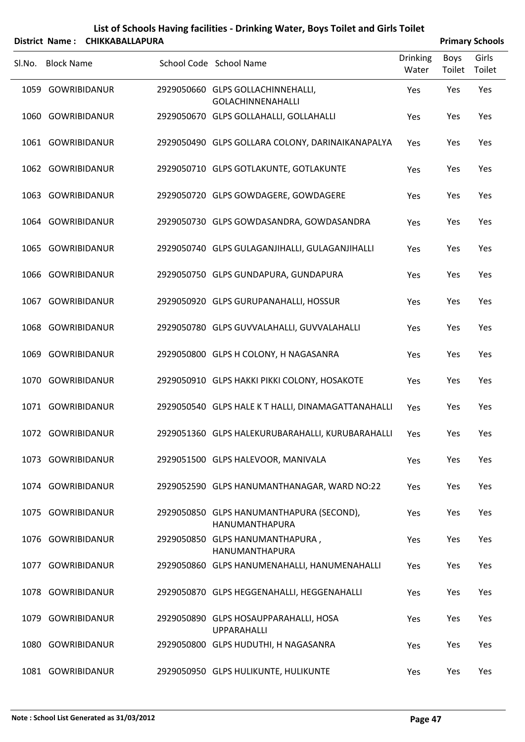# List of Schools Having facilities - Drinking Water, Boys Toilet and Girls Toilet

**District Name : CHIKKABALLAPURA** | **Primary Schools**

| Sl.No. | Block Name | School Code | School Name | Drinking Water | Boys Toilet | Girls Toilet |
|---|---|---|---|---|---|---|
| 1059 | GOWRIBIDANUR | 2929050660 | GLPS GOLLACHINNEHALLI, GOLACHINNENAHALLI | Yes | Yes | Yes |
| 1060 | GOWRIBIDANUR | 2929050670 | GLPS GOLLAHALLI, GOLLAHALLI | Yes | Yes | Yes |
| 1061 | GOWRIBIDANUR | 2929050490 | GLPS GOLLARA COLONY, DARINAIKANAPALYA | Yes | Yes | Yes |
| 1062 | GOWRIBIDANUR | 2929050710 | GLPS GOTLAKUNTE, GOTLAKUNTE | Yes | Yes | Yes |
| 1063 | GOWRIBIDANUR | 2929050720 | GLPS GOWDAGERE, GOWDAGERE | Yes | Yes | Yes |
| 1064 | GOWRIBIDANUR | 2929050730 | GLPS GOWDASANDRA, GOWDASANDRA | Yes | Yes | Yes |
| 1065 | GOWRIBIDANUR | 2929050740 | GLPS GULAGANJIHALLI, GULAGANJIHALLI | Yes | Yes | Yes |
| 1066 | GOWRIBIDANUR | 2929050750 | GLPS GUNDAPURA, GUNDAPURA | Yes | Yes | Yes |
| 1067 | GOWRIBIDANUR | 2929050920 | GLPS GURUPANAHALLI, HOSSUR | Yes | Yes | Yes |
| 1068 | GOWRIBIDANUR | 2929050780 | GLPS GUVVALAHALLI, GUVVALAHALLI | Yes | Yes | Yes |
| 1069 | GOWRIBIDANUR | 2929050800 | GLPS H COLONY, H NAGASANRA | Yes | Yes | Yes |
| 1070 | GOWRIBIDANUR | 2929050910 | GLPS HAKKI PIKKI COLONY, HOSAKOTE | Yes | Yes | Yes |
| 1071 | GOWRIBIDANUR | 2929050540 | GLPS HALE K T HALLI, DINAMAGATTANAHALLI | Yes | Yes | Yes |
| 1072 | GOWRIBIDANUR | 2929051360 | GLPS HALEKURUBARAHALLI, KURUBARAHALLI | Yes | Yes | Yes |
| 1073 | GOWRIBIDANUR | 2929051500 | GLPS HALEVOOR, MANIVALA | Yes | Yes | Yes |
| 1074 | GOWRIBIDANUR | 2929052590 | GLPS HANUMANTHANAGAR, WARD NO:22 | Yes | Yes | Yes |
| 1075 | GOWRIBIDANUR | 2929050850 | GLPS HANUMANTHAPURA (SECOND), HANUMANTHAPURA | Yes | Yes | Yes |
| 1076 | GOWRIBIDANUR | 2929050850 | GLPS HANUMANTHAPURA , HANUMANTHAPURA | Yes | Yes | Yes |
| 1077 | GOWRIBIDANUR | 2929050860 | GLPS HANUMENAHALLI, HANUMENAHALLI | Yes | Yes | Yes |
| 1078 | GOWRIBIDANUR | 2929050870 | GLPS HEGGENAHALLI, HEGGENAHALLI | Yes | Yes | Yes |
| 1079 | GOWRIBIDANUR | 2929050890 | GLPS HOSAUPPARAHALLI, HOSA UPPARAHALLI | Yes | Yes | Yes |
| 1080 | GOWRIBIDANUR | 2929050800 | GLPS HUDUTHI, H NAGASANRA | Yes | Yes | Yes |
| 1081 | GOWRIBIDANUR | 2929050950 | GLPS HULIKUNTE, HULIKUNTE | Yes | Yes | Yes |

**Note : School List Generated as 31/03/2012**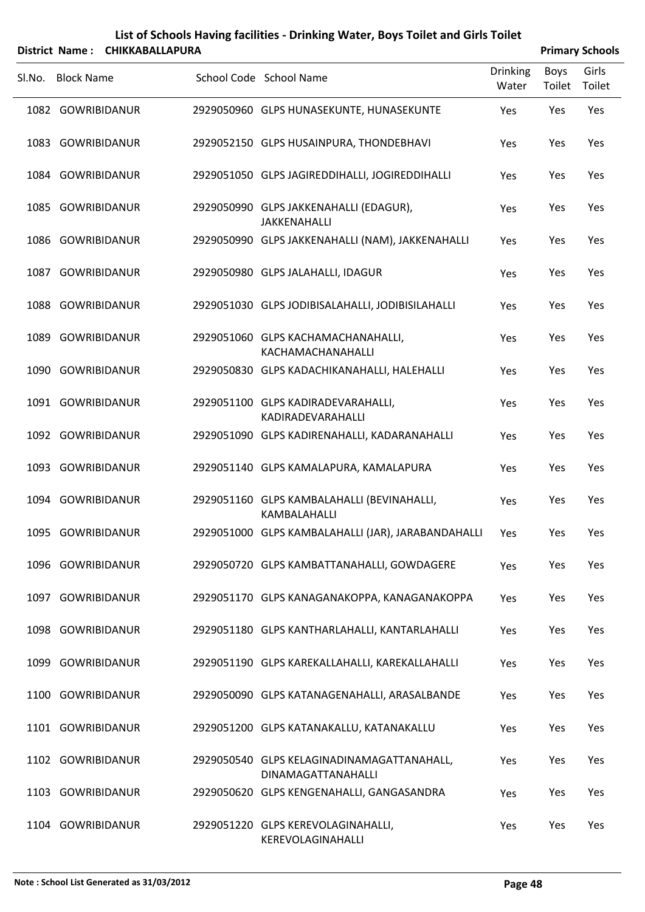# List of Schools Having facilities - Drinking Water, Boys Toilet and Girls Toilet

**District Name : CHIKKABALLAPURA** **Primary Schools**

| Sl.No. | Block Name | School Code | School Name | Drinking Water | Boys Toilet | Girls Toilet |
|---|---|---|---|---|---|---|
| 1082 | GOWRIBIDANUR | 2929050960 | GLPS HUNASEKUNTE, HUNASEKUNTE | Yes | Yes | Yes |
| 1083 | GOWRIBIDANUR | 2929052150 | GLPS HUSAINPURA, THONDEBHAVI | Yes | Yes | Yes |
| 1084 | GOWRIBIDANUR | 2929051050 | GLPS JAGIREDDIHALLI, JOGIREDDIHALLI | Yes | Yes | Yes |
| 1085 | GOWRIBIDANUR | 2929050990 | GLPS JAKKENAHALLI (EDAGUR), JAKKENAHALLI | Yes | Yes | Yes |
| 1086 | GOWRIBIDANUR | 2929050990 | GLPS JAKKENAHALLI (NAM), JAKKENAHALLI | Yes | Yes | Yes |
| 1087 | GOWRIBIDANUR | 2929050980 | GLPS JALAHALLI, IDAGUR | Yes | Yes | Yes |
| 1088 | GOWRIBIDANUR | 2929051030 | GLPS JODIBISALAHALLI, JODIBISILAHALLI | Yes | Yes | Yes |
| 1089 | GOWRIBIDANUR | 2929051060 | GLPS KACHAMACHANAHALLI, KACHAMACHANAHALLI | Yes | Yes | Yes |
| 1090 | GOWRIBIDANUR | 2929050830 | GLPS KADACHIKANAHALLI, HALEHALLI | Yes | Yes | Yes |
| 1091 | GOWRIBIDANUR | 2929051100 | GLPS KADIRADEVARAHALLI, KADIRADEVARAHALLI | Yes | Yes | Yes |
| 1092 | GOWRIBIDANUR | 2929051090 | GLPS KADIRENAHALLI, KADARANAHALLI | Yes | Yes | Yes |
| 1093 | GOWRIBIDANUR | 2929051140 | GLPS KAMALAPURA, KAMALAPURA | Yes | Yes | Yes |
| 1094 | GOWRIBIDANUR | 2929051160 | GLPS KAMBALAHALLI (BEVINAHALLI, KAMBALAHALLI | Yes | Yes | Yes |
| 1095 | GOWRIBIDANUR | 2929051000 | GLPS KAMBALAHALLI (JAR), JARABANDAHALLI | Yes | Yes | Yes |
| 1096 | GOWRIBIDANUR | 2929050720 | GLPS KAMBATTANAHALLI, GOWDAGERE | Yes | Yes | Yes |
| 1097 | GOWRIBIDANUR | 2929051170 | GLPS KANAGANAKOPPA, KANAGANAKOPPA | Yes | Yes | Yes |
| 1098 | GOWRIBIDANUR | 2929051180 | GLPS KANTHARLAHALLI, KANTARLAHALLI | Yes | Yes | Yes |
| 1099 | GOWRIBIDANUR | 2929051190 | GLPS KAREKALLAHALLI, KAREKALLAHALLI | Yes | Yes | Yes |
| 1100 | GOWRIBIDANUR | 2929050090 | GLPS KATANAGENAHALLI, ARASALBANDE | Yes | Yes | Yes |
| 1101 | GOWRIBIDANUR | 2929051200 | GLPS KATANAKALLU, KATANAKALLU | Yes | Yes | Yes |
| 1102 | GOWRIBIDANUR | 2929050540 | GLPS KELAGINADINAMAGATTANAHALL, DINAMAGATTANAHALLI | Yes | Yes | Yes |
| 1103 | GOWRIBIDANUR | 2929050620 | GLPS KENGENAHALLI, GANGASANDRA | Yes | Yes | Yes |
| 1104 | GOWRIBIDANUR | 2929051220 | GLPS KEREVOLAGINAHALLI, KEREVOLAGINAHALLI | Yes | Yes | Yes |

**Note : School List Generated as 31/03/2012**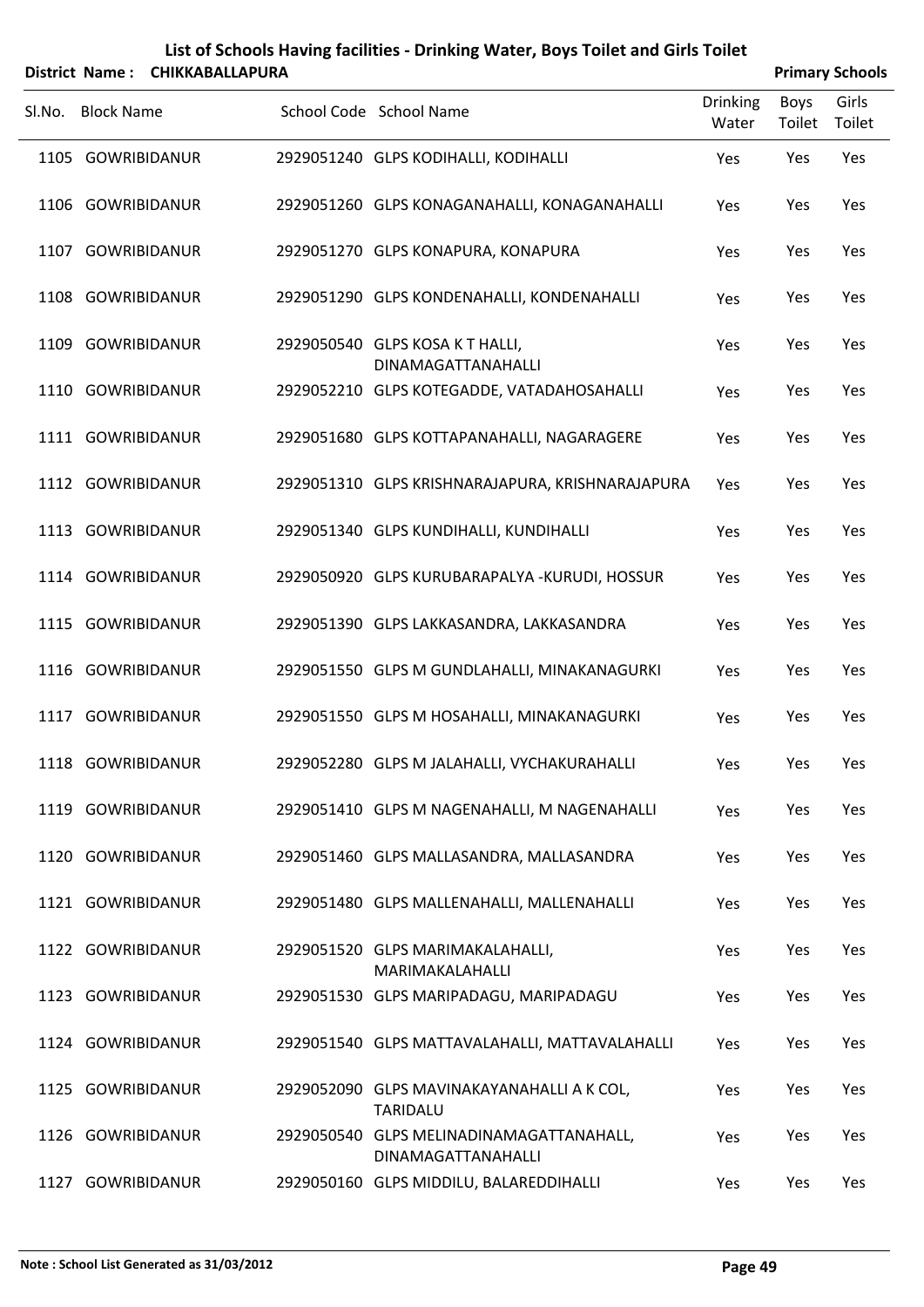# List of Schools Having facilities - Drinking Water, Boys Toilet and Girls Toilet

**District Name : CHIKKABALLAPURA** | **Primary Schools**

| Sl.No. | Block Name | School Code | School Name | Drinking Water | Boys Toilet | Girls Toilet |
|---|---|---|---|---|---|---|
| 1105 | GOWRIBIDANUR | 2929051240 | GLPS KODIHALLI, KODIHALLI | Yes | Yes | Yes |
| 1106 | GOWRIBIDANUR | 2929051260 | GLPS KONAGANAHALLI, KONAGANAHALLI | Yes | Yes | Yes |
| 1107 | GOWRIBIDANUR | 2929051270 | GLPS KONAPURA, KONAPURA | Yes | Yes | Yes |
| 1108 | GOWRIBIDANUR | 2929051290 | GLPS KONDENAHALLI, KONDENAHALLI | Yes | Yes | Yes |
| 1109 | GOWRIBIDANUR | 2929050540 | GLPS KOSA K T HALLI, DINAMAGATTANAHALLI | Yes | Yes | Yes |
| 1110 | GOWRIBIDANUR | 2929052210 | GLPS KOTEGADDE, VATADAHOSAHALLI | Yes | Yes | Yes |
| 1111 | GOWRIBIDANUR | 2929051680 | GLPS KOTTAPANAHALLI, NAGARAGERE | Yes | Yes | Yes |
| 1112 | GOWRIBIDANUR | 2929051310 | GLPS KRISHNARAJAPURA, KRISHNARAJAPURA | Yes | Yes | Yes |
| 1113 | GOWRIBIDANUR | 2929051340 | GLPS KUNDIHALLI, KUNDIHALLI | Yes | Yes | Yes |
| 1114 | GOWRIBIDANUR | 2929050920 | GLPS KURUBARAPALYA -KURUDI, HOSSUR | Yes | Yes | Yes |
| 1115 | GOWRIBIDANUR | 2929051390 | GLPS LAKKASANDRA, LAKKASANDRA | Yes | Yes | Yes |
| 1116 | GOWRIBIDANUR | 2929051550 | GLPS M GUNDLAHALLI, MINAKANAGURKI | Yes | Yes | Yes |
| 1117 | GOWRIBIDANUR | 2929051550 | GLPS M HOSAHALLI, MINAKANAGURKI | Yes | Yes | Yes |
| 1118 | GOWRIBIDANUR | 2929052280 | GLPS M JALAHALLI, VYCHAKURAHALLI | Yes | Yes | Yes |
| 1119 | GOWRIBIDANUR | 2929051410 | GLPS M NAGENAHALLI, M NAGENAHALLI | Yes | Yes | Yes |
| 1120 | GOWRIBIDANUR | 2929051460 | GLPS MALLASANDRA, MALLASANDRA | Yes | Yes | Yes |
| 1121 | GOWRIBIDANUR | 2929051480 | GLPS MALLENAHALLI, MALLENAHALLI | Yes | Yes | Yes |
| 1122 | GOWRIBIDANUR | 2929051520 | GLPS MARIMAKALAHALLI, MARIMAKALAHALLI | Yes | Yes | Yes |
| 1123 | GOWRIBIDANUR | 2929051530 | GLPS MARIPADAGU, MARIPADAGU | Yes | Yes | Yes |
| 1124 | GOWRIBIDANUR | 2929051540 | GLPS MATTAVALAHALLI, MATTAVALAHALLI | Yes | Yes | Yes |
| 1125 | GOWRIBIDANUR | 2929052090 | GLPS MAVINAKAYANAHALLI A K COL, TARIDALU | Yes | Yes | Yes |
| 1126 | GOWRIBIDANUR | 2929050540 | GLPS MELINADINAMAGATTANAHALL, DINAMAGATTANAHALLI | Yes | Yes | Yes |
| 1127 | GOWRIBIDANUR | 2929050160 | GLPS MIDDILU, BALAREDDIHALLI | Yes | Yes | Yes |

**Note : School List Generated as 31/03/2012**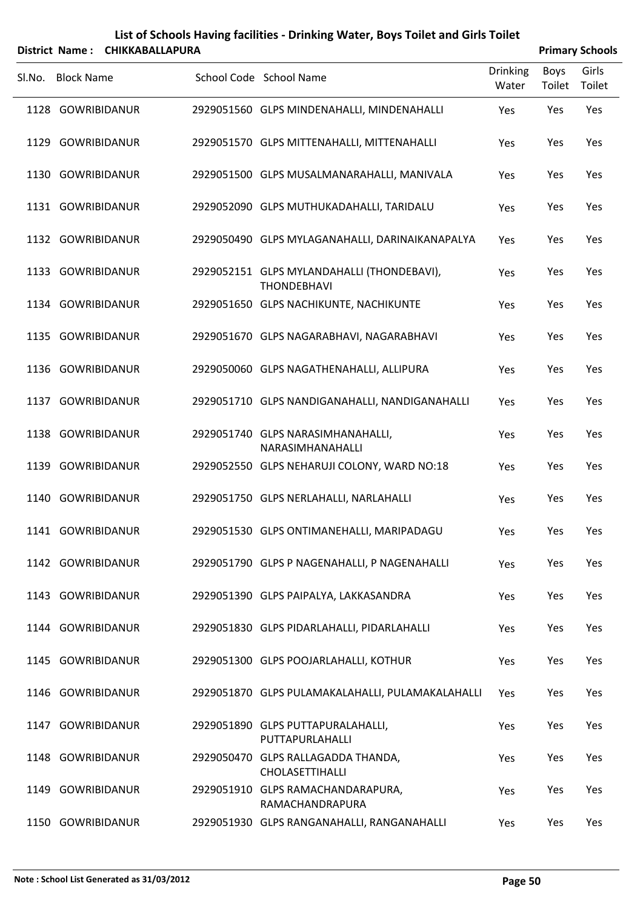# List of Schools Having facilities - Drinking Water, Boys Toilet and Girls Toilet

**District Name : CHIKKABALLAPURA** **Primary Schools**

| Sl.No. | Block Name | School Code | School Name | Drinking Water | Boys Toilet | Girls Toilet |
|---|---|---|---|---|---|---|
| 1128 | GOWRIBIDANUR | 2929051560 | GLPS MINDENAHALLI, MINDENAHALLI | Yes | Yes | Yes |
| 1129 | GOWRIBIDANUR | 2929051570 | GLPS MITTENAHALLI, MITTENAHALLI | Yes | Yes | Yes |
| 1130 | GOWRIBIDANUR | 2929051500 | GLPS MUSALMANARAHALLI, MANIVALA | Yes | Yes | Yes |
| 1131 | GOWRIBIDANUR | 2929052090 | GLPS MUTHUKADAHALLI, TARIDALU | Yes | Yes | Yes |
| 1132 | GOWRIBIDANUR | 2929050490 | GLPS MYLAGANAHALLI, DARINAIKANAPALYA | Yes | Yes | Yes |
| 1133 | GOWRIBIDANUR | 2929052151 | GLPS MYLANDAHALLI (THONDEBAVI), THONDEBHAVI | Yes | Yes | Yes |
| 1134 | GOWRIBIDANUR | 2929051650 | GLPS NACHIKUNTE, NACHIKUNTE | Yes | Yes | Yes |
| 1135 | GOWRIBIDANUR | 2929051670 | GLPS NAGARABHAVI, NAGARABHAVI | Yes | Yes | Yes |
| 1136 | GOWRIBIDANUR | 2929050060 | GLPS NAGATHENAHALLI, ALLIPURA | Yes | Yes | Yes |
| 1137 | GOWRIBIDANUR | 2929051710 | GLPS NANDIGANAHALLI, NANDIGANAHALLI | Yes | Yes | Yes |
| 1138 | GOWRIBIDANUR | 2929051740 | GLPS NARASIMHANAHALLI, NARASIMHANAHALLI | Yes | Yes | Yes |
| 1139 | GOWRIBIDANUR | 2929052550 | GLPS NEHARUJI COLONY, WARD NO:18 | Yes | Yes | Yes |
| 1140 | GOWRIBIDANUR | 2929051750 | GLPS NERLAHALLI, NARLAHALLI | Yes | Yes | Yes |
| 1141 | GOWRIBIDANUR | 2929051530 | GLPS ONTIMANEHALLI, MARIPADAGU | Yes | Yes | Yes |
| 1142 | GOWRIBIDANUR | 2929051790 | GLPS P NAGENAHALLI, P NAGENAHALLI | Yes | Yes | Yes |
| 1143 | GOWRIBIDANUR | 2929051390 | GLPS PAIPALYA, LAKKASANDRA | Yes | Yes | Yes |
| 1144 | GOWRIBIDANUR | 2929051830 | GLPS PIDARLAHALLI, PIDARLAHALLI | Yes | Yes | Yes |
| 1145 | GOWRIBIDANUR | 2929051300 | GLPS POOJARLAHALLI, KOTHUR | Yes | Yes | Yes |
| 1146 | GOWRIBIDANUR | 2929051870 | GLPS PULAMAKALAHALLI, PULAMAKALAHALLI | Yes | Yes | Yes |
| 1147 | GOWRIBIDANUR | 2929051890 | GLPS PUTTAPURALAHALLI, PUTTAPURLAHALLI | Yes | Yes | Yes |
| 1148 | GOWRIBIDANUR | 2929050470 | GLPS RALLAGADDA THANDA, CHOLASETTIHALLI | Yes | Yes | Yes |
| 1149 | GOWRIBIDANUR | 2929051910 | GLPS RAMACHANDARAPURA, RAMACHANDRAPURA | Yes | Yes | Yes |
| 1150 | GOWRIBIDANUR | 2929051930 | GLPS RANGANAHALLI, RANGANAHALLI | Yes | Yes | Yes |

Note : School List Generated as 31/03/2012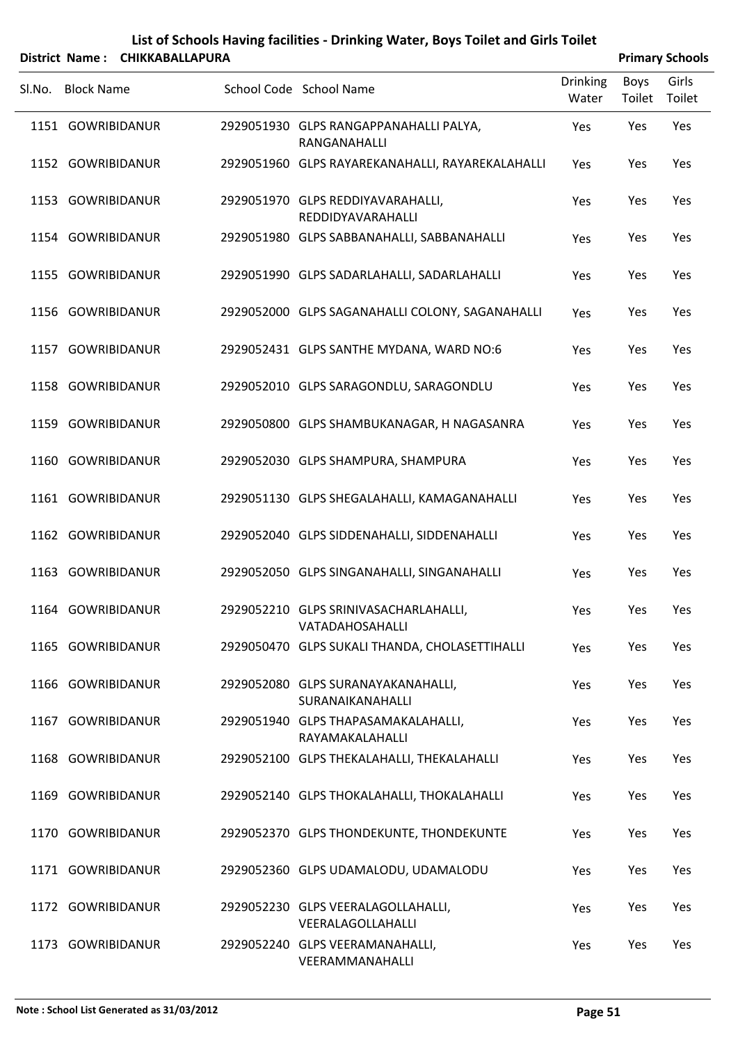## List of Schools Having facilities - Drinking Water, Boys Toilet and Girls Toilet

**District Name : CHIKKABALLAPURA** **Primary Schools**

| Sl.No. | Block Name | School Code | School Name | Drinking Water | Boys Toilet | Girls Toilet |
|---|---|---|---|---|---|---|
| 1151 | GOWRIBIDANUR | 2929051930 | GLPS RANGAPPANAHALLI PALYA, RANGANAHALLI | Yes | Yes | Yes |
| 1152 | GOWRIBIDANUR | 2929051960 | GLPS RAYAREKANAHALLI, RAYAREKALAHALLI | Yes | Yes | Yes |
| 1153 | GOWRIBIDANUR | 2929051970 | GLPS REDDIYAVARAHALLI, REDDIDYAVARAHALLI | Yes | Yes | Yes |
| 1154 | GOWRIBIDANUR | 2929051980 | GLPS SABBANAHALLI, SABBANAHALLI | Yes | Yes | Yes |
| 1155 | GOWRIBIDANUR | 2929051990 | GLPS SADARLAHALLI, SADARLAHALLI | Yes | Yes | Yes |
| 1156 | GOWRIBIDANUR | 2929052000 | GLPS SAGANAHALLI COLONY, SAGANAHALLI | Yes | Yes | Yes |
| 1157 | GOWRIBIDANUR | 2929052431 | GLPS SANTHE MYDANA, WARD NO:6 | Yes | Yes | Yes |
| 1158 | GOWRIBIDANUR | 2929052010 | GLPS SARAGONDLU, SARAGONDLU | Yes | Yes | Yes |
| 1159 | GOWRIBIDANUR | 2929050800 | GLPS SHAMBUKANAGAR, H NAGASANRA | Yes | Yes | Yes |
| 1160 | GOWRIBIDANUR | 2929052030 | GLPS SHAMPURA, SHAMPURA | Yes | Yes | Yes |
| 1161 | GOWRIBIDANUR | 2929051130 | GLPS SHEGALAHALLI, KAMAGANAHALLI | Yes | Yes | Yes |
| 1162 | GOWRIBIDANUR | 2929052040 | GLPS SIDDENAHALLI, SIDDENAHALLI | Yes | Yes | Yes |
| 1163 | GOWRIBIDANUR | 2929052050 | GLPS SINGANAHALLI, SINGANAHALLI | Yes | Yes | Yes |
| 1164 | GOWRIBIDANUR | 2929052210 | GLPS SRINIVASACHARLAHALLI, VATADAHOSAHALLI | Yes | Yes | Yes |
| 1165 | GOWRIBIDANUR | 2929050470 | GLPS SUKALI THANDA, CHOLASETTIHALLI | Yes | Yes | Yes |
| 1166 | GOWRIBIDANUR | 2929052080 | GLPS SURANAYAKANAHALLI, SURANAIKANAHALLI | Yes | Yes | Yes |
| 1167 | GOWRIBIDANUR | 2929051940 | GLPS THAPASAMAKALAHALLI, RAYAMAKALAHALLI | Yes | Yes | Yes |
| 1168 | GOWRIBIDANUR | 2929052100 | GLPS THEKALAHALLI, THEKALAHALLI | Yes | Yes | Yes |
| 1169 | GOWRIBIDANUR | 2929052140 | GLPS THOKALAHALLI, THOKALAHALLI | Yes | Yes | Yes |
| 1170 | GOWRIBIDANUR | 2929052370 | GLPS THONDEKUNTE, THONDEKUNTE | Yes | Yes | Yes |
| 1171 | GOWRIBIDANUR | 2929052360 | GLPS UDAMALODU, UDAMALODU | Yes | Yes | Yes |
| 1172 | GOWRIBIDANUR | 2929052230 | GLPS VEERALAGOLLAHALLI, VEERALAGOLLAHALLI | Yes | Yes | Yes |
| 1173 | GOWRIBIDANUR | 2929052240 | GLPS VEERAMANAHALLI, VEERAMMANAHALLI | Yes | Yes | Yes |

**Note : School List Generated as 31/03/2012**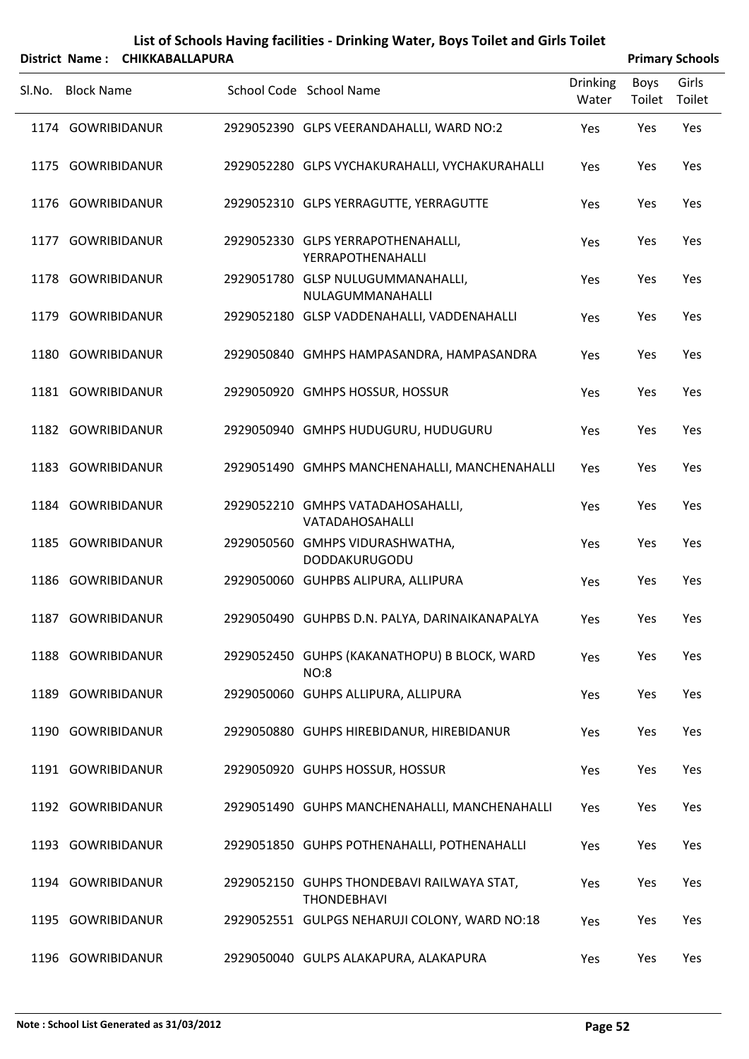# List of Schools Having facilities - Drinking Water, Boys Toilet and Girls Toilet

**District Name : CHIKKABALLAPURA** **Primary Schools**

| Sl.No. | Block Name | School Code | School Name | Drinking Water | Boys Toilet | Girls Toilet |
|---|---|---|---|---|---|---|
| 1174 | GOWRIBIDANUR | 2929052390 | GLPS VEERANDAHALLI, WARD NO:2 | Yes | Yes | Yes |
| 1175 | GOWRIBIDANUR | 2929052280 | GLPS VYCHAKURAHALLI, VYCHAKURAHALLI | Yes | Yes | Yes |
| 1176 | GOWRIBIDANUR | 2929052310 | GLPS YERRAGUTTE, YERRAGUTTE | Yes | Yes | Yes |
| 1177 | GOWRIBIDANUR | 2929052330 | GLPS YERRAPOTHENAHALLI, YERRAPOTHENAHALLI | Yes | Yes | Yes |
| 1178 | GOWRIBIDANUR | 2929051780 | GLSP NULUGUMMANAHALLI, NULAGUMMANAHALLI | Yes | Yes | Yes |
| 1179 | GOWRIBIDANUR | 2929052180 | GLSP VADDENAHALLI, VADDENAHALLI | Yes | Yes | Yes |
| 1180 | GOWRIBIDANUR | 2929050840 | GMHPS HAMPASANDRA, HAMPASANDRA | Yes | Yes | Yes |
| 1181 | GOWRIBIDANUR | 2929050920 | GMHPS HOSSUR, HOSSUR | Yes | Yes | Yes |
| 1182 | GOWRIBIDANUR | 2929050940 | GMHPS HUDUGURU, HUDUGURU | Yes | Yes | Yes |
| 1183 | GOWRIBIDANUR | 2929051490 | GMHPS MANCHENAHALLI, MANCHENAHALLI | Yes | Yes | Yes |
| 1184 | GOWRIBIDANUR | 2929052210 | GMHPS VATADAHOSAHALLI, VATADAHOSAHALLI | Yes | Yes | Yes |
| 1185 | GOWRIBIDANUR | 2929050560 | GMHPS VIDURASHWATHA, DODDAKURUGODU | Yes | Yes | Yes |
| 1186 | GOWRIBIDANUR | 2929050060 | GUHPBS ALIPURA, ALLIPURA | Yes | Yes | Yes |
| 1187 | GOWRIBIDANUR | 2929050490 | GUHPBS D.N. PALYA, DARINAIKANAPALYA | Yes | Yes | Yes |
| 1188 | GOWRIBIDANUR | 2929052450 | GUHPS (KAKANATHOPU) B BLOCK, WARD NO:8 | Yes | Yes | Yes |
| 1189 | GOWRIBIDANUR | 2929050060 | GUHPS ALLIPURA, ALLIPURA | Yes | Yes | Yes |
| 1190 | GOWRIBIDANUR | 2929050880 | GUHPS HIREBIDANUR, HIREBIDANUR | Yes | Yes | Yes |
| 1191 | GOWRIBIDANUR | 2929050920 | GUHPS HOSSUR, HOSSUR | Yes | Yes | Yes |
| 1192 | GOWRIBIDANUR | 2929051490 | GUHPS MANCHENAHALLI, MANCHENAHALLI | Yes | Yes | Yes |
| 1193 | GOWRIBIDANUR | 2929051850 | GUHPS POTHENAHALLI, POTHENAHALLI | Yes | Yes | Yes |
| 1194 | GOWRIBIDANUR | 2929052150 | GUHPS THONDEBAVI RAILWAYA STAT, THONDEBHAVI | Yes | Yes | Yes |
| 1195 | GOWRIBIDANUR | 2929052551 | GULPGS NEHARUJI COLONY, WARD NO:18 | Yes | Yes | Yes |
| 1196 | GOWRIBIDANUR | 2929050040 | GULPS ALAKAPURA, ALAKAPURA | Yes | Yes | Yes |

**Note : School List Generated as 31/03/2012**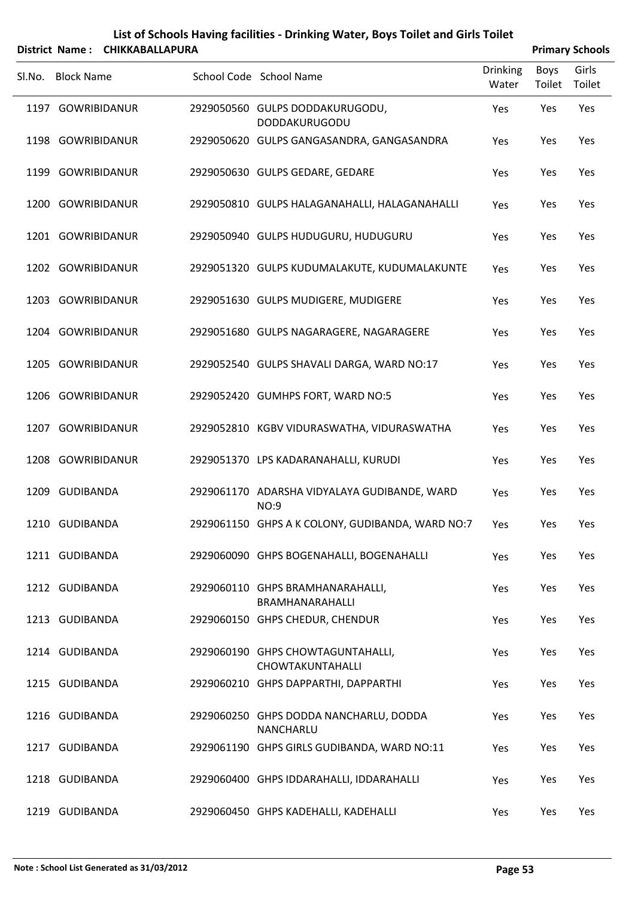# List of Schools Having facilities - Drinking Water, Boys Toilet and Girls Toilet

**District Name : CHIKKABALLAPURA** **Primary Schools**

| Sl.No. | Block Name | School Code | School Name | Drinking Water | Boys Toilet | Girls Toilet |
|---|---|---|---|---|---|---|
| 1197 | GOWRIBIDANUR | 2929050560 | GULPS DODDAKURUGODU, DODDAKURUGODU | Yes | Yes | Yes |
| 1198 | GOWRIBIDANUR | 2929050620 | GULPS GANGASANDRA, GANGASANDRA | Yes | Yes | Yes |
| 1199 | GOWRIBIDANUR | 2929050630 | GULPS GEDARE, GEDARE | Yes | Yes | Yes |
| 1200 | GOWRIBIDANUR | 2929050810 | GULPS HALAGANAHALLI, HALAGANAHALLI | Yes | Yes | Yes |
| 1201 | GOWRIBIDANUR | 2929050940 | GULPS HUDUGURU, HUDUGURU | Yes | Yes | Yes |
| 1202 | GOWRIBIDANUR | 2929051320 | GULPS KUDUMALAKUTE, KUDUMALAKUNTE | Yes | Yes | Yes |
| 1203 | GOWRIBIDANUR | 2929051630 | GULPS MUDIGERE, MUDIGERE | Yes | Yes | Yes |
| 1204 | GOWRIBIDANUR | 2929051680 | GULPS NAGARAGERE, NAGARAGERE | Yes | Yes | Yes |
| 1205 | GOWRIBIDANUR | 2929052540 | GULPS SHAVALI DARGA, WARD NO:17 | Yes | Yes | Yes |
| 1206 | GOWRIBIDANUR | 2929052420 | GUMHPS FORT, WARD NO:5 | Yes | Yes | Yes |
| 1207 | GOWRIBIDANUR | 2929052810 | KGBV VIDURASWATHA, VIDURASWATHA | Yes | Yes | Yes |
| 1208 | GOWRIBIDANUR | 2929051370 | LPS KADARANAHALLI, KURUDI | Yes | Yes | Yes |
| 1209 | GUDIBANDA | 2929061170 | ADARSHA VIDYALAYA GUDIBANDE, WARD NO:9 | Yes | Yes | Yes |
| 1210 | GUDIBANDA | 2929061150 | GHPS A K COLONY, GUDIBANDA, WARD NO:7 | Yes | Yes | Yes |
| 1211 | GUDIBANDA | 2929060090 | GHPS BOGENAHALLI, BOGENAHALLI | Yes | Yes | Yes |
| 1212 | GUDIBANDA | 2929060110 | GHPS BRAMHANARAHALLI, BRAMHANARAHALLI | Yes | Yes | Yes |
| 1213 | GUDIBANDA | 2929060150 | GHPS CHEDUR, CHENDUR | Yes | Yes | Yes |
| 1214 | GUDIBANDA | 2929060190 | GHPS CHOWTAGUNTAHALLI, CHOWTAKUNTAHALLI | Yes | Yes | Yes |
| 1215 | GUDIBANDA | 2929060210 | GHPS DAPPARTHI, DAPPARTHI | Yes | Yes | Yes |
| 1216 | GUDIBANDA | 2929060250 | GHPS DODDA NANCHARLU, DODDA NANCHARLU | Yes | Yes | Yes |
| 1217 | GUDIBANDA | 2929061190 | GHPS GIRLS GUDIBANDA, WARD NO:11 | Yes | Yes | Yes |
| 1218 | GUDIBANDA | 2929060400 | GHPS IDDARAHALLI, IDDARAHALLI | Yes | Yes | Yes |
| 1219 | GUDIBANDA | 2929060450 | GHPS KADEHALLI, KADEHALLI | Yes | Yes | Yes |

**Note : School List Generated as 31/03/2012**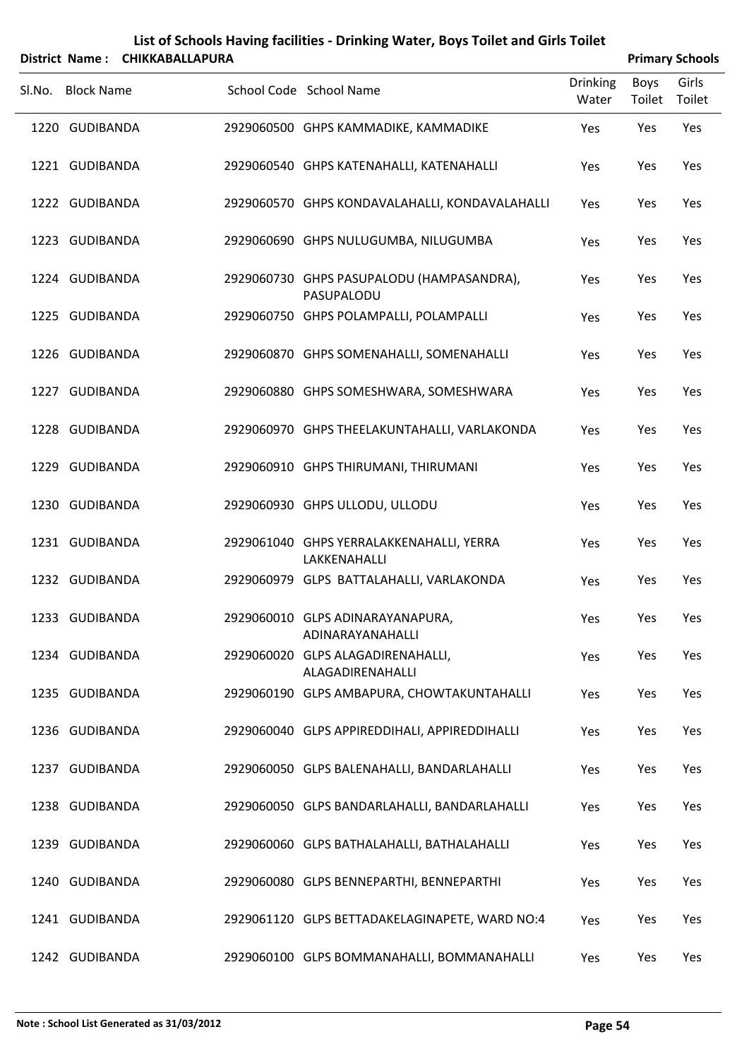# List of Schools Having facilities - Drinking Water, Boys Toilet and Girls Toilet

**District Name : CHIKKABALLAPURA** **Primary Schools**

| Sl.No. | Block Name | School Code | School Name | Drinking Water | Boys Toilet | Girls Toilet |
|---|---|---|---|---|---|---|
| 1220 | GUDIBANDA | 2929060500 | GHPS KAMMADIKE, KAMMADIKE | Yes | Yes | Yes |
| 1221 | GUDIBANDA | 2929060540 | GHPS KATENAHALLI, KATENAHALLI | Yes | Yes | Yes |
| 1222 | GUDIBANDA | 2929060570 | GHPS KONDAVALAHALLI, KONDAVALAHALLI | Yes | Yes | Yes |
| 1223 | GUDIBANDA | 2929060690 | GHPS NULUGUMBA, NILUGUMBA | Yes | Yes | Yes |
| 1224 | GUDIBANDA | 2929060730 | GHPS PASUPALODU (HAMPASANDRA), PASUPALODU | Yes | Yes | Yes |
| 1225 | GUDIBANDA | 2929060750 | GHPS POLAMPALLI, POLAMPALLI | Yes | Yes | Yes |
| 1226 | GUDIBANDA | 2929060870 | GHPS SOMENAHALLI, SOMENAHALLI | Yes | Yes | Yes |
| 1227 | GUDIBANDA | 2929060880 | GHPS SOMESHWARA, SOMESHWARA | Yes | Yes | Yes |
| 1228 | GUDIBANDA | 2929060970 | GHPS THEELAKUNTAHALLI, VARLAKONDA | Yes | Yes | Yes |
| 1229 | GUDIBANDA | 2929060910 | GHPS THIRUMANI, THIRUMANI | Yes | Yes | Yes |
| 1230 | GUDIBANDA | 2929060930 | GHPS ULLODU, ULLODU | Yes | Yes | Yes |
| 1231 | GUDIBANDA | 2929061040 | GHPS YERRALAKKENAHALLI, YERRA LAKKENAHALLI | Yes | Yes | Yes |
| 1232 | GUDIBANDA | 2929060979 | GLPS BATTALAHALLI, VARLAKONDA | Yes | Yes | Yes |
| 1233 | GUDIBANDA | 2929060010 | GLPS ADINARAYANAPURA, ADINARAYANAHALLI | Yes | Yes | Yes |
| 1234 | GUDIBANDA | 2929060020 | GLPS ALAGADIRENAHALLI, ALAGADIRENAHALLI | Yes | Yes | Yes |
| 1235 | GUDIBANDA | 2929060190 | GLPS AMBAPURA, CHOWTAKUNTAHALLI | Yes | Yes | Yes |
| 1236 | GUDIBANDA | 2929060040 | GLPS APPIREDDIHALI, APPIREDDIHALLI | Yes | Yes | Yes |
| 1237 | GUDIBANDA | 2929060050 | GLPS BALENAHALLI, BANDARLAHALLI | Yes | Yes | Yes |
| 1238 | GUDIBANDA | 2929060050 | GLPS BANDARLAHALLI, BANDARLAHALLI | Yes | Yes | Yes |
| 1239 | GUDIBANDA | 2929060060 | GLPS BATHALAHALLI, BATHALAHALLI | Yes | Yes | Yes |
| 1240 | GUDIBANDA | 2929060080 | GLPS BENNEPARTHI, BENNEPARTHI | Yes | Yes | Yes |
| 1241 | GUDIBANDA | 2929061120 | GLPS BETTADAKELAGINAPETE, WARD NO:4 | Yes | Yes | Yes |
| 1242 | GUDIBANDA | 2929060100 | GLPS BOMMANAHALLI, BOMMANAHALLI | Yes | Yes | Yes |

**Note : School List Generated as 31/03/2012**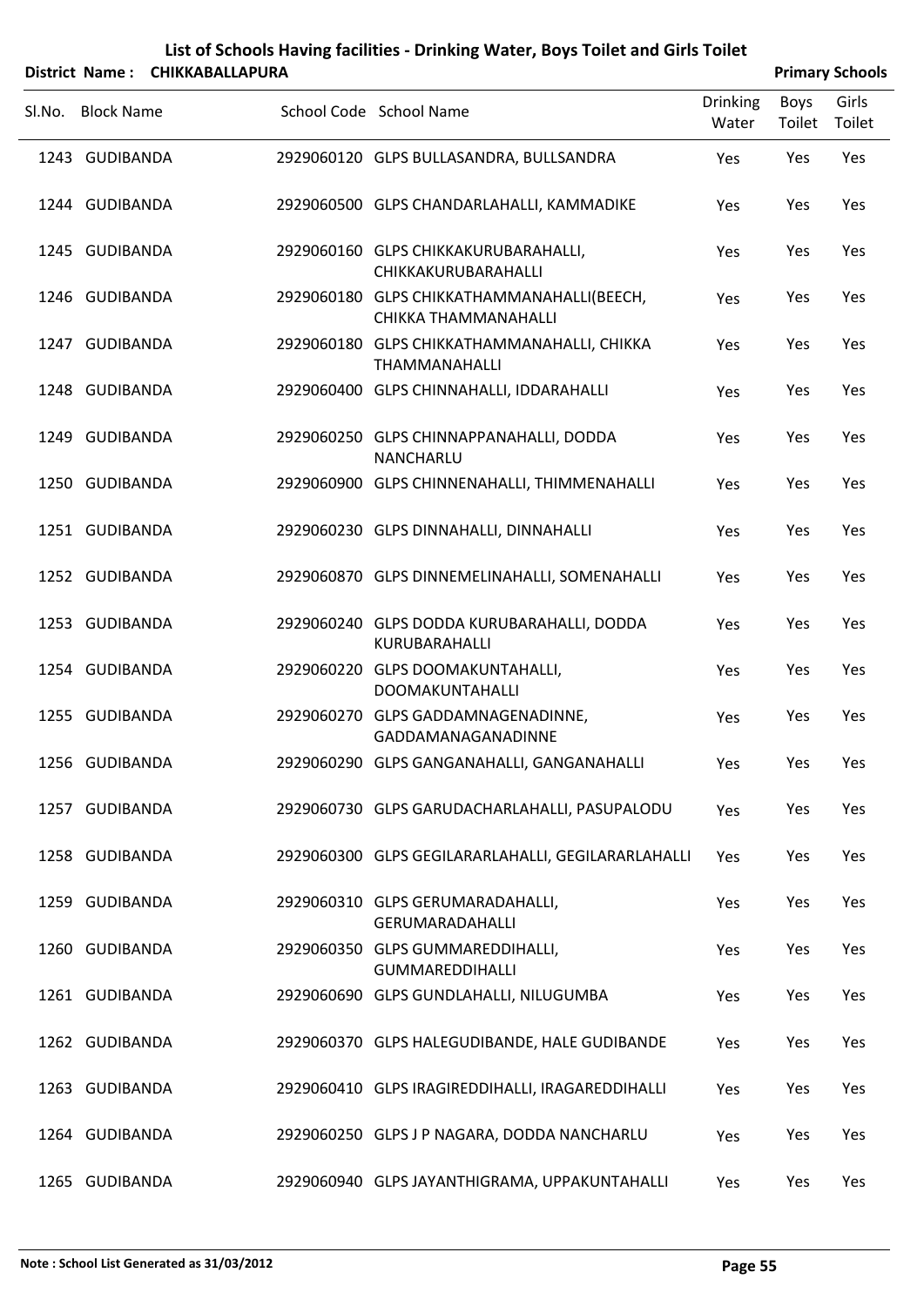# List of Schools Having facilities - Drinking Water, Boys Toilet and Girls Toilet

**District Name : CHIKKABALLAPURA** **Primary Schools**

| Sl.No. | Block Name | School Code | School Name | Drinking Water | Boys Toilet | Girls Toilet |
|---|---|---|---|---|---|---|
| 1243 | GUDIBANDA | 2929060120 | GLPS BULLASANDRA, BULLSANDRA | Yes | Yes | Yes |
| 1244 | GUDIBANDA | 2929060500 | GLPS CHANDARLAHALLI, KAMMADIKE | Yes | Yes | Yes |
| 1245 | GUDIBANDA | 2929060160 | GLPS CHIKKAKURUBARAHALLI, CHIKKAKURUBARAHALLI | Yes | Yes | Yes |
| 1246 | GUDIBANDA | 2929060180 | GLPS CHIKKATHAMMANAHALLI(BEECH, CHIKKA THAMMANAHALLI | Yes | Yes | Yes |
| 1247 | GUDIBANDA | 2929060180 | GLPS CHIKKATHAMMANAHALLI, CHIKKA THAMMANAHALLI | Yes | Yes | Yes |
| 1248 | GUDIBANDA | 2929060400 | GLPS CHINNAHALLI, IDDARAHALLI | Yes | Yes | Yes |
| 1249 | GUDIBANDA | 2929060250 | GLPS CHINNAPPANAHALLI, DODDA NANCHARLU | Yes | Yes | Yes |
| 1250 | GUDIBANDA | 2929060900 | GLPS CHINNENAHALLI, THIMMENAHALLI | Yes | Yes | Yes |
| 1251 | GUDIBANDA | 2929060230 | GLPS DINNAHALLI, DINNAHALLI | Yes | Yes | Yes |
| 1252 | GUDIBANDA | 2929060870 | GLPS DINNEMELINAHALLI, SOMENAHALLI | Yes | Yes | Yes |
| 1253 | GUDIBANDA | 2929060240 | GLPS DODDA KURUBARAHALLI, DODDA KURUBARAHALLI | Yes | Yes | Yes |
| 1254 | GUDIBANDA | 2929060220 | GLPS DOOMAKUNTAHALLI, DOOMAKUNTAHALLI | Yes | Yes | Yes |
| 1255 | GUDIBANDA | 2929060270 | GLPS GADDAMNAGENADINNE, GADDAMANAGANADINNE | Yes | Yes | Yes |
| 1256 | GUDIBANDA | 2929060290 | GLPS GANGANAHALLI, GANGANAHALLI | Yes | Yes | Yes |
| 1257 | GUDIBANDA | 2929060730 | GLPS GARUDACHARLAHALLI, PASUPALODU | Yes | Yes | Yes |
| 1258 | GUDIBANDA | 2929060300 | GLPS GEGILARARLAHALLI, GEGILARARLAHALLI | Yes | Yes | Yes |
| 1259 | GUDIBANDA | 2929060310 | GLPS GERUMARADAHALLI, GERUMARADAHALLI | Yes | Yes | Yes |
| 1260 | GUDIBANDA | 2929060350 | GLPS GUMMAREDDIHALLI, GUMMAREDDIHALLI | Yes | Yes | Yes |
| 1261 | GUDIBANDA | 2929060690 | GLPS GUNDLAHALLI, NILUGUMBA | Yes | Yes | Yes |
| 1262 | GUDIBANDA | 2929060370 | GLPS HALEGUDIBANDE, HALE GUDIBANDE | Yes | Yes | Yes |
| 1263 | GUDIBANDA | 2929060410 | GLPS IRAGIREDDIHALLI, IRAGAREDDIHALLI | Yes | Yes | Yes |
| 1264 | GUDIBANDA | 2929060250 | GLPS J P NAGARA, DODDA NANCHARLU | Yes | Yes | Yes |
| 1265 | GUDIBANDA | 2929060940 | GLPS JAYANTHIGRAMA, UPPAKUNTAHALLI | Yes | Yes | Yes |

Note : School List Generated as 31/03/2012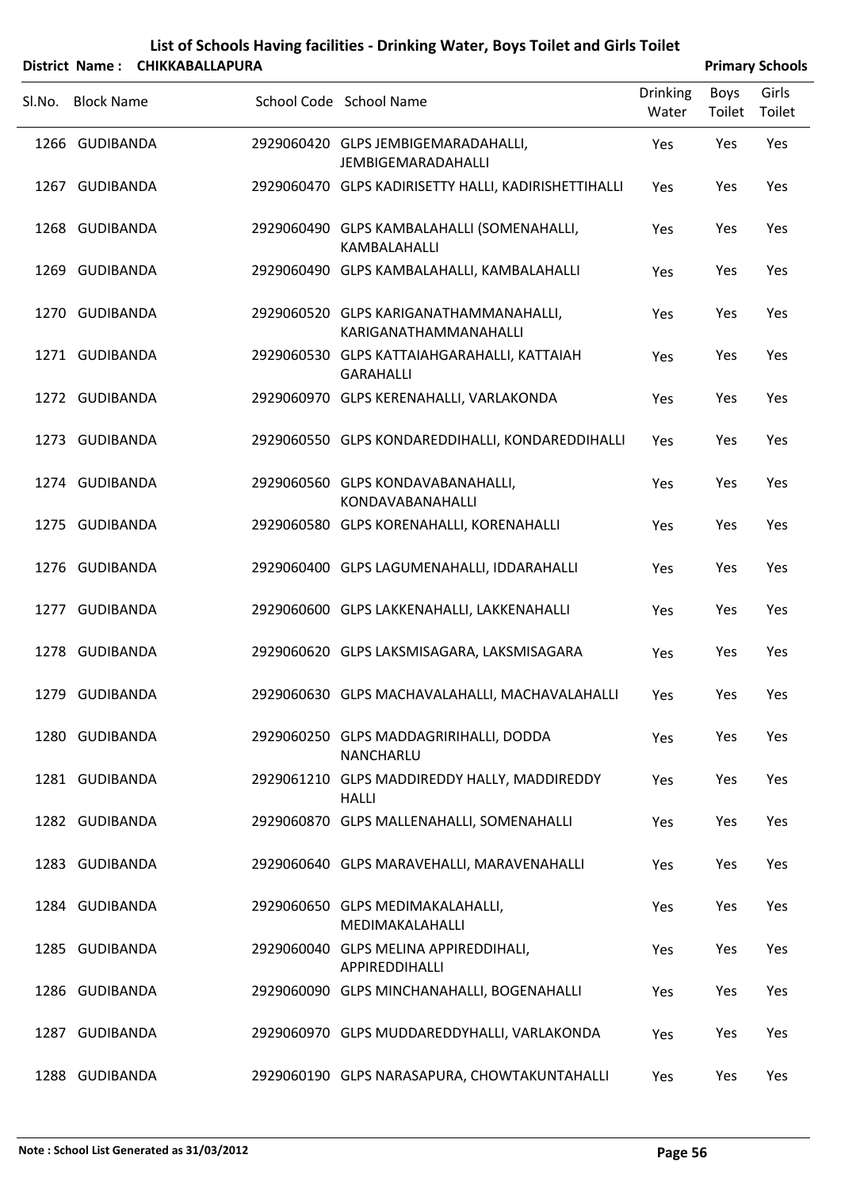# List of Schools Having facilities - Drinking Water, Boys Toilet and Girls Toilet

**District Name : CHIKKABALLAPURA** **Primary Schools**

| Sl.No. | Block Name | School Code | School Name | Drinking Water | Boys Toilet | Girls Toilet |
|---|---|---|---|---|---|---|
| 1266 | GUDIBANDA | 2929060420 | GLPS JEMBIGEMARADAHALLI, JEMBIGEMARADAHALLI | Yes | Yes | Yes |
| 1267 | GUDIBANDA | 2929060470 | GLPS KADIRISETTY HALLI, KADIRISHETTIHALLI | Yes | Yes | Yes |
| 1268 | GUDIBANDA | 2929060490 | GLPS KAMBALAHALLI (SOMENAHALLI, KAMBALAHALLI | Yes | Yes | Yes |
| 1269 | GUDIBANDA | 2929060490 | GLPS KAMBALAHALLI, KAMBALAHALLI | Yes | Yes | Yes |
| 1270 | GUDIBANDA | 2929060520 | GLPS KARIGANATHAMMANAHALLI, KARIGANATHAMMANAHALLI | Yes | Yes | Yes |
| 1271 | GUDIBANDA | 2929060530 | GLPS KATTAIAHGARAHALLI, KATTAIAH GARAHALLI | Yes | Yes | Yes |
| 1272 | GUDIBANDA | 2929060970 | GLPS KERENAHALLI, VARLAKONDA | Yes | Yes | Yes |
| 1273 | GUDIBANDA | 2929060550 | GLPS KONDAREDDIHALLI, KONDAREDDIHALLI | Yes | Yes | Yes |
| 1274 | GUDIBANDA | 2929060560 | GLPS KONDAVABANAHALLI, KONDAVABANAHALLI | Yes | Yes | Yes |
| 1275 | GUDIBANDA | 2929060580 | GLPS KORENAHALLI, KORENAHALLI | Yes | Yes | Yes |
| 1276 | GUDIBANDA | 2929060400 | GLPS LAGUMENAHALLI, IDDARAHALLI | Yes | Yes | Yes |
| 1277 | GUDIBANDA | 2929060600 | GLPS LAKKENAHALLI, LAKKENAHALLI | Yes | Yes | Yes |
| 1278 | GUDIBANDA | 2929060620 | GLPS LAKSMISAGARA, LAKSMISAGARA | Yes | Yes | Yes |
| 1279 | GUDIBANDA | 2929060630 | GLPS MACHAVALAHALLI, MACHAVALAHALLI | Yes | Yes | Yes |
| 1280 | GUDIBANDA | 2929060250 | GLPS MADDAGRIRIHALLI, DODDA NANCHARLU | Yes | Yes | Yes |
| 1281 | GUDIBANDA | 2929061210 | GLPS MADDIREDDY HALLY, MADDIREDDY HALLI | Yes | Yes | Yes |
| 1282 | GUDIBANDA | 2929060870 | GLPS MALLENAHALLI, SOMENAHALLI | Yes | Yes | Yes |
| 1283 | GUDIBANDA | 2929060640 | GLPS MARAVEHALLI, MARAVENAHALLI | Yes | Yes | Yes |
| 1284 | GUDIBANDA | 2929060650 | GLPS MEDIMAKALAHALLI, MEDIMAKALAHALLI | Yes | Yes | Yes |
| 1285 | GUDIBANDA | 2929060040 | GLPS MELINA APPIREDDIHALI, APPIREDDIHALLI | Yes | Yes | Yes |
| 1286 | GUDIBANDA | 2929060090 | GLPS MINCHANAHALLI, BOGENAHALLI | Yes | Yes | Yes |
| 1287 | GUDIBANDA | 2929060970 | GLPS MUDDAREDDYHALLI, VARLAKONDA | Yes | Yes | Yes |
| 1288 | GUDIBANDA | 2929060190 | GLPS NARASAPURA, CHOWTAKUNTAHALLI | Yes | Yes | Yes |

**Note : School List Generated as 31/03/2012**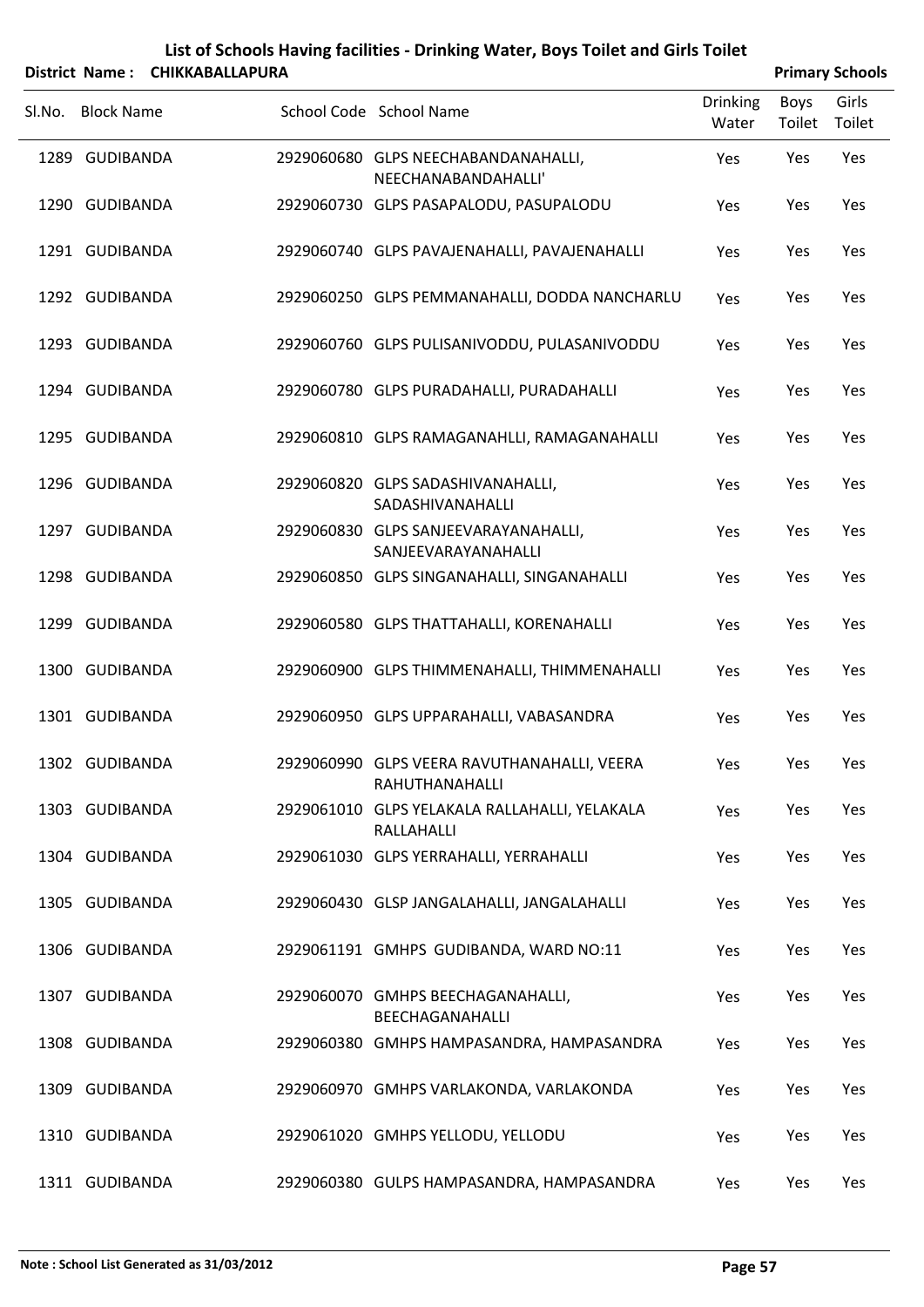# List of Schools Having facilities - Drinking Water, Boys Toilet and Girls Toilet

**District Name : CHIKKABALLAPURA** — **Primary Schools**

| Sl.No. | Block Name | School Code | School Name | Drinking Water | Boys Toilet | Girls Toilet |
|---|---|---|---|---|---|---|
| 1289 | GUDIBANDA | 2929060680 | GLPS NEECHABANDANAHALLI, NEECHANABANDAHALLI' | Yes | Yes | Yes |
| 1290 | GUDIBANDA | 2929060730 | GLPS PASAPALODU, PASUPALODU | Yes | Yes | Yes |
| 1291 | GUDIBANDA | 2929060740 | GLPS PAVAJENAHALLI, PAVAJENAHALLI | Yes | Yes | Yes |
| 1292 | GUDIBANDA | 2929060250 | GLPS PEMMANAHALLI, DODDA NANCHARLU | Yes | Yes | Yes |
| 1293 | GUDIBANDA | 2929060760 | GLPS PULISANIVODDU, PULASANIVODDU | Yes | Yes | Yes |
| 1294 | GUDIBANDA | 2929060780 | GLPS PURADAHALLI, PURADAHALLI | Yes | Yes | Yes |
| 1295 | GUDIBANDA | 2929060810 | GLPS RAMAGANAHLLI, RAMAGANAHALLI | Yes | Yes | Yes |
| 1296 | GUDIBANDA | 2929060820 | GLPS SADASHIVANAHALLI, SADASHIVANAHALLI | Yes | Yes | Yes |
| 1297 | GUDIBANDA | 2929060830 | GLPS SANJEEVARAYANAHALLI, SANJEEVARAYANAHALLI | Yes | Yes | Yes |
| 1298 | GUDIBANDA | 2929060850 | GLPS SINGANAHALLI, SINGANAHALLI | Yes | Yes | Yes |
| 1299 | GUDIBANDA | 2929060580 | GLPS THATTAHALLI, KORENAHALLI | Yes | Yes | Yes |
| 1300 | GUDIBANDA | 2929060900 | GLPS THIMMENAHALLI, THIMMENAHALLI | Yes | Yes | Yes |
| 1301 | GUDIBANDA | 2929060950 | GLPS UPPARAHALLI, VABASANDRA | Yes | Yes | Yes |
| 1302 | GUDIBANDA | 2929060990 | GLPS VEERA RAVUTHANAHALLI, VEERA RAHUTHANAHALLI | Yes | Yes | Yes |
| 1303 | GUDIBANDA | 2929061010 | GLPS YELAKALA RALLAHALLI, YELAKALA RALLAHALLI | Yes | Yes | Yes |
| 1304 | GUDIBANDA | 2929061030 | GLPS YERRAHALLI, YERRAHALLI | Yes | Yes | Yes |
| 1305 | GUDIBANDA | 2929060430 | GLSP JANGALAHALLI, JANGALAHALLI | Yes | Yes | Yes |
| 1306 | GUDIBANDA | 2929061191 | GMHPS GUDIBANDA, WARD NO:11 | Yes | Yes | Yes |
| 1307 | GUDIBANDA | 2929060070 | GMHPS BEECHAGANAHALLI, BEECHAGANAHALLI | Yes | Yes | Yes |
| 1308 | GUDIBANDA | 2929060380 | GMHPS HAMPASANDRA, HAMPASANDRA | Yes | Yes | Yes |
| 1309 | GUDIBANDA | 2929060970 | GMHPS VARLAKONDA, VARLAKONDA | Yes | Yes | Yes |
| 1310 | GUDIBANDA | 2929061020 | GMHPS YELLODU, YELLODU | Yes | Yes | Yes |
| 1311 | GUDIBANDA | 2929060380 | GULPS HAMPASANDRA, HAMPASANDRA | Yes | Yes | Yes |

**Note : School List Generated as 31/03/2012**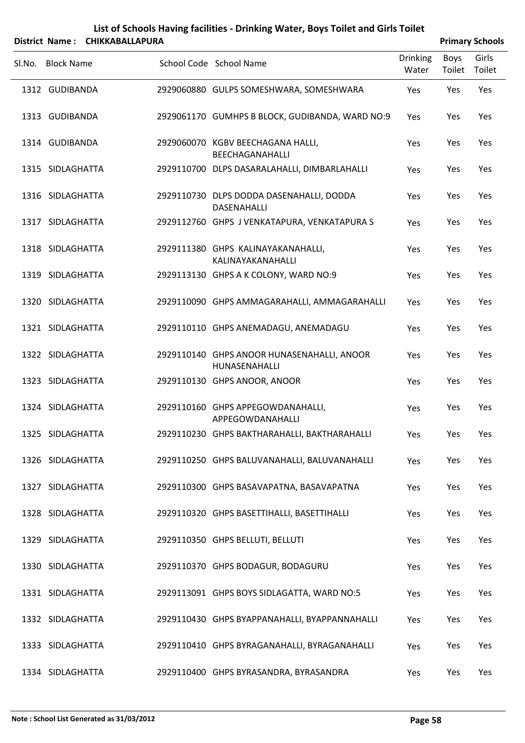# List of Schools Having facilities - Drinking Water, Boys Toilet and Girls Toilet

**District Name : CHIKKABALLAPURA** **Primary Schools**

| Sl.No. | Block Name | School Code | School Name | Drinking Water | Boys Toilet | Girls Toilet |
|---|---|---|---|---|---|---|
| 1312 | GUDIBANDA | 2929060880 | GULPS SOMESHWARA, SOMESHWARA | Yes | Yes | Yes |
| 1313 | GUDIBANDA | 2929061170 | GUMHPS B BLOCK, GUDIBANDA, WARD NO:9 | Yes | Yes | Yes |
| 1314 | GUDIBANDA | 2929060070 | KGBV BEECHAGANA HALLI, BEECHAGANAHALLI | Yes | Yes | Yes |
| 1315 | SIDLAGHATTA | 2929110700 | DLPS DASARALAHALLI, DIMBARLAHALLI | Yes | Yes | Yes |
| 1316 | SIDLAGHATTA | 2929110730 | DLPS DODDA DASENAHALLI, DODDA DASENAHALLI | Yes | Yes | Yes |
| 1317 | SIDLAGHATTA | 2929112760 | GHPS J VENKATAPURA, VENKATAPURA S | Yes | Yes | Yes |
| 1318 | SIDLAGHATTA | 2929111380 | GHPS KALINAYAKANAHALLI, KALINAYAKANAHALLI | Yes | Yes | Yes |
| 1319 | SIDLAGHATTA | 2929113130 | GHPS A K COLONY, WARD NO:9 | Yes | Yes | Yes |
| 1320 | SIDLAGHATTA | 2929110090 | GHPS AMMAGARAHALLI, AMMAGARAHALLI | Yes | Yes | Yes |
| 1321 | SIDLAGHATTA | 2929110110 | GHPS ANEMADAGU, ANEMADAGU | Yes | Yes | Yes |
| 1322 | SIDLAGHATTA | 2929110140 | GHPS ANOOR HUNASENAHALLI, ANOOR HUNASENAHALLI | Yes | Yes | Yes |
| 1323 | SIDLAGHATTA | 2929110130 | GHPS ANOOR, ANOOR | Yes | Yes | Yes |
| 1324 | SIDLAGHATTA | 2929110160 | GHPS APPEGOWDANAHALLI, APPEGOWDANAHALLI | Yes | Yes | Yes |
| 1325 | SIDLAGHATTA | 2929110230 | GHPS BAKTHARAHALLI, BAKTHARAHALLI | Yes | Yes | Yes |
| 1326 | SIDLAGHATTA | 2929110250 | GHPS BALUVANAHALLI, BALUVANAHALLI | Yes | Yes | Yes |
| 1327 | SIDLAGHATTA | 2929110300 | GHPS BASAVAPATNA, BASAVAPATNA | Yes | Yes | Yes |
| 1328 | SIDLAGHATTA | 2929110320 | GHPS BASETTIHALLI, BASETTIHALLI | Yes | Yes | Yes |
| 1329 | SIDLAGHATTA | 2929110350 | GHPS BELLUTI, BELLUTI | Yes | Yes | Yes |
| 1330 | SIDLAGHATTA | 2929110370 | GHPS BODAGUR, BODAGURU | Yes | Yes | Yes |
| 1331 | SIDLAGHATTA | 2929113091 | GHPS BOYS SIDLAGATTA, WARD NO:5 | Yes | Yes | Yes |
| 1332 | SIDLAGHATTA | 2929110430 | GHPS BYAPPANAHALLI, BYAPPANNAHALLI | Yes | Yes | Yes |
| 1333 | SIDLAGHATTA | 2929110410 | GHPS BYRAGANAHALLI, BYRAGANAHALLI | Yes | Yes | Yes |
| 1334 | SIDLAGHATTA | 2929110400 | GHPS BYRASANDRA, BYRASANDRA | Yes | Yes | Yes |

**Note : School List Generated as 31/03/2012**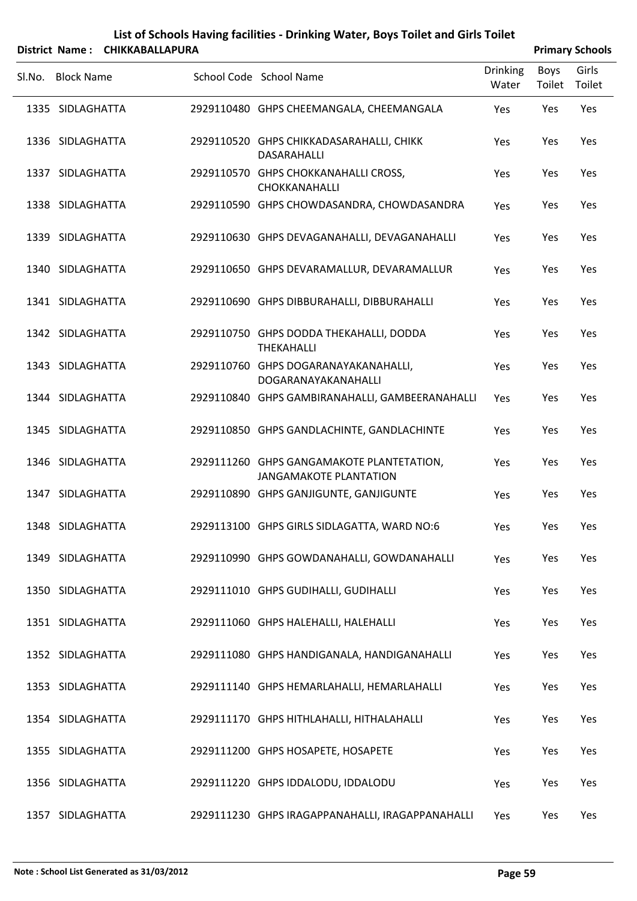# List of Schools Having facilities - Drinking Water, Boys Toilet and Girls Toilet

**District Name : CHIKKABALLAPURA** **Primary Schools**

| Sl.No. | Block Name | School Code | School Name | Drinking Water | Boys Toilet | Girls Toilet |
|---|---|---|---|---|---|---|
| 1335 | SIDLAGHATTA | 2929110480 | GHPS CHEEMANGALA, CHEEMANGALA | Yes | Yes | Yes |
| 1336 | SIDLAGHATTA | 2929110520 | GHPS CHIKKADASARAHALLI, CHIKK DASARAHALLI | Yes | Yes | Yes |
| 1337 | SIDLAGHATTA | 2929110570 | GHPS CHOKKANAHALLI CROSS, CHOKKANAHALLI | Yes | Yes | Yes |
| 1338 | SIDLAGHATTA | 2929110590 | GHPS CHOWDASANDRA, CHOWDASANDRA | Yes | Yes | Yes |
| 1339 | SIDLAGHATTA | 2929110630 | GHPS DEVAGANAHALLI, DEVAGANAHALLI | Yes | Yes | Yes |
| 1340 | SIDLAGHATTA | 2929110650 | GHPS DEVARAMALLUR, DEVARAMALLUR | Yes | Yes | Yes |
| 1341 | SIDLAGHATTA | 2929110690 | GHPS DIBBURAHALLI, DIBBURAHALLI | Yes | Yes | Yes |
| 1342 | SIDLAGHATTA | 2929110750 | GHPS DODDA THEKAHALLI, DODDA THEKAHALLI | Yes | Yes | Yes |
| 1343 | SIDLAGHATTA | 2929110760 | GHPS DOGARANAYAKANAHALLI, DOGARANAYAKANAHALLI | Yes | Yes | Yes |
| 1344 | SIDLAGHATTA | 2929110840 | GHPS GAMBIRANAHALLI, GAMBEERANAHALLI | Yes | Yes | Yes |
| 1345 | SIDLAGHATTA | 2929110850 | GHPS GANDLACHINTE, GANDLACHINTE | Yes | Yes | Yes |
| 1346 | SIDLAGHATTA | 2929111260 | GHPS GANGAMAKOTE PLANTETATION, JANGAMAKOTE PLANTATION | Yes | Yes | Yes |
| 1347 | SIDLAGHATTA | 2929110890 | GHPS GANJIGUNTE, GANJIGUNTE | Yes | Yes | Yes |
| 1348 | SIDLAGHATTA | 2929113100 | GHPS GIRLS SIDLAGATTA, WARD NO:6 | Yes | Yes | Yes |
| 1349 | SIDLAGHATTA | 2929110990 | GHPS GOWDANAHALLI, GOWDANAHALLI | Yes | Yes | Yes |
| 1350 | SIDLAGHATTA | 2929111010 | GHPS GUDIHALLI, GUDIHALLI | Yes | Yes | Yes |
| 1351 | SIDLAGHATTA | 2929111060 | GHPS HALEHALLI, HALEHALLI | Yes | Yes | Yes |
| 1352 | SIDLAGHATTA | 2929111080 | GHPS HANDIGANALA, HANDIGANAHALLI | Yes | Yes | Yes |
| 1353 | SIDLAGHATTA | 2929111140 | GHPS HEMARLAHALLI, HEMARLAHALLI | Yes | Yes | Yes |
| 1354 | SIDLAGHATTA | 2929111170 | GHPS HITHLAHALLI, HITHALAHALLI | Yes | Yes | Yes |
| 1355 | SIDLAGHATTA | 2929111200 | GHPS HOSAPETE, HOSAPETE | Yes | Yes | Yes |
| 1356 | SIDLAGHATTA | 2929111220 | GHPS IDDALODU, IDDALODU | Yes | Yes | Yes |
| 1357 | SIDLAGHATTA | 2929111230 | GHPS IRAGAPPANAHALLI, IRAGAPPANAHALLI | Yes | Yes | Yes |

**Note : School List Generated as 31/03/2012**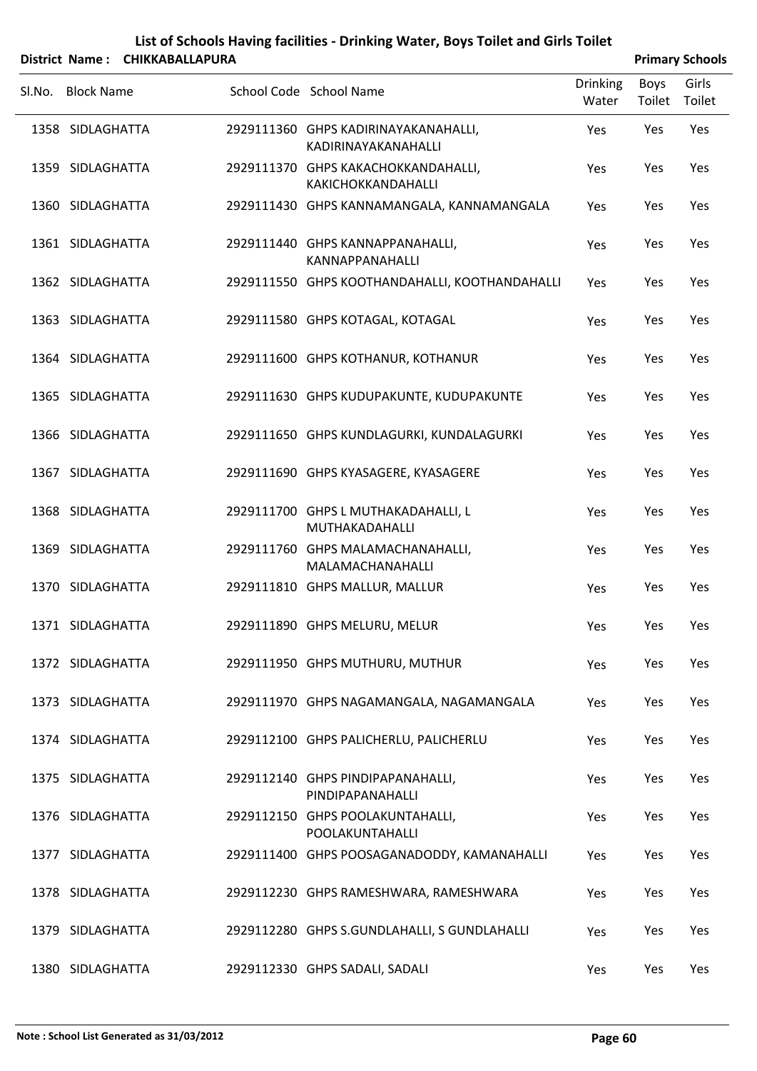# List of Schools Having facilities - Drinking Water, Boys Toilet and Girls Toilet

**District Name : CHIKKABALLAPURA** **Primary Schools**

| Sl.No. | Block Name | School Code | School Name | Drinking Water | Boys Toilet | Girls Toilet |
|---|---|---|---|---|---|---|
| 1358 | SIDLAGHATTA | 2929111360 | GHPS KADIRINAYAKANAHALLI, KADIRINAYAKANAHALLI | Yes | Yes | Yes |
| 1359 | SIDLAGHATTA | 2929111370 | GHPS KAKACHOKKANDAHALLI, KAKICHOKKANDAHALLI | Yes | Yes | Yes |
| 1360 | SIDLAGHATTA | 2929111430 | GHPS KANNAMANGALA, KANNAMANGALA | Yes | Yes | Yes |
| 1361 | SIDLAGHATTA | 2929111440 | GHPS KANNAPPANAHALLI, KANNAPPANAHALLI | Yes | Yes | Yes |
| 1362 | SIDLAGHATTA | 2929111550 | GHPS KOOTHANDAHALLI, KOOTHANDAHALLI | Yes | Yes | Yes |
| 1363 | SIDLAGHATTA | 2929111580 | GHPS KOTAGAL, KOTAGAL | Yes | Yes | Yes |
| 1364 | SIDLAGHATTA | 2929111600 | GHPS KOTHANUR, KOTHANUR | Yes | Yes | Yes |
| 1365 | SIDLAGHATTA | 2929111630 | GHPS KUDUPAKUNTE, KUDUPAKUNTE | Yes | Yes | Yes |
| 1366 | SIDLAGHATTA | 2929111650 | GHPS KUNDLAGURKI, KUNDALAGURKI | Yes | Yes | Yes |
| 1367 | SIDLAGHATTA | 2929111690 | GHPS KYASAGERE, KYASAGERE | Yes | Yes | Yes |
| 1368 | SIDLAGHATTA | 2929111700 | GHPS L MUTHAKADAHALLI, L MUTHAKADAHALLI | Yes | Yes | Yes |
| 1369 | SIDLAGHATTA | 2929111760 | GHPS MALAMACHANAHALLI, MALAMACHANAHALLI | Yes | Yes | Yes |
| 1370 | SIDLAGHATTA | 2929111810 | GHPS MALLUR, MALLUR | Yes | Yes | Yes |
| 1371 | SIDLAGHATTA | 2929111890 | GHPS MELURU, MELUR | Yes | Yes | Yes |
| 1372 | SIDLAGHATTA | 2929111950 | GHPS MUTHURU, MUTHUR | Yes | Yes | Yes |
| 1373 | SIDLAGHATTA | 2929111970 | GHPS NAGAMANGALA, NAGAMANGALA | Yes | Yes | Yes |
| 1374 | SIDLAGHATTA | 2929112100 | GHPS PALICHERLU, PALICHERLU | Yes | Yes | Yes |
| 1375 | SIDLAGHATTA | 2929112140 | GHPS PINDIPAPANAHALLI, PINDIPAPANAHALLI | Yes | Yes | Yes |
| 1376 | SIDLAGHATTA | 2929112150 | GHPS POOLAKUNTAHALLI, POOLAKUNTAHALLI | Yes | Yes | Yes |
| 1377 | SIDLAGHATTA | 2929111400 | GHPS POOSAGANADODDY, KAMANAHALLI | Yes | Yes | Yes |
| 1378 | SIDLAGHATTA | 2929112230 | GHPS RAMESHWARA, RAMESHWARA | Yes | Yes | Yes |
| 1379 | SIDLAGHATTA | 2929112280 | GHPS S.GUNDLAHALLI, S GUNDLAHALLI | Yes | Yes | Yes |
| 1380 | SIDLAGHATTA | 2929112330 | GHPS SADALI, SADALI | Yes | Yes | Yes |

**Note : School List Generated as 31/03/2012**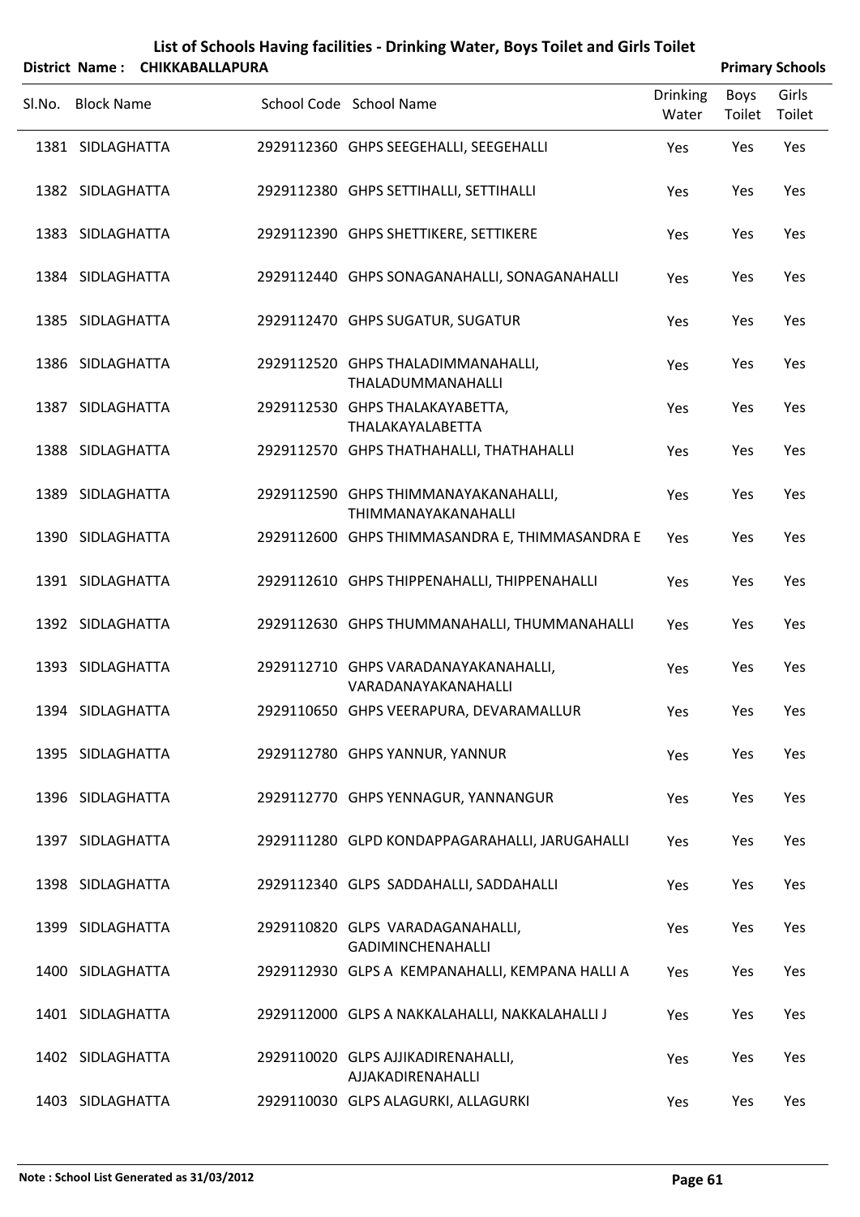# List of Schools Having facilities - Drinking Water, Boys Toilet and Girls Toilet

**District Name : CHIKKABALLAPURA** **Primary Schools**

| Sl.No. | Block Name | School Code | School Name | Drinking Water | Boys Toilet | Girls Toilet |
|---|---|---|---|---|---|---|
| 1381 | SIDLAGHATTA | 2929112360 | GHPS SEEGEHALLI, SEEGEHALLI | Yes | Yes | Yes |
| 1382 | SIDLAGHATTA | 2929112380 | GHPS SETTIHALLI, SETTIHALLI | Yes | Yes | Yes |
| 1383 | SIDLAGHATTA | 2929112390 | GHPS SHETTIKERE, SETTIKERE | Yes | Yes | Yes |
| 1384 | SIDLAGHATTA | 2929112440 | GHPS SONAGANAHALLI, SONAGANAHALLI | Yes | Yes | Yes |
| 1385 | SIDLAGHATTA | 2929112470 | GHPS SUGATUR, SUGATUR | Yes | Yes | Yes |
| 1386 | SIDLAGHATTA | 2929112520 | GHPS THALADIMMANAHALLI, THALADUMMANAHALLI | Yes | Yes | Yes |
| 1387 | SIDLAGHATTA | 2929112530 | GHPS THALAKAYABETTA, THALAKAYALABETTA | Yes | Yes | Yes |
| 1388 | SIDLAGHATTA | 2929112570 | GHPS THATHAHALLI, THATHAHALLI | Yes | Yes | Yes |
| 1389 | SIDLAGHATTA | 2929112590 | GHPS THIMMANAYAKANAHALLI, THIMMANAYAKANAHALLI | Yes | Yes | Yes |
| 1390 | SIDLAGHATTA | 2929112600 | GHPS THIMMASANDRA E, THIMMASANDRA E | Yes | Yes | Yes |
| 1391 | SIDLAGHATTA | 2929112610 | GHPS THIPPENAHALLI, THIPPENAHALLI | Yes | Yes | Yes |
| 1392 | SIDLAGHATTA | 2929112630 | GHPS THUMMANAHALLI, THUMMANAHALLI | Yes | Yes | Yes |
| 1393 | SIDLAGHATTA | 2929112710 | GHPS VARADANAYAKANAHALLI, VARADANAYAKANAHALLI | Yes | Yes | Yes |
| 1394 | SIDLAGHATTA | 2929110650 | GHPS VEERAPURA, DEVARAMALLUR | Yes | Yes | Yes |
| 1395 | SIDLAGHATTA | 2929112780 | GHPS YANNUR, YANNUR | Yes | Yes | Yes |
| 1396 | SIDLAGHATTA | 2929112770 | GHPS YENNAGUR, YANNANGUR | Yes | Yes | Yes |
| 1397 | SIDLAGHATTA | 2929111280 | GLPD KONDAPPAGARAHALLI, JARUGAHALLI | Yes | Yes | Yes |
| 1398 | SIDLAGHATTA | 2929112340 | GLPS SADDAHALLI, SADDAHALLI | Yes | Yes | Yes |
| 1399 | SIDLAGHATTA | 2929110820 | GLPS VARADAGANAHALLI, GADIMINCHENAHALLI | Yes | Yes | Yes |
| 1400 | SIDLAGHATTA | 2929112930 | GLPS A KEMPANAHALLI, KEMPANA HALLI A | Yes | Yes | Yes |
| 1401 | SIDLAGHATTA | 2929112000 | GLPS A NAKKALAHALLI, NAKKALAHALLI J | Yes | Yes | Yes |
| 1402 | SIDLAGHATTA | 2929110020 | GLPS AJJIKADIRENAHALLI, AJJAKADIRENAHALLI | Yes | Yes | Yes |
| 1403 | SIDLAGHATTA | 2929110030 | GLPS ALAGURKI, ALLAGURKI | Yes | Yes | Yes |

**Note : School List Generated as 31/03/2012**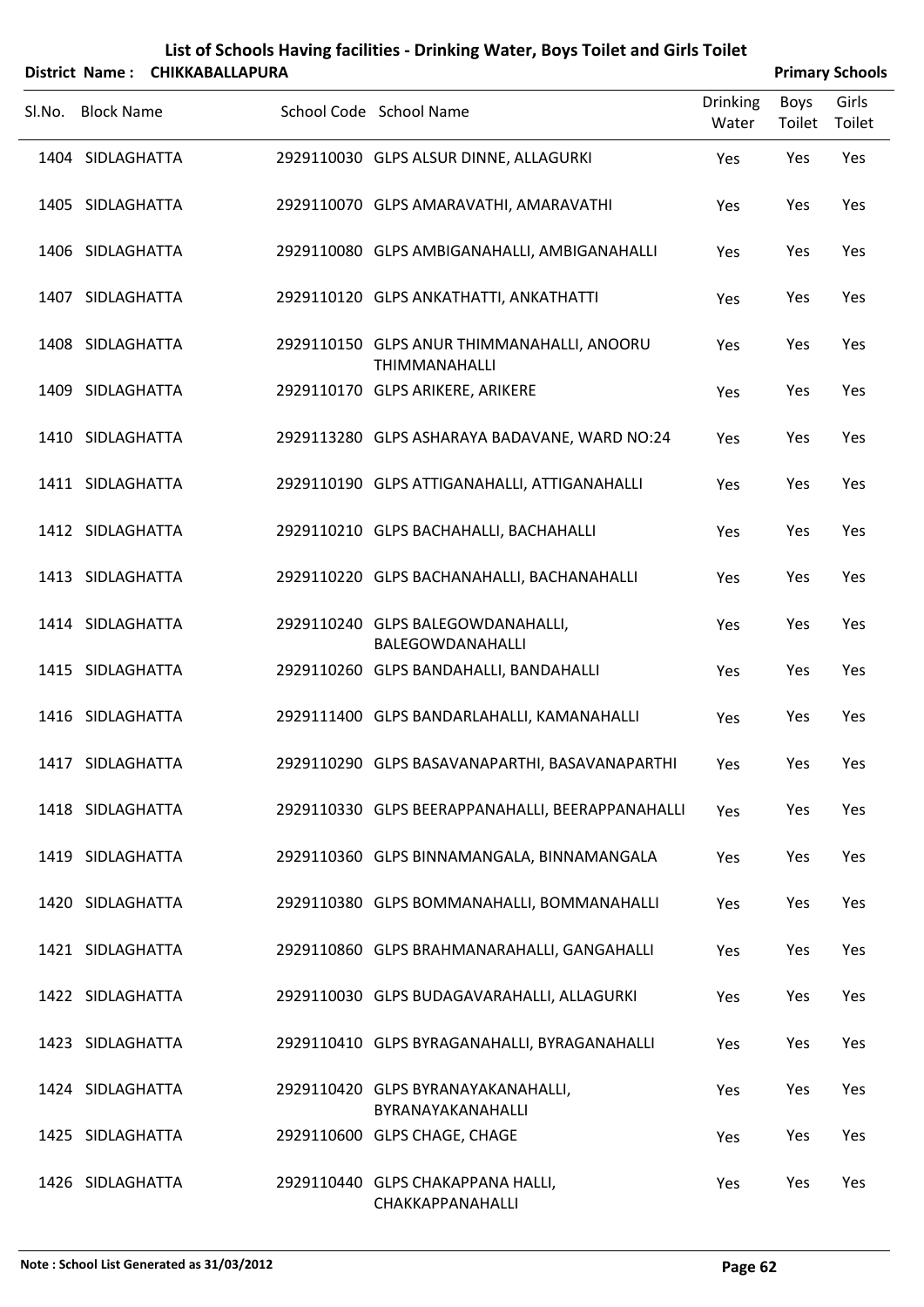# List of Schools Having facilities - Drinking Water, Boys Toilet and Girls Toilet

**District Name : CHIKKABALLAPURA** **Primary Schools**

| Sl.No. | Block Name | School Code | School Name | Drinking Water | Boys Toilet | Girls Toilet |
|---|---|---|---|---|---|---|
| 1404 | SIDLAGHATTA | 2929110030 | GLPS ALSUR DINNE, ALLAGURKI | Yes | Yes | Yes |
| 1405 | SIDLAGHATTA | 2929110070 | GLPS AMARAVATHI, AMARAVATHI | Yes | Yes | Yes |
| 1406 | SIDLAGHATTA | 2929110080 | GLPS AMBIGANAHALLI, AMBIGANAHALLI | Yes | Yes | Yes |
| 1407 | SIDLAGHATTA | 2929110120 | GLPS ANKATHATTI, ANKATHATTI | Yes | Yes | Yes |
| 1408 | SIDLAGHATTA | 2929110150 | GLPS ANUR THIMMANAHALLI, ANOORU THIMMANAHALLI | Yes | Yes | Yes |
| 1409 | SIDLAGHATTA | 2929110170 | GLPS ARIKERE, ARIKERE | Yes | Yes | Yes |
| 1410 | SIDLAGHATTA | 2929113280 | GLPS ASHARAYA BADAVANE, WARD NO:24 | Yes | Yes | Yes |
| 1411 | SIDLAGHATTA | 2929110190 | GLPS ATTIGANAHALLI, ATTIGANAHALLI | Yes | Yes | Yes |
| 1412 | SIDLAGHATTA | 2929110210 | GLPS BACHAHALLI, BACHAHALLI | Yes | Yes | Yes |
| 1413 | SIDLAGHATTA | 2929110220 | GLPS BACHANAHALLI, BACHANAHALLI | Yes | Yes | Yes |
| 1414 | SIDLAGHATTA | 2929110240 | GLPS BALEGOWDANAHALLI, BALEGOWDANAHALLI | Yes | Yes | Yes |
| 1415 | SIDLAGHATTA | 2929110260 | GLPS BANDAHALLI, BANDAHALLI | Yes | Yes | Yes |
| 1416 | SIDLAGHATTA | 2929111400 | GLPS BANDARLAHALLI, KAMANAHALLI | Yes | Yes | Yes |
| 1417 | SIDLAGHATTA | 2929110290 | GLPS BASAVANAPARTHI, BASAVANAPARTHI | Yes | Yes | Yes |
| 1418 | SIDLAGHATTA | 2929110330 | GLPS BEERAPPANAHALLI, BEERAPPANAHALLI | Yes | Yes | Yes |
| 1419 | SIDLAGHATTA | 2929110360 | GLPS BINNAMANGALA, BINNAMANGALA | Yes | Yes | Yes |
| 1420 | SIDLAGHATTA | 2929110380 | GLPS BOMMANAHALLI, BOMMANAHALLI | Yes | Yes | Yes |
| 1421 | SIDLAGHATTA | 2929110860 | GLPS BRAHMANARAHALLI, GANGAHALLI | Yes | Yes | Yes |
| 1422 | SIDLAGHATTA | 2929110030 | GLPS BUDAGAVARAHALLI, ALLAGURKI | Yes | Yes | Yes |
| 1423 | SIDLAGHATTA | 2929110410 | GLPS BYRAGANAHALLI, BYRAGANAHALLI | Yes | Yes | Yes |
| 1424 | SIDLAGHATTA | 2929110420 | GLPS BYRANAYAKANAHALLI, BYRANAYAKANAHALLI | Yes | Yes | Yes |
| 1425 | SIDLAGHATTA | 2929110600 | GLPS CHAGE, CHAGE | Yes | Yes | Yes |
| 1426 | SIDLAGHATTA | 2929110440 | GLPS CHAKAPPANA HALLI, CHAKKAPPANAHALLI | Yes | Yes | Yes |

**Note : School List Generated as 31/03/2012**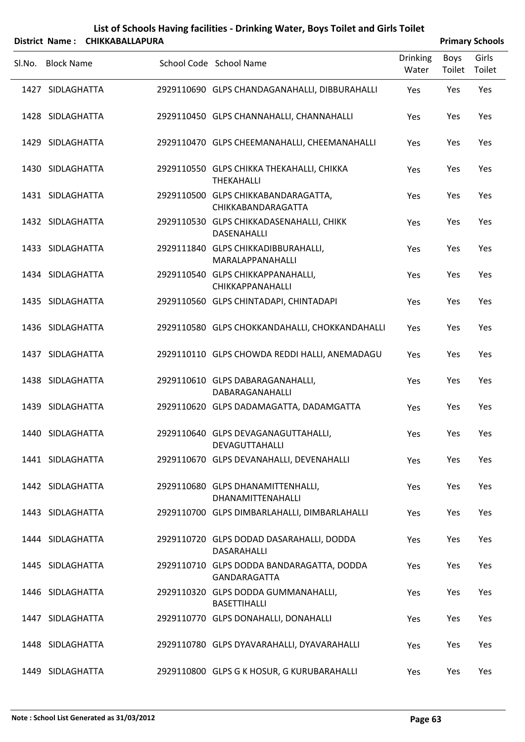# List of Schools Having facilities - Drinking Water, Boys Toilet and Girls Toilet

**District Name : CHIKKABALLAPURA** | **Primary Schools**

| Sl.No. | Block Name | School Code | School Name | Drinking Water | Boys Toilet | Girls Toilet |
|---|---|---|---|---|---|---|
| 1427 | SIDLAGHATTA | 2929110690 | GLPS CHANDAGANAHALLI, DIBBURAHALLI | Yes | Yes | Yes |
| 1428 | SIDLAGHATTA | 2929110450 | GLPS CHANNAHALLI, CHANNAHALLI | Yes | Yes | Yes |
| 1429 | SIDLAGHATTA | 2929110470 | GLPS CHEEMANAHALLI, CHEEMANAHALLI | Yes | Yes | Yes |
| 1430 | SIDLAGHATTA | 2929110550 | GLPS CHIKKA THEKAHALLI, CHIKKA THEKAHALLI | Yes | Yes | Yes |
| 1431 | SIDLAGHATTA | 2929110500 | GLPS CHIKKABANDARAGATTA, CHIKKABANDARAGATTA | Yes | Yes | Yes |
| 1432 | SIDLAGHATTA | 2929110530 | GLPS CHIKKADASENAHALLI, CHIKK DASENAHALLI | Yes | Yes | Yes |
| 1433 | SIDLAGHATTA | 2929111840 | GLPS CHIKKADIBBURAHALLI, MARALAPPANAHALLI | Yes | Yes | Yes |
| 1434 | SIDLAGHATTA | 2929110540 | GLPS CHIKKAPPANAHALLI, CHIKKAPPANAHALLI | Yes | Yes | Yes |
| 1435 | SIDLAGHATTA | 2929110560 | GLPS CHINTADAPI, CHINTADAPI | Yes | Yes | Yes |
| 1436 | SIDLAGHATTA | 2929110580 | GLPS CHOKKANDAHALLI, CHOKKANDAHALLI | Yes | Yes | Yes |
| 1437 | SIDLAGHATTA | 2929110110 | GLPS CHOWDA REDDI HALLI, ANEMADAGU | Yes | Yes | Yes |
| 1438 | SIDLAGHATTA | 2929110610 | GLPS DABARAGANAHALLI, DABARAGANAHALLI | Yes | Yes | Yes |
| 1439 | SIDLAGHATTA | 2929110620 | GLPS DADAMAGATTA, DADAMGATTA | Yes | Yes | Yes |
| 1440 | SIDLAGHATTA | 2929110640 | GLPS DEVAGANAGUTTAHALLI, DEVAGUTTAHALLI | Yes | Yes | Yes |
| 1441 | SIDLAGHATTA | 2929110670 | GLPS DEVANAHALLI, DEVENAHALLI | Yes | Yes | Yes |
| 1442 | SIDLAGHATTA | 2929110680 | GLPS DHANAMITTENHALLI, DHANAMITTENAHALLI | Yes | Yes | Yes |
| 1443 | SIDLAGHATTA | 2929110700 | GLPS DIMBARLAHALLI, DIMBARLAHALLI | Yes | Yes | Yes |
| 1444 | SIDLAGHATTA | 2929110720 | GLPS DODAD DASARAHALLI, DODDA DASARAHALLI | Yes | Yes | Yes |
| 1445 | SIDLAGHATTA | 2929110710 | GLPS DODDA BANDARAGATTA, DODDA GANDARAGATTA | Yes | Yes | Yes |
| 1446 | SIDLAGHATTA | 2929110320 | GLPS DODDA GUMMANAHALLI, BASETTIHALLI | Yes | Yes | Yes |
| 1447 | SIDLAGHATTA | 2929110770 | GLPS DONAHALLI, DONAHALLI | Yes | Yes | Yes |
| 1448 | SIDLAGHATTA | 2929110780 | GLPS DYAVARAHALLI, DYAVARAHALLI | Yes | Yes | Yes |
| 1449 | SIDLAGHATTA | 2929110800 | GLPS G K HOSUR, G KURUBARAHALLI | Yes | Yes | Yes |

**Note : School List Generated as 31/03/2012**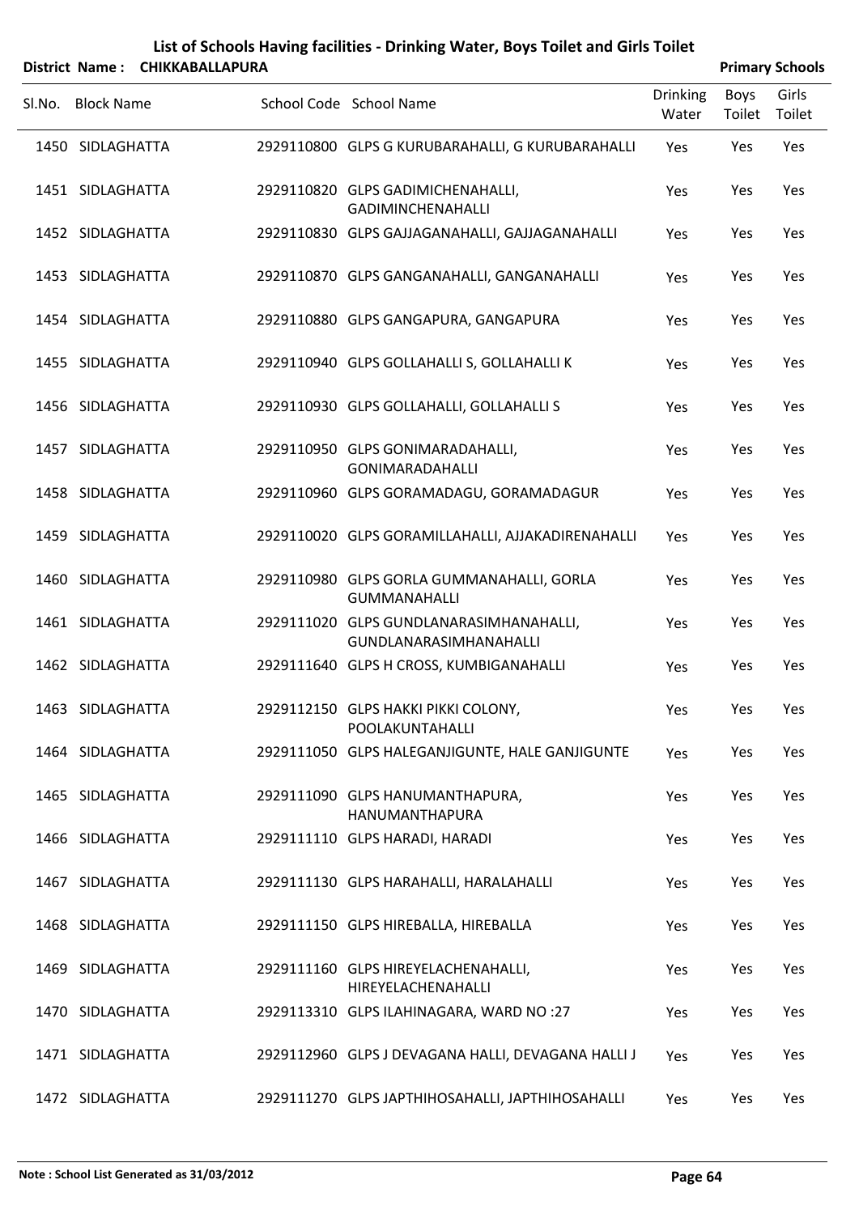# List of Schools Having facilities - Drinking Water, Boys Toilet and Girls Toilet

**District Name : CHIKKABALLAPURA** **Primary Schools**

| Sl.No. | Block Name | School Code | School Name | Drinking Water | Boys Toilet | Girls Toilet |
|---|---|---|---|---|---|---|
| 1450 | SIDLAGHATTA | 2929110800 | GLPS G KURUBARAHALLI, G KURUBARAHALLI | Yes | Yes | Yes |
| 1451 | SIDLAGHATTA | 2929110820 | GLPS GADIMICHENAHALLI, GADIMINCHENAHALLI | Yes | Yes | Yes |
| 1452 | SIDLAGHATTA | 2929110830 | GLPS GAJJAGANAHALLI, GAJJAGANAHALLI | Yes | Yes | Yes |
| 1453 | SIDLAGHATTA | 2929110870 | GLPS GANGANAHALLI, GANGANAHALLI | Yes | Yes | Yes |
| 1454 | SIDLAGHATTA | 2929110880 | GLPS GANGAPURA, GANGAPURA | Yes | Yes | Yes |
| 1455 | SIDLAGHATTA | 2929110940 | GLPS GOLLAHALLI S, GOLLAHALLI K | Yes | Yes | Yes |
| 1456 | SIDLAGHATTA | 2929110930 | GLPS GOLLAHALLI, GOLLAHALLI S | Yes | Yes | Yes |
| 1457 | SIDLAGHATTA | 2929110950 | GLPS GONIMARADAHALLI, GONIMARADAHALLI | Yes | Yes | Yes |
| 1458 | SIDLAGHATTA | 2929110960 | GLPS GORAMADAGU, GORAMADAGUR | Yes | Yes | Yes |
| 1459 | SIDLAGHATTA | 2929110020 | GLPS GORAMILLAHALLI, AJJAKADIRENAHALLI | Yes | Yes | Yes |
| 1460 | SIDLAGHATTA | 2929110980 | GLPS GORLA GUMMANAHALLI, GORLA GUMMANAHALLI | Yes | Yes | Yes |
| 1461 | SIDLAGHATTA | 2929111020 | GLPS GUNDLANARASIMHANAHALLI, GUNDLANARASIMHANAHALLI | Yes | Yes | Yes |
| 1462 | SIDLAGHATTA | 2929111640 | GLPS H CROSS, KUMBIGANAHALLI | Yes | Yes | Yes |
| 1463 | SIDLAGHATTA | 2929112150 | GLPS HAKKI PIKKI COLONY, POOLAKUNTAHALLI | Yes | Yes | Yes |
| 1464 | SIDLAGHATTA | 2929111050 | GLPS HALEGANJIGUNTE, HALE GANJIGUNTE | Yes | Yes | Yes |
| 1465 | SIDLAGHATTA | 2929111090 | GLPS HANUMANTHAPURA, HANUMANTHAPURA | Yes | Yes | Yes |
| 1466 | SIDLAGHATTA | 2929111110 | GLPS HARADI, HARADI | Yes | Yes | Yes |
| 1467 | SIDLAGHATTA | 2929111130 | GLPS HARAHALLI, HARALAHALLI | Yes | Yes | Yes |
| 1468 | SIDLAGHATTA | 2929111150 | GLPS HIREBALLA, HIREBALLA | Yes | Yes | Yes |
| 1469 | SIDLAGHATTA | 2929111160 | GLPS HIREYELACHENAHALLI, HIREYELACHENAHALLI | Yes | Yes | Yes |
| 1470 | SIDLAGHATTA | 2929113310 | GLPS ILAHINAGARA, WARD NO :27 | Yes | Yes | Yes |
| 1471 | SIDLAGHATTA | 2929112960 | GLPS J DEVAGANA HALLI, DEVAGANA HALLI J | Yes | Yes | Yes |
| 1472 | SIDLAGHATTA | 2929111270 | GLPS JAPTHIHOSAHALLI, JAPTHIHOSAHALLI | Yes | Yes | Yes |

Note : School List Generated as 31/03/2012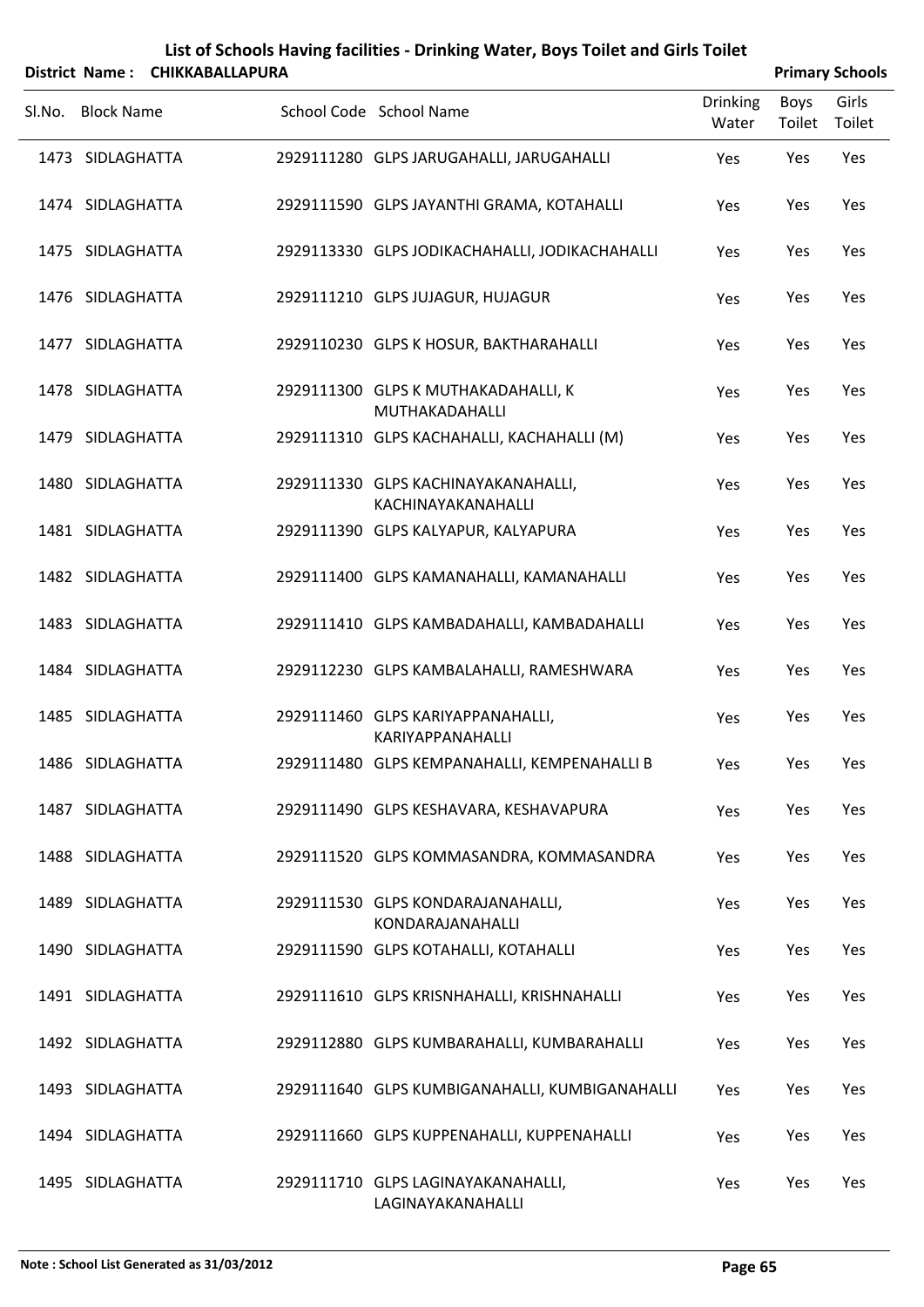# List of Schools Having facilities - Drinking Water, Boys Toilet and Girls Toilet

**District Name : CHIKKABALLAPURA** — **Primary Schools**

| Sl.No. | Block Name | School Code | School Name | Drinking Water | Boys Toilet | Girls Toilet |
|---|---|---|---|---|---|---|
| 1473 | SIDLAGHATTA | 2929111280 | GLPS JARUGAHALLI, JARUGAHALLI | Yes | Yes | Yes |
| 1474 | SIDLAGHATTA | 2929111590 | GLPS JAYANTHI GRAMA, KOTAHALLI | Yes | Yes | Yes |
| 1475 | SIDLAGHATTA | 2929113330 | GLPS JODIKACHAHALLI, JODIKACHAHALLI | Yes | Yes | Yes |
| 1476 | SIDLAGHATTA | 2929111210 | GLPS JUJAGUR, HUJAGUR | Yes | Yes | Yes |
| 1477 | SIDLAGHATTA | 2929110230 | GLPS K HOSUR, BAKTHARAHALLI | Yes | Yes | Yes |
| 1478 | SIDLAGHATTA | 2929111300 | GLPS K MUTHAKADAHALLI, K MUTHAKADAHALLI | Yes | Yes | Yes |
| 1479 | SIDLAGHATTA | 2929111310 | GLPS KACHAHALLI, KACHAHALLI (M) | Yes | Yes | Yes |
| 1480 | SIDLAGHATTA | 2929111330 | GLPS KACHINAYAKANAHALLI, KACHINAYAKANAHALLI | Yes | Yes | Yes |
| 1481 | SIDLAGHATTA | 2929111390 | GLPS KALYAPUR, KALYAPURA | Yes | Yes | Yes |
| 1482 | SIDLAGHATTA | 2929111400 | GLPS KAMANAHALLI, KAMANAHALLI | Yes | Yes | Yes |
| 1483 | SIDLAGHATTA | 2929111410 | GLPS KAMBADAHALLI, KAMBADAHALLI | Yes | Yes | Yes |
| 1484 | SIDLAGHATTA | 2929112230 | GLPS KAMBALAHALLI, RAMESHWARA | Yes | Yes | Yes |
| 1485 | SIDLAGHATTA | 2929111460 | GLPS KARIYAPPANAHALLI, KARIYAPPANAHALLI | Yes | Yes | Yes |
| 1486 | SIDLAGHATTA | 2929111480 | GLPS KEMPANAHALLI, KEMPENAHALLI B | Yes | Yes | Yes |
| 1487 | SIDLAGHATTA | 2929111490 | GLPS KESHAVARA, KESHAVAPURA | Yes | Yes | Yes |
| 1488 | SIDLAGHATTA | 2929111520 | GLPS KOMMASANDRA, KOMMASANDRA | Yes | Yes | Yes |
| 1489 | SIDLAGHATTA | 2929111530 | GLPS KONDARAJANAHALLI, KONDARAJANAHALLI | Yes | Yes | Yes |
| 1490 | SIDLAGHATTA | 2929111590 | GLPS KOTAHALLI, KOTAHALLI | Yes | Yes | Yes |
| 1491 | SIDLAGHATTA | 2929111610 | GLPS KRISNHAHALLI, KRISHNAHALLI | Yes | Yes | Yes |
| 1492 | SIDLAGHATTA | 2929112880 | GLPS KUMBARAHALLI, KUMBARAHALLI | Yes | Yes | Yes |
| 1493 | SIDLAGHATTA | 2929111640 | GLPS KUMBIGANAHALLI, KUMBIGANAHALLI | Yes | Yes | Yes |
| 1494 | SIDLAGHATTA | 2929111660 | GLPS KUPPENAHALLI, KUPPENAHALLI | Yes | Yes | Yes |
| 1495 | SIDLAGHATTA | 2929111710 | GLPS LAGINAYAKANAHALLI, LAGINAYAKANAHALLI | Yes | Yes | Yes |

**Note : School List Generated as 31/03/2012**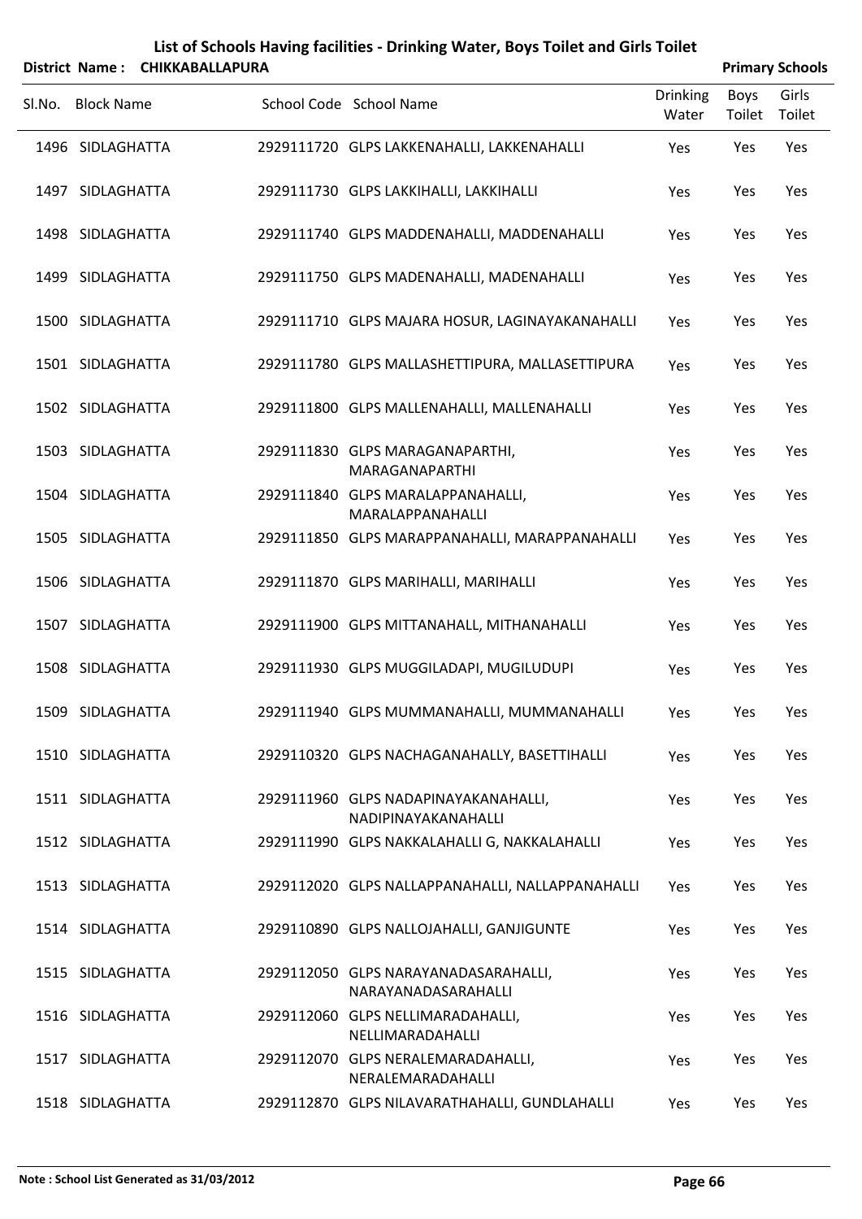# List of Schools Having facilities - Drinking Water, Boys Toilet and Girls Toilet

**District Name : CHIKKABALLAPURA** — **Primary Schools**

| Sl.No. | Block Name | School Code | School Name | Drinking Water | Boys Toilet | Girls Toilet |
|---|---|---|---|---|---|---|
| 1496 | SIDLAGHATTA | 2929111720 | GLPS LAKKENAHALLI, LAKKENAHALLI | Yes | Yes | Yes |
| 1497 | SIDLAGHATTA | 2929111730 | GLPS LAKKIHALLI, LAKKIHALLI | Yes | Yes | Yes |
| 1498 | SIDLAGHATTA | 2929111740 | GLPS MADDENAHALLI, MADDENAHALLI | Yes | Yes | Yes |
| 1499 | SIDLAGHATTA | 2929111750 | GLPS MADENAHALLI, MADENAHALLI | Yes | Yes | Yes |
| 1500 | SIDLAGHATTA | 2929111710 | GLPS MAJARA HOSUR, LAGINAYAKANAHALLI | Yes | Yes | Yes |
| 1501 | SIDLAGHATTA | 2929111780 | GLPS MALLASHETTIPURA, MALLASETTIPURA | Yes | Yes | Yes |
| 1502 | SIDLAGHATTA | 2929111800 | GLPS MALLENAHALLI, MALLENAHALLI | Yes | Yes | Yes |
| 1503 | SIDLAGHATTA | 2929111830 | GLPS MARAGANAPARTHI, MARAGANAPARTHI | Yes | Yes | Yes |
| 1504 | SIDLAGHATTA | 2929111840 | GLPS MARALAPPANAHALLI, MARALAPPANAHALLI | Yes | Yes | Yes |
| 1505 | SIDLAGHATTA | 2929111850 | GLPS MARAPPANAHALLI, MARAPPANAHALLI | Yes | Yes | Yes |
| 1506 | SIDLAGHATTA | 2929111870 | GLPS MARIHALLI, MARIHALLI | Yes | Yes | Yes |
| 1507 | SIDLAGHATTA | 2929111900 | GLPS MITTANAHALL, MITHANAHALLI | Yes | Yes | Yes |
| 1508 | SIDLAGHATTA | 2929111930 | GLPS MUGGILADAPI, MUGILUDUPI | Yes | Yes | Yes |
| 1509 | SIDLAGHATTA | 2929111940 | GLPS MUMMANAHALLI, MUMMANAHALLI | Yes | Yes | Yes |
| 1510 | SIDLAGHATTA | 2929110320 | GLPS NACHAGANAHALLY, BASETTIHALLI | Yes | Yes | Yes |
| 1511 | SIDLAGHATTA | 2929111960 | GLPS NADAPINAYAKANAHALLI, NADIPINAYAKANAHALLI | Yes | Yes | Yes |
| 1512 | SIDLAGHATTA | 2929111990 | GLPS NAKKALAHALLI G, NAKKALAHALLI | Yes | Yes | Yes |
| 1513 | SIDLAGHATTA | 2929112020 | GLPS NALLAPPANAHALLI, NALLAPPANAHALLI | Yes | Yes | Yes |
| 1514 | SIDLAGHATTA | 2929110890 | GLPS NALLOJAHALLI, GANJIGUNTE | Yes | Yes | Yes |
| 1515 | SIDLAGHATTA | 2929112050 | GLPS NARAYANADASARAHALLI, NARAYANADASARAHALLI | Yes | Yes | Yes |
| 1516 | SIDLAGHATTA | 2929112060 | GLPS NELLIMARADAHALLI, NELLIMARADAHALLI | Yes | Yes | Yes |
| 1517 | SIDLAGHATTA | 2929112070 | GLPS NERALEMARADAHALLI, NERALEMARADAHALLI | Yes | Yes | Yes |
| 1518 | SIDLAGHATTA | 2929112870 | GLPS NILAVARATHAHALLI, GUNDLAHALLI | Yes | Yes | Yes |

Note : School List Generated as 31/03/2012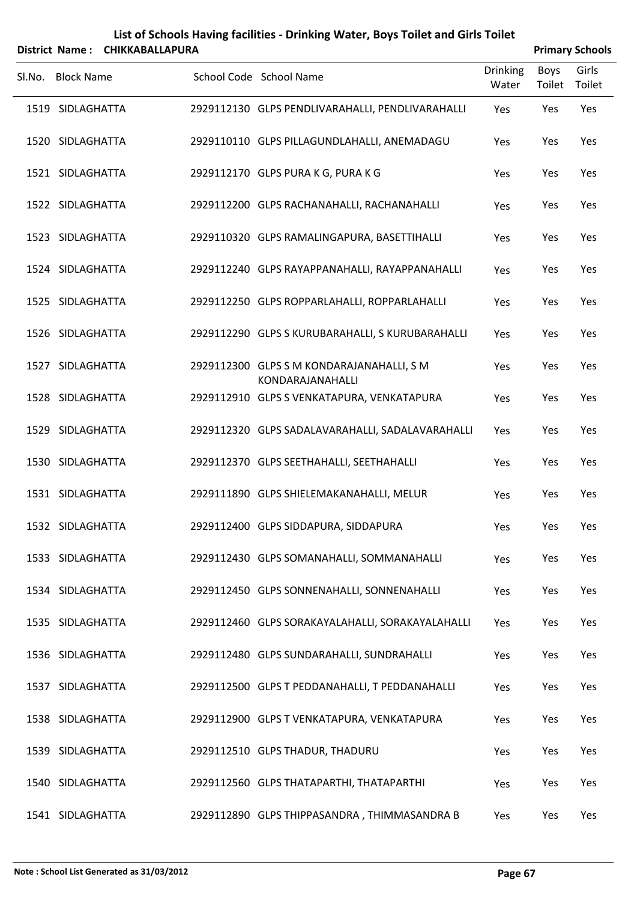# List of Schools Having facilities - Drinking Water, Boys Toilet and Girls Toilet

**District Name : CHIKKABALLAPURA** **Primary Schools**

| Sl.No. | Block Name | School Code | School Name | Drinking Water | Boys Toilet | Girls Toilet |
|---|---|---|---|---|---|---|
| 1519 | SIDLAGHATTA | 2929112130 | GLPS PENDLIVARAHALLI, PENDLIVARAHALLI | Yes | Yes | Yes |
| 1520 | SIDLAGHATTA | 2929110110 | GLPS PILLAGUNDLAHALLI, ANEMADAGU | Yes | Yes | Yes |
| 1521 | SIDLAGHATTA | 2929112170 | GLPS PURA K G, PURA K G | Yes | Yes | Yes |
| 1522 | SIDLAGHATTA | 2929112200 | GLPS RACHANAHALLI, RACHANAHALLI | Yes | Yes | Yes |
| 1523 | SIDLAGHATTA | 2929110320 | GLPS RAMALINGAPURA, BASETTIHALLI | Yes | Yes | Yes |
| 1524 | SIDLAGHATTA | 2929112240 | GLPS RAYAPPANAHALLI, RAYAPPANAHALLI | Yes | Yes | Yes |
| 1525 | SIDLAGHATTA | 2929112250 | GLPS ROPPARLAHALLI, ROPPARLAHALLI | Yes | Yes | Yes |
| 1526 | SIDLAGHATTA | 2929112290 | GLPS S KURUBARAHALLI, S KURUBARAHALLI | Yes | Yes | Yes |
| 1527 | SIDLAGHATTA | 2929112300 | GLPS S M KONDARAJANAHALLI, S M KONDARAJANAHALLI | Yes | Yes | Yes |
| 1528 | SIDLAGHATTA | 2929112910 | GLPS S VENKATAPURA, VENKATAPURA | Yes | Yes | Yes |
| 1529 | SIDLAGHATTA | 2929112320 | GLPS SADALAVARAHALLI, SADALAVARAHALLI | Yes | Yes | Yes |
| 1530 | SIDLAGHATTA | 2929112370 | GLPS SEETHAHALLI, SEETHAHALLI | Yes | Yes | Yes |
| 1531 | SIDLAGHATTA | 2929111890 | GLPS SHIELEMAKANAHALLI, MELUR | Yes | Yes | Yes |
| 1532 | SIDLAGHATTA | 2929112400 | GLPS SIDDAPURA, SIDDAPURA | Yes | Yes | Yes |
| 1533 | SIDLAGHATTA | 2929112430 | GLPS SOMANAHALLI, SOMMANAHALLI | Yes | Yes | Yes |
| 1534 | SIDLAGHATTA | 2929112450 | GLPS SONNENAHALLI, SONNENAHALLI | Yes | Yes | Yes |
| 1535 | SIDLAGHATTA | 2929112460 | GLPS SORAKAYALAHALLI, SORAKAYALAHALLI | Yes | Yes | Yes |
| 1536 | SIDLAGHATTA | 2929112480 | GLPS SUNDARAHALLI, SUNDRAHALLI | Yes | Yes | Yes |
| 1537 | SIDLAGHATTA | 2929112500 | GLPS T PEDDANAHALLI, T PEDDANAHALLI | Yes | Yes | Yes |
| 1538 | SIDLAGHATTA | 2929112900 | GLPS T VENKATAPURA, VENKATAPURA | Yes | Yes | Yes |
| 1539 | SIDLAGHATTA | 2929112510 | GLPS THADUR, THADURU | Yes | Yes | Yes |
| 1540 | SIDLAGHATTA | 2929112560 | GLPS THATAPARTHI, THATAPARTHI | Yes | Yes | Yes |
| 1541 | SIDLAGHATTA | 2929112890 | GLPS THIPPASANDRA , THIMMASANDRA B | Yes | Yes | Yes |

**Note : School List Generated as 31/03/2012**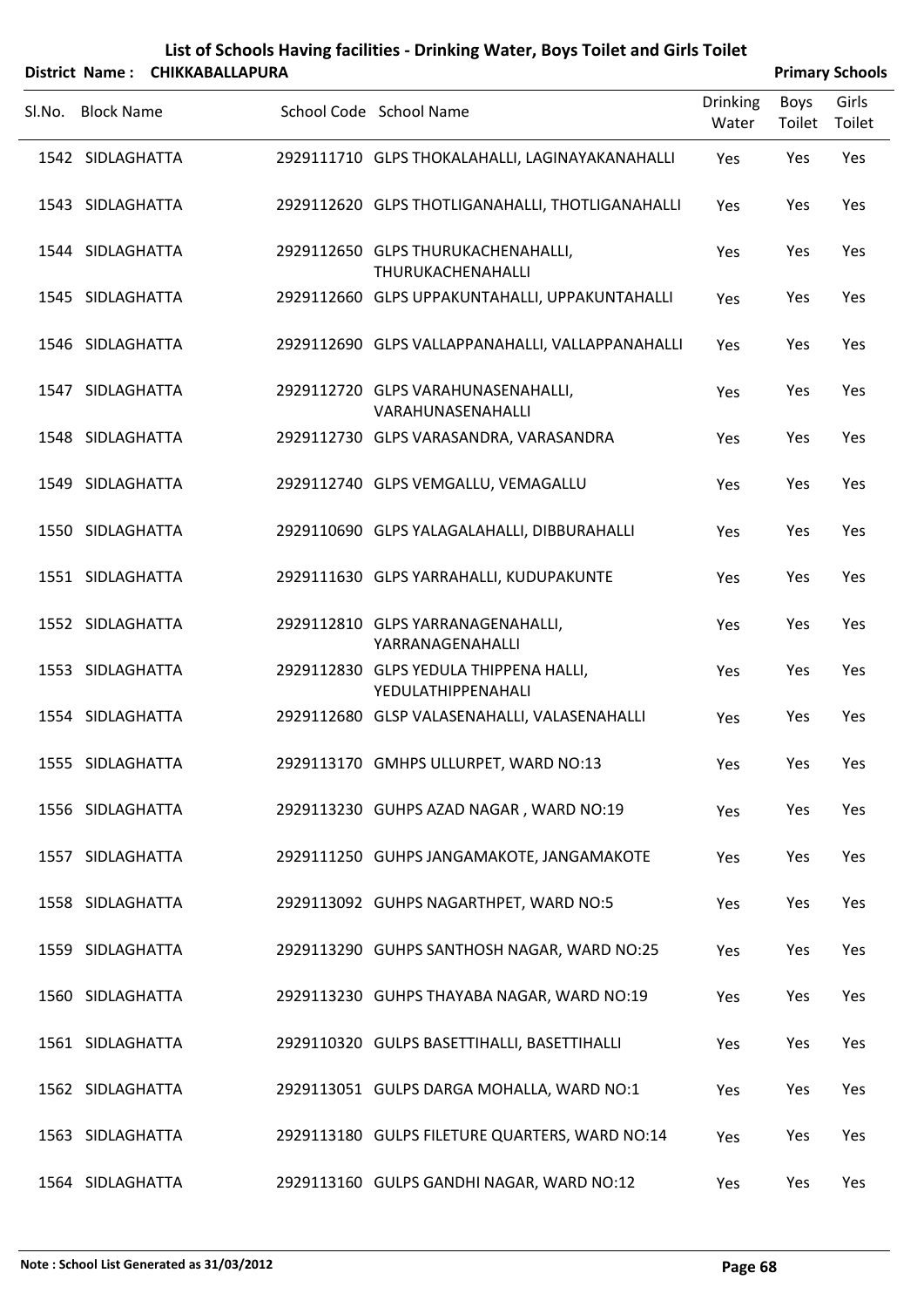# List of Schools Having facilities - Drinking Water, Boys Toilet and Girls Toilet

**District Name : CHIKKABALLAPURA** **Primary Schools**

| Sl.No. | Block Name | School Code | School Name | Drinking Water | Boys Toilet | Girls Toilet |
|---|---|---|---|---|---|---|
| 1542 | SIDLAGHATTA | 2929111710 | GLPS THOKALAHALLI, LAGINAYAKANAHALLI | Yes | Yes | Yes |
| 1543 | SIDLAGHATTA | 2929112620 | GLPS THOTLIGANAHALLI, THOTLIGANAHALLI | Yes | Yes | Yes |
| 1544 | SIDLAGHATTA | 2929112650 | GLPS THURUKACHENAHALLI, THURUKACHENAHALLI | Yes | Yes | Yes |
| 1545 | SIDLAGHATTA | 2929112660 | GLPS UPPAKUNTAHALLI, UPPAKUNTAHALLI | Yes | Yes | Yes |
| 1546 | SIDLAGHATTA | 2929112690 | GLPS VALLAPPANAHALLI, VALLAPPANAHALLI | Yes | Yes | Yes |
| 1547 | SIDLAGHATTA | 2929112720 | GLPS VARAHUNASENAHALLI, VARAHUNASENAHALLI | Yes | Yes | Yes |
| 1548 | SIDLAGHATTA | 2929112730 | GLPS VARASANDRA, VARASANDRA | Yes | Yes | Yes |
| 1549 | SIDLAGHATTA | 2929112740 | GLPS VEMGALLU, VEMAGALLU | Yes | Yes | Yes |
| 1550 | SIDLAGHATTA | 2929110690 | GLPS YALAGALAHALLI, DIBBURAHALLI | Yes | Yes | Yes |
| 1551 | SIDLAGHATTA | 2929111630 | GLPS YARRAHALLI, KUDUPAKUNTE | Yes | Yes | Yes |
| 1552 | SIDLAGHATTA | 2929112810 | GLPS YARRANAGENAHALLI, YARRANAGENAHALLI | Yes | Yes | Yes |
| 1553 | SIDLAGHATTA | 2929112830 | GLPS YEDULA THIPPENA HALLI, YEDULATHIPPENAHALI | Yes | Yes | Yes |
| 1554 | SIDLAGHATTA | 2929112680 | GLSP VALASENAHALLI, VALASENAHALLI | Yes | Yes | Yes |
| 1555 | SIDLAGHATTA | 2929113170 | GMHPS ULLURPET, WARD NO:13 | Yes | Yes | Yes |
| 1556 | SIDLAGHATTA | 2929113230 | GUHPS AZAD NAGAR , WARD NO:19 | Yes | Yes | Yes |
| 1557 | SIDLAGHATTA | 2929111250 | GUHPS JANGAMAKOTE, JANGAMAKOTE | Yes | Yes | Yes |
| 1558 | SIDLAGHATTA | 2929113092 | GUHPS NAGARTHPET, WARD NO:5 | Yes | Yes | Yes |
| 1559 | SIDLAGHATTA | 2929113290 | GUHPS SANTHOSH NAGAR, WARD NO:25 | Yes | Yes | Yes |
| 1560 | SIDLAGHATTA | 2929113230 | GUHPS THAYABA NAGAR, WARD NO:19 | Yes | Yes | Yes |
| 1561 | SIDLAGHATTA | 2929110320 | GULPS BASETTIHALLI, BASETTIHALLI | Yes | Yes | Yes |
| 1562 | SIDLAGHATTA | 2929113051 | GULPS DARGA MOHALLA, WARD NO:1 | Yes | Yes | Yes |
| 1563 | SIDLAGHATTA | 2929113180 | GULPS FILETURE QUARTERS, WARD NO:14 | Yes | Yes | Yes |
| 1564 | SIDLAGHATTA | 2929113160 | GULPS GANDHI NAGAR, WARD NO:12 | Yes | Yes | Yes |

**Note : School List Generated as 31/03/2012**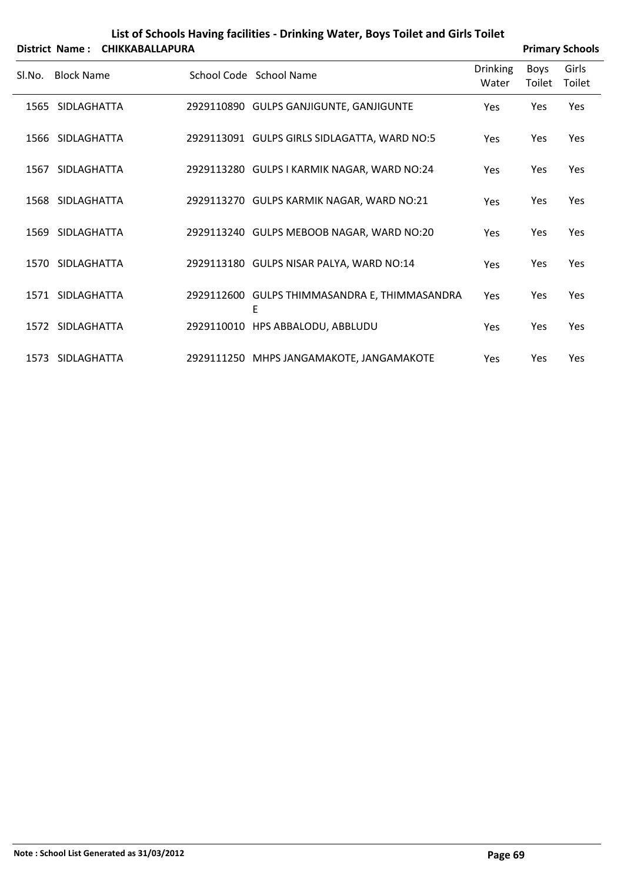# List of Schools Having facilities - Drinking Water, Boys Toilet and Girls Toilet

**District Name : CHIKKABALLAPURA** **Primary Schools**

| Sl.No. | Block Name | School Code | School Name | Drinking Water | Boys Toilet | Girls Toilet |
|---|---|---|---|---|---|---|
| 1565 | SIDLAGHATTA | 2929110890 | GULPS GANJIGUNTE, GANJIGUNTE | Yes | Yes | Yes |
| 1566 | SIDLAGHATTA | 2929113091 | GULPS GIRLS SIDLAGATTA, WARD NO:5 | Yes | Yes | Yes |
| 1567 | SIDLAGHATTA | 2929113280 | GULPS I KARMIK NAGAR, WARD NO:24 | Yes | Yes | Yes |
| 1568 | SIDLAGHATTA | 2929113270 | GULPS KARMIK NAGAR, WARD NO:21 | Yes | Yes | Yes |
| 1569 | SIDLAGHATTA | 2929113240 | GULPS MEBOOB NAGAR, WARD NO:20 | Yes | Yes | Yes |
| 1570 | SIDLAGHATTA | 2929113180 | GULPS NISAR PALYA, WARD NO:14 | Yes | Yes | Yes |
| 1571 | SIDLAGHATTA | 2929112600 | GULPS THIMMASANDRA E, THIMMASANDRA E | Yes | Yes | Yes |
| 1572 | SIDLAGHATTA | 2929110010 | HPS ABBALODU, ABBLUDU | Yes | Yes | Yes |
| 1573 | SIDLAGHATTA | 2929111250 | MHPS JANGAMAKOTE, JANGAMAKOTE | Yes | Yes | Yes |

**Note : School List Generated as 31/03/2012**